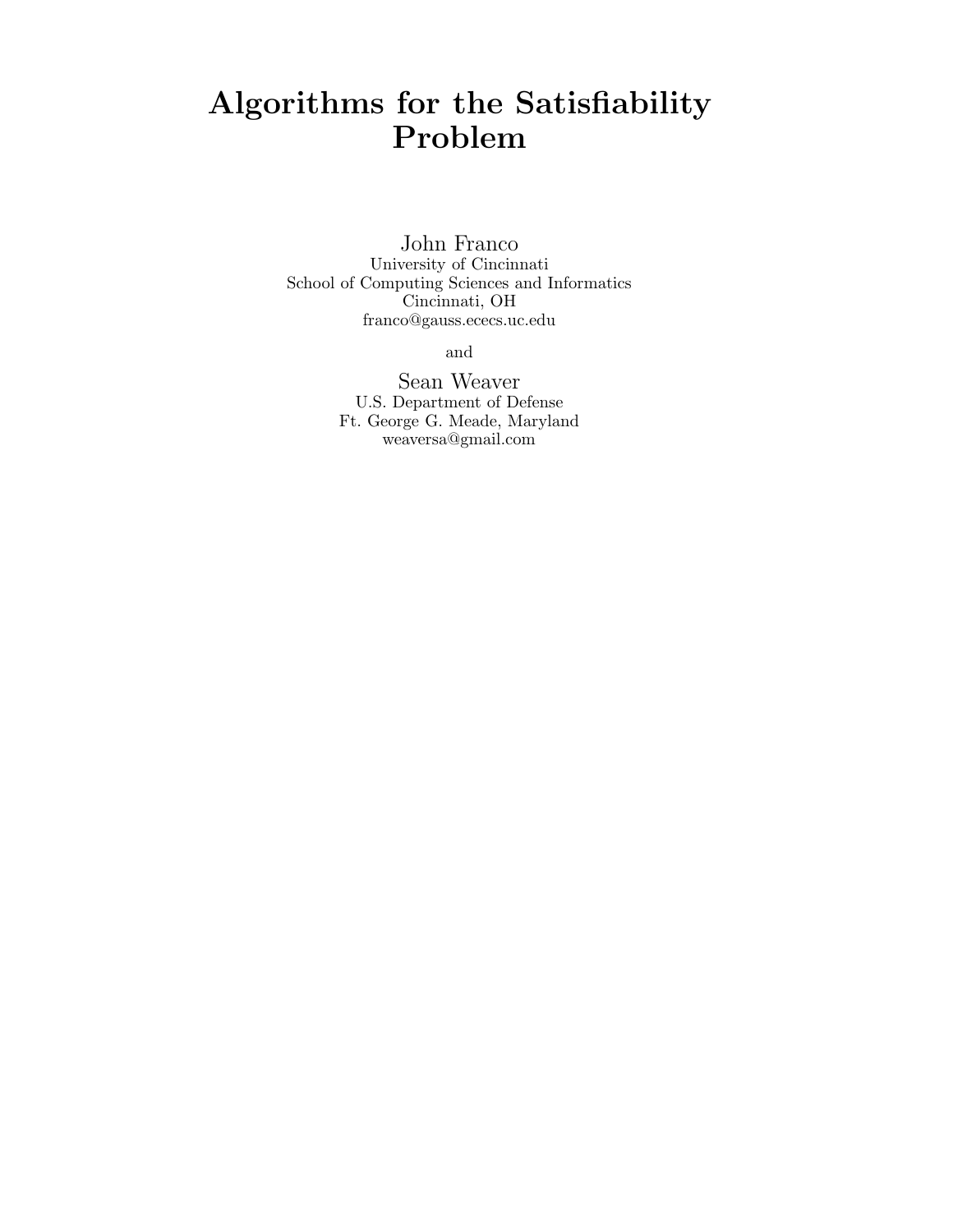# Algorithms for the Satisfiability Problem

John Franco
University of Cincinnati
School of Computing Sciences and Informatics
Cincinnati, OH
franco@gauss.ececs.uc.edu

and

Sean Weaver
U.S. Department of Defense
Ft. George G. Meade, Maryland
weaversa@gmail.com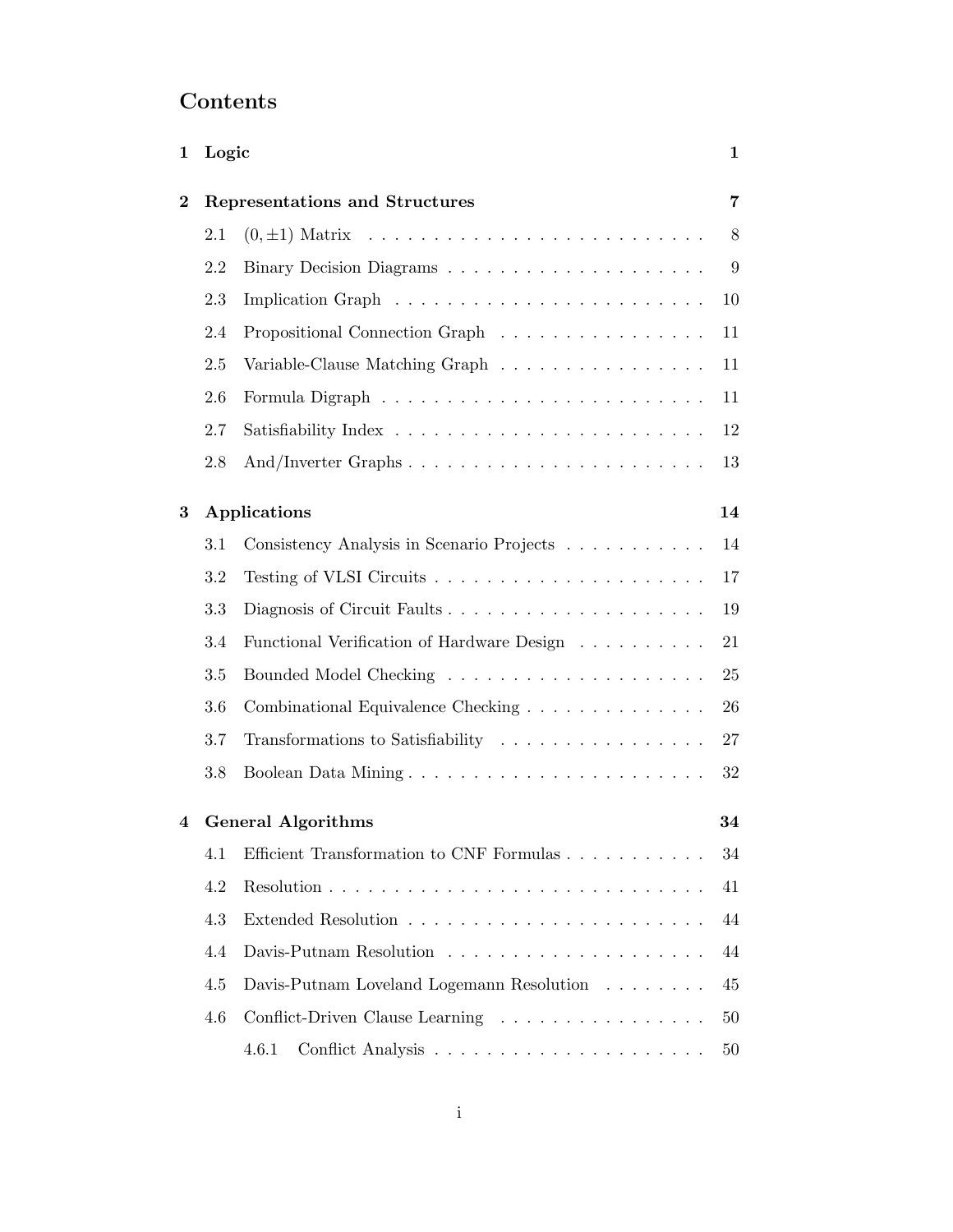# Contents

**1 Logic** **1**

**2 Representations and Structures** **7**

- 2.1 $(0, \pm 1)$ Matrix . . . . . . . . . . . . . . . . . . . . . . . . . . 8
- 2.2 Binary Decision Diagrams . . . . . . . . . . . . . . . . . . . . 9
- 2.3 Implication Graph . . . . . . . . . . . . . . . . . . . . . . . . 10
- 2.4 Propositional Connection Graph . . . . . . . . . . . . . . . . 11
- 2.5 Variable-Clause Matching Graph . . . . . . . . . . . . . . . . 11
- 2.6 Formula Digraph . . . . . . . . . . . . . . . . . . . . . . . . . 11
- 2.7 Satisfiability Index . . . . . . . . . . . . . . . . . . . . . . . . 12
- 2.8 And/Inverter Graphs . . . . . . . . . . . . . . . . . . . . . . . 13

**3 Applications** **14**

- 3.1 Consistency Analysis in Scenario Projects . . . . . . . . . . . 14
- 3.2 Testing of VLSI Circuits . . . . . . . . . . . . . . . . . . . . . 17
- 3.3 Diagnosis of Circuit Faults . . . . . . . . . . . . . . . . . . . . 19
- 3.4 Functional Verification of Hardware Design . . . . . . . . . . 21
- 3.5 Bounded Model Checking . . . . . . . . . . . . . . . . . . . . 25
- 3.6 Combinational Equivalence Checking . . . . . . . . . . . . . . 26
- 3.7 Transformations to Satisfiability . . . . . . . . . . . . . . . . 27
- 3.8 Boolean Data Mining . . . . . . . . . . . . . . . . . . . . . . . 32

**4 General Algorithms** **34**

- 4.1 Efficient Transformation to CNF Formulas . . . . . . . . . . . 34
- 4.2 Resolution . . . . . . . . . . . . . . . . . . . . . . . . . . . . . 41
- 4.3 Extended Resolution . . . . . . . . . . . . . . . . . . . . . . . 44
- 4.4 Davis-Putnam Resolution . . . . . . . . . . . . . . . . . . . . 44
- 4.5 Davis-Putnam Loveland Logemann Resolution . . . . . . . . 45
- 4.6 Conflict-Driven Clause Learning . . . . . . . . . . . . . . . . 50
  - 4.6.1 Conflict Analysis . . . . . . . . . . . . . . . . . . . . . 50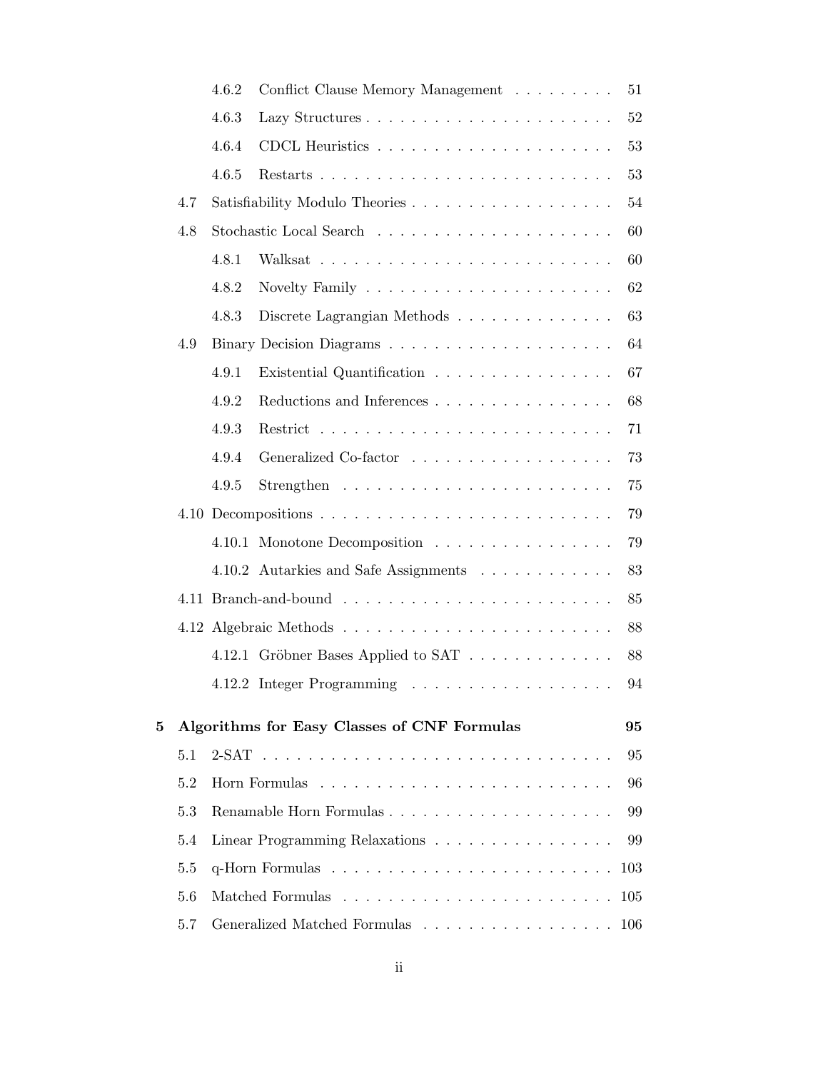- 4.6.2 Conflict Clause Memory Management . . . . . . . . . 51
- 4.6.3 Lazy Structures . . . . . . . . . . . . . . . . . . . . . . 52
- 4.6.4 CDCL Heuristics . . . . . . . . . . . . . . . . . . . . . 53
- 4.6.5 Restarts . . . . . . . . . . . . . . . . . . . . . . . . . 53
- 4.7 Satisfiability Modulo Theories . . . . . . . . . . . . . . . . . . 54
- 4.8 Stochastic Local Search . . . . . . . . . . . . . . . . . . . . . 60
  - 4.8.1 Walksat . . . . . . . . . . . . . . . . . . . . . . . . . 60
  - 4.8.2 Novelty Family . . . . . . . . . . . . . . . . . . . . . . 62
  - 4.8.3 Discrete Lagrangian Methods . . . . . . . . . . . . . . 63
- 4.9 Binary Decision Diagrams . . . . . . . . . . . . . . . . . . . . 64
  - 4.9.1 Existential Quantification . . . . . . . . . . . . . . . . 67
  - 4.9.2 Reductions and Inferences . . . . . . . . . . . . . . . . 68
  - 4.9.3 Restrict . . . . . . . . . . . . . . . . . . . . . . . . . 71
  - 4.9.4 Generalized Co-factor . . . . . . . . . . . . . . . . . . 73
  - 4.9.5 Strengthen . . . . . . . . . . . . . . . . . . . . . . . . 75
- 4.10 Decompositions . . . . . . . . . . . . . . . . . . . . . . . . . 79
  - 4.10.1 Monotone Decomposition . . . . . . . . . . . . . . . . 79
  - 4.10.2 Autarkies and Safe Assignments . . . . . . . . . . . . 83
- 4.11 Branch-and-bound . . . . . . . . . . . . . . . . . . . . . . . . 85
- 4.12 Algebraic Methods . . . . . . . . . . . . . . . . . . . . . . . . 88
  - 4.12.1 Gröbner Bases Applied to SAT . . . . . . . . . . . . . 88
  - 4.12.2 Integer Programming . . . . . . . . . . . . . . . . . . 94

**5 Algorithms for Easy Classes of CNF Formulas** **95**

- 5.1 2-SAT . . . . . . . . . . . . . . . . . . . . . . . . . . . . . . . 95
- 5.2 Horn Formulas . . . . . . . . . . . . . . . . . . . . . . . . . . 96
- 5.3 Renamable Horn Formulas . . . . . . . . . . . . . . . . . . . . 99
- 5.4 Linear Programming Relaxations . . . . . . . . . . . . . . . . 99
- 5.5 q-Horn Formulas . . . . . . . . . . . . . . . . . . . . . . . . . 103
- 5.6 Matched Formulas . . . . . . . . . . . . . . . . . . . . . . . . 105
- 5.7 Generalized Matched Formulas . . . . . . . . . . . . . . . . . 106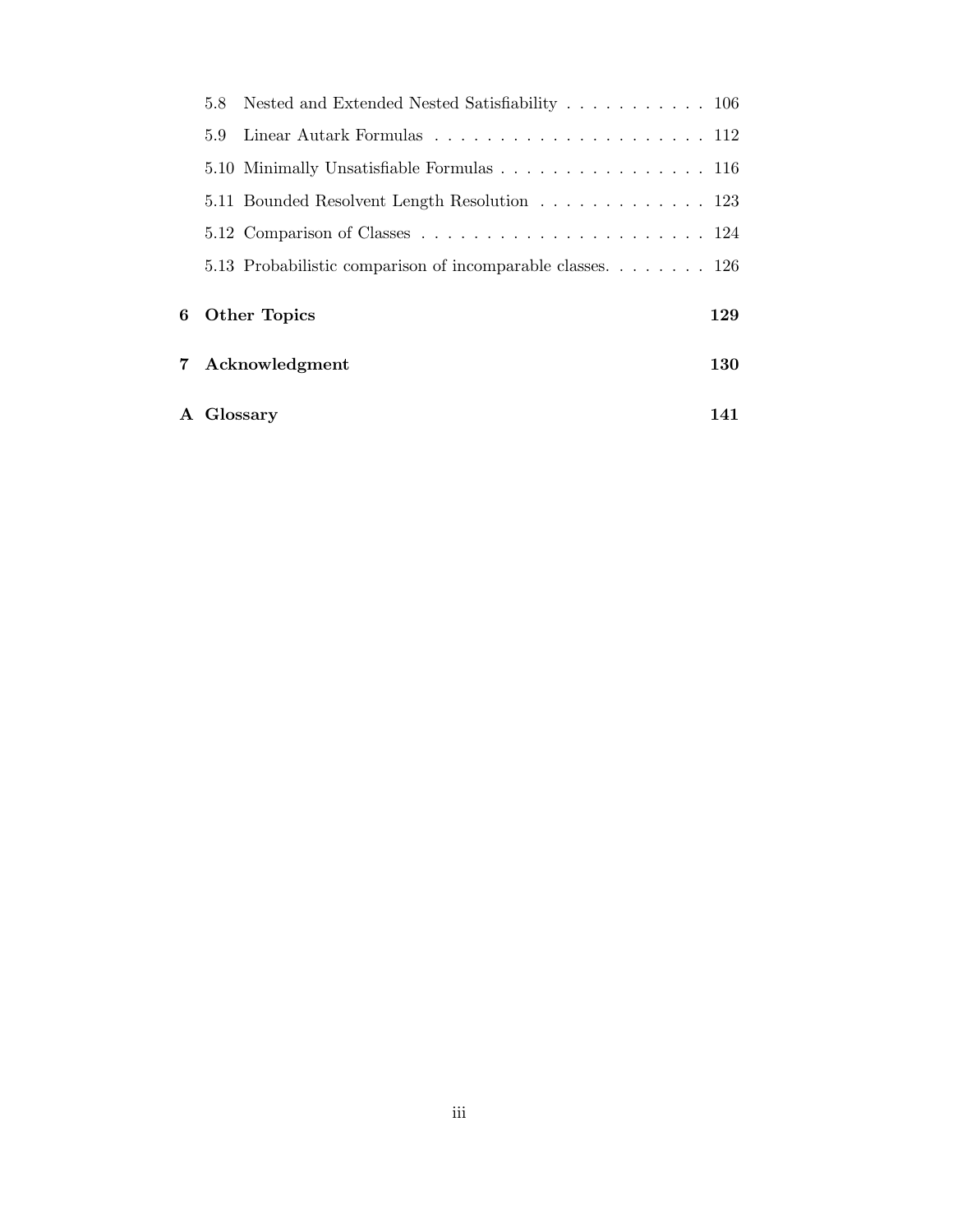5.8 Nested and Extended Nested Satisfiability . . . . . . . . . . . 106

5.9 Linear Autark Formulas . . . . . . . . . . . . . . . . . . . . . 112

5.10 Minimally Unsatisfiable Formulas . . . . . . . . . . . . . . . . 116

5.11 Bounded Resolvent Length Resolution . . . . . . . . . . . . . 123

5.12 Comparison of Classes . . . . . . . . . . . . . . . . . . . . . . 124

5.13 Probabilistic comparison of incomparable classes. . . . . . . . 126

**6 Other Topics 129**

**7 Acknowledgment 130**

**A Glossary 141**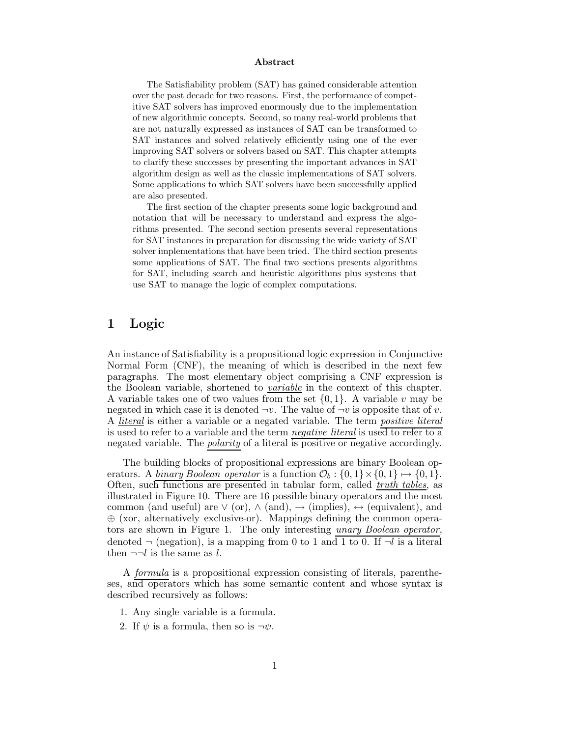**Abstract**

The Satisfiability problem (SAT) has gained considerable attention over the past decade for two reasons. First, the performance of competitive SAT solvers has improved enormously due to the implementation of new algorithmic concepts. Second, so many real-world problems that are not naturally expressed as instances of SAT can be transformed to SAT instances and solved relatively efficiently using one of the ever improving SAT solvers or solvers based on SAT. This chapter attempts to clarify these successes by presenting the important advances in SAT algorithm design as well as the classic implementations of SAT solvers. Some applications to which SAT solvers have been successfully applied are also presented.

The first section of the chapter presents some logic background and notation that will be necessary to understand and express the algorithms presented. The second section presents several representations for SAT instances in preparation for discussing the wide variety of SAT solver implementations that have been tried. The third section presents some applications of SAT. The final two sections presents algorithms for SAT, including search and heuristic algorithms plus systems that use SAT to manage the logic of complex computations.

# 1 Logic

An instance of Satisfiability is a propositional logic expression in Conjunctive Normal Form (CNF), the meaning of which is described in the next few paragraphs. The most elementary object comprising a CNF expression is the Boolean variable, shortened to *variable* in the context of this chapter. A variable takes one of two values from the set $\{0, 1\}$. A variable $v$ may be negated in which case it is denoted $\neg v$. The value of $\neg v$ is opposite that of $v$. A *literal* is either a variable or a negated variable. The term *positive literal* is used to refer to a variable and the term *negative literal* is used to refer to a negated variable. The *polarity* of a literal is positive or negative accordingly.

The building blocks of propositional expressions are binary Boolean operators. A *binary Boolean operator* is a function $\mathcal{O}_b : \{0, 1\} \times \{0, 1\} \mapsto \{0, 1\}$. Often, such functions are presented in tabular form, called *truth tables*, as illustrated in Figure 10. There are 16 possible binary operators and the most common (and useful) are $\vee$ (or), $\wedge$ (and), $\rightarrow$ (implies), $\leftrightarrow$ (equivalent), and $\oplus$ (xor, alternatively exclusive-or). Mappings defining the common operators are shown in Figure 1. The only interesting *unary Boolean operator*, denoted $\neg$ (negation), is a mapping from 0 to 1 and 1 to 0. If $\neg l$ is a literal then $\neg\neg l$ is the same as $l$.

A *formula* is a propositional expression consisting of literals, parentheses, and operators which has some semantic content and whose syntax is described recursively as follows:

1. Any single variable is a formula.
2. If $\psi$ is a formula, then so is $\neg\psi$.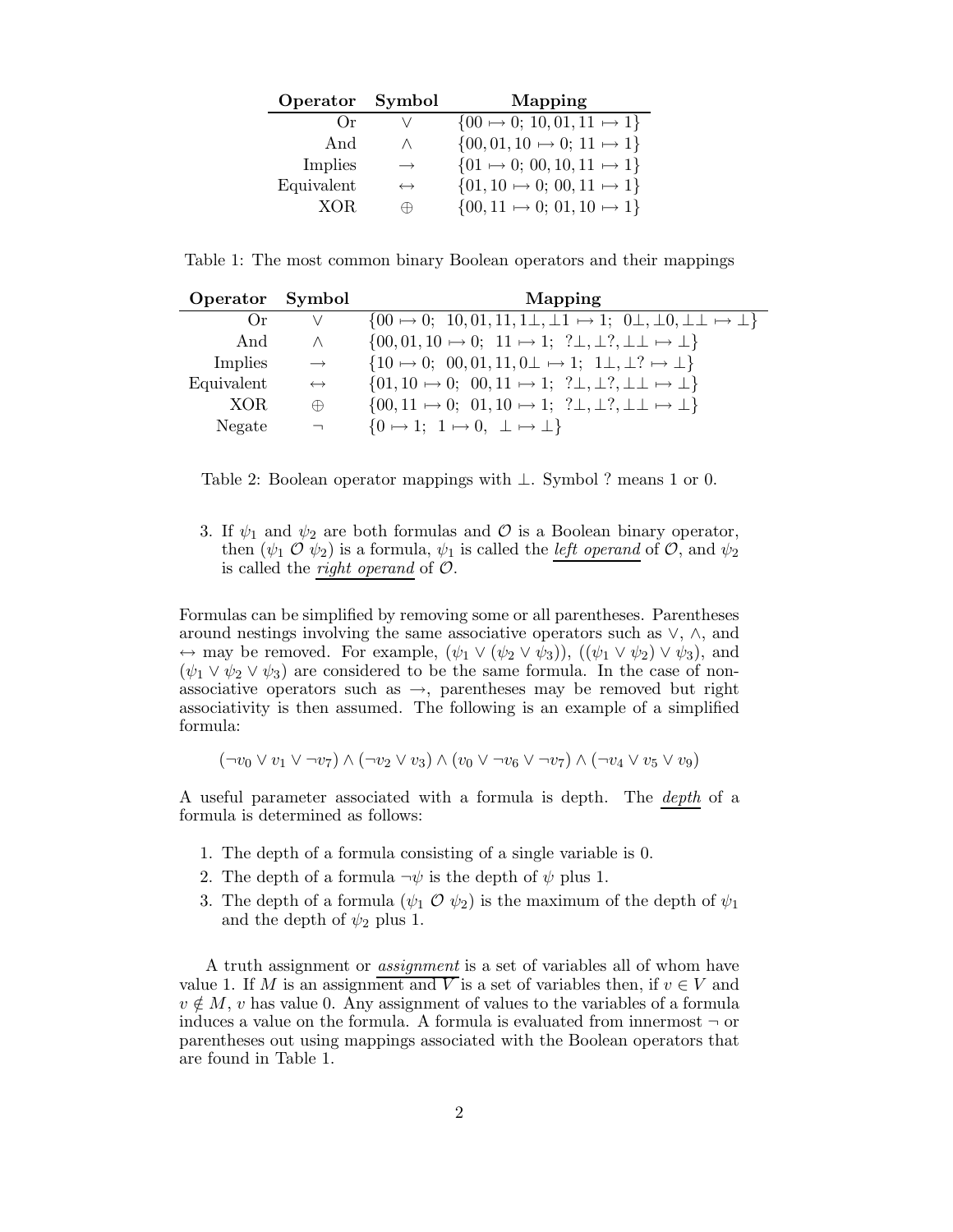| Operator | Symbol | Mapping |
|---|---|---|
| Or | $\vee$ | $\{00 \mapsto 0;\ 10, 01, 11 \mapsto 1\}$ |
| And | $\wedge$ | $\{00, 01, 10 \mapsto 0;\ 11 \mapsto 1\}$ |
| Implies | $\rightarrow$ | $\{01 \mapsto 0;\ 00, 10, 11 \mapsto 1\}$ |
| Equivalent | $\leftrightarrow$ | $\{01, 10 \mapsto 0;\ 00, 11 \mapsto 1\}$ |
| XOR | $\oplus$ | $\{00, 11 \mapsto 0;\ 01, 10 \mapsto 1\}$ |

Table 1: The most common binary Boolean operators and their mappings

| Operator | Symbol | Mapping |
|---|---|---|
| Or | $\vee$ | $\{00 \mapsto 0;\ \ 10, 01, 11, 1\bot, \bot 1 \mapsto 1;\ \ 0\bot, \bot 0, \bot\bot \mapsto \bot\}$ |
| And | $\wedge$ | $\{00, 01, 10 \mapsto 0;\ \ 11 \mapsto 1;\ \ ?\bot, \bot ?, \bot\bot \mapsto \bot\}$ |
| Implies | $\rightarrow$ | $\{10 \mapsto 0;\ \ 00, 01, 11, 0\bot \mapsto 1;\ \ 1\bot, \bot ? \mapsto \bot\}$ |
| Equivalent | $\leftrightarrow$ | $\{01, 10 \mapsto 0;\ \ 00, 11 \mapsto 1;\ \ ?\bot, \bot ?, \bot\bot \mapsto \bot\}$ |
| XOR | $\oplus$ | $\{00, 11 \mapsto 0;\ \ 01, 10 \mapsto 1;\ \ ?\bot, \bot ?, \bot\bot \mapsto \bot\}$ |
| Negate | $\neg$ | $\{0 \mapsto 1;\ \ 1 \mapsto 0,\ \ \bot \mapsto \bot\}$ |

Table 2: Boolean operator mappings with $\bot$. Symbol ? means 1 or 0.

3. If $\psi_1$ and $\psi_2$ are both formulas and $\mathcal{O}$ is a Boolean binary operator, then $(\psi_1\ \mathcal{O}\ \psi_2)$ is a formula, $\psi_1$ is called the *left operand* of $\mathcal{O}$, and $\psi_2$ is called the *right operand* of $\mathcal{O}$.

Formulas can be simplified by removing some or all parentheses. Parentheses around nestings involving the same associative operators such as $\vee$, $\wedge$, and $\leftrightarrow$ may be removed. For example, $(\psi_1 \vee (\psi_2 \vee \psi_3))$, $((\psi_1 \vee \psi_2) \vee \psi_3)$, and $(\psi_1 \vee \psi_2 \vee \psi_3)$ are considered to be the same formula. In the case of non-associative operators such as $\rightarrow$, parentheses may be removed but right associativity is then assumed. The following is an example of a simplified formula:

$$(\neg v_0 \vee v_1 \vee \neg v_7) \wedge (\neg v_2 \vee v_3) \wedge (v_0 \vee \neg v_6 \vee \neg v_7) \wedge (\neg v_4 \vee v_5 \vee v_9)$$

A useful parameter associated with a formula is depth. The *depth* of a formula is determined as follows:

1. The depth of a formula consisting of a single variable is 0.
2. The depth of a formula $\neg\psi$ is the depth of $\psi$ plus 1.
3. The depth of a formula $(\psi_1\ \mathcal{O}\ \psi_2)$ is the maximum of the depth of $\psi_1$ and the depth of $\psi_2$ plus 1.

A truth assignment or *assignment* is a set of variables all of whom have value 1. If $M$ is an assignment and $V$ is a set of variables then, if $v \in V$ and $v \notin M$, $v$ has value 0. Any assignment of values to the variables of a formula induces a value on the formula. A formula is evaluated from innermost $\neg$ or parentheses out using mappings associated with the Boolean operators that are found in Table 1.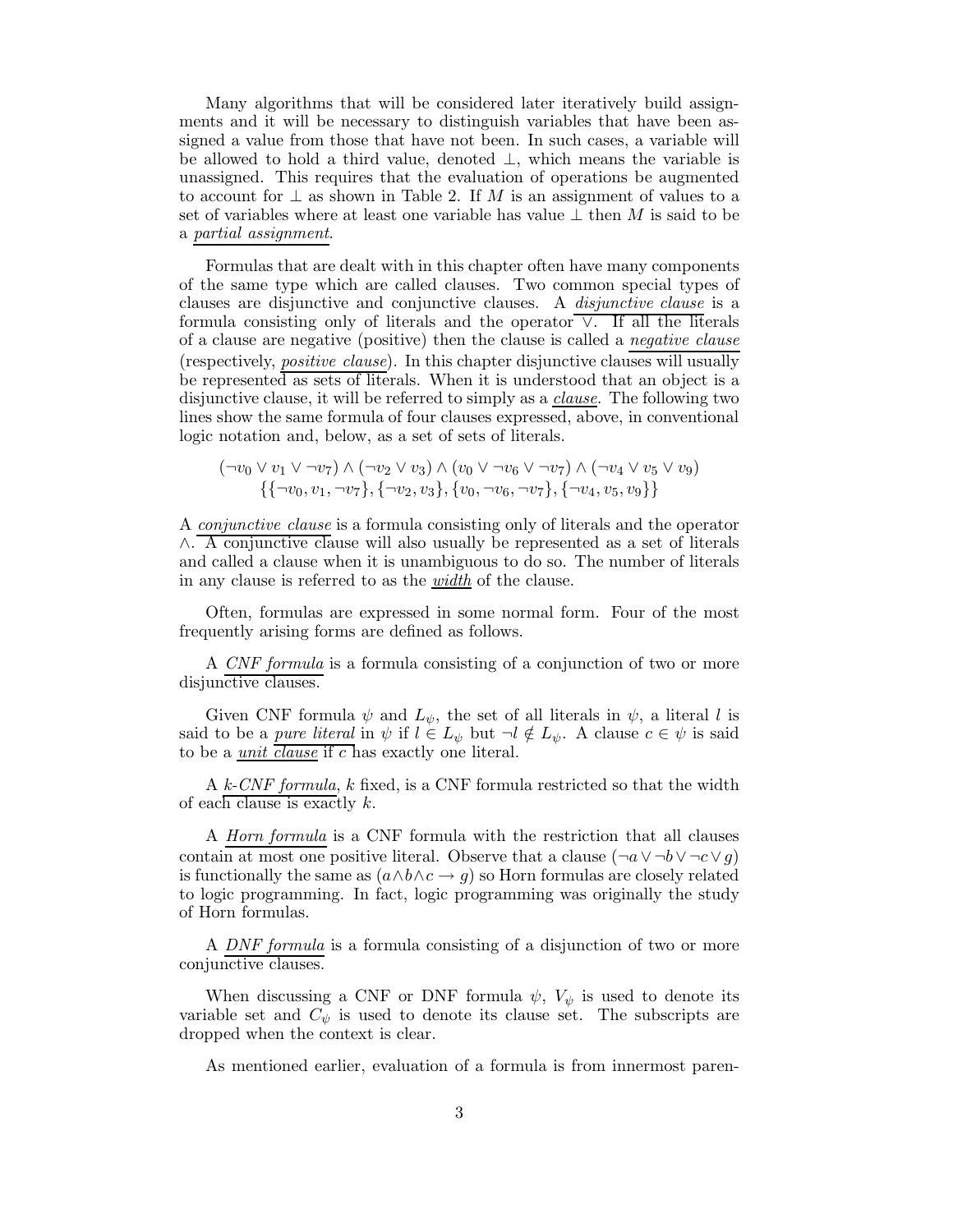Many algorithms that will be considered later iteratively build assignments and it will be necessary to distinguish variables that have been assigned a value from those that have not been. In such cases, a variable will be allowed to hold a third value, denoted $\perp$, which means the variable is unassigned. This requires that the evaluation of operations be augmented to account for $\perp$ as shown in Table 2. If $M$ is an assignment of values to a set of variables where at least one variable has value $\perp$ then $M$ is said to be a _partial assignment_.

Formulas that are dealt with in this chapter often have many components of the same type which are called clauses. Two common special types of clauses are disjunctive and conjunctive clauses. A _disjunctive clause_ is a formula consisting only of literals and the operator $\vee$. If all the literals of a clause are negative (positive) then the clause is called a _negative clause_ (respectively, _positive clause_). In this chapter disjunctive clauses will usually be represented as sets of literals. When it is understood that an object is a disjunctive clause, it will be referred to simply as a _clause_. The following two lines show the same formula of four clauses expressed, above, in conventional logic notation and, below, as a set of sets of literals.

$$(\neg v_0 \vee v_1 \vee \neg v_7) \wedge (\neg v_2 \vee v_3) \wedge (v_0 \vee \neg v_6 \vee \neg v_7) \wedge (\neg v_4 \vee v_5 \vee v_9)$$
$$\{\{\neg v_0, v_1, \neg v_7\}, \{\neg v_2, v_3\}, \{v_0, \neg v_6, \neg v_7\}, \{\neg v_4, v_5, v_9\}\}$$

A _conjunctive clause_ is a formula consisting only of literals and the operator $\wedge$. A conjunctive clause will also usually be represented as a set of literals and called a clause when it is unambiguous to do so. The number of literals in any clause is referred to as the _width_ of the clause.

Often, formulas are expressed in some normal form. Four of the most frequently arising forms are defined as follows.

A _CNF formula_ is a formula consisting of a conjunction of two or more disjunctive clauses.

Given CNF formula $\psi$ and $L_\psi$, the set of all literals in $\psi$, a literal $l$ is said to be a _pure literal_ in $\psi$ if $l \in L_\psi$ but $\neg l \notin L_\psi$. A clause $c \in \psi$ is said to be a _unit clause_ if $c$ has exactly one literal.

A _k-CNF formula_, $k$ fixed, is a CNF formula restricted so that the width of each clause is exactly $k$.

A _Horn formula_ is a CNF formula with the restriction that all clauses contain at most one positive literal. Observe that a clause $(\neg a \vee \neg b \vee \neg c \vee g)$ is functionally the same as $(a \wedge b \wedge c \rightarrow g)$ so Horn formulas are closely related to logic programming. In fact, logic programming was originally the study of Horn formulas.

A _DNF formula_ is a formula consisting of a disjunction of two or more conjunctive clauses.

When discussing a CNF or DNF formula $\psi$, $V_\psi$ is used to denote its variable set and $C_\psi$ is used to denote its clause set. The subscripts are dropped when the context is clear.

As mentioned earlier, evaluation of a formula is from innermost paren-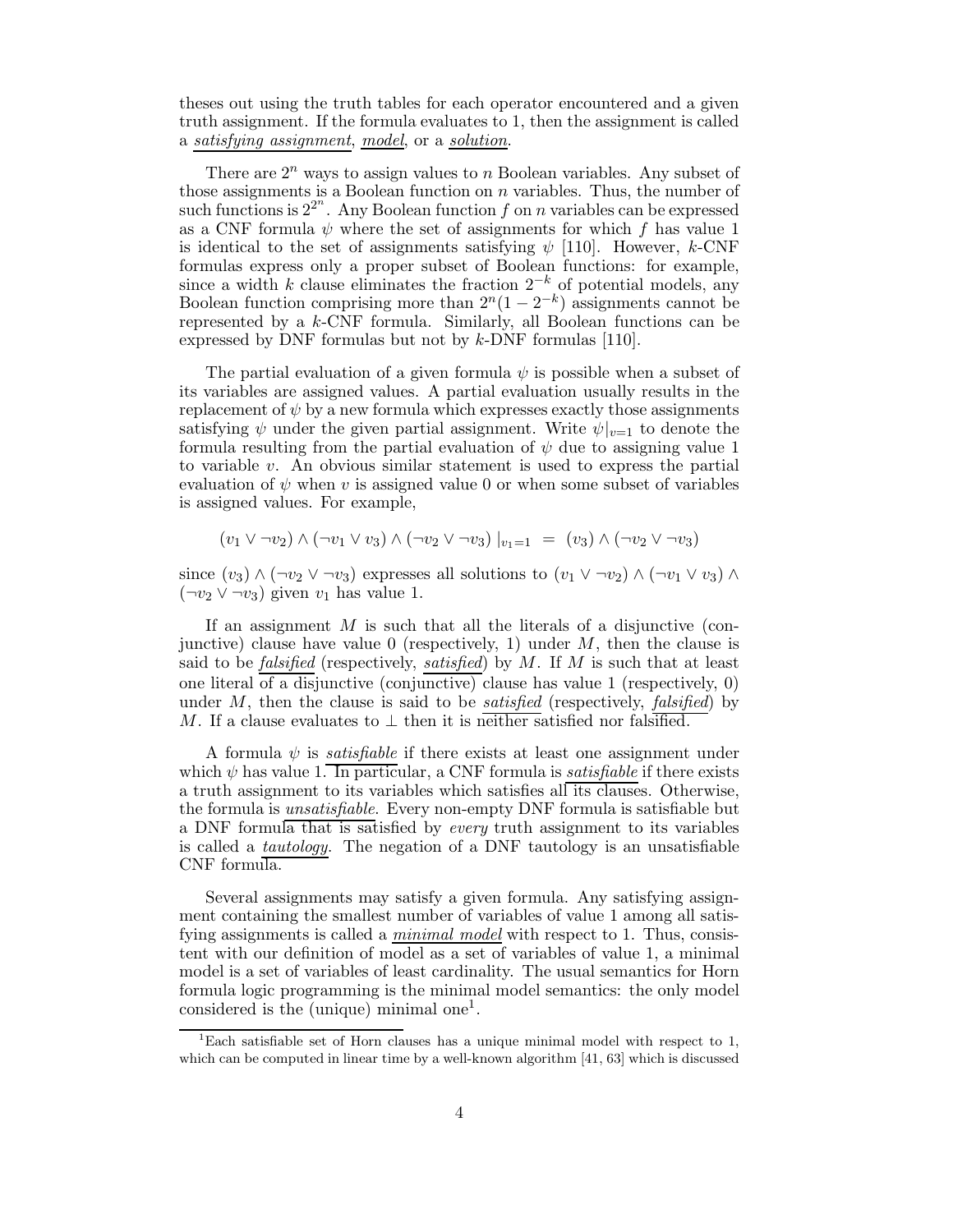theses out using the truth tables for each operator encountered and a given truth assignment. If the formula evaluates to 1, then the assignment is called a *satisfying assignment*, *model*, or a *solution*.

There are $2^n$ ways to assign values to $n$ Boolean variables. Any subset of those assignments is a Boolean function on $n$ variables. Thus, the number of such functions is $2^{2^n}$. Any Boolean function $f$ on $n$ variables can be expressed as a CNF formula $\psi$ where the set of assignments for which $f$ has value 1 is identical to the set of assignments satisfying $\psi$ [110]. However, $k$-CNF formulas express only a proper subset of Boolean functions: for example, since a width $k$ clause eliminates the fraction $2^{-k}$ of potential models, any Boolean function comprising more than $2^n(1-2^{-k})$ assignments cannot be represented by a $k$-CNF formula. Similarly, all Boolean functions can be expressed by DNF formulas but not by $k$-DNF formulas [110].

The partial evaluation of a given formula $\psi$ is possible when a subset of its variables are assigned values. A partial evaluation usually results in the replacement of $\psi$ by a new formula which expresses exactly those assignments satisfying $\psi$ under the given partial assignment. Write $\psi|_{v=1}$ to denote the formula resulting from the partial evaluation of $\psi$ due to assigning value 1 to variable $v$. An obvious similar statement is used to express the partial evaluation of $\psi$ when $v$ is assigned value 0 or when some subset of variables is assigned values. For example,

$$(v_1 \vee \neg v_2) \wedge (\neg v_1 \vee v_3) \wedge (\neg v_2 \vee \neg v_3)\,|_{v_1=1} \;=\; (v_3) \wedge (\neg v_2 \vee \neg v_3)$$

since $(v_3) \wedge (\neg v_2 \vee \neg v_3)$ expresses all solutions to $(v_1 \vee \neg v_2) \wedge (\neg v_1 \vee v_3) \wedge (\neg v_2 \vee \neg v_3)$ given $v_1$ has value 1.

If an assignment $M$ is such that all the literals of a disjunctive (conjunctive) clause have value 0 (respectively, 1) under $M$, then the clause is said to be *falsified* (respectively, *satisfied*) by $M$. If $M$ is such that at least one literal of a disjunctive (conjunctive) clause has value 1 (respectively, 0) under $M$, then the clause is said to be *satisfied* (respectively, *falsified*) by $M$. If a clause evaluates to $\perp$ then it is neither satisfied nor falsified.

A formula $\psi$ is *satisfiable* if there exists at least one assignment under which $\psi$ has value 1. In particular, a CNF formula is *satisfiable* if there exists a truth assignment to its variables which satisfies all its clauses. Otherwise, the formula is *unsatisfiable*. Every non-empty DNF formula is satisfiable but a DNF formula that is satisfied by *every* truth assignment to its variables is called a *tautology*. The negation of a DNF tautology is an unsatisfiable CNF formula.

Several assignments may satisfy a given formula. Any satisfying assignment containing the smallest number of variables of value 1 among all satisfying assignments is called a *minimal model* with respect to 1. Thus, consistent with our definition of model as a set of variables of value 1, a minimal model is a set of variables of least cardinality. The usual semantics for Horn formula logic programming is the minimal model semantics: the only model considered is the (unique) minimal one[1].

[1]Each satisfiable set of Horn clauses has a unique minimal model with respect to 1, which can be computed in linear time by a well-known algorithm [41, 63] which is discussed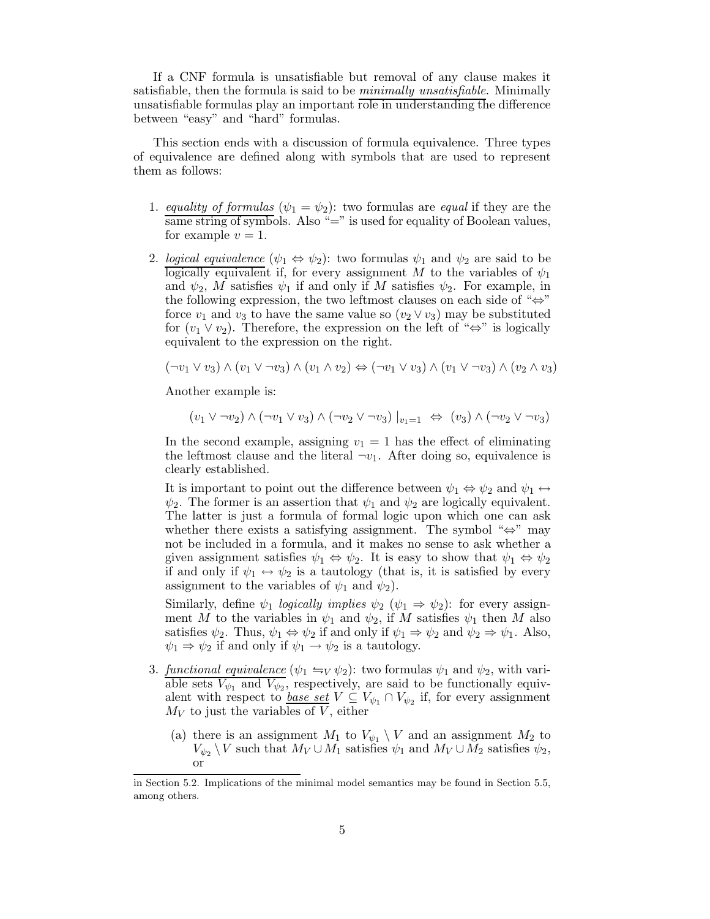If a CNF formula is unsatisfiable but removal of any clause makes it satisfiable, then the formula is said to be *minimally unsatisfiable*. Minimally unsatisfiable formulas play an important role in understanding the difference between "easy" and "hard" formulas.

This section ends with a discussion of formula equivalence. Three types of equivalence are defined along with symbols that are used to represent them as follows:

1. *equality of formulas* ($\psi_1 = \psi_2$): two formulas are *equal* if they are the same string of symbols. Also "=" is used for equality of Boolean values, for example $v = 1$.

2. *logical equivalence* ($\psi_1 \Leftrightarrow \psi_2$): two formulas $\psi_1$ and $\psi_2$ are said to be logically equivalent if, for every assignment $M$ to the variables of $\psi_1$ and $\psi_2$, $M$ satisfies $\psi_1$ if and only if $M$ satisfies $\psi_2$. For example, in the following expression, the two leftmost clauses on each side of "$\Leftrightarrow$" force $v_1$ and $v_3$ to have the same value so $(v_2 \vee v_3)$ may be substituted for $(v_1 \vee v_2)$. Therefore, the expression on the left of "$\Leftrightarrow$" is logically equivalent to the expression on the right.

   $$(\neg v_1 \vee v_3) \wedge (v_1 \vee \neg v_3) \wedge (v_1 \wedge v_2) \Leftrightarrow (\neg v_1 \vee v_3) \wedge (v_1 \vee \neg v_3) \wedge (v_2 \wedge v_3)$$

   Another example is:

   $$(v_1 \vee \neg v_2) \wedge (\neg v_1 \vee v_3) \wedge (\neg v_2 \vee \neg v_3) \mid_{v_1=1} \;\Leftrightarrow\; (v_3) \wedge (\neg v_2 \vee \neg v_3)$$

   In the second example, assigning $v_1 = 1$ has the effect of eliminating the leftmost clause and the literal $\neg v_1$. After doing so, equivalence is clearly established.

   It is important to point out the difference between $\psi_1 \Leftrightarrow \psi_2$ and $\psi_1 \leftrightarrow \psi_2$. The former is an assertion that $\psi_1$ and $\psi_2$ are logically equivalent. The latter is just a formula of formal logic upon which one can ask whether there exists a satisfying assignment. The symbol "$\Leftrightarrow$" may not be included in a formula, and it makes no sense to ask whether a given assignment satisfies $\psi_1 \Leftrightarrow \psi_2$. It is easy to show that $\psi_1 \Leftrightarrow \psi_2$ if and only if $\psi_1 \leftrightarrow \psi_2$ is a tautology (that is, it is satisfied by every assignment to the variables of $\psi_1$ and $\psi_2$).

   Similarly, define $\psi_1$ *logically implies* $\psi_2$ ($\psi_1 \Rightarrow \psi_2$): for every assignment $M$ to the variables in $\psi_1$ and $\psi_2$, if $M$ satisfies $\psi_1$ then $M$ also satisfies $\psi_2$. Thus, $\psi_1 \Leftrightarrow \psi_2$ if and only if $\psi_1 \Rightarrow \psi_2$ and $\psi_2 \Rightarrow \psi_1$. Also, $\psi_1 \Rightarrow \psi_2$ if and only if $\psi_1 \rightarrow \psi_2$ is a tautology.

3. *functional equivalence* ($\psi_1 \leftrightharpoons_V \psi_2$): two formulas $\psi_1$ and $\psi_2$, with variable sets $V_{\psi_1}$ and $V_{\psi_2}$, respectively, are said to be functionally equivalent with respect to *base set* $V \subseteq V_{\psi_1} \cap V_{\psi_2}$ if, for every assignment $M_V$ to just the variables of $V$, either

   (a) there is an assignment $M_1$ to $V_{\psi_1} \setminus V$ and an assignment $M_2$ to $V_{\psi_2} \setminus V$ such that $M_V \cup M_1$ satisfies $\psi_1$ and $M_V \cup M_2$ satisfies $\psi_2$, or

---

in Section 5.2. Implications of the minimal model semantics may be found in Section 5.5, among others.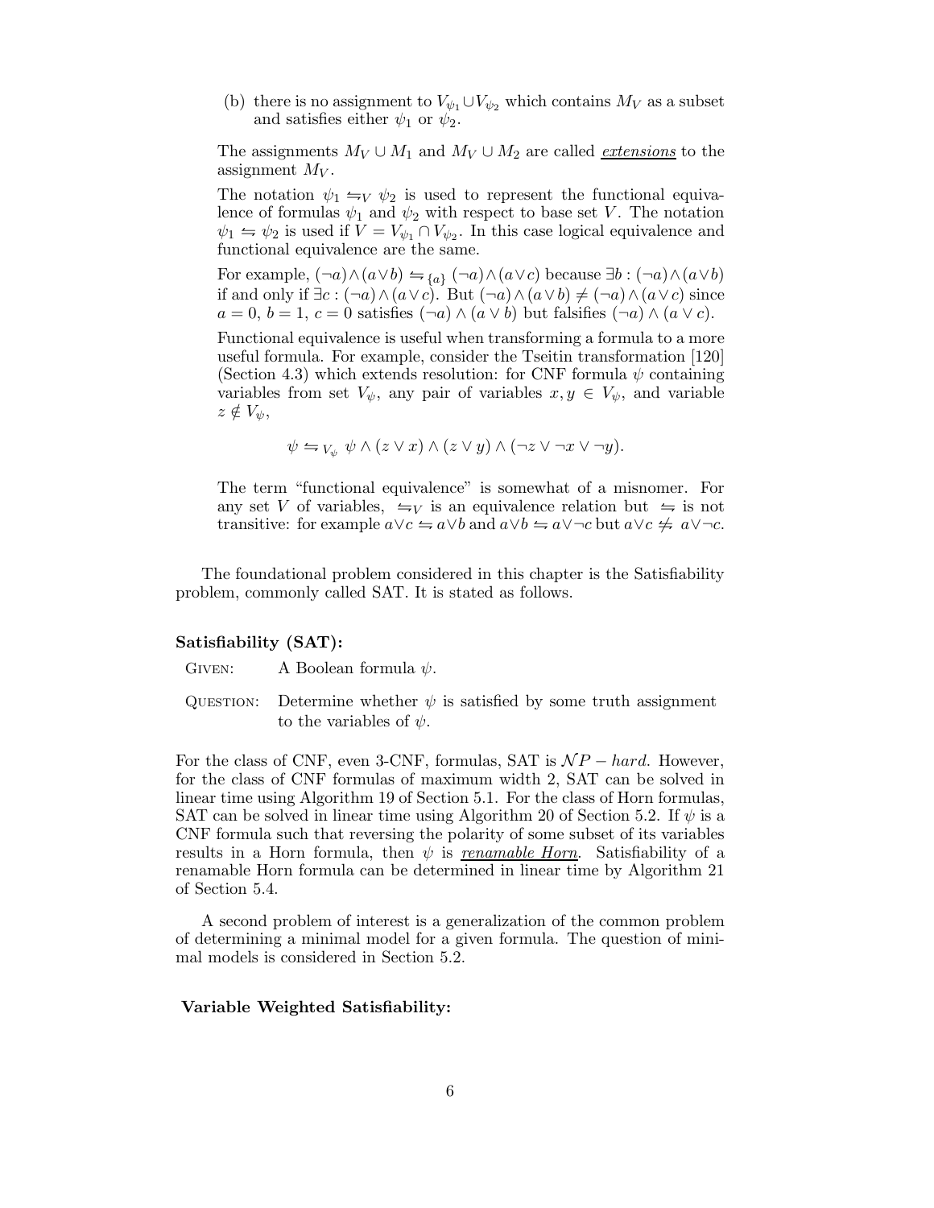(b) there is no assignment to $V_{\psi_1} \cup V_{\psi_2}$ which contains $M_V$ as a subset and satisfies either $\psi_1$ or $\psi_2$.

The assignments $M_V \cup M_1$ and $M_V \cup M_2$ are called ***extensions*** to the assignment $M_V$.

The notation $\psi_1 \leftrightharpoons_V \psi_2$ is used to represent the functional equivalence of formulas $\psi_1$ and $\psi_2$ with respect to base set $V$. The notation $\psi_1 \leftrightharpoons \psi_2$ is used if $V = V_{\psi_1} \cap V_{\psi_2}$. In this case logical equivalence and functional equivalence are the same.

For example, $(\neg a) \wedge (a \vee b) \leftrightharpoons_{\{a\}} (\neg a) \wedge (a \vee c)$ because $\exists b : (\neg a) \wedge (a \vee b)$ if and only if $\exists c : (\neg a) \wedge (a \vee c)$. But $(\neg a) \wedge (a \vee b) \neq (\neg a) \wedge (a \vee c)$ since $a = 0$, $b = 1$, $c = 0$ satisfies $(\neg a) \wedge (a \vee b)$ but falsifies $(\neg a) \wedge (a \vee c)$.

Functional equivalence is useful when transforming a formula to a more useful formula. For example, consider the Tseitin transformation [120] (Section 4.3) which extends resolution: for CNF formula $\psi$ containing variables from set $V_\psi$, any pair of variables $x, y \in V_\psi$, and variable $z \notin V_\psi$,

$$\psi \leftrightharpoons_{V_\psi} \psi \wedge (z \vee x) \wedge (z \vee y) \wedge (\neg z \vee \neg x \vee \neg y).$$

The term "functional equivalence" is somewhat of a misnomer. For any set $V$ of variables, $\leftrightharpoons_V$ is an equivalence relation but $\leftrightharpoons$ is not transitive: for example $a \vee c \leftrightharpoons a \vee b$ and $a \vee b \leftrightharpoons a \vee \neg c$ but $a \vee c \not\leftrightharpoons a \vee \neg c$.

The foundational problem considered in this chapter is the Satisfiability problem, commonly called SAT. It is stated as follows.

**Satisfiability (SAT):**

Given: A Boolean formula $\psi$.

Question: Determine whether $\psi$ is satisfied by some truth assignment to the variables of $\psi$.

For the class of CNF, even 3-CNF, formulas, SAT is $\mathcal{NP}-hard$. However, for the class of CNF formulas of maximum width 2, SAT can be solved in linear time using Algorithm 19 of Section 5.1. For the class of Horn formulas, SAT can be solved in linear time using Algorithm 20 of Section 5.2. If $\psi$ is a CNF formula such that reversing the polarity of some subset of its variables results in a Horn formula, then $\psi$ is ***renamable Horn***. Satisfiability of a renamable Horn formula can be determined in linear time by Algorithm 21 of Section 5.4.

A second problem of interest is a generalization of the common problem of determining a minimal model for a given formula. The question of minimal models is considered in Section 5.2.

**Variable Weighted Satisfiability:**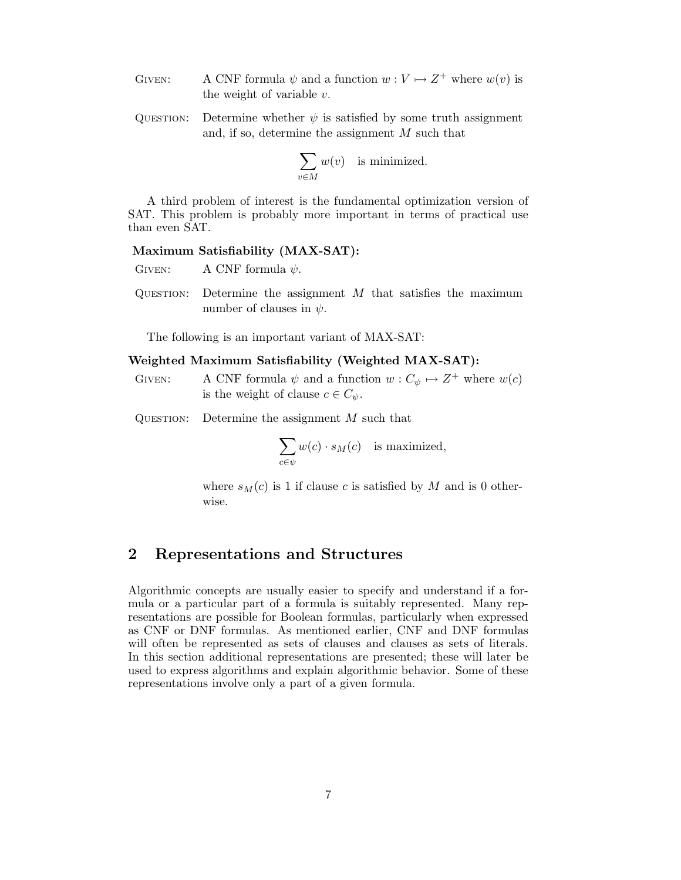GIVEN: A CNF formula $\psi$ and a function $w : V \mapsto Z^+$ where $w(v)$ is the weight of variable $v$.

QUESTION: Determine whether $\psi$ is satisfied by some truth assignment and, if so, determine the assignment $M$ such that

$$\sum_{v \in M} w(v) \quad \text{is minimized.}$$

A third problem of interest is the fundamental optimization version of SAT. This problem is probably more important in terms of practical use than even SAT.

**Maximum Satisfiability (MAX-SAT):**

GIVEN: A CNF formula $\psi$.

QUESTION: Determine the assignment $M$ that satisfies the maximum number of clauses in $\psi$.

The following is an important variant of MAX-SAT:

**Weighted Maximum Satisfiability (Weighted MAX-SAT):**

GIVEN: A CNF formula $\psi$ and a function $w : C_\psi \mapsto Z^+$ where $w(c)$ is the weight of clause $c \in C_\psi$.

QUESTION: Determine the assignment $M$ such that

$$\sum_{c \in \psi} w(c) \cdot s_M(c) \quad \text{is maximized,}$$

where $s_M(c)$ is 1 if clause $c$ is satisfied by $M$ and is 0 otherwise.

## 2 Representations and Structures

Algorithmic concepts are usually easier to specify and understand if a formula or a particular part of a formula is suitably represented. Many representations are possible for Boolean formulas, particularly when expressed as CNF or DNF formulas. As mentioned earlier, CNF and DNF formulas will often be represented as sets of clauses and clauses as sets of literals. In this section additional representations are presented; these will later be used to express algorithms and explain algorithmic behavior. Some of these representations involve only a part of a given formula.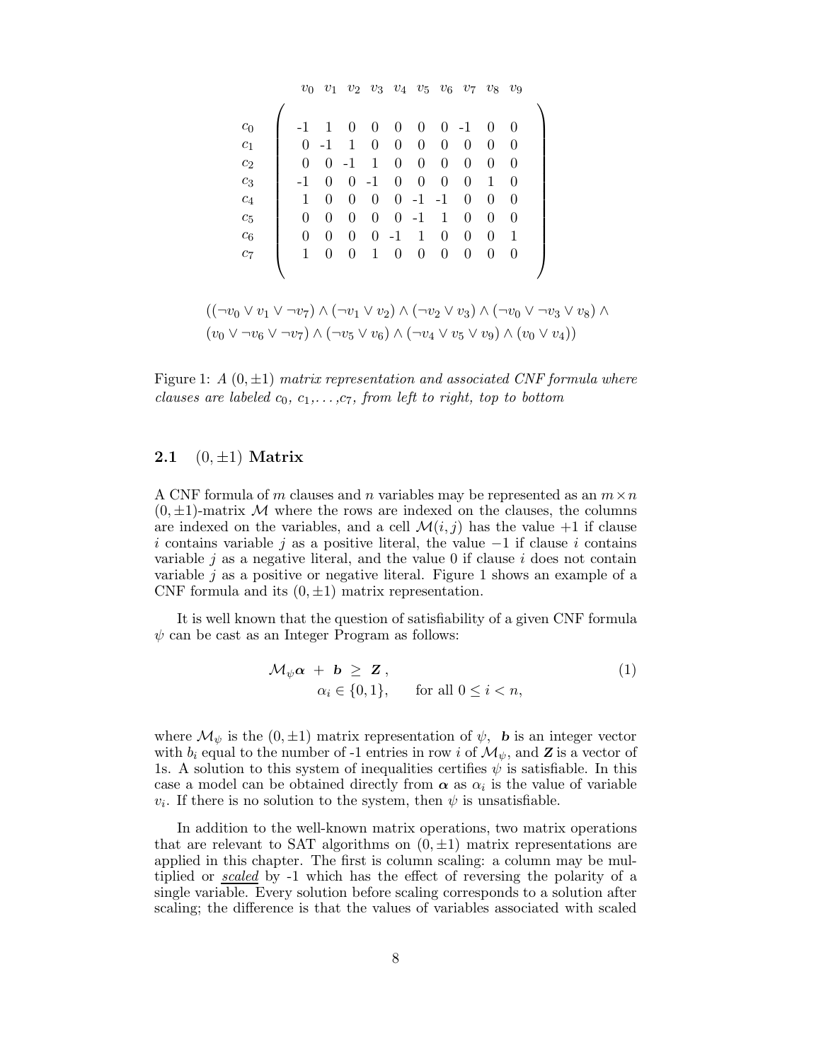$$
\begin{array}{c}
\begin{array}{cccccccccc} v_0 & v_1 & v_2 & v_3 & v_4 & v_5 & v_6 & v_7 & v_8 & v_9 \end{array} \\
\begin{array}{c} c_0 \\ c_1 \\ c_2 \\ c_3 \\ c_4 \\ c_5 \\ c_6 \\ c_7 \end{array}
\left(\begin{array}{cccccccccc}
-1 & 1 & 0 & 0 & 0 & 0 & 0 & -1 & 0 & 0 \\
0 & -1 & 1 & 0 & 0 & 0 & 0 & 0 & 0 & 0 \\
0 & 0 & -1 & 1 & 0 & 0 & 0 & 0 & 0 & 0 \\
-1 & 0 & 0 & -1 & 0 & 0 & 0 & 0 & 1 & 0 \\
1 & 0 & 0 & 0 & 0 & -1 & -1 & 0 & 0 & 0 \\
0 & 0 & 0 & 0 & 0 & -1 & 1 & 0 & 0 & 0 \\
0 & 0 & 0 & 0 & -1 & 1 & 0 & 0 & 0 & 1 \\
1 & 0 & 0 & 1 & 0 & 0 & 0 & 0 & 0 & 0
\end{array}\right)
\end{array}
$$

$$
((\neg v_0 \vee v_1 \vee \neg v_7) \wedge (\neg v_1 \vee v_2) \wedge (\neg v_2 \vee v_3) \wedge (\neg v_0 \vee \neg v_3 \vee v_8) \wedge \\
(v_0 \vee \neg v_6 \vee \neg v_7) \wedge (\neg v_5 \vee v_6) \wedge (\neg v_4 \vee v_5 \vee v_9) \wedge (v_0 \vee v_4))
$$

Figure 1: *A $(0, \pm 1)$ matrix representation and associated CNF formula where clauses are labeled $c_0$, $c_1, \ldots, c_7$, from left to right, top to bottom*

### 2.1 $(0, \pm 1)$ Matrix

A CNF formula of $m$ clauses and $n$ variables may be represented as an $m \times n$ $(0, \pm 1)$-matrix $\mathcal{M}$ where the rows are indexed on the clauses, the columns are indexed on the variables, and a cell $\mathcal{M}(i, j)$ has the value $+1$ if clause $i$ contains variable $j$ as a positive literal, the value $-1$ if clause $i$ contains variable $j$ as a negative literal, and the value 0 if clause $i$ does not contain variable $j$ as a positive or negative literal. Figure 1 shows an example of a CNF formula and its $(0, \pm 1)$ matrix representation.

It is well known that the question of satisfiability of a given CNF formula $\psi$ can be cast as an Integer Program as follows:

$$
\begin{aligned}
\mathcal{M}_\psi \boldsymbol{\alpha} \ + \ \boldsymbol{b} \ \geq \ \boldsymbol{Z}\,, \qquad\qquad & \\
\alpha_i \in \{0, 1\}, \qquad \text{for all } 0 \leq i < n, &
\end{aligned} \tag{1}
$$

where $\mathcal{M}_\psi$ is the $(0, \pm 1)$ matrix representation of $\psi$, $\boldsymbol{b}$ is an integer vector with $b_i$ equal to the number of -1 entries in row $i$ of $\mathcal{M}_\psi$, and $\boldsymbol{Z}$ is a vector of 1s. A solution to this system of inequalities certifies $\psi$ is satisfiable. In this case a model can be obtained directly from $\boldsymbol{\alpha}$ as $\alpha_i$ is the value of variable $v_i$. If there is no solution to the system, then $\psi$ is unsatisfiable.

In addition to the well-known matrix operations, two matrix operations that are relevant to SAT algorithms on $(0, \pm 1)$ matrix representations are applied in this chapter. The first is column scaling: a column may be multiplied or ***scaled*** by -1 which has the effect of reversing the polarity of a single variable. Every solution before scaling corresponds to a solution after scaling; the difference is that the values of variables associated with scaled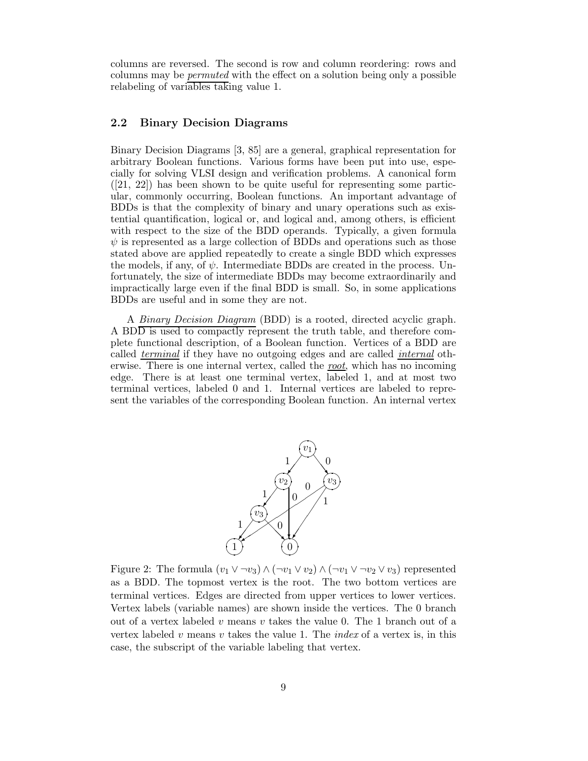columns are reversed. The second is row and column reordering: rows and columns may be *permuted* with the effect on a solution being only a possible relabeling of variables taking value 1.

## 2.2 Binary Decision Diagrams

Binary Decision Diagrams [3, 85] are a general, graphical representation for arbitrary Boolean functions. Various forms have been put into use, especially for solving VLSI design and verification problems. A canonical form ([21, 22]) has been shown to be quite useful for representing some particular, commonly occurring, Boolean functions. An important advantage of BDDs is that the complexity of binary and unary operations such as existential quantification, logical or, and logical and, among others, is efficient with respect to the size of the BDD operands. Typically, a given formula $\psi$ is represented as a large collection of BDDs and operations such as those stated above are applied repeatedly to create a single BDD which expresses the models, if any, of $\psi$. Intermediate BDDs are created in the process. Unfortunately, the size of intermediate BDDs may become extraordinarily and impractically large even if the final BDD is small. So, in some applications BDDs are useful and in some they are not.

A *Binary Decision Diagram* (BDD) is a rooted, directed acyclic graph. A BDD is used to compactly represent the truth table, and therefore complete functional description, of a Boolean function. Vertices of a BDD are called *terminal* if they have no outgoing edges and are called *internal* otherwise. There is one internal vertex, called the *root*, which has no incoming edge. There is at least one terminal vertex, labeled 1, and at most two terminal vertices, labeled 0 and 1. Internal vertices are labeled to represent the variables of the corresponding Boolean function. An internal vertex

Figure 2: The formula $(v_1 \vee \neg v_3) \wedge (\neg v_1 \vee v_2) \wedge (\neg v_1 \vee \neg v_2 \vee v_3)$ represented as a BDD. The topmost vertex is the root. The two bottom vertices are terminal vertices. Edges are directed from upper vertices to lower vertices. Vertex labels (variable names) are shown inside the vertices. The 0 branch out of a vertex labeled $v$ means $v$ takes the value 0. The 1 branch out of a vertex labeled $v$ means $v$ takes the value 1. The *index* of a vertex is, in this case, the subscript of the variable labeling that vertex.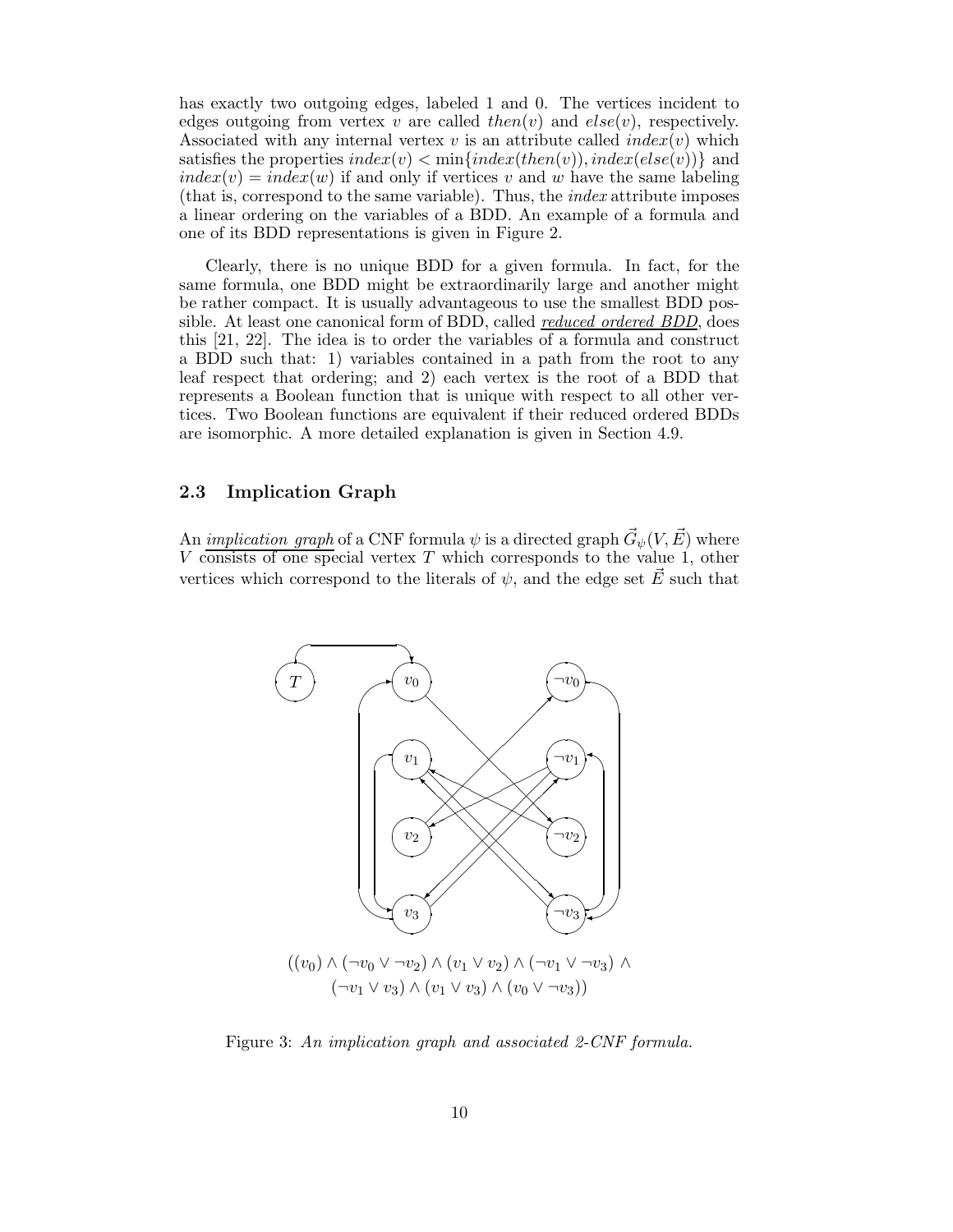has exactly two outgoing edges, labeled 1 and 0. The vertices incident to edges outgoing from vertex $v$ are called $then(v)$ and $else(v)$, respectively. Associated with any internal vertex $v$ is an attribute called $index(v)$ which satisfies the properties $index(v) < \min\{index(then(v)), index(else(v))\}$ and $index(v) = index(w)$ if and only if vertices $v$ and $w$ have the same labeling (that is, correspond to the same variable). Thus, the *index* attribute imposes a linear ordering on the variables of a BDD. An example of a formula and one of its BDD representations is given in Figure 2.

Clearly, there is no unique BDD for a given formula. In fact, for the same formula, one BDD might be extraordinarily large and another might be rather compact. It is usually advantageous to use the smallest BDD possible. At least one canonical form of BDD, called *reduced ordered BDD*, does this [21, 22]. The idea is to order the variables of a formula and construct a BDD such that: 1) variables contained in a path from the root to any leaf respect that ordering; and 2) each vertex is the root of a BDD that represents a Boolean function that is unique with respect to all other vertices. Two Boolean functions are equivalent if their reduced ordered BDDs are isomorphic. A more detailed explanation is given in Section 4.9.

## 2.3 Implication Graph

An *implication graph* of a CNF formula $\psi$ is a directed graph $\vec{G}_\psi(V, \vec{E})$ where $V$ consists of one special vertex $T$ which corresponds to the value 1, other vertices which correspond to the literals of $\psi$, and the edge set $\vec{E}$ such that

$$((v_0) \wedge (\neg v_0 \vee \neg v_2) \wedge (v_1 \vee v_2) \wedge (\neg v_1 \vee \neg v_3) \wedge (\neg v_1 \vee v_3) \wedge (v_1 \vee v_3) \wedge (v_0 \vee \neg v_3))$$

Figure 3: *An implication graph and associated 2-CNF formula.*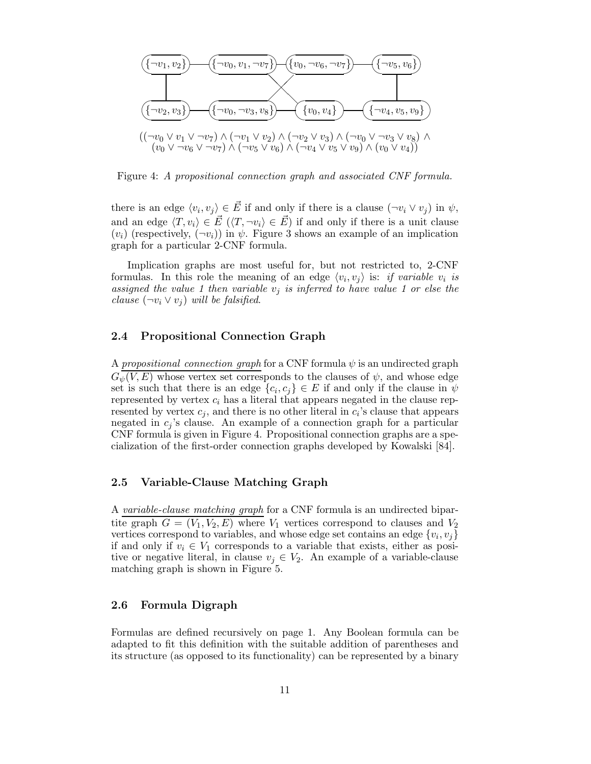$$((\neg v_0 \vee v_1 \vee \neg v_7) \wedge (\neg v_1 \vee v_2) \wedge (\neg v_2 \vee v_3) \wedge (\neg v_0 \vee \neg v_3 \vee v_8) \wedge (v_0 \vee \neg v_6 \vee \neg v_7) \wedge (\neg v_5 \vee v_6) \wedge (\neg v_4 \vee v_5 \vee v_9) \wedge (v_0 \vee v_4))$$

Figure 4: *A propositional connection graph and associated CNF formula.*

there is an edge $\langle v_i, v_j \rangle \in \vec{E}$ if and only if there is a clause $(\neg v_i \vee v_j)$ in $\psi$, and an edge $\langle T, v_i \rangle \in \vec{E}$ ($\langle T, \neg v_i \rangle \in \vec{E}$) if and only if there is a unit clause $(v_i)$ (respectively, $(\neg v_i)$) in $\psi$. Figure 3 shows an example of an implication graph for a particular 2-CNF formula.

Implication graphs are most useful for, but not restricted to, 2-CNF formulas. In this role the meaning of an edge $\langle v_i, v_j \rangle$ is: *if variable $v_i$ is assigned the value 1 then variable $v_j$ is inferred to have value 1 or else the clause $(\neg v_i \vee v_j)$ will be falsified.*

## 2.4 Propositional Connection Graph

A *propositional connection graph* for a CNF formula $\psi$ is an undirected graph $G_\psi(V, E)$ whose vertex set corresponds to the clauses of $\psi$, and whose edge set is such that there is an edge $\{c_i, c_j\} \in E$ if and only if the clause in $\psi$ represented by vertex $c_i$ has a literal that appears negated in the clause represented by vertex $c_j$, and there is no other literal in $c_i$'s clause that appears negated in $c_j$'s clause. An example of a connection graph for a particular CNF formula is given in Figure 4. Propositional connection graphs are a specialization of the first-order connection graphs developed by Kowalski [84].

## 2.5 Variable-Clause Matching Graph

A *variable-clause matching graph* for a CNF formula is an undirected bipartite graph $G = (V_1, V_2, E)$ where $V_1$ vertices correspond to clauses and $V_2$ vertices correspond to variables, and whose edge set contains an edge $\{v_i, v_j\}$ if and only if $v_i \in V_1$ corresponds to a variable that exists, either as positive or negative literal, in clause $v_j \in V_2$. An example of a variable-clause matching graph is shown in Figure 5.

## 2.6 Formula Digraph

Formulas are defined recursively on page 1. Any Boolean formula can be adapted to fit this definition with the suitable addition of parentheses and its structure (as opposed to its functionality) can be represented by a binary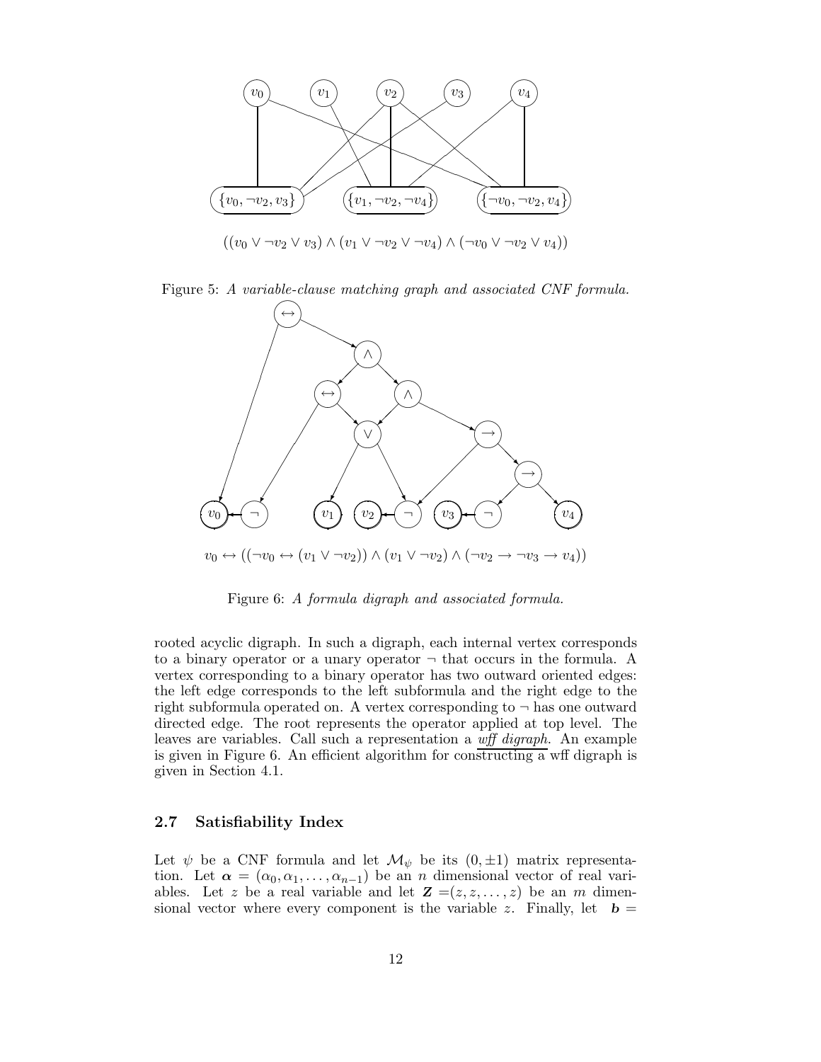$((v_0 \vee \neg v_2 \vee v_3) \wedge (v_1 \vee \neg v_2 \vee \neg v_4) \wedge (\neg v_0 \vee \neg v_2 \vee v_4))$

Figure 5: *A variable-clause matching graph and associated CNF formula.*

$v_0 \leftrightarrow ((\neg v_0 \leftrightarrow (v_1 \vee \neg v_2)) \wedge (v_1 \vee \neg v_2) \wedge (\neg v_2 \rightarrow \neg v_3 \rightarrow v_4))$

Figure 6: *A formula digraph and associated formula.*

rooted acyclic digraph. In such a digraph, each internal vertex corresponds to a binary operator or a unary operator $\neg$ that occurs in the formula. A vertex corresponding to a binary operator has two outward oriented edges: the left edge corresponds to the left subformula and the right edge to the right subformula operated on. A vertex corresponding to $\neg$ has one outward directed edge. The root represents the operator applied at top level. The leaves are variables. Call such a representation a *wff digraph*. An example is given in Figure 6. An efficient algorithm for constructing a wff digraph is given in Section 4.1.

### 2.7 Satisfiability Index

Let $\psi$ be a CNF formula and let $\mathcal{M}_\psi$ be its $(0, \pm 1)$ matrix representation. Let $\boldsymbol{\alpha} = (\alpha_0, \alpha_1, \ldots, \alpha_{n-1})$ be an $n$ dimensional vector of real variables. Let $z$ be a real variable and let $\boldsymbol{Z} = (z, z, \ldots, z)$ be an $m$ dimensional vector where every component is the variable $z$. Finally, let $\boldsymbol{b} =$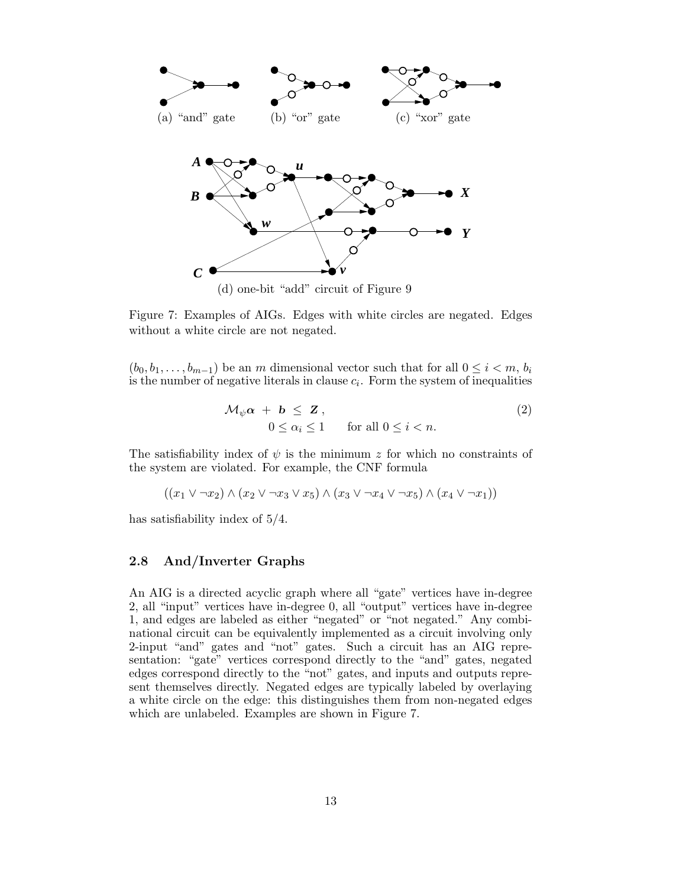(a) "and" gate  (b) "or" gate  (c) "xor" gate

(d) one-bit "add" circuit of Figure 9

Figure 7: Examples of AIGs. Edges with white circles are negated. Edges without a white circle are not negated.

$(b_0, b_1, \ldots, b_{m-1})$ be an $m$ dimensional vector such that for all $0 \le i < m$, $b_i$ is the number of negative literals in clause $c_i$. Form the system of inequalities

$$\mathcal{M}_\psi \boldsymbol{\alpha} \; + \; \boldsymbol{b} \; \le \; \boldsymbol{Z}\,, \qquad\qquad (2)$$
$$0 \le \alpha_i \le 1 \qquad \text{for all } 0 \le i < n.$$

The satisfiability index of $\psi$ is the minimum $z$ for which no constraints of the system are violated. For example, the CNF formula

$$((x_1 \vee \neg x_2) \wedge (x_2 \vee \neg x_3 \vee x_5) \wedge (x_3 \vee \neg x_4 \vee \neg x_5) \wedge (x_4 \vee \neg x_1))$$

has satisfiability index of $5/4$.

### 2.8 And/Inverter Graphs

An AIG is a directed acyclic graph where all "gate" vertices have in-degree 2, all "input" vertices have in-degree 0, all "output" vertices have in-degree 1, and edges are labeled as either "negated" or "not negated." Any combinational circuit can be equivalently implemented as a circuit involving only 2-input "and" gates and "not" gates. Such a circuit has an AIG representation: "gate" vertices correspond directly to the "and" gates, negated edges correspond directly to the "not" gates, and inputs and outputs represent themselves directly. Negated edges are typically labeled by overlaying a white circle on the edge: this distinguishes them from non-negated edges which are unlabeled. Examples are shown in Figure 7.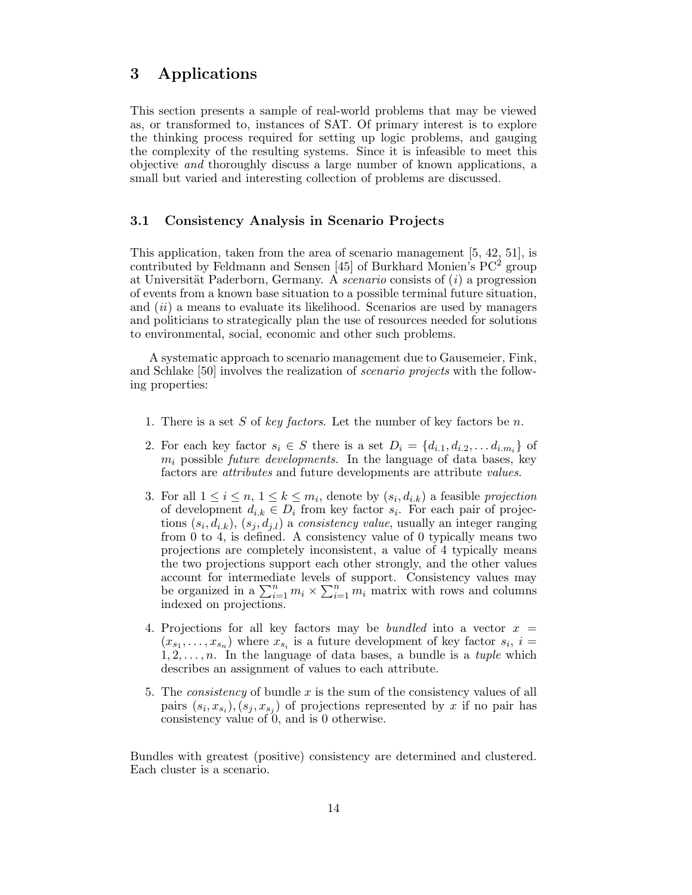# 3 Applications

This section presents a sample of real-world problems that may be viewed as, or transformed to, instances of SAT. Of primary interest is to explore the thinking process required for setting up logic problems, and gauging the complexity of the resulting systems. Since it is infeasible to meet this objective *and* thoroughly discuss a large number of known applications, a small but varied and interesting collection of problems are discussed.

## 3.1 Consistency Analysis in Scenario Projects

This application, taken from the area of scenario management [5, 42, 51], is contributed by Feldmann and Sensen [45] of Burkhard Monien's $PC^2$ group at Universität Paderborn, Germany. A *scenario* consists of (*i*) a progression of events from a known base situation to a possible terminal future situation, and (*ii*) a means to evaluate its likelihood. Scenarios are used by managers and politicians to strategically plan the use of resources needed for solutions to environmental, social, economic and other such problems.

A systematic approach to scenario management due to Gausemeier, Fink, and Schlake [50] involves the realization of *scenario projects* with the following properties:

1. There is a set $S$ of *key factors*. Let the number of key factors be $n$.
2. For each key factor $s_i \in S$ there is a set $D_i = \{d_{i.1}, d_{i.2}, \ldots d_{i.m_i}\}$ of $m_i$ possible *future developments*. In the language of data bases, key factors are *attributes* and future developments are attribute *values*.
3. For all $1 \le i \le n$, $1 \le k \le m_i$, denote by $(s_i, d_{i.k})$ a feasible *projection* of development $d_{i.k} \in D_i$ from key factor $s_i$. For each pair of projections $(s_i, d_{i.k})$, $(s_j, d_{j.l})$ a *consistency value*, usually an integer ranging from 0 to 4, is defined. A consistency value of 0 typically means two projections are completely inconsistent, a value of 4 typically means the two projections support each other strongly, and the other values account for intermediate levels of support. Consistency values may be organized in a $\sum_{i=1}^{n} m_i \times \sum_{i=1}^{n} m_i$ matrix with rows and columns indexed on projections.
4. Projections for all key factors may be *bundled* into a vector $x = (x_{s_1}, \ldots, x_{s_n})$ where $x_{s_i}$ is a future development of key factor $s_i$, $i = 1, 2, \ldots, n$. In the language of data bases, a bundle is a *tuple* which describes an assignment of values to each attribute.
5. The *consistency* of bundle $x$ is the sum of the consistency values of all pairs $(s_i, x_{s_i}), (s_j, x_{s_j})$ of projections represented by $x$ if no pair has consistency value of 0, and is 0 otherwise.

Bundles with greatest (positive) consistency are determined and clustered. Each cluster is a scenario.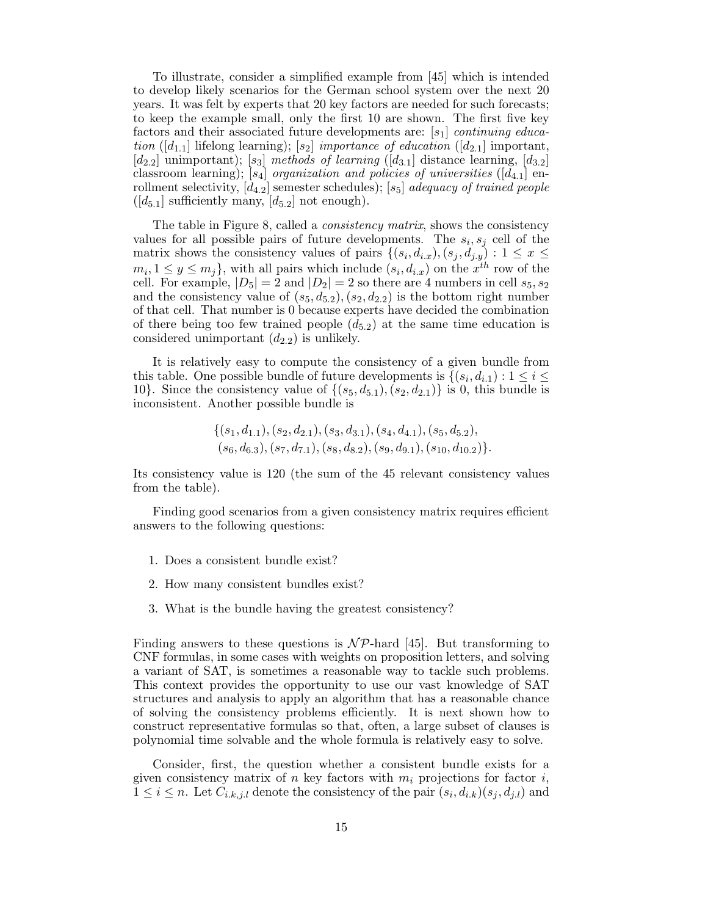To illustrate, consider a simplified example from [45] which is intended to develop likely scenarios for the German school system over the next 20 years. It was felt by experts that 20 key factors are needed for such forecasts; to keep the example small, only the first 10 are shown. The first five key factors and their associated future developments are: $[s_1]$ *continuing education* ($[d_{1.1}]$ lifelong learning); $[s_2]$ *importance of education* ($[d_{2.1}]$ important, $[d_{2.2}]$ unimportant); $[s_3]$ *methods of learning* ($[d_{3.1}]$ distance learning, $[d_{3.2}]$ classroom learning); $[s_4]$ *organization and policies of universities* ($[d_{4.1}]$ enrollment selectivity, $[d_{4.2}]$ semester schedules); $[s_5]$ *adequacy of trained people* ($[d_{5.1}]$ sufficiently many, $[d_{5.2}]$ not enough).

The table in Figure 8, called a *consistency matrix*, shows the consistency values for all possible pairs of future developments. The $s_i, s_j$ cell of the matrix shows the consistency values of pairs $\{(s_i, d_{i.x}), (s_j, d_{j.y}) : 1 \leq x \leq m_i, 1 \leq y \leq m_j\}$, with all pairs which include $(s_i, d_{i.x})$ on the $x^{th}$ row of the cell. For example, $|D_5| = 2$ and $|D_2| = 2$ so there are 4 numbers in cell $s_5, s_2$ and the consistency value of $(s_5, d_{5.2}), (s_2, d_{2.2})$ is the bottom right number of that cell. That number is 0 because experts have decided the combination of there being too few trained people ($d_{5.2}$) at the same time education is considered unimportant ($d_{2.2}$) is unlikely.

It is relatively easy to compute the consistency of a given bundle from this table. One possible bundle of future developments is $\{(s_i, d_{i.1}) : 1 \leq i \leq 10\}$. Since the consistency value of $\{(s_5, d_{5.1}), (s_2, d_{2.1})\}$ is 0, this bundle is inconsistent. Another possible bundle is

$$
\{(s_1, d_{1.1}), (s_2, d_{2.1}), (s_3, d_{3.1}), (s_4, d_{4.1}), (s_5, d_{5.2}),
(s_6, d_{6.3}), (s_7, d_{7.1}), (s_8, d_{8.2}), (s_9, d_{9.1}), (s_{10}, d_{10.2})\}.
$$

Its consistency value is 120 (the sum of the 45 relevant consistency values from the table).

Finding good scenarios from a given consistency matrix requires efficient answers to the following questions:

1. Does a consistent bundle exist?
2. How many consistent bundles exist?
3. What is the bundle having the greatest consistency?

Finding answers to these questions is $\mathcal{NP}$-hard [45]. But transforming to CNF formulas, in some cases with weights on proposition letters, and solving a variant of SAT, is sometimes a reasonable way to tackle such problems. This context provides the opportunity to use our vast knowledge of SAT structures and analysis to apply an algorithm that has a reasonable chance of solving the consistency problems efficiently. It is next shown how to construct representative formulas so that, often, a large subset of clauses is polynomial time solvable and the whole formula is relatively easy to solve.

Consider, first, the question whether a consistent bundle exists for a given consistency matrix of $n$ key factors with $m_i$ projections for factor $i$, $1 \leq i \leq n$. Let $C_{i.k,j.l}$ denote the consistency of the pair $(s_i, d_{i.k})(s_j, d_{j.l})$ and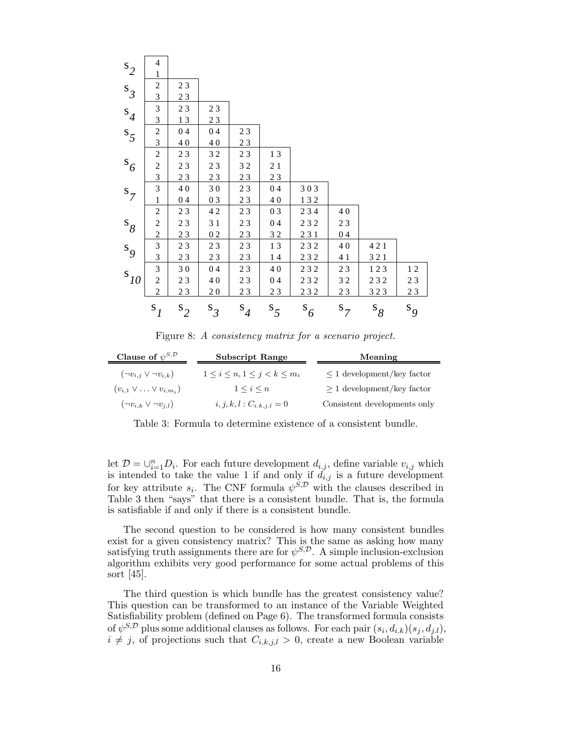| | $s_1$ | $s_2$ | $s_3$ | $s_4$ | $s_5$ | $s_6$ | $s_7$ | $s_8$ | $s_9$ |
|---|---|---|---|---|---|---|---|---|---|
| $s_2$ | 4 | | | | | | | | |
| | 1 | | | | | | | | |
| $s_3$ | 2 | 2 3 | | | | | | | |
| | 3 | 2 3 | | | | | | | |
| $s_4$ | 3 | 2 3 | 2 3 | | | | | | |
| | 3 | 1 3 | 2 3 | | | | | | |
| $s_5$ | 2 | 0 4 | 0 4 | 2 3 | | | | | |
| | 3 | 4 0 | 4 0 | 2 3 | | | | | |
| $s_6$ | 2 | 2 3 | 3 2 | 2 3 | 1 3 | | | | |
| | 2 | 2 3 | 2 3 | 3 2 | 2 1 | | | | |
| | 3 | 2 3 | 2 3 | 2 3 | 2 3 | | | | |
| $s_7$ | 3 | 4 0 | 3 0 | 2 3 | 0 4 | 3 0 3 | | | |
| | 1 | 0 4 | 0 3 | 2 3 | 4 0 | 1 3 2 | | | |
| $s_8$ | 2 | 2 3 | 4 2 | 2 3 | 0 3 | 2 3 4 | 4 0 | | |
| | 2 | 2 3 | 3 1 | 2 3 | 0 4 | 2 3 2 | 2 3 | | |
| | 2 | 2 3 | 0 2 | 2 3 | 3 2 | 2 3 1 | 0 4 | | |
| $s_9$ | 3 | 2 3 | 2 3 | 2 3 | 1 3 | 2 3 2 | 4 0 | 4 2 1 | |
| | 3 | 2 3 | 2 3 | 2 3 | 1 4 | 2 3 2 | 4 1 | 3 2 1 | |
| $s_{10}$ | 3 | 3 0 | 0 4 | 2 3 | 4 0 | 2 3 2 | 2 3 | 1 2 3 | 1 2 |
| | 2 | 2 3 | 4 0 | 2 3 | 0 4 | 2 3 2 | 3 2 | 2 3 2 | 2 3 |
| | 2 | 2 3 | 2 0 | 2 3 | 2 3 | 2 3 2 | 2 3 | 3 2 3 | 2 3 |

Figure 8: *A consistency matrix for a scenario project.*

| Clause of $\psi^{S,\mathcal{D}}$ | Subscript Range | Meaning |
|---|---|---|
| $(\neg v_{i,j} \vee \neg v_{i,k})$ | $1 \le i \le n, 1 \le j < k \le m_i$ | $\le 1$ development/key factor |
| $(v_{i,1} \vee \ldots \vee v_{i,m_i})$ | $1 \le i \le n$ | $\ge 1$ development/key factor |
| $(\neg v_{i,k} \vee \neg v_{j,l})$ | $i, j, k, l : C_{i.k,j.l} = 0$ | Consistent developments only |

Table 3: Formula to determine existence of a consistent bundle.

let $\mathcal{D} = \cup_{i=1}^{n} D_i$. For each future development $d_{i.j}$, define variable $v_{i,j}$ which is intended to take the value 1 if and only if $d_{i.j}$ is a future development for key attribute $s_i$. The CNF formula $\psi^{S,\mathcal{D}}$ with the clauses described in Table 3 then "says" that there is a consistent bundle. That is, the formula is satisfiable if and only if there is a consistent bundle.

The second question to be considered is how many consistent bundles exist for a given consistency matrix? This is the same as asking how many satisfying truth assignments there are for $\psi^{S,\mathcal{D}}$. A simple inclusion-exclusion algorithm exhibits very good performance for some actual problems of this sort [45].

The third question is which bundle has the greatest consistency value? This question can be transformed to an instance of the Variable Weighted Satisfiability problem (defined on Page 6). The transformed formula consists of $\psi^{S,\mathcal{D}}$ plus some additional clauses as follows. For each pair $(s_i, d_{i.k})(s_j, d_{j.l})$, $i \ne j$, of projections such that $C_{i,k,j,l} > 0$, create a new Boolean variable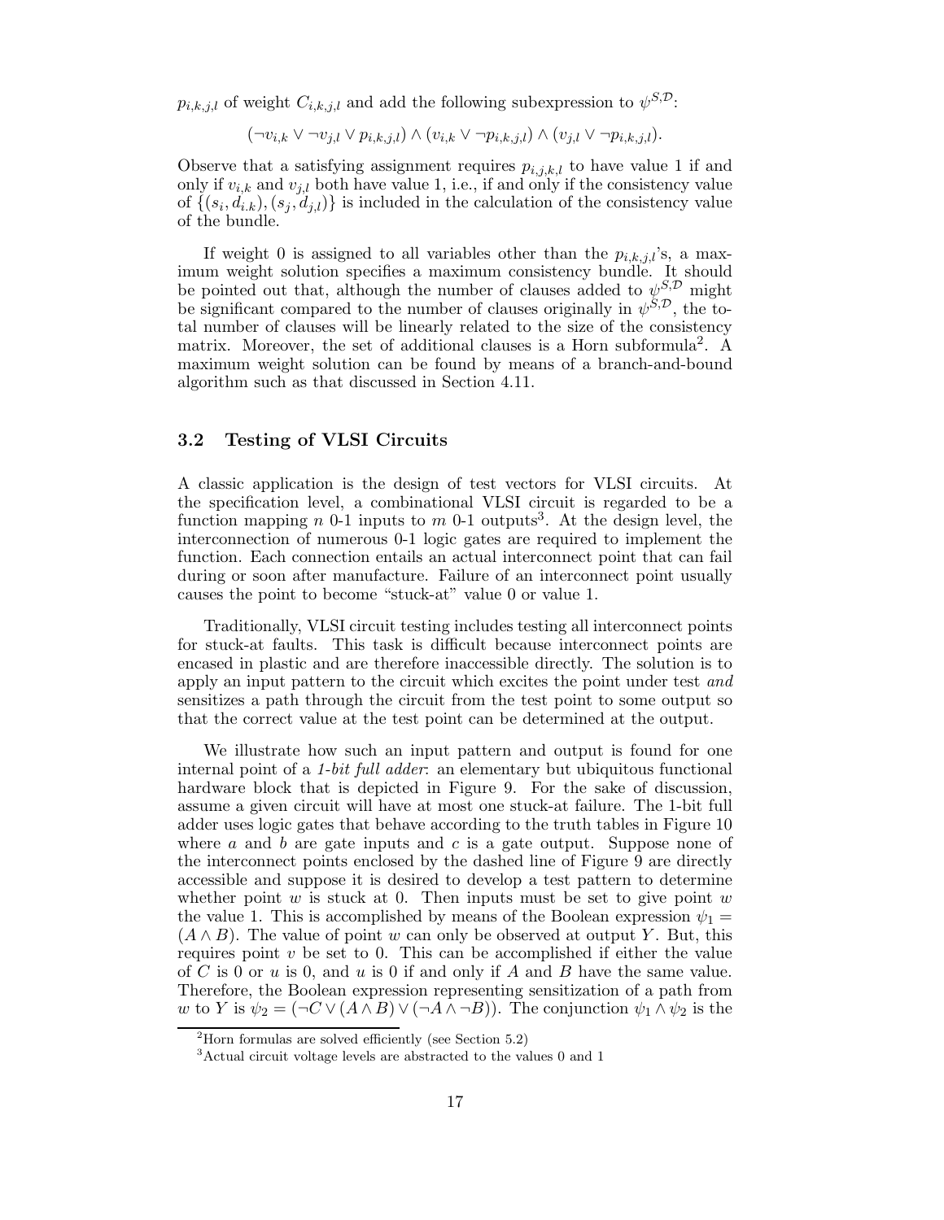$p_{i,k,j,l}$ of weight $C_{i,k,j,l}$ and add the following subexpression to $\psi^{S,\mathcal{D}}$:

$$(\neg v_{i,k} \vee \neg v_{j,l} \vee p_{i,k,j,l}) \wedge (v_{i,k} \vee \neg p_{i,k,j,l}) \wedge (v_{j,l} \vee \neg p_{i,k,j,l}).$$

Observe that a satisfying assignment requires $p_{i,j,k,l}$ to have value 1 if and only if $v_{i,k}$ and $v_{j,l}$ both have value 1, i.e., if and only if the consistency value of $\{(s_i, d_{i.k}), (s_j, d_{j,l})\}$ is included in the calculation of the consistency value of the bundle.

If weight 0 is assigned to all variables other than the $p_{i,k,j,l}$'s, a maximum weight solution specifies a maximum consistency bundle. It should be pointed out that, although the number of clauses added to $\psi^{S,\mathcal{D}}$ might be significant compared to the number of clauses originally in $\psi^{S,\mathcal{D}}$, the total number of clauses will be linearly related to the size of the consistency matrix. Moreover, the set of additional clauses is a Horn subformula[2]. A maximum weight solution can be found by means of a branch-and-bound algorithm such as that discussed in Section 4.11.

### 3.2 Testing of VLSI Circuits

A classic application is the design of test vectors for VLSI circuits. At the specification level, a combinational VLSI circuit is regarded to be a function mapping $n$ 0-1 inputs to $m$ 0-1 outputs[3]. At the design level, the interconnection of numerous 0-1 logic gates are required to implement the function. Each connection entails an actual interconnect point that can fail during or soon after manufacture. Failure of an interconnect point usually causes the point to become "stuck-at" value 0 or value 1.

Traditionally, VLSI circuit testing includes testing all interconnect points for stuck-at faults. This task is difficult because interconnect points are encased in plastic and are therefore inaccessible directly. The solution is to apply an input pattern to the circuit which excites the point under test *and* sensitizes a path through the circuit from the test point to some output so that the correct value at the test point can be determined at the output.

We illustrate how such an input pattern and output is found for one internal point of a *1-bit full adder*: an elementary but ubiquitous functional hardware block that is depicted in Figure 9. For the sake of discussion, assume a given circuit will have at most one stuck-at failure. The 1-bit full adder uses logic gates that behave according to the truth tables in Figure 10 where $a$ and $b$ are gate inputs and $c$ is a gate output. Suppose none of the interconnect points enclosed by the dashed line of Figure 9 are directly accessible and suppose it is desired to develop a test pattern to determine whether point $w$ is stuck at 0. Then inputs must be set to give point $w$ the value 1. This is accomplished by means of the Boolean expression $\psi_1 = (A \wedge B)$. The value of point $w$ can only be observed at output $Y$. But, this requires point $v$ be set to 0. This can be accomplished if either the value of $C$ is 0 or $u$ is 0, and $u$ is 0 if and only if $A$ and $B$ have the same value. Therefore, the Boolean expression representing sensitization of a path from $w$ to $Y$ is $\psi_2 = (\neg C \vee (A \wedge B) \vee (\neg A \wedge \neg B))$. The conjunction $\psi_1 \wedge \psi_2$ is the

[2] Horn formulas are solved efficiently (see Section 5.2)

[3] Actual circuit voltage levels are abstracted to the values 0 and 1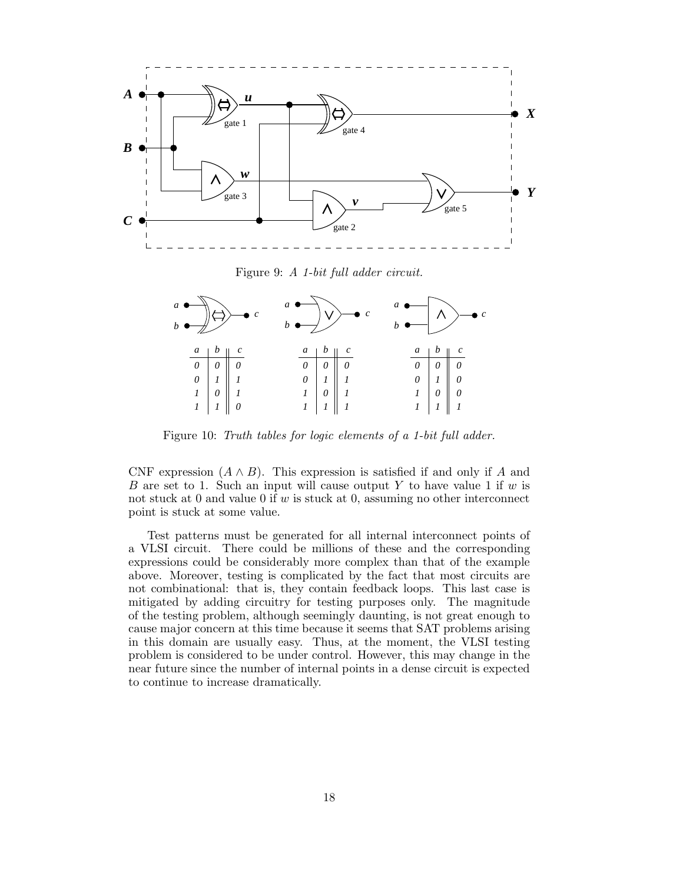Figure 9: *A 1-bit full adder circuit.*

| $a$ | $b$ | $c$ |
|---|---|---|
| 0 | 0 | 0 |
| 0 | 1 | 1 |
| 1 | 0 | 1 |
| 1 | 1 | 0 |

| $a$ | $b$ | $c$ |
|---|---|---|
| 0 | 0 | 0 |
| 0 | 1 | 1 |
| 1 | 0 | 1 |
| 1 | 1 | 1 |

| $a$ | $b$ | $c$ |
|---|---|---|
| 0 | 0 | 0 |
| 0 | 1 | 0 |
| 1 | 0 | 0 |
| 1 | 1 | 1 |

Figure 10: *Truth tables for logic elements of a 1-bit full adder.*

CNF expression $(A \wedge B)$. This expression is satisfied if and only if $A$ and $B$ are set to 1. Such an input will cause output $Y$ to have value 1 if $w$ is not stuck at 0 and value 0 if $w$ is stuck at 0, assuming no other interconnect point is stuck at some value.

Test patterns must be generated for all internal interconnect points of a VLSI circuit. There could be millions of these and the corresponding expressions could be considerably more complex than that of the example above. Moreover, testing is complicated by the fact that most circuits are not combinational: that is, they contain feedback loops. This last case is mitigated by adding circuitry for testing purposes only. The magnitude of the testing problem, although seemingly daunting, is not great enough to cause major concern at this time because it seems that SAT problems arising in this domain are usually easy. Thus, at the moment, the VLSI testing problem is considered to be under control. However, this may change in the near future since the number of internal points in a dense circuit is expected to continue to increase dramatically.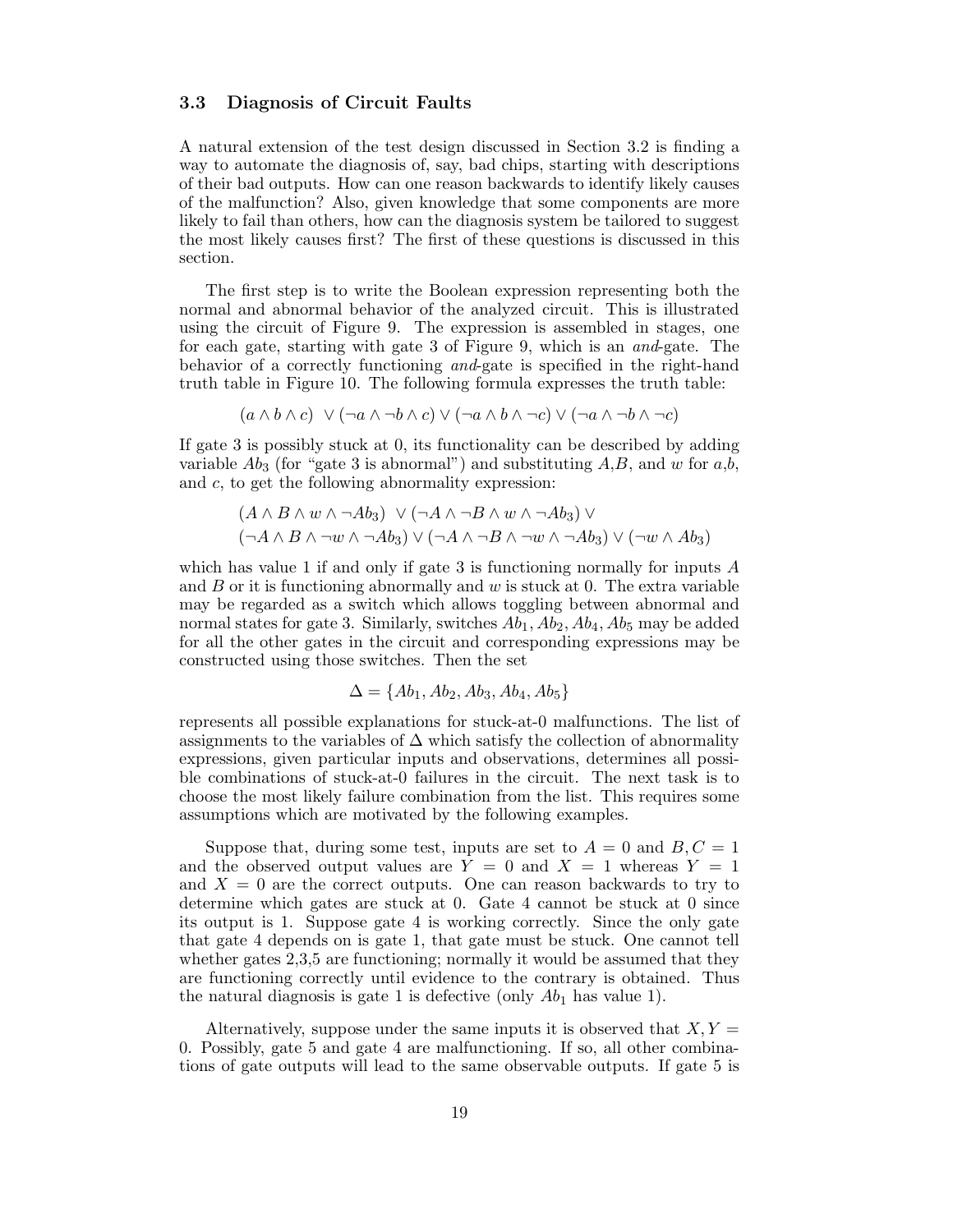### 3.3 Diagnosis of Circuit Faults

A natural extension of the test design discussed in Section 3.2 is finding a way to automate the diagnosis of, say, bad chips, starting with descriptions of their bad outputs. How can one reason backwards to identify likely causes of the malfunction? Also, given knowledge that some components are more likely to fail than others, how can the diagnosis system be tailored to suggest the most likely causes first? The first of these questions is discussed in this section.

The first step is to write the Boolean expression representing both the normal and abnormal behavior of the analyzed circuit. This is illustrated using the circuit of Figure 9. The expression is assembled in stages, one for each gate, starting with gate 3 of Figure 9, which is an *and*-gate. The behavior of a correctly functioning *and*-gate is specified in the right-hand truth table in Figure 10. The following formula expresses the truth table:

$$(a \wedge b \wedge c) \;\vee (\neg a \wedge \neg b \wedge c) \vee (\neg a \wedge b \wedge \neg c) \vee (\neg a \wedge \neg b \wedge \neg c)$$

If gate 3 is possibly stuck at 0, its functionality can be described by adding variable $Ab_3$ (for "gate 3 is abnormal") and substituting $A$,$B$, and $w$ for $a$,$b$, and $c$, to get the following abnormality expression:

$$\begin{array}{l}(A \wedge B \wedge w \wedge \neg Ab_3) \;\vee (\neg A \wedge \neg B \wedge w \wedge \neg Ab_3) \vee \\ (\neg A \wedge B \wedge \neg w \wedge \neg Ab_3) \vee (\neg A \wedge \neg B \wedge \neg w \wedge \neg Ab_3) \vee (\neg w \wedge Ab_3)\end{array}$$

which has value 1 if and only if gate 3 is functioning normally for inputs $A$ and $B$ or it is functioning abnormally and $w$ is stuck at 0. The extra variable may be regarded as a switch which allows toggling between abnormal and normal states for gate 3. Similarly, switches $Ab_1, Ab_2, Ab_4, Ab_5$ may be added for all the other gates in the circuit and corresponding expressions may be constructed using those switches. Then the set

$$\Delta = \{Ab_1, Ab_2, Ab_3, Ab_4, Ab_5\}$$

represents all possible explanations for stuck-at-0 malfunctions. The list of assignments to the variables of $\Delta$ which satisfy the collection of abnormality expressions, given particular inputs and observations, determines all possible combinations of stuck-at-0 failures in the circuit. The next task is to choose the most likely failure combination from the list. This requires some assumptions which are motivated by the following examples.

Suppose that, during some test, inputs are set to $A = 0$ and $B, C = 1$ and the observed output values are $Y = 0$ and $X = 1$ whereas $Y = 1$ and $X = 0$ are the correct outputs. One can reason backwards to try to determine which gates are stuck at 0. Gate 4 cannot be stuck at 0 since its output is 1. Suppose gate 4 is working correctly. Since the only gate that gate 4 depends on is gate 1, that gate must be stuck. One cannot tell whether gates 2,3,5 are functioning; normally it would be assumed that they are functioning correctly until evidence to the contrary is obtained. Thus the natural diagnosis is gate 1 is defective (only $Ab_1$ has value 1).

Alternatively, suppose under the same inputs it is observed that $X, Y = 0$. Possibly, gate 5 and gate 4 are malfunctioning. If so, all other combinations of gate outputs will lead to the same observable outputs. If gate 5 is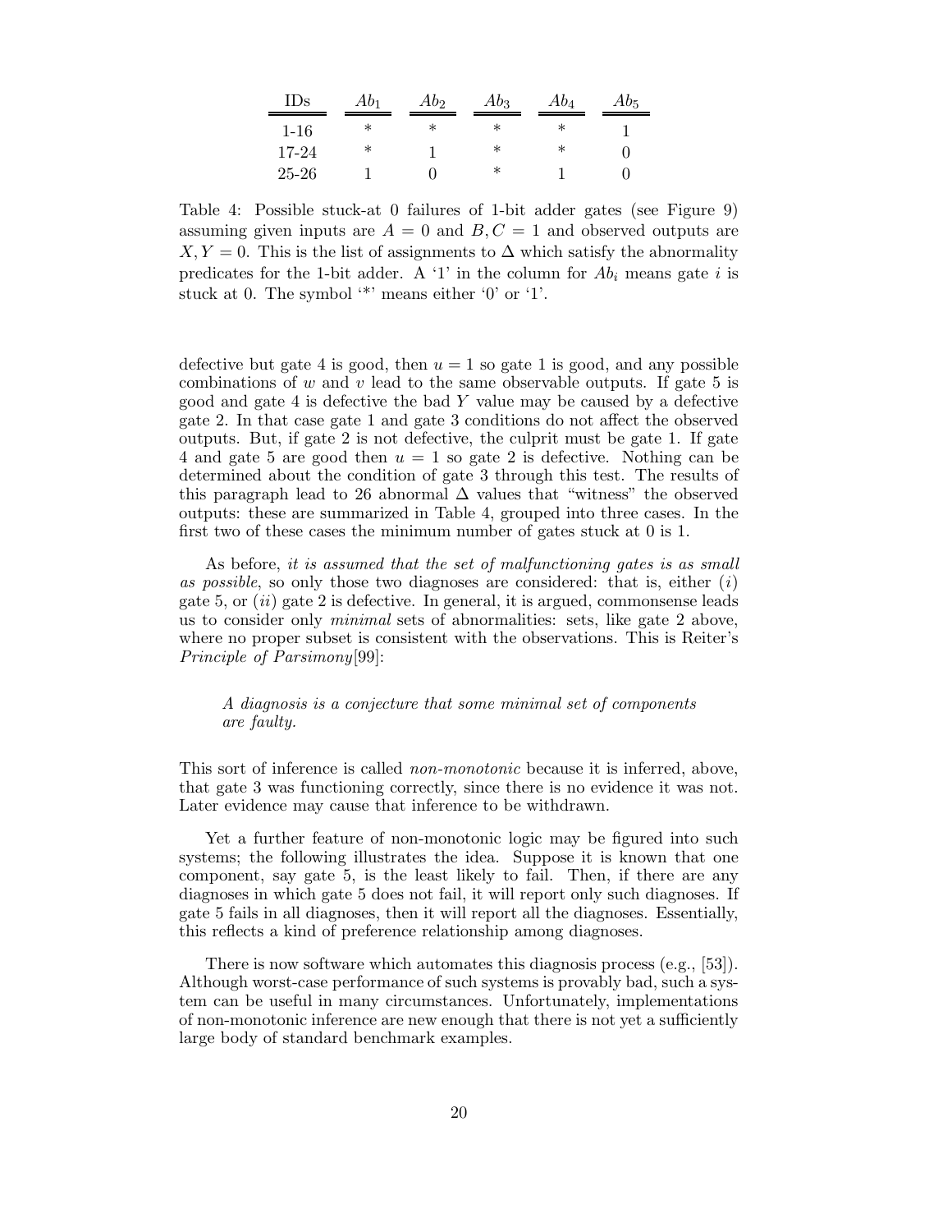| IDs | $Ab_1$ | $Ab_2$ | $Ab_3$ | $Ab_4$ | $Ab_5$ |
|---|---|---|---|---|---|
| 1-16 | * | * | * | * | 1 |
| 17-24 | * | 1 | * | * | 0 |
| 25-26 | 1 | 0 | * | 1 | 0 |

Table 4: Possible stuck-at 0 failures of 1-bit adder gates (see Figure 9) assuming given inputs are $A = 0$ and $B, C = 1$ and observed outputs are $X, Y = 0$. This is the list of assignments to $\Delta$ which satisfy the abnormality predicates for the 1-bit adder. A '1' in the column for $Ab_i$ means gate $i$ is stuck at 0. The symbol '*' means either '0' or '1'.

defective but gate 4 is good, then $u = 1$ so gate 1 is good, and any possible combinations of $w$ and $v$ lead to the same observable outputs. If gate 5 is good and gate 4 is defective the bad $Y$ value may be caused by a defective gate 2. In that case gate 1 and gate 3 conditions do not affect the observed outputs. But, if gate 2 is not defective, the culprit must be gate 1. If gate 4 and gate 5 are good then $u = 1$ so gate 2 is defective. Nothing can be determined about the condition of gate 3 through this test. The results of this paragraph lead to 26 abnormal $\Delta$ values that "witness" the observed outputs: these are summarized in Table 4, grouped into three cases. In the first two of these cases the minimum number of gates stuck at 0 is 1.

As before, *it is assumed that the set of malfunctioning gates is as small as possible*, so only those two diagnoses are considered: that is, either ($i$) gate 5, or ($ii$) gate 2 is defective. In general, it is argued, commonsense leads us to consider only *minimal* sets of abnormalities: sets, like gate 2 above, where no proper subset is consistent with the observations. This is Reiter's *Principle of Parsimony*[99]:

> *A diagnosis is a conjecture that some minimal set of components are faulty.*

This sort of inference is called *non-monotonic* because it is inferred, above, that gate 3 was functioning correctly, since there is no evidence it was not. Later evidence may cause that inference to be withdrawn.

Yet a further feature of non-monotonic logic may be figured into such systems; the following illustrates the idea. Suppose it is known that one component, say gate 5, is the least likely to fail. Then, if there are any diagnoses in which gate 5 does not fail, it will report only such diagnoses. If gate 5 fails in all diagnoses, then it will report all the diagnoses. Essentially, this reflects a kind of preference relationship among diagnoses.

There is now software which automates this diagnosis process (e.g., [53]). Although worst-case performance of such systems is provably bad, such a system can be useful in many circumstances. Unfortunately, implementations of non-monotonic inference are new enough that there is not yet a sufficiently large body of standard benchmark examples.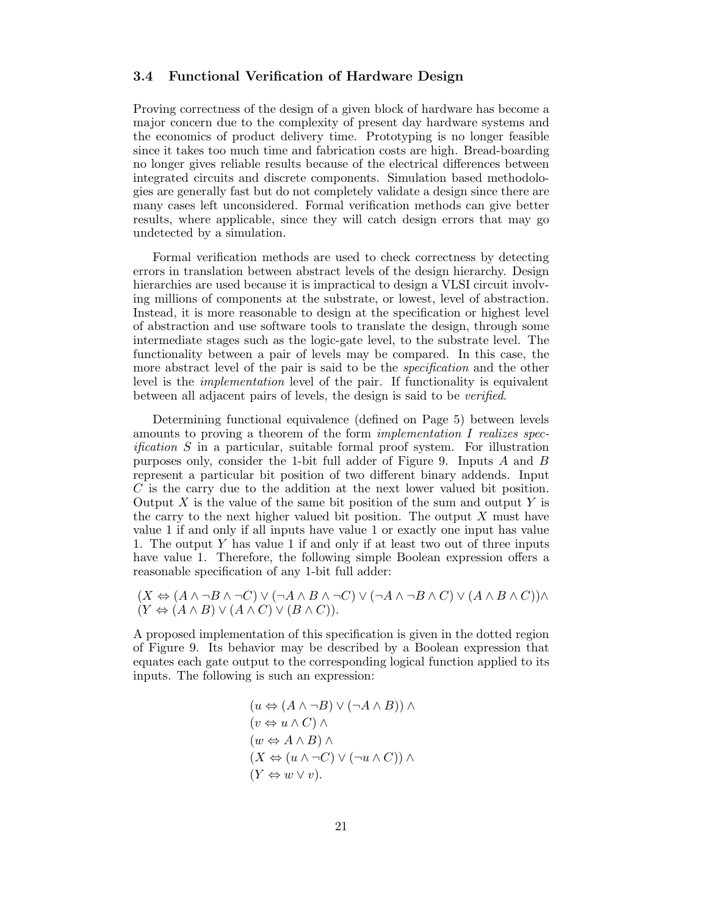### 3.4 Functional Verification of Hardware Design

Proving correctness of the design of a given block of hardware has become a major concern due to the complexity of present day hardware systems and the economics of product delivery time. Prototyping is no longer feasible since it takes too much time and fabrication costs are high. Bread-boarding no longer gives reliable results because of the electrical differences between integrated circuits and discrete components. Simulation based methodologies are generally fast but do not completely validate a design since there are many cases left unconsidered. Formal verification methods can give better results, where applicable, since they will catch design errors that may go undetected by a simulation.

Formal verification methods are used to check correctness by detecting errors in translation between abstract levels of the design hierarchy. Design hierarchies are used because it is impractical to design a VLSI circuit involving millions of components at the substrate, or lowest, level of abstraction. Instead, it is more reasonable to design at the specification or highest level of abstraction and use software tools to translate the design, through some intermediate stages such as the logic-gate level, to the substrate level. The functionality between a pair of levels may be compared. In this case, the more abstract level of the pair is said to be the *specification* and the other level is the *implementation* level of the pair. If functionality is equivalent between all adjacent pairs of levels, the design is said to be *verified*.

Determining functional equivalence (defined on Page 5) between levels amounts to proving a theorem of the form *implementation $I$ realizes specification $S$* in a particular, suitable formal proof system. For illustration purposes only, consider the 1-bit full adder of Figure 9. Inputs $A$ and $B$ represent a particular bit position of two different binary addends. Input $C$ is the carry due to the addition at the next lower valued bit position. Output $X$ is the value of the same bit position of the sum and output $Y$ is the carry to the next higher valued bit position. The output $X$ must have value 1 if and only if all inputs have value 1 or exactly one input has value 1. The output $Y$ has value 1 if and only if at least two out of three inputs have value 1. Therefore, the following simple Boolean expression offers a reasonable specification of any 1-bit full adder:

$$(X \Leftrightarrow (A \wedge \neg B \wedge \neg C) \vee (\neg A \wedge B \wedge \neg C) \vee (\neg A \wedge \neg B \wedge C) \vee (A \wedge B \wedge C)) \wedge (Y \Leftrightarrow (A \wedge B) \vee (A \wedge C) \vee (B \wedge C)).$$

A proposed implementation of this specification is given in the dotted region of Figure 9. Its behavior may be described by a Boolean expression that equates each gate output to the corresponding logical function applied to its inputs. The following is such an expression:

$$\begin{aligned}
&(u \Leftrightarrow (A \wedge \neg B) \vee (\neg A \wedge B)) \wedge \\
&(v \Leftrightarrow u \wedge C) \wedge \\
&(w \Leftrightarrow A \wedge B) \wedge \\
&(X \Leftrightarrow (u \wedge \neg C) \vee (\neg u \wedge C)) \wedge \\
&(Y \Leftrightarrow w \vee v).
\end{aligned}$$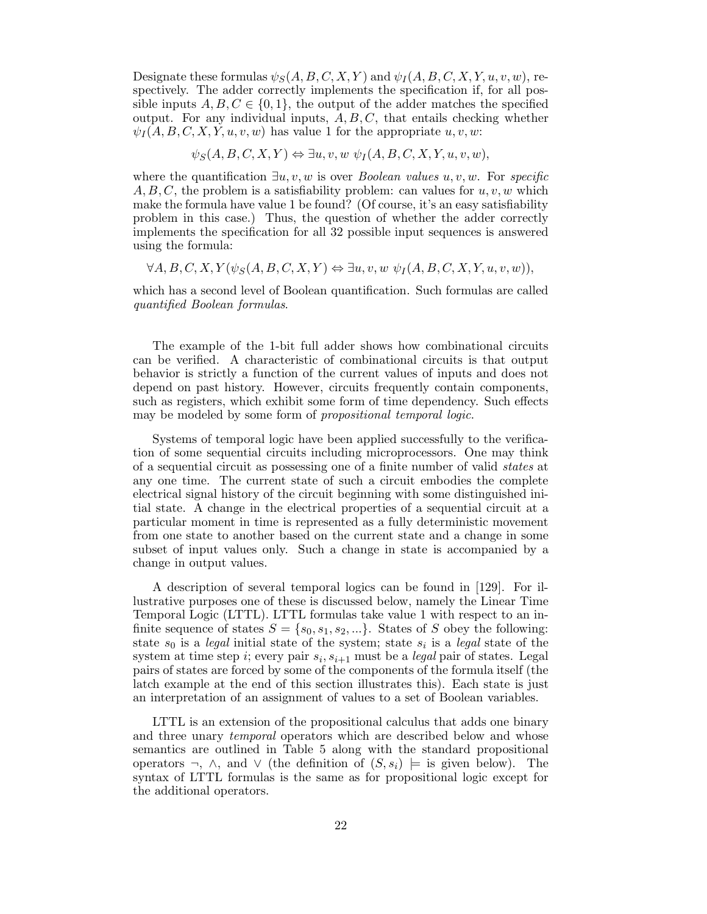Designate these formulas $\psi_S(A, B, C, X, Y)$ and $\psi_I(A, B, C, X, Y, u, v, w)$, respectively. The adder correctly implements the specification if, for all possible inputs $A, B, C \in \{0, 1\}$, the output of the adder matches the specified output. For any individual inputs, $A, B, C$, that entails checking whether $\psi_I(A, B, C, X, Y, u, v, w)$ has value 1 for the appropriate $u, v, w$:

$$\psi_S(A, B, C, X, Y) \Leftrightarrow \exists u, v, w \ \psi_I(A, B, C, X, Y, u, v, w),$$

where the quantification $\exists u, v, w$ is over *Boolean values* $u, v, w$. For *specific* $A, B, C$, the problem is a satisfiability problem: can values for $u, v, w$ which make the formula have value 1 be found? (Of course, it's an easy satisfiability problem in this case.) Thus, the question of whether the adder correctly implements the specification for all 32 possible input sequences is answered using the formula:

$$\forall A, B, C, X, Y(\psi_S(A, B, C, X, Y) \Leftrightarrow \exists u, v, w \ \psi_I(A, B, C, X, Y, u, v, w)),$$

which has a second level of Boolean quantification. Such formulas are called *quantified Boolean formulas*.

The example of the 1-bit full adder shows how combinational circuits can be verified. A characteristic of combinational circuits is that output behavior is strictly a function of the current values of inputs and does not depend on past history. However, circuits frequently contain components, such as registers, which exhibit some form of time dependency. Such effects may be modeled by some form of *propositional temporal logic*.

Systems of temporal logic have been applied successfully to the verification of some sequential circuits including microprocessors. One may think of a sequential circuit as possessing one of a finite number of valid *states* at any one time. The current state of such a circuit embodies the complete electrical signal history of the circuit beginning with some distinguished initial state. A change in the electrical properties of a sequential circuit at a particular moment in time is represented as a fully deterministic movement from one state to another based on the current state and a change in some subset of input values only. Such a change in state is accompanied by a change in output values.

A description of several temporal logics can be found in [129]. For illustrative purposes one of these is discussed below, namely the Linear Time Temporal Logic (LTTL). LTTL formulas take value 1 with respect to an infinite sequence of states $S = \{s_0, s_1, s_2, ...\}$. States of $S$ obey the following: state $s_0$ is a *legal* initial state of the system; state $s_i$ is a *legal* state of the system at time step $i$; every pair $s_i, s_{i+1}$ must be a *legal* pair of states. Legal pairs of states are forced by some of the components of the formula itself (the latch example at the end of this section illustrates this). Each state is just an interpretation of an assignment of values to a set of Boolean variables.

LTTL is an extension of the propositional calculus that adds one binary and three unary *temporal* operators which are described below and whose semantics are outlined in Table 5 along with the standard propositional operators $\neg$, $\wedge$, and $\vee$ (the definition of $(S, s_i) \models$ is given below). The syntax of LTTL formulas is the same as for propositional logic except for the additional operators.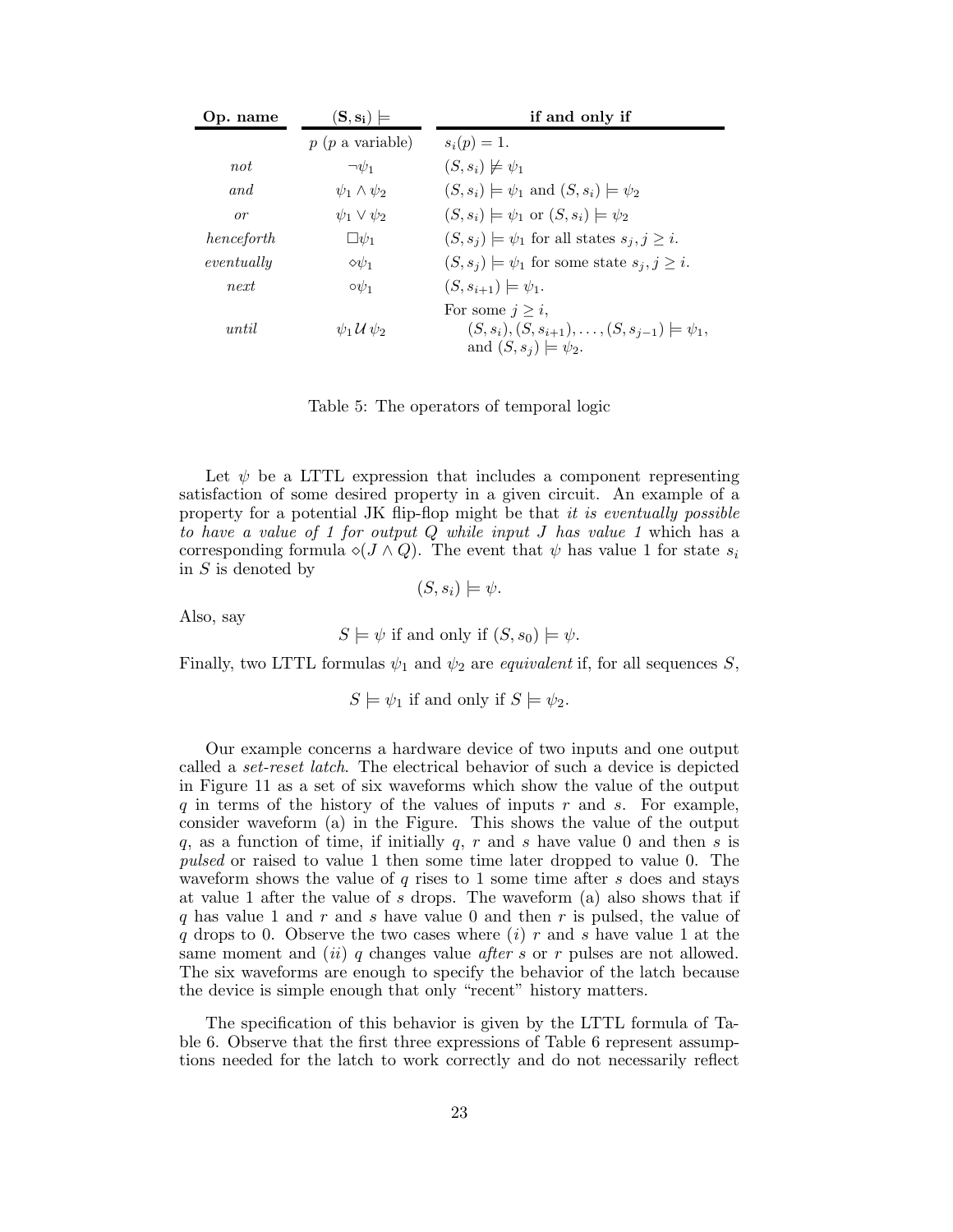| **Op. name** | $(\mathbf{S}, \mathbf{s_i}) \models$ | **if and only if** |
|---|---|---|
| | $p$ ($p$ a variable) | $s_i(p) = 1$. |
| *not* | $\neg\psi_1$ | $(S, s_i) \not\models \psi_1$ |
| *and* | $\psi_1 \wedge \psi_2$ | $(S, s_i) \models \psi_1$ and $(S, s_i) \models \psi_2$ |
| *or* | $\psi_1 \vee \psi_2$ | $(S, s_i) \models \psi_1$ or $(S, s_i) \models \psi_2$ |
| *henceforth* | $\Box\psi_1$ | $(S, s_j) \models \psi_1$ for all states $s_j, j \geq i$. |
| *eventually* | $\diamond\psi_1$ | $(S, s_j) \models \psi_1$ for some state $s_j, j \geq i$. |
| *next* | $\circ\psi_1$ | $(S, s_{i+1}) \models \psi_1$. |
| *until* | $\psi_1 \mathcal{U} \psi_2$ | For some $j \geq i$, $(S, s_i), (S, s_{i+1}), \ldots, (S, s_{j-1}) \models \psi_1$, and $(S, s_j) \models \psi_2$. |

Table 5: The operators of temporal logic

Let $\psi$ be a LTTL expression that includes a component representing satisfaction of some desired property in a given circuit. An example of a property for a potential JK flip-flop might be that *it is eventually possible to have a value of 1 for output Q while input J has value 1* which has a corresponding formula $\diamond(J \wedge Q)$. The event that $\psi$ has value 1 for state $s_i$ in $S$ is denoted by

$$(S, s_i) \models \psi.$$

Also, say

$$S \models \psi \text{ if and only if } (S, s_0) \models \psi.$$

Finally, two LTTL formulas $\psi_1$ and $\psi_2$ are *equivalent* if, for all sequences $S$,

$$S \models \psi_1 \text{ if and only if } S \models \psi_2.$$

Our example concerns a hardware device of two inputs and one output called a *set-reset latch*. The electrical behavior of such a device is depicted in Figure 11 as a set of six waveforms which show the value of the output $q$ in terms of the history of the values of inputs $r$ and $s$. For example, consider waveform (a) in the Figure. This shows the value of the output $q$, as a function of time, if initially $q$, $r$ and $s$ have value 0 and then $s$ is *pulsed* or raised to value 1 then some time later dropped to value 0. The waveform shows the value of $q$ rises to 1 some time after $s$ does and stays at value 1 after the value of $s$ drops. The waveform (a) also shows that if $q$ has value 1 and $r$ and $s$ have value 0 and then $r$ is pulsed, the value of $q$ drops to 0. Observe the two cases where ($i$) $r$ and $s$ have value 1 at the same moment and ($ii$) $q$ changes value *after* $s$ or $r$ pulses are not allowed. The six waveforms are enough to specify the behavior of the latch because the device is simple enough that only "recent" history matters.

The specification of this behavior is given by the LTTL formula of Table 6. Observe that the first three expressions of Table 6 represent assumptions needed for the latch to work correctly and do not necessarily reflect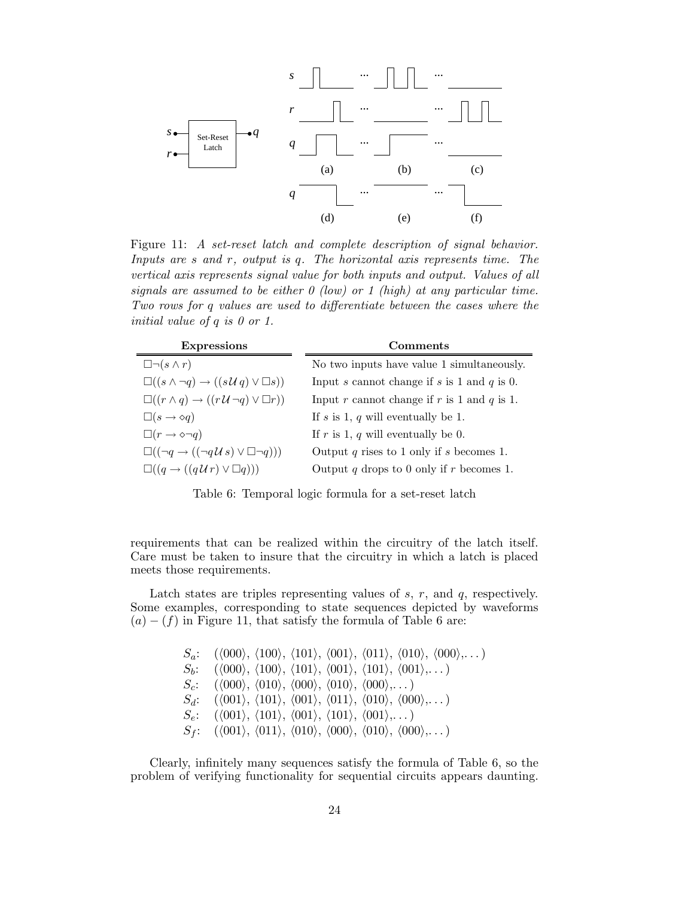Figure 11: *A set-reset latch and complete description of signal behavior. Inputs are s and r, output is q. The horizontal axis represents time. The vertical axis represents signal value for both inputs and output. Values of all signals are assumed to be either 0 (low) or 1 (high) at any particular time. Two rows for q values are used to differentiate between the cases where the initial value of q is 0 or 1.*

| Expressions | Comments |
|---|---|
| $\square\neg(s \wedge r)$ | No two inputs have value 1 simultaneously. |
| $\square((s \wedge \neg q) \rightarrow ((s\,\mathcal{U}\,q) \vee \square s))$ | Input $s$ cannot change if $s$ is 1 and $q$ is 0. |
| $\square((r \wedge q) \rightarrow ((r\,\mathcal{U}\,\neg q) \vee \square r))$ | Input $r$ cannot change if $r$ is 1 and $q$ is 1. |
| $\square(s \rightarrow \diamond q)$ | If $s$ is 1, $q$ will eventually be 1. |
| $\square(r \rightarrow \diamond \neg q)$ | If $r$ is 1, $q$ will eventually be 0. |
| $\square((\neg q \rightarrow ((\neg q\,\mathcal{U}\,s) \vee \square\neg q)))$ | Output $q$ rises to 1 only if $s$ becomes 1. |
| $\square((q \rightarrow ((q\,\mathcal{U}\,r) \vee \square q)))$ | Output $q$ drops to 0 only if $r$ becomes 1. |

Table 6: Temporal logic formula for a set-reset latch

requirements that can be realized within the circuitry of the latch itself. Care must be taken to insure that the circuitry in which a latch is placed meets those requirements.

Latch states are triples representing values of $s$, $r$, and $q$, respectively. Some examples, corresponding to state sequences depicted by waveforms $(a) - (f)$ in Figure 11, that satisfy the formula of Table 6 are:

$S_a$: $(\langle 000\rangle, \langle 100\rangle, \langle 101\rangle, \langle 001\rangle, \langle 011\rangle, \langle 010\rangle, \langle 000\rangle, \ldots)$
$S_b$: $(\langle 000\rangle, \langle 100\rangle, \langle 101\rangle, \langle 001\rangle, \langle 101\rangle, \langle 001\rangle, \ldots)$
$S_c$: $(\langle 000\rangle, \langle 010\rangle, \langle 000\rangle, \langle 010\rangle, \langle 000\rangle, \ldots)$
$S_d$: $(\langle 001\rangle, \langle 101\rangle, \langle 001\rangle, \langle 011\rangle, \langle 010\rangle, \langle 000\rangle, \ldots)$
$S_e$: $(\langle 001\rangle, \langle 101\rangle, \langle 001\rangle, \langle 101\rangle, \langle 001\rangle, \ldots)$
$S_f$: $(\langle 001\rangle, \langle 011\rangle, \langle 010\rangle, \langle 000\rangle, \langle 010\rangle, \langle 000\rangle, \ldots)$

Clearly, infinitely many sequences satisfy the formula of Table 6, so the problem of verifying functionality for sequential circuits appears daunting.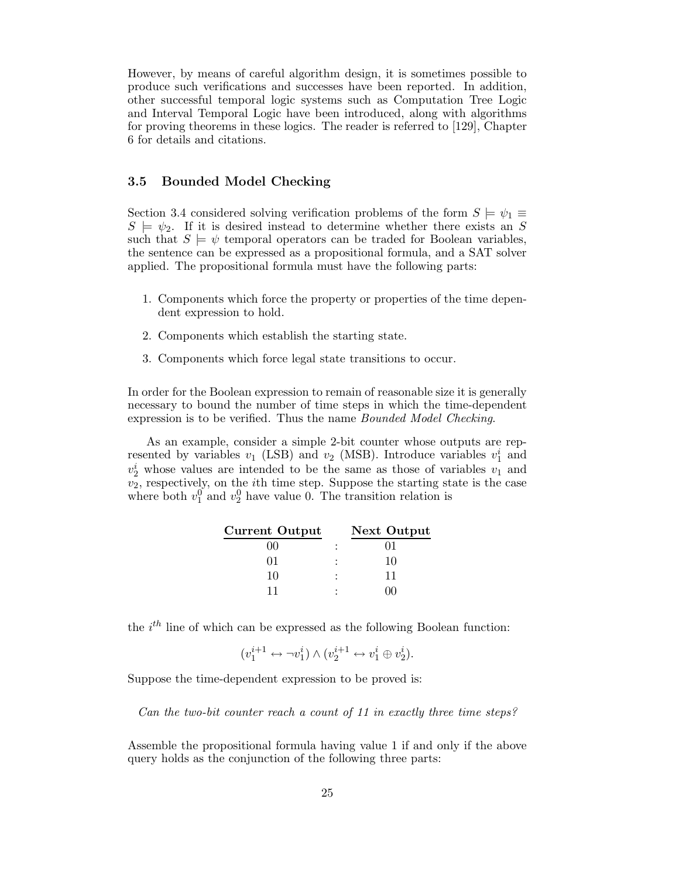However, by means of careful algorithm design, it is sometimes possible to produce such verifications and successes have been reported. In addition, other successful temporal logic systems such as Computation Tree Logic and Interval Temporal Logic have been introduced, along with algorithms for proving theorems in these logics. The reader is referred to [129], Chapter 6 for details and citations.

### 3.5 Bounded Model Checking

Section 3.4 considered solving verification problems of the form $S \models \psi_1 \equiv S \models \psi_2$. If it is desired instead to determine whether there exists an $S$ such that $S \models \psi$ temporal operators can be traded for Boolean variables, the sentence can be expressed as a propositional formula, and a SAT solver applied. The propositional formula must have the following parts:

1. Components which force the property or properties of the time dependent expression to hold.
2. Components which establish the starting state.
3. Components which force legal state transitions to occur.

In order for the Boolean expression to remain of reasonable size it is generally necessary to bound the number of time steps in which the time-dependent expression is to be verified. Thus the name *Bounded Model Checking*.

As an example, consider a simple 2-bit counter whose outputs are represented by variables $v_1$ (LSB) and $v_2$ (MSB). Introduce variables $v_1^i$ and $v_2^i$ whose values are intended to be the same as those of variables $v_1$ and $v_2$, respectively, on the $i$th time step. Suppose the starting state is the case where both $v_1^0$ and $v_2^0$ have value 0. The transition relation is

| **Current Output** | | **Next Output** |
|---|---|---|
| 00 | : | 01 |
| 01 | : | 10 |
| 10 | : | 11 |
| 11 | : | 00 |

the $i^{th}$ line of which can be expressed as the following Boolean function:

$$(v_1^{i+1} \leftrightarrow \neg v_1^i) \wedge (v_2^{i+1} \leftrightarrow v_1^i \oplus v_2^i).$$

Suppose the time-dependent expression to be proved is:

*Can the two-bit counter reach a count of 11 in exactly three time steps?*

Assemble the propositional formula having value 1 if and only if the above query holds as the conjunction of the following three parts: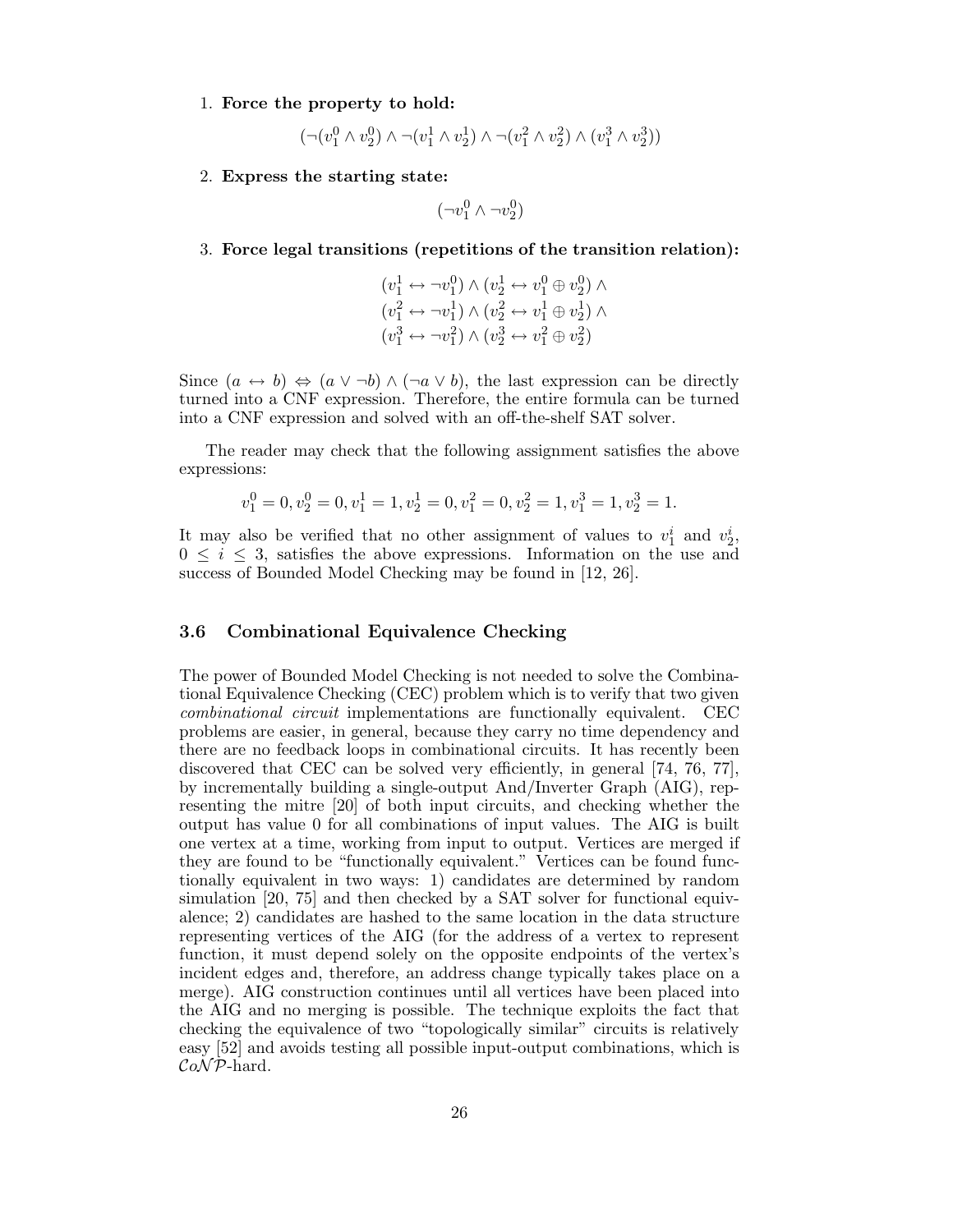1. **Force the property to hold:**

$$(\neg(v_1^0 \wedge v_2^0) \wedge \neg(v_1^1 \wedge v_2^1) \wedge \neg(v_1^2 \wedge v_2^2) \wedge (v_1^3 \wedge v_2^3))$$

2. **Express the starting state:**

$$(\neg v_1^0 \wedge \neg v_2^0)$$

3. **Force legal transitions (repetitions of the transition relation):**

$$\begin{array}{l} (v_1^1 \leftrightarrow \neg v_1^0) \wedge (v_2^1 \leftrightarrow v_1^0 \oplus v_2^0) \wedge \\ (v_1^2 \leftrightarrow \neg v_1^1) \wedge (v_2^2 \leftrightarrow v_1^1 \oplus v_2^1) \wedge \\ (v_1^3 \leftrightarrow \neg v_1^2) \wedge (v_2^3 \leftrightarrow v_1^2 \oplus v_2^2) \end{array}$$

Since $(a \leftrightarrow b) \Leftrightarrow (a \vee \neg b) \wedge (\neg a \vee b)$, the last expression can be directly turned into a CNF expression. Therefore, the entire formula can be turned into a CNF expression and solved with an off-the-shelf SAT solver.

The reader may check that the following assignment satisfies the above expressions:

$$v_1^0 = 0, v_2^0 = 0, v_1^1 = 1, v_2^1 = 0, v_1^2 = 0, v_2^2 = 1, v_1^3 = 1, v_2^3 = 1.$$

It may also be verified that no other assignment of values to $v_1^i$ and $v_2^i$, $0 \le i \le 3$, satisfies the above expressions. Information on the use and success of Bounded Model Checking may be found in [12, 26].

### 3.6 Combinational Equivalence Checking

The power of Bounded Model Checking is not needed to solve the Combinational Equivalence Checking (CEC) problem which is to verify that two given *combinational circuit* implementations are functionally equivalent. CEC problems are easier, in general, because they carry no time dependency and there are no feedback loops in combinational circuits. It has recently been discovered that CEC can be solved very efficiently, in general [74, 76, 77], by incrementally building a single-output And/Inverter Graph (AIG), representing the mitre [20] of both input circuits, and checking whether the output has value 0 for all combinations of input values. The AIG is built one vertex at a time, working from input to output. Vertices are merged if they are found to be "functionally equivalent." Vertices can be found functionally equivalent in two ways: 1) candidates are determined by random simulation [20, 75] and then checked by a SAT solver for functional equivalence; 2) candidates are hashed to the same location in the data structure representing vertices of the AIG (for the address of a vertex to represent function, it must depend solely on the opposite endpoints of the vertex's incident edges and, therefore, an address change typically takes place on a merge). AIG construction continues until all vertices have been placed into the AIG and no merging is possible. The technique exploits the fact that checking the equivalence of two "topologically similar" circuits is relatively easy [52] and avoids testing all possible input-output combinations, which is $\mathcal{CoNP}$-hard.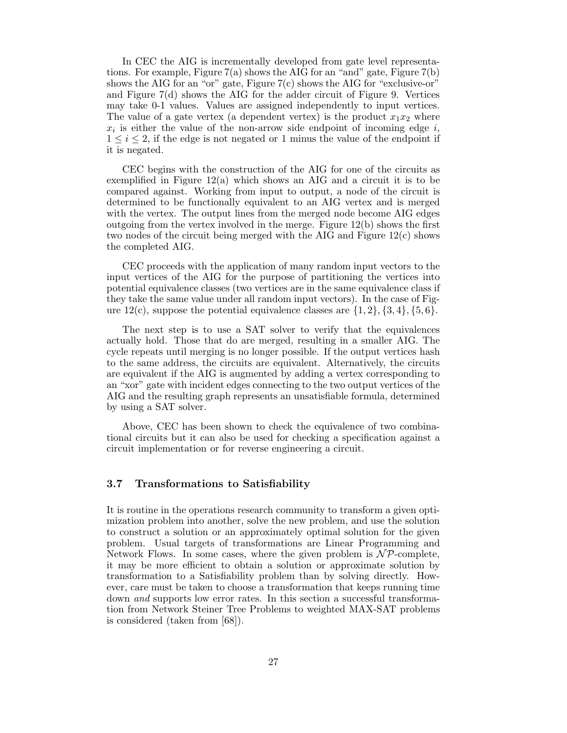In CEC the AIG is incrementally developed from gate level representations. For example, Figure 7(a) shows the AIG for an "and" gate, Figure 7(b) shows the AIG for an "or" gate, Figure 7(c) shows the AIG for "exclusive-or" and Figure 7(d) shows the AIG for the adder circuit of Figure 9. Vertices may take 0-1 values. Values are assigned independently to input vertices. The value of a gate vertex (a dependent vertex) is the product $x_1 x_2$ where $x_i$ is either the value of the non-arrow side endpoint of incoming edge $i$, $1 \leq i \leq 2$, if the edge is not negated or 1 minus the value of the endpoint if it is negated.

CEC begins with the construction of the AIG for one of the circuits as exemplified in Figure 12(a) which shows an AIG and a circuit it is to be compared against. Working from input to output, a node of the circuit is determined to be functionally equivalent to an AIG vertex and is merged with the vertex. The output lines from the merged node become AIG edges outgoing from the vertex involved in the merge. Figure 12(b) shows the first two nodes of the circuit being merged with the AIG and Figure 12(c) shows the completed AIG.

CEC proceeds with the application of many random input vectors to the input vertices of the AIG for the purpose of partitioning the vertices into potential equivalence classes (two vertices are in the same equivalence class if they take the same value under all random input vectors). In the case of Figure 12(c), suppose the potential equivalence classes are $\{1, 2\}, \{3, 4\}, \{5, 6\}$.

The next step is to use a SAT solver to verify that the equivalences actually hold. Those that do are merged, resulting in a smaller AIG. The cycle repeats until merging is no longer possible. If the output vertices hash to the same address, the circuits are equivalent. Alternatively, the circuits are equivalent if the AIG is augmented by adding a vertex corresponding to an "xor" gate with incident edges connecting to the two output vertices of the AIG and the resulting graph represents an unsatisfiable formula, determined by using a SAT solver.

Above, CEC has been shown to check the equivalence of two combinational circuits but it can also be used for checking a specification against a circuit implementation or for reverse engineering a circuit.

### 3.7 Transformations to Satisfiability

It is routine in the operations research community to transform a given optimization problem into another, solve the new problem, and use the solution to construct a solution or an approximately optimal solution for the given problem. Usual targets of transformations are Linear Programming and Network Flows. In some cases, where the given problem is $\mathcal{NP}$-complete, it may be more efficient to obtain a solution or approximate solution by transformation to a Satisfiability problem than by solving directly. However, care must be taken to choose a transformation that keeps running time down *and* supports low error rates. In this section a successful transformation from Network Steiner Tree Problems to weighted MAX-SAT problems is considered (taken from [68]).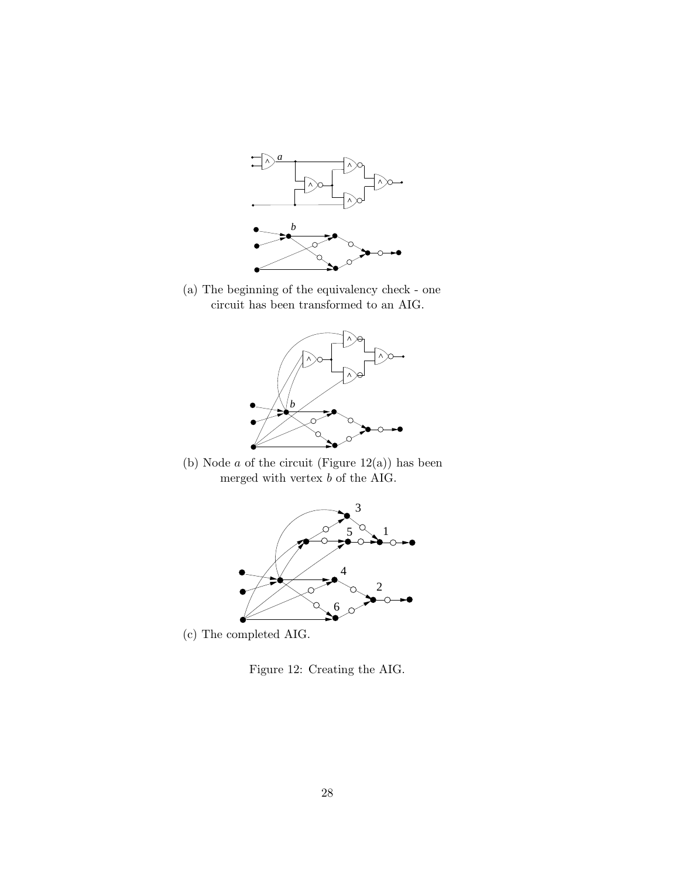(a) The beginning of the equivalency check - one circuit has been transformed to an AIG.

(b) Node $a$ of the circuit (Figure 12(a)) has been merged with vertex $b$ of the AIG.

(c) The completed AIG.

Figure 12: Creating the AIG.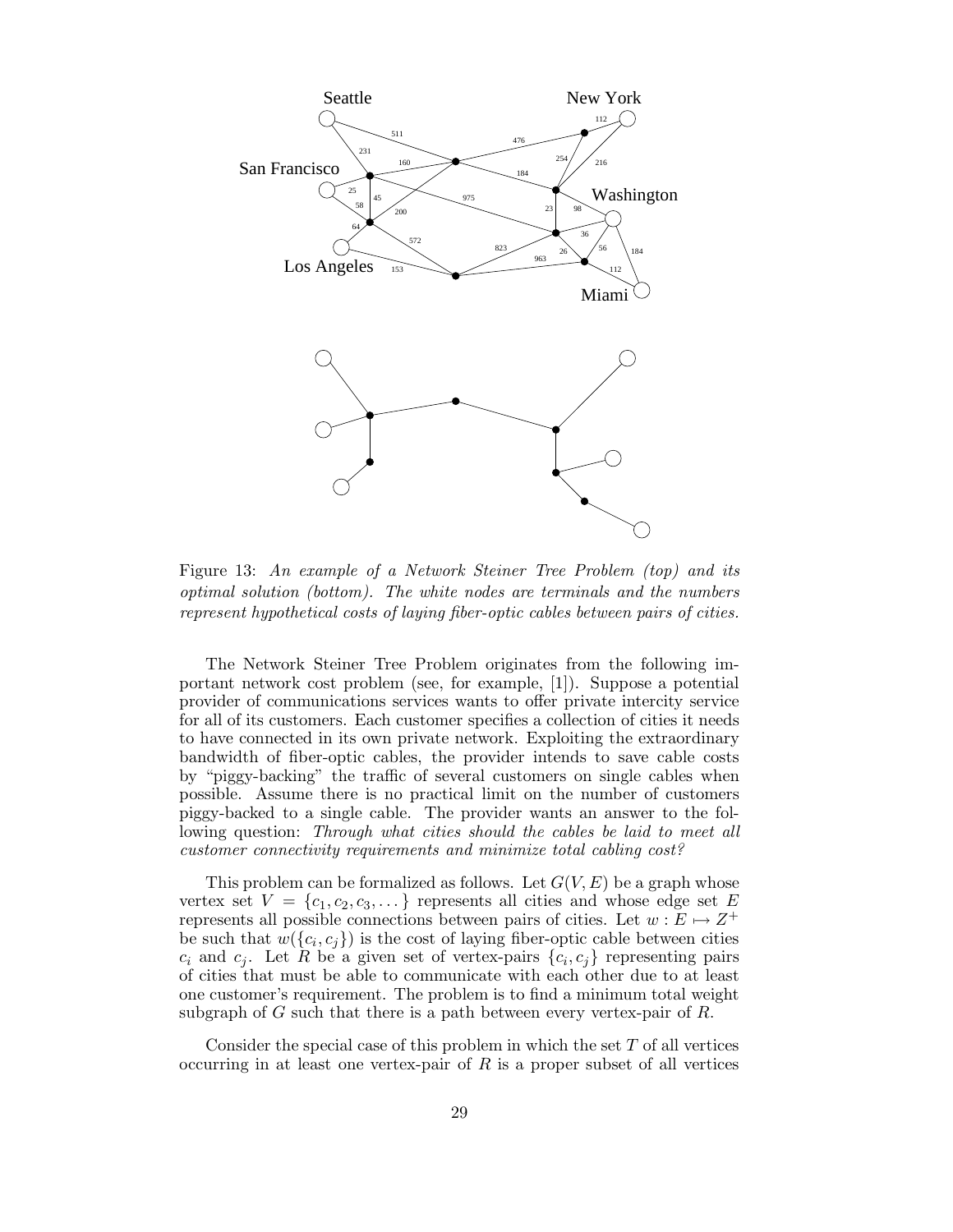Figure 13: *An example of a Network Steiner Tree Problem (top) and its optimal solution (bottom). The white nodes are terminals and the numbers represent hypothetical costs of laying fiber-optic cables between pairs of cities.*

The Network Steiner Tree Problem originates from the following important network cost problem (see, for example, [1]). Suppose a potential provider of communications services wants to offer private intercity service for all of its customers. Each customer specifies a collection of cities it needs to have connected in its own private network. Exploiting the extraordinary bandwidth of fiber-optic cables, the provider intends to save cable costs by "piggy-backing" the traffic of several customers on single cables when possible. Assume there is no practical limit on the number of customers piggy-backed to a single cable. The provider wants an answer to the following question: *Through what cities should the cables be laid to meet all customer connectivity requirements and minimize total cabling cost?*

This problem can be formalized as follows. Let $G(V, E)$ be a graph whose vertex set $V = \{c_1, c_2, c_3, \dots\}$ represents all cities and whose edge set $E$ represents all possible connections between pairs of cities. Let $w : E \mapsto Z^+$ be such that $w(\{c_i, c_j\})$ is the cost of laying fiber-optic cable between cities $c_i$ and $c_j$. Let $R$ be a given set of vertex-pairs $\{c_i, c_j\}$ representing pairs of cities that must be able to communicate with each other due to at least one customer's requirement. The problem is to find a minimum total weight subgraph of $G$ such that there is a path between every vertex-pair of $R$.

Consider the special case of this problem in which the set $T$ of all vertices occurring in at least one vertex-pair of $R$ is a proper subset of all vertices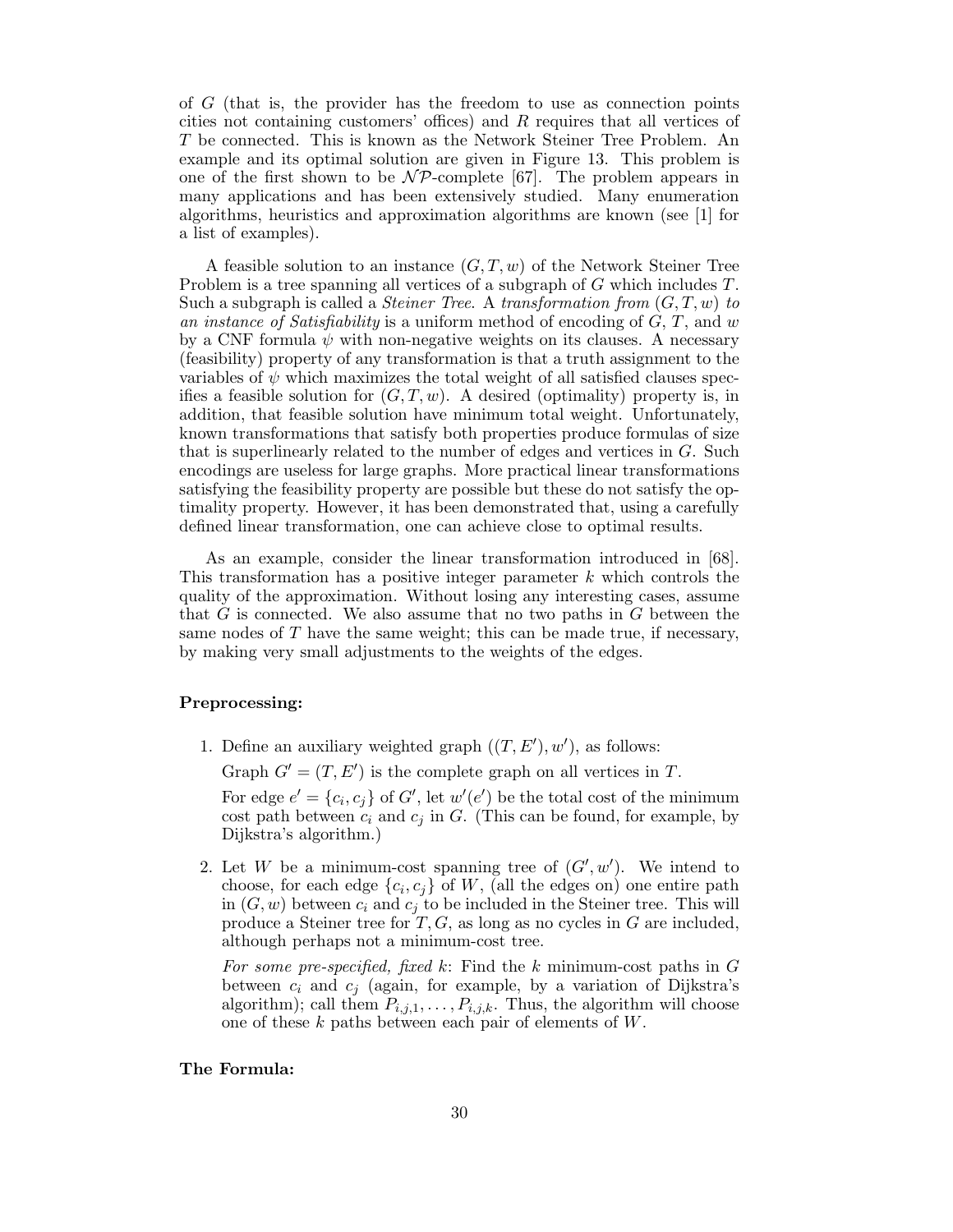of $G$ (that is, the provider has the freedom to use as connection points cities not containing customers' offices) and $R$ requires that all vertices of $T$ be connected. This is known as the Network Steiner Tree Problem. An example and its optimal solution are given in Figure 13. This problem is one of the first shown to be $\mathcal{NP}$-complete [67]. The problem appears in many applications and has been extensively studied. Many enumeration algorithms, heuristics and approximation algorithms are known (see [1] for a list of examples).

A feasible solution to an instance $(G, T, w)$ of the Network Steiner Tree Problem is a tree spanning all vertices of a subgraph of $G$ which includes $T$. Such a subgraph is called a *Steiner Tree*. A *transformation from* $(G, T, w)$ *to an instance of Satisfiability* is a uniform method of encoding of $G$, $T$, and $w$ by a CNF formula $\psi$ with non-negative weights on its clauses. A necessary (feasibility) property of any transformation is that a truth assignment to the variables of $\psi$ which maximizes the total weight of all satisfied clauses specifies a feasible solution for $(G, T, w)$. A desired (optimality) property is, in addition, that feasible solution have minimum total weight. Unfortunately, known transformations that satisfy both properties produce formulas of size that is superlinearly related to the number of edges and vertices in $G$. Such encodings are useless for large graphs. More practical linear transformations satisfying the feasibility property are possible but these do not satisfy the optimality property. However, it has been demonstrated that, using a carefully defined linear transformation, one can achieve close to optimal results.

As an example, consider the linear transformation introduced in [68]. This transformation has a positive integer parameter $k$ which controls the quality of the approximation. Without losing any interesting cases, assume that $G$ is connected. We also assume that no two paths in $G$ between the same nodes of $T$ have the same weight; this can be made true, if necessary, by making very small adjustments to the weights of the edges.

**Preprocessing:**

1. Define an auxiliary weighted graph $((T, E'), w')$, as follows:

   Graph $G' = (T, E')$ is the complete graph on all vertices in $T$.

   For edge $e' = \{c_i, c_j\}$ of $G'$, let $w'(e')$ be the total cost of the minimum cost path between $c_i$ and $c_j$ in $G$. (This can be found, for example, by Dijkstra's algorithm.)

2. Let $W$ be a minimum-cost spanning tree of $(G', w')$. We intend to choose, for each edge $\{c_i, c_j\}$ of $W$, (all the edges on) one entire path in $(G, w)$ between $c_i$ and $c_j$ to be included in the Steiner tree. This will produce a Steiner tree for $T, G$, as long as no cycles in $G$ are included, although perhaps not a minimum-cost tree.

   *For some pre-specified, fixed* $k$: Find the $k$ minimum-cost paths in $G$ between $c_i$ and $c_j$ (again, for example, by a variation of Dijkstra's algorithm); call them $P_{i,j,1}, \ldots, P_{i,j,k}$. Thus, the algorithm will choose one of these $k$ paths between each pair of elements of $W$.

**The Formula:**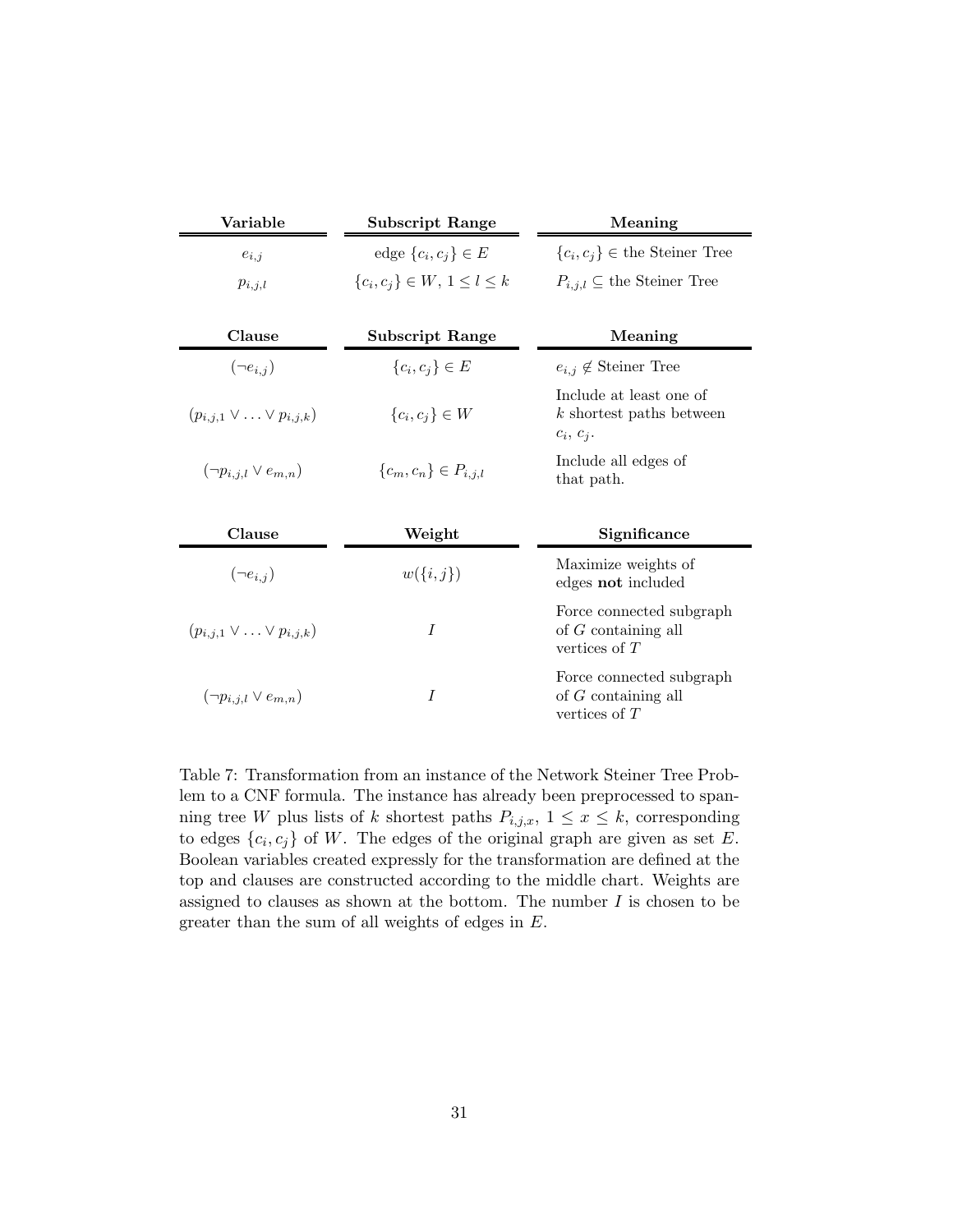| Variable | Subscript Range | Meaning |
|---|---|---|
| $e_{i,j}$ | edge $\{c_i, c_j\} \in E$ | $\{c_i, c_j\} \in$ the Steiner Tree |
| $p_{i,j,l}$ | $\{c_i, c_j\} \in W$, $1 \le l \le k$ | $P_{i,j,l} \subseteq$ the Steiner Tree |

| Clause | Subscript Range | Meaning |
|---|---|---|
| $(\neg e_{i,j})$ | $\{c_i, c_j\} \in E$ | $e_{i,j} \notin$ Steiner Tree |
| $(p_{i,j,1} \vee \ldots \vee p_{i,j,k})$ | $\{c_i, c_j\} \in W$ | Include at least one of $k$ shortest paths between $c_i$, $c_j$. |
| $(\neg p_{i,j,l} \vee e_{m,n})$ | $\{c_m, c_n\} \in P_{i,j,l}$ | Include all edges of that path. |

| Clause | Weight | Significance |
|---|---|---|
| $(\neg e_{i,j})$ | $w(\{i, j\})$ | Maximize weights of edges **not** included |
| $(p_{i,j,1} \vee \ldots \vee p_{i,j,k})$ | $I$ | Force connected subgraph of $G$ containing all vertices of $T$ |
| $(\neg p_{i,j,l} \vee e_{m,n})$ | $I$ | Force connected subgraph of $G$ containing all vertices of $T$ |

Table 7: Transformation from an instance of the Network Steiner Tree Problem to a CNF formula. The instance has already been preprocessed to spanning tree $W$ plus lists of $k$ shortest paths $P_{i,j,x}$, $1 \le x \le k$, corresponding to edges $\{c_i, c_j\}$ of $W$. The edges of the original graph are given as set $E$. Boolean variables created expressly for the transformation are defined at the top and clauses are constructed according to the middle chart. Weights are assigned to clauses as shown at the bottom. The number $I$ is chosen to be greater than the sum of all weights of edges in $E$.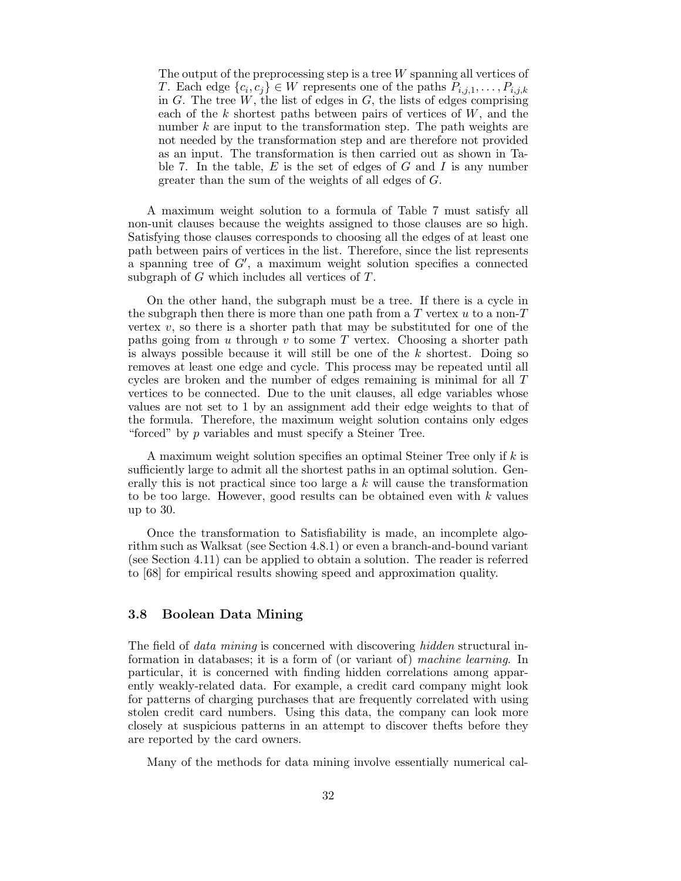> The output of the preprocessing step is a tree $W$ spanning all vertices of $T$. Each edge $\{c_i, c_j\} \in W$ represents one of the paths $P_{i,j,1}, \ldots, P_{i,j,k}$ in $G$. The tree $W$, the list of edges in $G$, the lists of edges comprising each of the $k$ shortest paths between pairs of vertices of $W$, and the number $k$ are input to the transformation step. The path weights are not needed by the transformation step and are therefore not provided as an input. The transformation is then carried out as shown in Table 7. In the table, $E$ is the set of edges of $G$ and $I$ is any number greater than the sum of the weights of all edges of $G$.

A maximum weight solution to a formula of Table 7 must satisfy all non-unit clauses because the weights assigned to those clauses are so high. Satisfying those clauses corresponds to choosing all the edges of at least one path between pairs of vertices in the list. Therefore, since the list represents a spanning tree of $G'$, a maximum weight solution specifies a connected subgraph of $G$ which includes all vertices of $T$.

On the other hand, the subgraph must be a tree. If there is a cycle in the subgraph then there is more than one path from a $T$ vertex $u$ to a non-$T$ vertex $v$, so there is a shorter path that may be substituted for one of the paths going from $u$ through $v$ to some $T$ vertex. Choosing a shorter path is always possible because it will still be one of the $k$ shortest. Doing so removes at least one edge and cycle. This process may be repeated until all cycles are broken and the number of edges remaining is minimal for all $T$ vertices to be connected. Due to the unit clauses, all edge variables whose values are not set to 1 by an assignment add their edge weights to that of the formula. Therefore, the maximum weight solution contains only edges "forced" by $p$ variables and must specify a Steiner Tree.

A maximum weight solution specifies an optimal Steiner Tree only if $k$ is sufficiently large to admit all the shortest paths in an optimal solution. Generally this is not practical since too large a $k$ will cause the transformation to be too large. However, good results can be obtained even with $k$ values up to 30.

Once the transformation to Satisfiability is made, an incomplete algorithm such as Walksat (see Section 4.8.1) or even a branch-and-bound variant (see Section 4.11) can be applied to obtain a solution. The reader is referred to [68] for empirical results showing speed and approximation quality.

### 3.8 Boolean Data Mining

The field of *data mining* is concerned with discovering *hidden* structural information in databases; it is a form of (or variant of) *machine learning*. In particular, it is concerned with finding hidden correlations among apparently weakly-related data. For example, a credit card company might look for patterns of charging purchases that are frequently correlated with using stolen credit card numbers. Using this data, the company can look more closely at suspicious patterns in an attempt to discover thefts before they are reported by the card owners.

Many of the methods for data mining involve essentially numerical cal-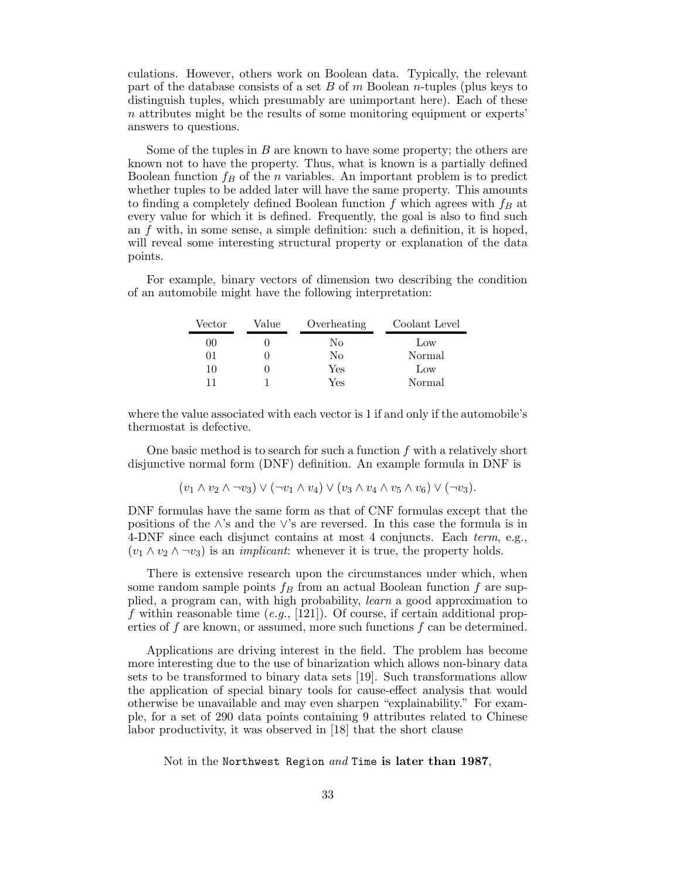culations. However, others work on Boolean data. Typically, the relevant part of the database consists of a set $B$ of $m$ Boolean $n$-tuples (plus keys to distinguish tuples, which presumably are unimportant here). Each of these $n$ attributes might be the results of some monitoring equipment or experts' answers to questions.

Some of the tuples in $B$ are known to have some property; the others are known not to have the property. Thus, what is known is a partially defined Boolean function $f_B$ of the $n$ variables. An important problem is to predict whether tuples to be added later will have the same property. This amounts to finding a completely defined Boolean function $f$ which agrees with $f_B$ at every value for which it is defined. Frequently, the goal is also to find such an $f$ with, in some sense, a simple definition: such a definition, it is hoped, will reveal some interesting structural property or explanation of the data points.

For example, binary vectors of dimension two describing the condition of an automobile might have the following interpretation:

| Vector | Value | Overheating | Coolant Level |
|---|---|---|---|
| 00 | 0 | No | Low |
| 01 | 0 | No | Normal |
| 10 | 0 | Yes | Low |
| 11 | 1 | Yes | Normal |

where the value associated with each vector is 1 if and only if the automobile's thermostat is defective.

One basic method is to search for such a function $f$ with a relatively short disjunctive normal form (DNF) definition. An example formula in DNF is

$$(v_1 \wedge v_2 \wedge \neg v_3) \vee (\neg v_1 \wedge v_4) \vee (v_3 \wedge v_4 \wedge v_5 \wedge v_6) \vee (\neg v_3).$$

DNF formulas have the same form as that of CNF formulas except that the positions of the $\wedge$'s and the $\vee$'s are reversed. In this case the formula is in 4-DNF since each disjunct contains at most 4 conjuncts. Each *term*, e.g., $(v_1 \wedge v_2 \wedge \neg v_3)$ is an *implicant*: whenever it is true, the property holds.

There is extensive research upon the circumstances under which, when some random sample points $f_B$ from an actual Boolean function $f$ are supplied, a program can, with high probability, *learn* a good approximation to $f$ within reasonable time (*e.g.*, [121]). Of course, if certain additional properties of $f$ are known, or assumed, more such functions $f$ can be determined.

Applications are driving interest in the field. The problem has become more interesting due to the use of binarization which allows non-binary data sets to be transformed to binary data sets [19]. Such transformations allow the application of special binary tools for cause-effect analysis that would otherwise be unavailable and may even sharpen "explainability." For example, for a set of 290 data points containing 9 attributes related to Chinese labor productivity, it was observed in [18] that the short clause

Not in the `Northwest Region` *and* `Time` **is later than 1987**,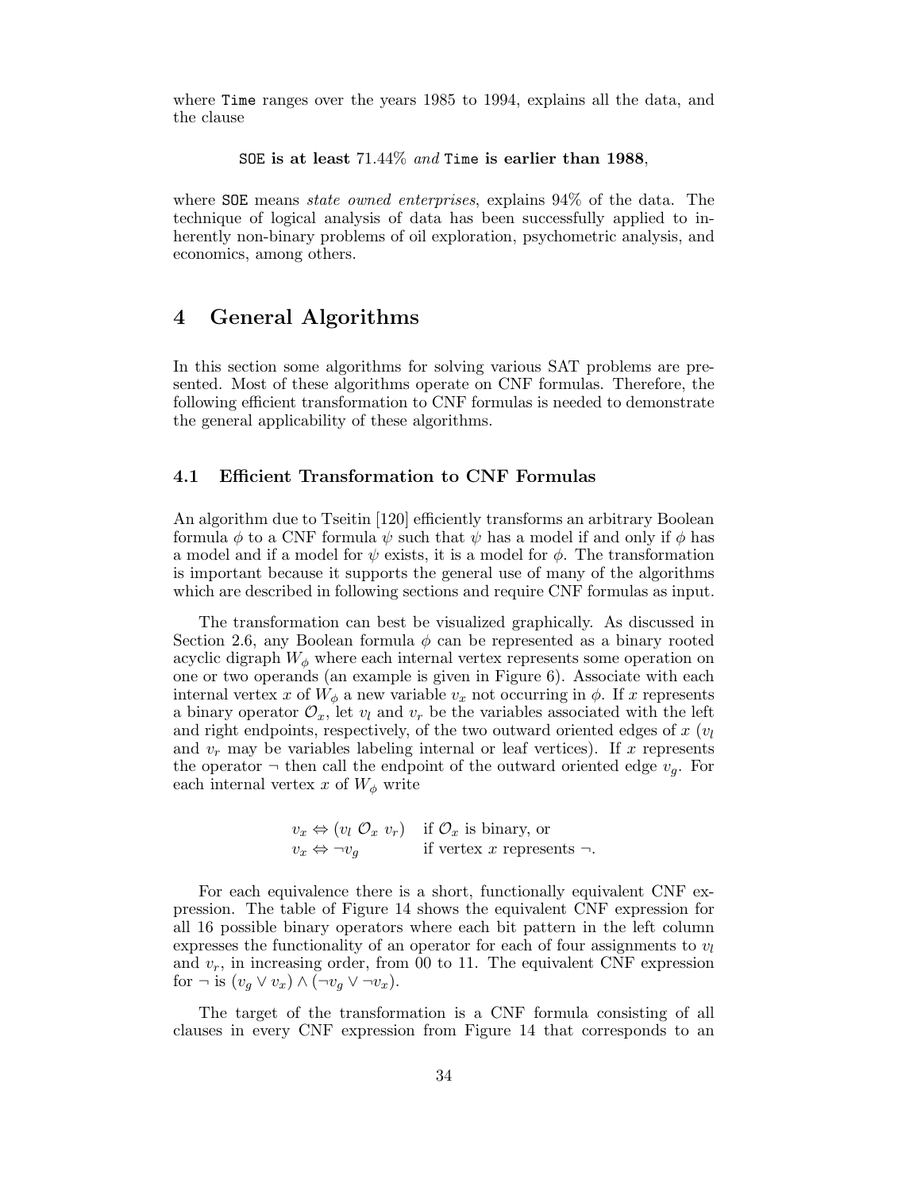where `Time` ranges over the years 1985 to 1994, explains all the data, and the clause

**`SOE` is at least** $71.44\%$ *and* **`Time` is earlier than 1988**,

where `SOE` means *state owned enterprises*, explains 94% of the data. The technique of logical analysis of data has been successfully applied to inherently non-binary problems of oil exploration, psychometric analysis, and economics, among others.

# 4 General Algorithms

In this section some algorithms for solving various SAT problems are presented. Most of these algorithms operate on CNF formulas. Therefore, the following efficient transformation to CNF formulas is needed to demonstrate the general applicability of these algorithms.

## 4.1 Efficient Transformation to CNF Formulas

An algorithm due to Tseitin [120] efficiently transforms an arbitrary Boolean formula $\phi$ to a CNF formula $\psi$ such that $\psi$ has a model if and only if $\phi$ has a model and if a model for $\psi$ exists, it is a model for $\phi$. The transformation is important because it supports the general use of many of the algorithms which are described in following sections and require CNF formulas as input.

The transformation can best be visualized graphically. As discussed in Section 2.6, any Boolean formula $\phi$ can be represented as a binary rooted acyclic digraph $W_\phi$ where each internal vertex represents some operation on one or two operands (an example is given in Figure 6). Associate with each internal vertex $x$ of $W_\phi$ a new variable $v_x$ not occurring in $\phi$. If $x$ represents a binary operator $\mathcal{O}_x$, let $v_l$ and $v_r$ be the variables associated with the left and right endpoints, respectively, of the two outward oriented edges of $x$ ($v_l$ and $v_r$ may be variables labeling internal or leaf vertices). If $x$ represents the operator $\neg$ then call the endpoint of the outward oriented edge $v_g$. For each internal vertex $x$ of $W_\phi$ write

$$
\begin{array}{ll}
v_x \Leftrightarrow (v_l \; \mathcal{O}_x \; v_r) & \text{if } \mathcal{O}_x \text{ is binary, or} \\
v_x \Leftrightarrow \neg v_g & \text{if vertex } x \text{ represents } \neg.
\end{array}
$$

For each equivalence there is a short, functionally equivalent CNF expression. The table of Figure 14 shows the equivalent CNF expression for all 16 possible binary operators where each bit pattern in the left column expresses the functionality of an operator for each of four assignments to $v_l$ and $v_r$, in increasing order, from 00 to 11. The equivalent CNF expression for $\neg$ is $(v_g \vee v_x) \wedge (\neg v_g \vee \neg v_x)$.

The target of the transformation is a CNF formula consisting of all clauses in every CNF expression from Figure 14 that corresponds to an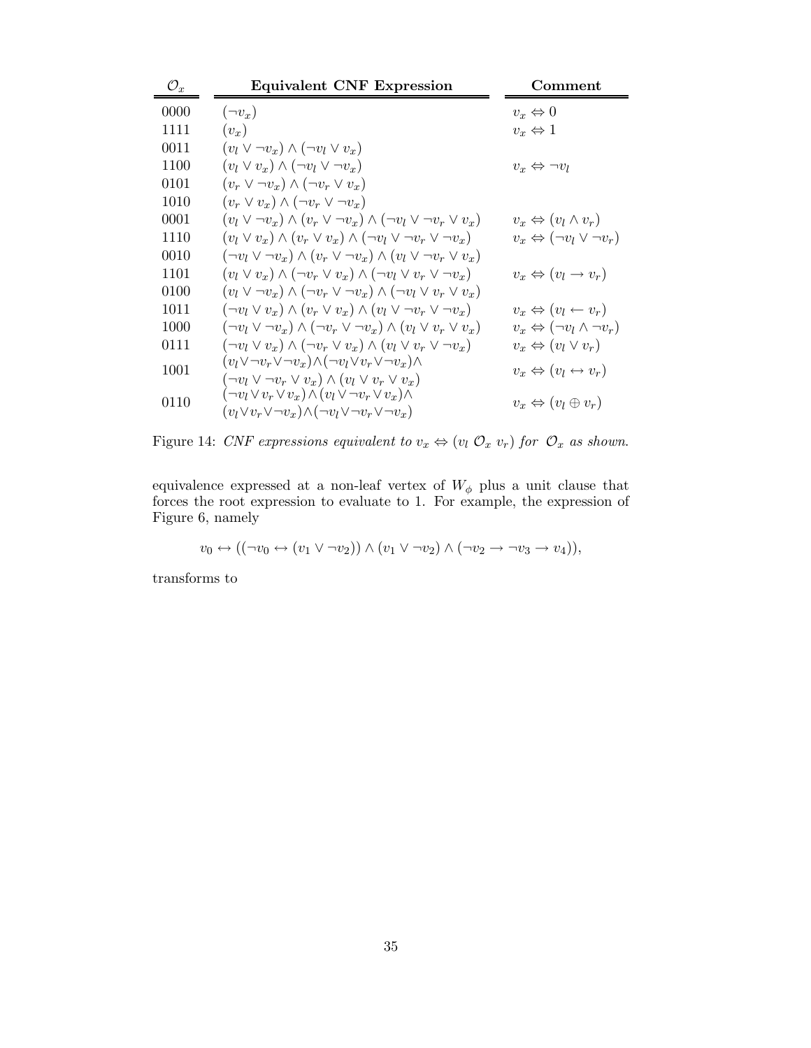| $\mathcal{O}_x$ | **Equivalent CNF Expression** | **Comment** |
|---|---|---|
| 0000 | $(\neg v_x)$ | $v_x \Leftrightarrow 0$ |
| 1111 | $(v_x)$ | $v_x \Leftrightarrow 1$ |
| 0011 | $(v_l \vee \neg v_x) \wedge (\neg v_l \vee v_x)$ | |
| 1100 | $(v_l \vee v_x) \wedge (\neg v_l \vee \neg v_x)$ | $v_x \Leftrightarrow \neg v_l$ |
| 0101 | $(v_r \vee \neg v_x) \wedge (\neg v_r \vee v_x)$ | |
| 1010 | $(v_r \vee v_x) \wedge (\neg v_r \vee \neg v_x)$ | |
| 0001 | $(v_l \vee \neg v_x) \wedge (v_r \vee \neg v_x) \wedge (\neg v_l \vee \neg v_r \vee v_x)$ | $v_x \Leftrightarrow (v_l \wedge v_r)$ |
| 1110 | $(v_l \vee v_x) \wedge (v_r \vee v_x) \wedge (\neg v_l \vee \neg v_r \vee \neg v_x)$ | $v_x \Leftrightarrow (\neg v_l \vee \neg v_r)$ |
| 0010 | $(\neg v_l \vee \neg v_x) \wedge (v_r \vee \neg v_x) \wedge (v_l \vee \neg v_r \vee v_x)$ | |
| 1101 | $(v_l \vee v_x) \wedge (\neg v_r \vee v_x) \wedge (\neg v_l \vee v_r \vee \neg v_x)$ | $v_x \Leftrightarrow (v_l \rightarrow v_r)$ |
| 0100 | $(v_l \vee \neg v_x) \wedge (\neg v_r \vee \neg v_x) \wedge (\neg v_l \vee v_r \vee v_x)$ | |
| 1011 | $(\neg v_l \vee v_x) \wedge (v_r \vee v_x) \wedge (v_l \vee \neg v_r \vee \neg v_x)$ | $v_x \Leftrightarrow (v_l \leftarrow v_r)$ |
| 1000 | $(\neg v_l \vee \neg v_x) \wedge (\neg v_r \vee \neg v_x) \wedge (v_l \vee v_r \vee v_x)$ | $v_x \Leftrightarrow (\neg v_l \wedge \neg v_r)$ |
| 0111 | $(\neg v_l \vee v_x) \wedge (\neg v_r \vee v_x) \wedge (v_l \vee v_r \vee \neg v_x)$ | $v_x \Leftrightarrow (v_l \vee v_r)$ |
| 1001 | $(v_l \vee \neg v_r \vee \neg v_x) \wedge (\neg v_l \vee v_r \vee \neg v_x) \wedge$ $(\neg v_l \vee \neg v_r \vee v_x) \wedge (v_l \vee v_r \vee v_x)$ | $v_x \Leftrightarrow (v_l \leftrightarrow v_r)$ |
| 0110 | $(\neg v_l \vee v_r \vee v_x) \wedge (v_l \vee \neg v_r \vee v_x) \wedge$ $(v_l \vee v_r \vee \neg v_x) \wedge (\neg v_l \vee \neg v_r \vee \neg v_x)$ | $v_x \Leftrightarrow (v_l \oplus v_r)$ |

Figure 14: *CNF expressions equivalent to $v_x \Leftrightarrow (v_l \; \mathcal{O}_x \; v_r)$ for $\mathcal{O}_x$ as shown.*

equivalence expressed at a non-leaf vertex of $W_\phi$ plus a unit clause that forces the root expression to evaluate to 1. For example, the expression of Figure 6, namely

$$v_0 \leftrightarrow ((\neg v_0 \leftrightarrow (v_1 \vee \neg v_2)) \wedge (v_1 \vee \neg v_2) \wedge (\neg v_2 \rightarrow \neg v_3 \rightarrow v_4)),$$

transforms to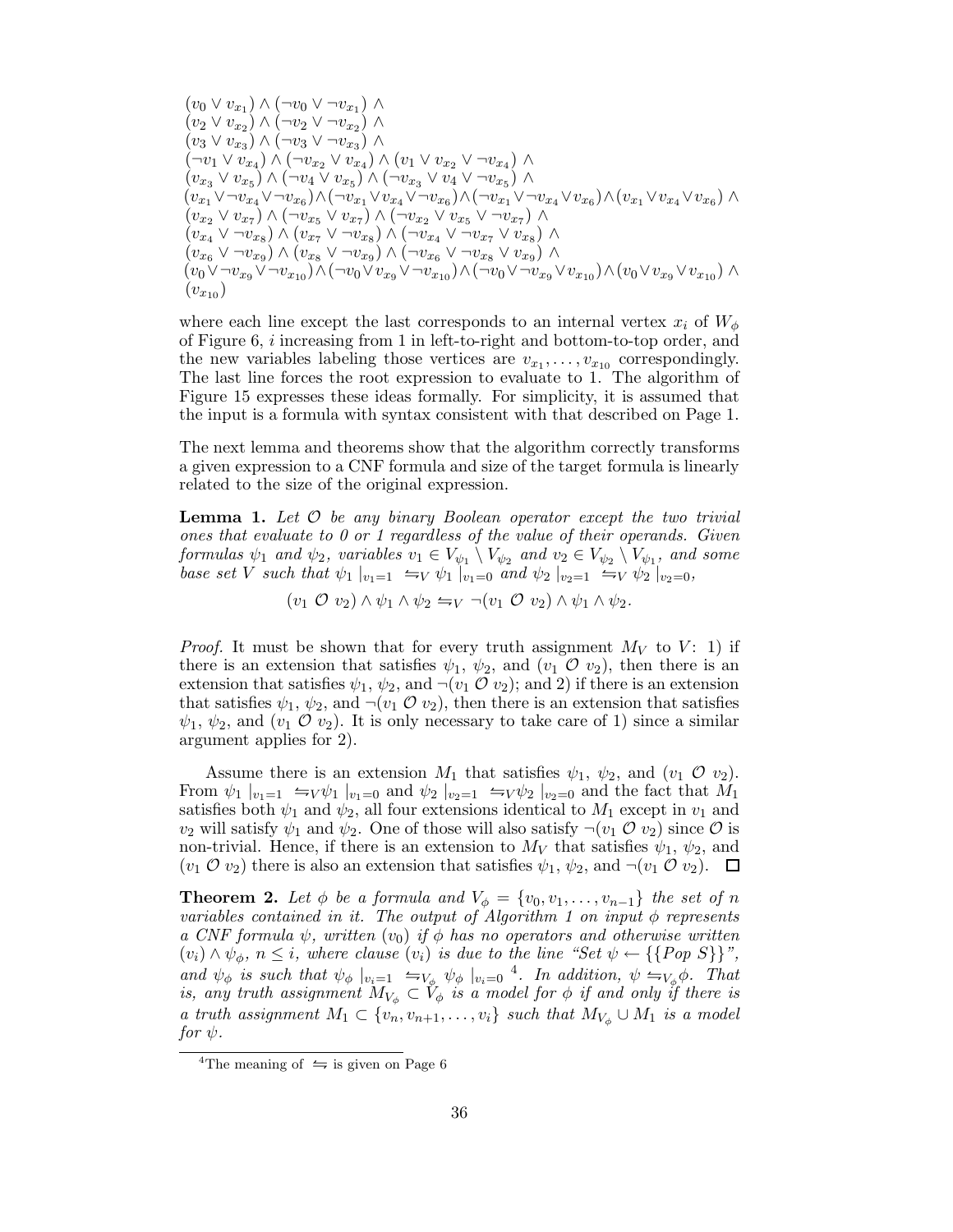$$
\begin{array}{l}
(v_0 \vee v_{x_1}) \wedge (\neg v_0 \vee \neg v_{x_1}) \wedge \\
(v_2 \vee v_{x_2}) \wedge (\neg v_2 \vee \neg v_{x_2}) \wedge \\
(v_3 \vee v_{x_3}) \wedge (\neg v_3 \vee \neg v_{x_3}) \wedge \\
(\neg v_1 \vee v_{x_4}) \wedge (\neg v_{x_2} \vee v_{x_4}) \wedge (v_1 \vee v_{x_2} \vee \neg v_{x_4}) \wedge \\
(v_{x_3} \vee v_{x_5}) \wedge (\neg v_4 \vee v_{x_5}) \wedge (\neg v_{x_3} \vee v_4 \vee \neg v_{x_5}) \wedge \\
(v_{x_1} \vee \neg v_{x_4} \vee \neg v_{x_6}) \wedge (\neg v_{x_1} \vee v_{x_4} \vee \neg v_{x_6}) \wedge (\neg v_{x_1} \vee \neg v_{x_4} \vee v_{x_6}) \wedge (v_{x_1} \vee v_{x_4} \vee v_{x_6}) \wedge \\
(v_{x_2} \vee v_{x_7}) \wedge (\neg v_{x_5} \vee v_{x_7}) \wedge (\neg v_{x_2} \vee v_{x_5} \vee \neg v_{x_7}) \wedge \\
(v_{x_4} \vee \neg v_{x_8}) \wedge (v_{x_7} \vee \neg v_{x_8}) \wedge (\neg v_{x_4} \vee \neg v_{x_7} \vee v_{x_8}) \wedge \\
(v_{x_6} \vee \neg v_{x_9}) \wedge (v_{x_8} \vee \neg v_{x_9}) \wedge (\neg v_{x_6} \vee \neg v_{x_8} \vee v_{x_9}) \wedge \\
(v_0 \vee \neg v_{x_9} \vee \neg v_{x_{10}}) \wedge (\neg v_0 \vee v_{x_9} \vee \neg v_{x_{10}}) \wedge (\neg v_0 \vee \neg v_{x_9} \vee v_{x_{10}}) \wedge (v_0 \vee v_{x_9} \vee v_{x_{10}}) \wedge \\
(v_{x_{10}})
\end{array}
$$

where each line except the last corresponds to an internal vertex $x_i$ of $W_\phi$ of Figure 6, $i$ increasing from 1 in left-to-right and bottom-to-top order, and the new variables labeling those vertices are $v_{x_1}, \ldots, v_{x_{10}}$ correspondingly. The last line forces the root expression to evaluate to 1. The algorithm of Figure 15 expresses these ideas formally. For simplicity, it is assumed that the input is a formula with syntax consistent with that described on Page 1.

The next lemma and theorems show that the algorithm correctly transforms a given expression to a CNF formula and size of the target formula is linearly related to the size of the original expression.

**Lemma 1.** *Let $\mathcal{O}$ be any binary Boolean operator except the two trivial ones that evaluate to 0 or 1 regardless of the value of their operands. Given formulas $\psi_1$ and $\psi_2$, variables $v_1 \in V_{\psi_1} \setminus V_{\psi_2}$ and $v_2 \in V_{\psi_2} \setminus V_{\psi_1}$, and some base set $V$ such that $\psi_1 \mid_{v_1=1} \;\leftrightharpoons_V \psi_1 \mid_{v_1=0}$ and $\psi_2 \mid_{v_2=1} \;\leftrightharpoons_V \psi_2 \mid_{v_2=0}$,*

$$(v_1 \;\mathcal{O}\; v_2) \wedge \psi_1 \wedge \psi_2 \leftrightharpoons_V \neg(v_1 \;\mathcal{O}\; v_2) \wedge \psi_1 \wedge \psi_2.$$

*Proof.* It must be shown that for every truth assignment $M_V$ to $V$: 1) if there is an extension that satisfies $\psi_1$, $\psi_2$, and $(v_1 \;\mathcal{O}\; v_2)$, then there is an extension that satisfies $\psi_1$, $\psi_2$, and $\neg(v_1 \;\mathcal{O}\; v_2)$; and 2) if there is an extension that satisfies $\psi_1$, $\psi_2$, and $\neg(v_1 \;\mathcal{O}\; v_2)$, then there is an extension that satisfies $\psi_1$, $\psi_2$, and $(v_1 \;\mathcal{O}\; v_2)$. It is only necessary to take care of 1) since a similar argument applies for 2).

Assume there is an extension $M_1$ that satisfies $\psi_1$, $\psi_2$, and $(v_1 \;\mathcal{O}\; v_2)$. From $\psi_1 \mid_{v_1=1} \;\leftrightharpoons_V \psi_1 \mid_{v_1=0}$ and $\psi_2 \mid_{v_2=1} \;\leftrightharpoons_V \psi_2 \mid_{v_2=0}$ and the fact that $M_1$ satisfies both $\psi_1$ and $\psi_2$, all four extensions identical to $M_1$ except in $v_1$ and $v_2$ will satisfy $\psi_1$ and $\psi_2$. One of those will also satisfy $\neg(v_1 \;\mathcal{O}\; v_2)$ since $\mathcal{O}$ is non-trivial. Hence, if there is an extension to $M_V$ that satisfies $\psi_1$, $\psi_2$, and $(v_1 \;\mathcal{O}\; v_2)$ there is also an extension that satisfies $\psi_1$, $\psi_2$, and $\neg(v_1 \;\mathcal{O}\; v_2)$. $\square$

**Theorem 2.** *Let $\phi$ be a formula and $V_\phi = \{v_0, v_1, \ldots, v_{n-1}\}$ the set of $n$ variables contained in it. The output of Algorithm 1 on input $\phi$ represents a CNF formula $\psi$, written $(v_0)$ if $\phi$ has no operators and otherwise written $(v_i) \wedge \psi_\phi$, $n \le i$, where clause $(v_i)$ is due to the line "Set $\psi \leftarrow \{\{Pop\ S\}\}$", and $\psi_\phi$ is such that $\psi_\phi \mid_{v_i=1} \;\leftrightharpoons_{V_\phi} \psi_\phi \mid_{v_i=0}$* [4]*. In addition, $\psi \leftrightharpoons_{V_\phi} \phi$. That is, any truth assignment $M_{V_\phi} \subset V_\phi$ is a model for $\phi$ if and only if there is a truth assignment $M_1 \subset \{v_n, v_{n+1}, \ldots, v_i\}$ such that $M_{V_\phi} \cup M_1$ is a model for $\psi$.*

[4] The meaning of $\leftrightharpoons$ is given on Page 6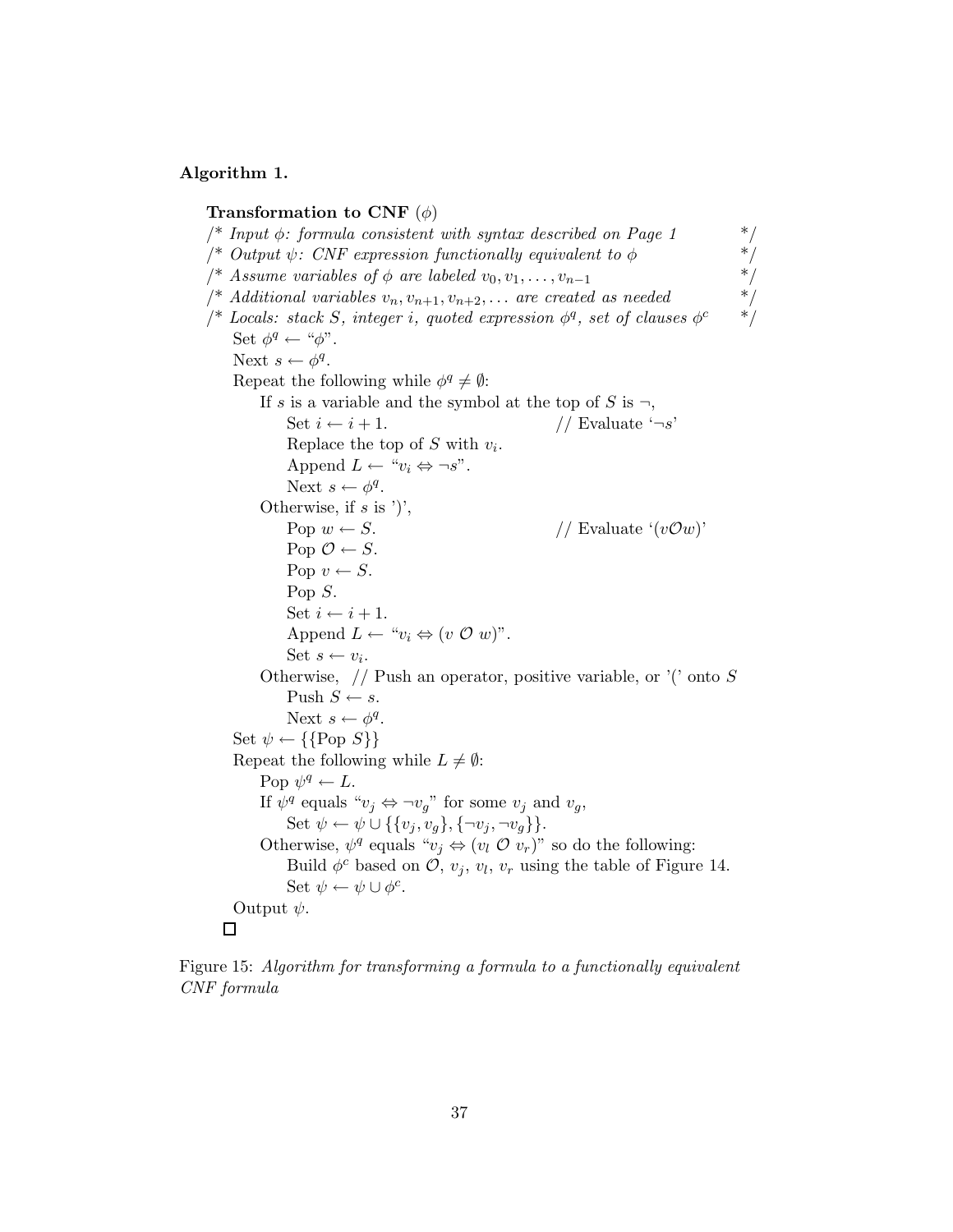**Algorithm 1.**

**Transformation to CNF** ($\phi$)

/\* *Input $\phi$: formula consistent with syntax described on Page 1* \*/
/\* *Output $\psi$: CNF expression functionally equivalent to $\phi$* \*/
/\* *Assume variables of $\phi$ are labeled $v_0, v_1, \ldots, v_{n-1}$* \*/
/\* *Additional variables $v_n, v_{n+1}, v_{n+2}, \ldots$ are created as needed* \*/
/\* *Locals: stack $S$, integer $i$, quoted expression $\phi^q$, set of clauses $\phi^c$* \*/

Set $\phi^q \leftarrow$ "$\phi$".
Next $s \leftarrow \phi^q$.
Repeat the following while $\phi^q \neq \emptyset$:
  If $s$ is a variable and the symbol at the top of $S$ is $\neg$,
    Set $i \leftarrow i + 1$.  // Evaluate '$\neg s$'
    Replace the top of $S$ with $v_i$.
    Append $L \leftarrow$ "$v_i \Leftrightarrow \neg s$".
    Next $s \leftarrow \phi^q$.
  Otherwise, if $s$ is ')',
    Pop $w \leftarrow S$.  // Evaluate '$(v \mathcal{O} w)$'
    Pop $\mathcal{O} \leftarrow S$.
    Pop $v \leftarrow S$.
    Pop $S$.
    Set $i \leftarrow i + 1$.
    Append $L \leftarrow$ "$v_i \Leftrightarrow (v \ \mathcal{O} \ w)$".
    Set $s \leftarrow v_i$.
  Otherwise, // Push an operator, positive variable, or '(' onto $S$
    Push $S \leftarrow s$.
    Next $s \leftarrow \phi^q$.
Set $\psi \leftarrow \{\{\text{Pop } S\}\}$
Repeat the following while $L \neq \emptyset$:
  Pop $\psi^q \leftarrow L$.
  If $\psi^q$ equals "$v_j \Leftrightarrow \neg v_g$" for some $v_j$ and $v_g$,
    Set $\psi \leftarrow \psi \cup \{\{v_j, v_g\}, \{\neg v_j, \neg v_g\}\}$.
  Otherwise, $\psi^q$ equals "$v_j \Leftrightarrow (v_l \ \mathcal{O} \ v_r)$" so do the following:
    Build $\phi^c$ based on $\mathcal{O}$, $v_j$, $v_l$, $v_r$ using the table of Figure 14.
    Set $\psi \leftarrow \psi \cup \phi^c$.
Output $\psi$.

□

Figure 15: *Algorithm for transforming a formula to a functionally equivalent CNF formula*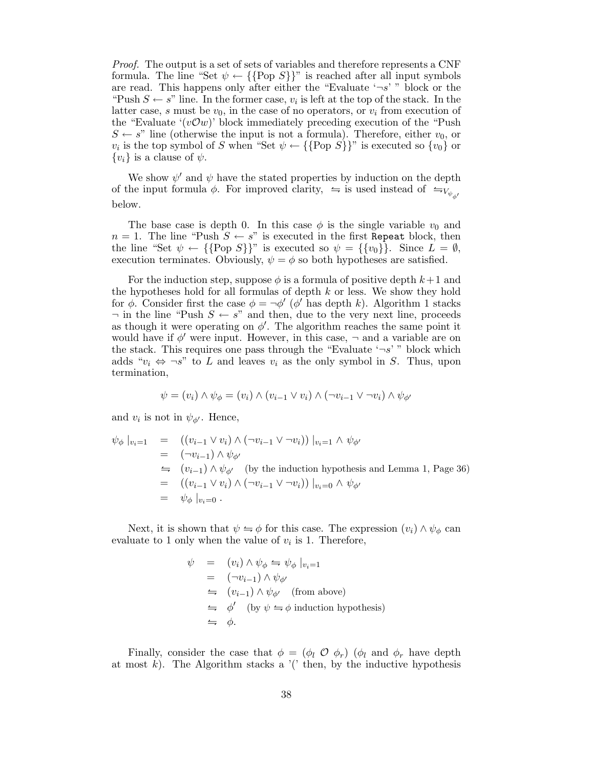*Proof.* The output is a set of sets of variables and therefore represents a CNF formula. The line "Set $\psi \leftarrow \{\{\text{Pop } S\}\}$" is reached after all input symbols are read. This happens only after either the "Evaluate '$\neg s$' " block or the "Push $S \leftarrow s$" line. In the former case, $v_i$ is left at the top of the stack. In the latter case, $s$ must be $v_0$, in the case of no operators, or $v_i$ from execution of the "Evaluate '$(v\mathcal{O}w)$' block immediately preceding execution of the "Push $S \leftarrow s$" line (otherwise the input is not a formula). Therefore, either $v_0$, or $v_i$ is the top symbol of $S$ when "Set $\psi \leftarrow \{\{\text{Pop } S\}\}$" is executed so $\{v_0\}$ or $\{v_i\}$ is a clause of $\psi$.

We show $\psi'$ and $\psi$ have the stated properties by induction on the depth of the input formula $\phi$. For improved clarity, $\leftrightharpoons$ is used instead of $\leftrightharpoons_{V_{\psi_{\phi'}}}$ below.

The base case is depth 0. In this case $\phi$ is the single variable $v_0$ and $n = 1$. The line "Push $S \leftarrow s$" is executed in the first `Repeat` block, then the line "Set $\psi \leftarrow \{\{\text{Pop } S\}\}$" is executed so $\psi = \{\{v_0\}\}$. Since $L = \emptyset$, execution terminates. Obviously, $\psi = \phi$ so both hypotheses are satisfied.

For the induction step, suppose $\phi$ is a formula of positive depth $k+1$ and the hypotheses hold for all formulas of depth $k$ or less. We show they hold for $\phi$. Consider first the case $\phi = \neg\phi'$ ($\phi'$ has depth $k$). Algorithm 1 stacks $\neg$ in the line "Push $S \leftarrow s$" and then, due to the very next line, proceeds as though it were operating on $\phi'$. The algorithm reaches the same point it would have if $\phi'$ were input. However, in this case, $\neg$ and a variable are on the stack. This requires one pass through the "Evaluate '$\neg s$' " block which adds "$v_i \Leftrightarrow \neg s$" to $L$ and leaves $v_i$ as the only symbol in $S$. Thus, upon termination,

$$\psi = (v_i) \wedge \psi_\phi = (v_i) \wedge (v_{i-1} \vee v_i) \wedge (\neg v_{i-1} \vee \neg v_i) \wedge \psi_{\phi'}$$

and $v_i$ is not in $\psi_{\phi'}$. Hence,

$$\begin{aligned}
\psi_\phi\,|_{v_i=1} &= ((v_{i-1} \vee v_i) \wedge (\neg v_{i-1} \vee \neg v_i))\,|_{v_i=1} \wedge \psi_{\phi'} \\
&= (\neg v_{i-1}) \wedge \psi_{\phi'} \\
&\leftrightharpoons (v_{i-1}) \wedge \psi_{\phi'} \quad \text{(by the induction hypothesis and Lemma 1, Page 36)} \\
&= ((v_{i-1} \vee v_i) \wedge (\neg v_{i-1} \vee \neg v_i))\,|_{v_i=0} \wedge \psi_{\phi'} \\
&= \psi_\phi\,|_{v_i=0}\,.
\end{aligned}$$

Next, it is shown that $\psi \leftrightharpoons \phi$ for this case. The expression $(v_i) \wedge \psi_\phi$ can evaluate to 1 only when the value of $v_i$ is 1. Therefore,

$$\begin{aligned}
\psi &= (v_i) \wedge \psi_\phi \leftrightharpoons \psi_\phi\,|_{v_i=1} \\
&= (\neg v_{i-1}) \wedge \psi_{\phi'} \\
&\leftrightharpoons (v_{i-1}) \wedge \psi_{\phi'} \quad \text{(from above)} \\
&\leftrightharpoons \phi' \quad \text{(by } \psi \leftrightharpoons \phi \text{ induction hypothesis)} \\
&\leftrightharpoons \phi.
\end{aligned}$$

Finally, consider the case that $\phi = (\phi_l\ \mathcal{O}\ \phi_r)$ ($\phi_l$ and $\phi_r$ have depth at most $k$). The Algorithm stacks a '(' then, by the inductive hypothesis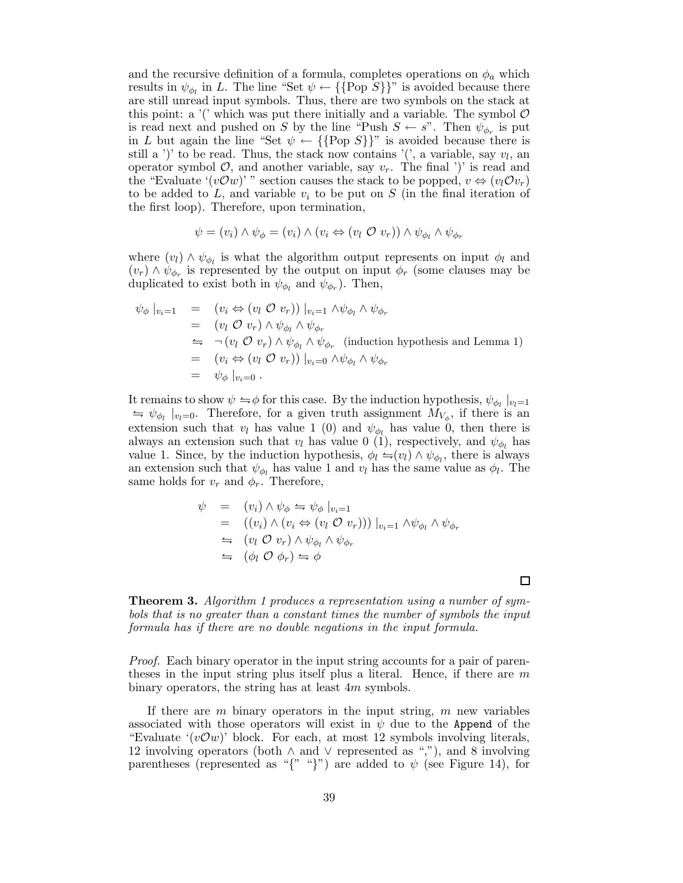and the recursive definition of a formula, completes operations on $\phi_a$ which results in $\psi_{\phi_l}$ in $L$. The line "Set $\psi \leftarrow \{\{\text{Pop } S\}\}$" is avoided because there are still unread input symbols. Thus, there are two symbols on the stack at this point: a '(' which was put there initially and a variable. The symbol $\mathcal{O}$ is read next and pushed on $S$ by the line "Push $S \leftarrow s$". Then $\psi_{\phi_r}$ is put in $L$ but again the line "Set $\psi \leftarrow \{\{\text{Pop } S\}\}$" is avoided because there is still a ')' to be read. Thus, the stack now contains '(', a variable, say $v_l$, an operator symbol $\mathcal{O}$, and another variable, say $v_r$. The final ')' is read and the "Evaluate '$(v\mathcal{O}w)$' " section causes the stack to be popped, $v \Leftrightarrow (v_l \mathcal{O} v_r)$ to be added to $L$, and variable $v_i$ to be put on $S$ (in the final iteration of the first loop). Therefore, upon termination,

$$\psi = (v_i) \wedge \psi_\phi = (v_i) \wedge (v_i \Leftrightarrow (v_l \ \mathcal{O} \ v_r)) \wedge \psi_{\phi_l} \wedge \psi_{\phi_r}$$

where $(v_l) \wedge \psi_{\phi_l}$ is what the algorithm output represents on input $\phi_l$ and $(v_r) \wedge \psi_{\phi_r}$ is represented by the output on input $\phi_r$ (some clauses may be duplicated to exist both in $\psi_{\phi_l}$ and $\psi_{\phi_r}$). Then,

$$\begin{aligned}
\psi_\phi \mid_{v_i=1} &= (v_i \Leftrightarrow (v_l \ \mathcal{O} \ v_r)) \mid_{v_i=1} \wedge \psi_{\phi_l} \wedge \psi_{\phi_r} \\
&= (v_l \ \mathcal{O} \ v_r) \wedge \psi_{\phi_l} \wedge \psi_{\phi_r} \\
&\leftrightharpoons \neg (v_l \ \mathcal{O} \ v_r) \wedge \psi_{\phi_l} \wedge \psi_{\phi_r} \quad \text{(induction hypothesis and Lemma 1)} \\
&= (v_i \Leftrightarrow (v_l \ \mathcal{O} \ v_r)) \mid_{v_i=0} \wedge \psi_{\phi_l} \wedge \psi_{\phi_r} \\
&= \psi_\phi \mid_{v_i=0} .
\end{aligned}$$

It remains to show $\psi \leftrightharpoons \phi$ for this case. By the induction hypothesis, $\psi_{\phi_l} \mid_{v_l=1} \leftrightharpoons \psi_{\phi_l} \mid_{v_l=0}$. Therefore, for a given truth assignment $M_{V_\phi}$, if there is an extension such that $v_l$ has value 1 (0) and $\psi_{\phi_l}$ has value 0, then there is always an extension such that $v_l$ has value 0 (1), respectively, and $\psi_{\phi_l}$ has value 1. Since, by the induction hypothesis, $\phi_l \leftrightharpoons (v_l) \wedge \psi_{\phi_l}$, there is always an extension such that $\psi_{\phi_l}$ has value 1 and $v_l$ has the same value as $\phi_l$. The same holds for $v_r$ and $\phi_r$. Therefore,

$$\begin{aligned}
\psi &= (v_i) \wedge \psi_\phi \leftrightharpoons \psi_\phi \mid_{v_i=1} \\
&= ((v_i) \wedge (v_i \Leftrightarrow (v_l \ \mathcal{O} \ v_r))) \mid_{v_i=1} \wedge \psi_{\phi_l} \wedge \psi_{\phi_r} \\
&\leftrightharpoons (v_l \ \mathcal{O} \ v_r) \wedge \psi_{\phi_l} \wedge \psi_{\phi_r} \\
&\leftrightharpoons (\phi_l \ \mathcal{O} \ \phi_r) \leftrightharpoons \phi
\end{aligned}$$

□

**Theorem 3.** *Algorithm 1 produces a representation using a number of symbols that is no greater than a constant times the number of symbols the input formula has if there are no double negations in the input formula.*

*Proof.* Each binary operator in the input string accounts for a pair of parentheses in the input string plus itself plus a literal. Hence, if there are $m$ binary operators, the string has at least $4m$ symbols.

If there are $m$ binary operators in the input string, $m$ new variables associated with those operators will exist in $\psi$ due to the `Append` of the "Evaluate '$(v\mathcal{O}w)$' block. For each, at most 12 symbols involving literals, 12 involving operators (both $\wedge$ and $\vee$ represented as ","), and 8 involving parentheses (represented as "{" "}") are added to $\psi$ (see Figure 14), for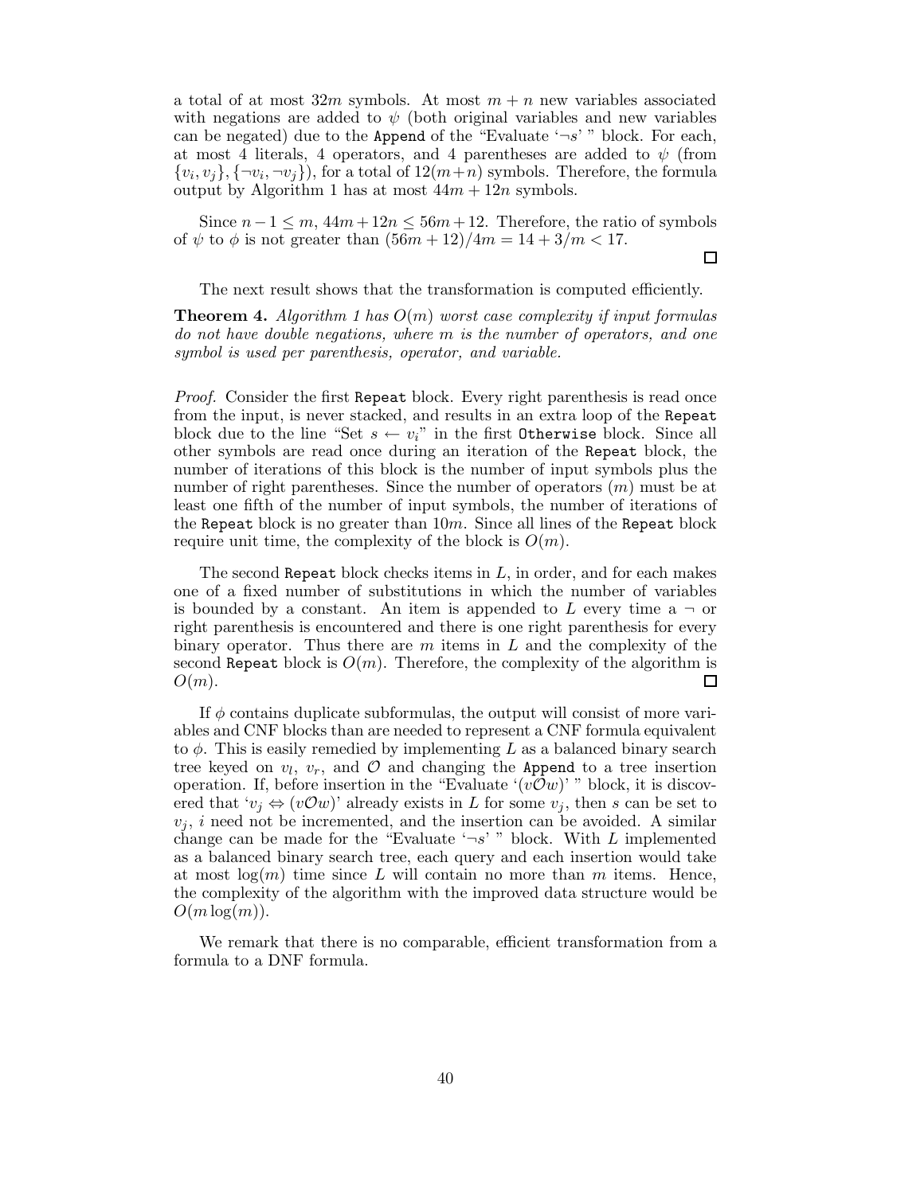a total of at most $32m$ symbols. At most $m + n$ new variables associated with negations are added to $\psi$ (both original variables and new variables can be negated) due to the Append of the "Evaluate '$\neg s$' " block. For each, at most 4 literals, 4 operators, and 4 parentheses are added to $\psi$ (from $\{v_i, v_j\}, \{\neg v_i, \neg v_j\}$), for a total of $12(m+n)$ symbols. Therefore, the formula output by Algorithm 1 has at most $44m + 12n$ symbols.

Since $n - 1 \leq m$, $44m + 12n \leq 56m + 12$. Therefore, the ratio of symbols of $\psi$ to $\phi$ is not greater than $(56m + 12)/4m = 14 + 3/m < 17$. □

The next result shows that the transformation is computed efficiently.

**Theorem 4.** *Algorithm 1 has $O(m)$ worst case complexity if input formulas do not have double negations, where $m$ is the number of operators, and one symbol is used per parenthesis, operator, and variable.*

*Proof.* Consider the first Repeat block. Every right parenthesis is read once from the input, is never stacked, and results in an extra loop of the Repeat block due to the line "Set $s \leftarrow v_i$" in the first Otherwise block. Since all other symbols are read once during an iteration of the Repeat block, the number of iterations of this block is the number of input symbols plus the number of right parentheses. Since the number of operators ($m$) must be at least one fifth of the number of input symbols, the number of iterations of the Repeat block is no greater than $10m$. Since all lines of the Repeat block require unit time, the complexity of the block is $O(m)$.

The second Repeat block checks items in $L$, in order, and for each makes one of a fixed number of substitutions in which the number of variables is bounded by a constant. An item is appended to $L$ every time a $\neg$ or right parenthesis is encountered and there is one right parenthesis for every binary operator. Thus there are $m$ items in $L$ and the complexity of the second Repeat block is $O(m)$. Therefore, the complexity of the algorithm is $O(m)$. □

If $\phi$ contains duplicate subformulas, the output will consist of more variables and CNF blocks than are needed to represent a CNF formula equivalent to $\phi$. This is easily remedied by implementing $L$ as a balanced binary search tree keyed on $v_l$, $v_r$, and $\mathcal{O}$ and changing the Append to a tree insertion operation. If, before insertion in the "Evaluate '$(v\mathcal{O}w)$' " block, it is discovered that '$v_j \Leftrightarrow (v\mathcal{O}w)$' already exists in $L$ for some $v_j$, then $s$ can be set to $v_j$, $i$ need not be incremented, and the insertion can be avoided. A similar change can be made for the "Evaluate '$\neg s$' " block. With $L$ implemented as a balanced binary search tree, each query and each insertion would take at most $\log(m)$ time since $L$ will contain no more than $m$ items. Hence, the complexity of the algorithm with the improved data structure would be $O(m \log(m))$.

We remark that there is no comparable, efficient transformation from a formula to a DNF formula.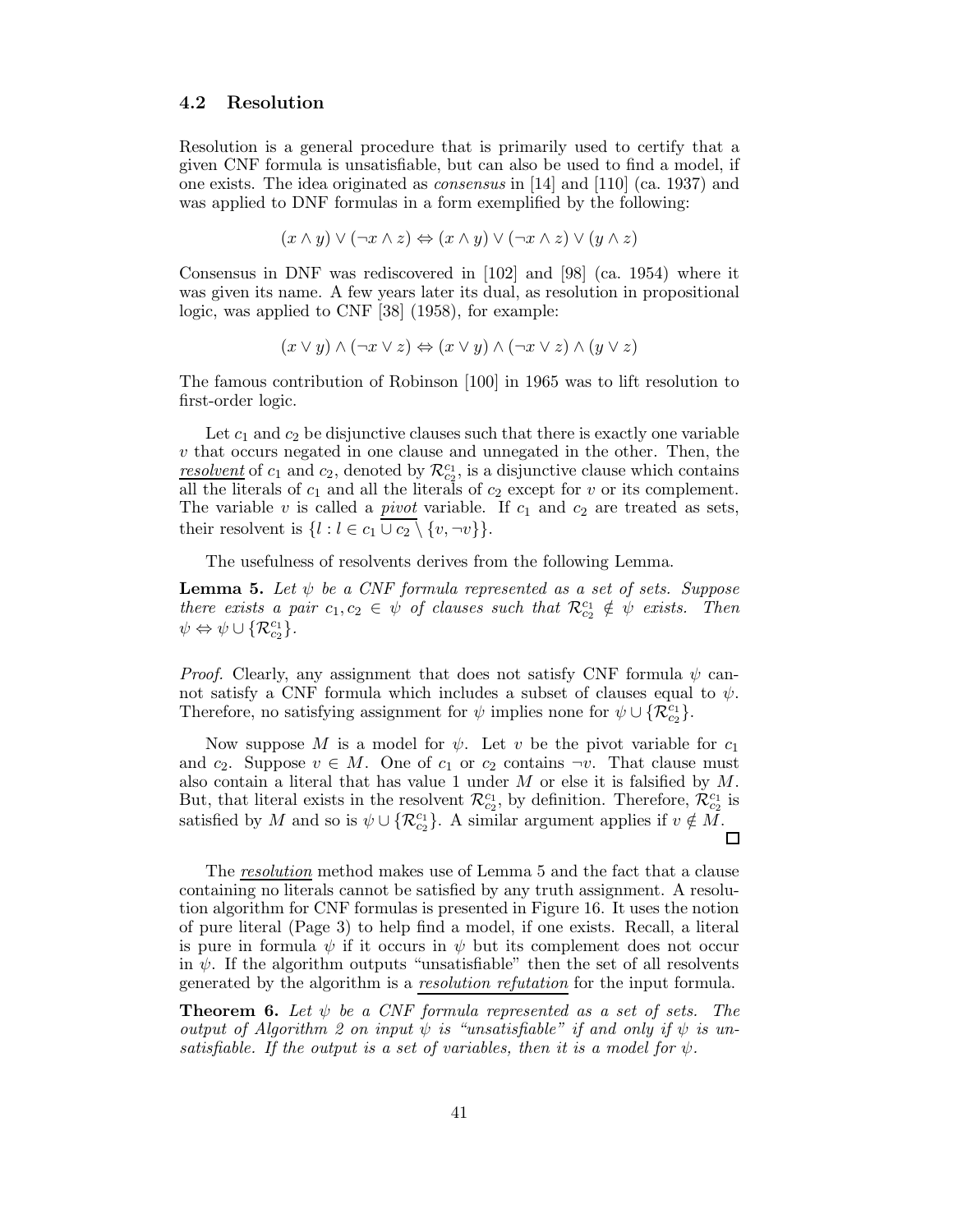### 4.2 Resolution

Resolution is a general procedure that is primarily used to certify that a given CNF formula is unsatisfiable, but can also be used to find a model, if one exists. The idea originated as *consensus* in [14] and [110] (ca. 1937) and was applied to DNF formulas in a form exemplified by the following:

$$(x \wedge y) \vee (\neg x \wedge z) \Leftrightarrow (x \wedge y) \vee (\neg x \wedge z) \vee (y \wedge z)$$

Consensus in DNF was rediscovered in [102] and [98] (ca. 1954) where it was given its name. A few years later its dual, as resolution in propositional logic, was applied to CNF [38] (1958), for example:

$$(x \vee y) \wedge (\neg x \vee z) \Leftrightarrow (x \vee y) \wedge (\neg x \vee z) \wedge (y \vee z)$$

The famous contribution of Robinson [100] in 1965 was to lift resolution to first-order logic.

Let $c_1$ and $c_2$ be disjunctive clauses such that there is exactly one variable $v$ that occurs negated in one clause and unnegated in the other. Then, the *resolvent* of $c_1$ and $c_2$, denoted by $\mathcal{R}^{c_1}_{c_2}$, is a disjunctive clause which contains all the literals of $c_1$ and all the literals of $c_2$ except for $v$ or its complement. The variable $v$ is called a *pivot* variable. If $c_1$ and $c_2$ are treated as sets, their resolvent is $\{l : l \in \overline{c_1 \cup c_2 \setminus \{v, \neg v\}}\}$.

The usefulness of resolvents derives from the following Lemma.

**Lemma 5.** *Let $\psi$ be a CNF formula represented as a set of sets. Suppose there exists a pair $c_1, c_2 \in \psi$ of clauses such that $\mathcal{R}^{c_1}_{c_2} \notin \psi$ exists. Then $\psi \Leftrightarrow \psi \cup \{\mathcal{R}^{c_1}_{c_2}\}$.*

*Proof.* Clearly, any assignment that does not satisfy CNF formula $\psi$ cannot satisfy a CNF formula which includes a subset of clauses equal to $\psi$. Therefore, no satisfying assignment for $\psi$ implies none for $\psi \cup \{\mathcal{R}^{c_1}_{c_2}\}$.

Now suppose $M$ is a model for $\psi$. Let $v$ be the pivot variable for $c_1$ and $c_2$. Suppose $v \in M$. One of $c_1$ or $c_2$ contains $\neg v$. That clause must also contain a literal that has value 1 under $M$ or else it is falsified by $M$. But, that literal exists in the resolvent $\mathcal{R}^{c_1}_{c_2}$, by definition. Therefore, $\mathcal{R}^{c_1}_{c_2}$ is satisfied by $M$ and so is $\psi \cup \{\mathcal{R}^{c_1}_{c_2}\}$. A similar argument applies if $v \notin M$. □

The *resolution* method makes use of Lemma 5 and the fact that a clause containing no literals cannot be satisfied by any truth assignment. A resolution algorithm for CNF formulas is presented in Figure 16. It uses the notion of pure literal (Page 3) to help find a model, if one exists. Recall, a literal is pure in formula $\psi$ if it occurs in $\psi$ but its complement does not occur in $\psi$. If the algorithm outputs "unsatisfiable" then the set of all resolvents generated by the algorithm is a *resolution refutation* for the input formula.

**Theorem 6.** *Let $\psi$ be a CNF formula represented as a set of sets. The output of Algorithm 2 on input $\psi$ is "unsatisfiable" if and only if $\psi$ is unsatisfiable. If the output is a set of variables, then it is a model for $\psi$.*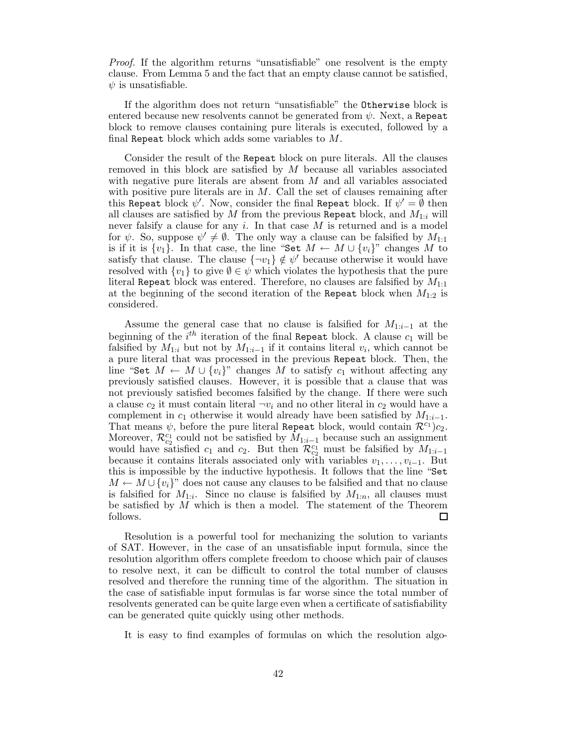*Proof.* If the algorithm returns "unsatisfiable" one resolvent is the empty clause. From Lemma 5 and the fact that an empty clause cannot be satisfied, $\psi$ is unsatisfiable.

If the algorithm does not return "unsatisfiable" the `Otherwise` block is entered because new resolvents cannot be generated from $\psi$. Next, a `Repeat` block to remove clauses containing pure literals is executed, followed by a final `Repeat` block which adds some variables to $M$.

Consider the result of the `Repeat` block on pure literals. All the clauses removed in this block are satisfied by $M$ because all variables associated with negative pure literals are absent from $M$ and all variables associated with positive pure literals are in $M$. Call the set of clauses remaining after this `Repeat` block $\psi'$. Now, consider the final `Repeat` block. If $\psi' = \emptyset$ then all clauses are satisfied by $M$ from the previous `Repeat` block, and $M_{1:i}$ will never falsify a clause for any $i$. In that case $M$ is returned and is a model for $\psi$. So, suppose $\psi' \neq \emptyset$. The only way a clause can be falsified by $M_{1:1}$ is if it is $\{v_1\}$. In that case, the line "`Set` $M \leftarrow M \cup \{v_i\}$" changes $M$ to satisfy that clause. The clause $\{\neg v_1\} \notin \psi'$ because otherwise it would have resolved with $\{v_1\}$ to give $\emptyset \in \psi$ which violates the hypothesis that the pure literal `Repeat` block was entered. Therefore, no clauses are falsified by $M_{1:1}$ at the beginning of the second iteration of the `Repeat` block when $M_{1:2}$ is considered.

Assume the general case that no clause is falsified for $M_{1:i-1}$ at the beginning of the $i^{th}$ iteration of the final `Repeat` block. A clause $c_1$ will be falsified by $M_{1:i}$ but not by $M_{1:i-1}$ if it contains literal $v_i$, which cannot be a pure literal that was processed in the previous `Repeat` block. Then, the line "`Set` $M \leftarrow M \cup \{v_i\}$" changes $M$ to satisfy $c_1$ without affecting any previously satisfied clauses. However, it is possible that a clause that was not previously satisfied becomes falsified by the change. If there were such a clause $c_2$ it must contain literal $\neg v_i$ and no other literal in $c_2$ would have a complement in $c_1$ otherwise it would already have been satisfied by $M_{1:i-1}$. That means $\psi$, before the pure literal `Repeat` block, would contain $\mathcal{R}^{c_1})c_2$. Moreover, $\mathcal{R}^{c_1}_{c_2}$ could not be satisfied by $M_{1:i-1}$ because such an assignment would have satisfied $c_1$ and $c_2$. But then $\mathcal{R}^{c_1}_{c_2}$ must be falsified by $M_{1:i-1}$ because it contains literals associated only with variables $v_1, \ldots, v_{i-1}$. But this is impossible by the inductive hypothesis. It follows that the line "`Set` $M \leftarrow M \cup \{v_i\}$" does not cause any clauses to be falsified and that no clause is falsified for $M_{1:i}$. Since no clause is falsified by $M_{1:n}$, all clauses must be satisfied by $M$ which is then a model. The statement of the Theorem follows. □

Resolution is a powerful tool for mechanizing the solution to variants of SAT. However, in the case of an unsatisfiable input formula, since the resolution algorithm offers complete freedom to choose which pair of clauses to resolve next, it can be difficult to control the total number of clauses resolved and therefore the running time of the algorithm. The situation in the case of satisfiable input formulas is far worse since the total number of resolvents generated can be quite large even when a certificate of satisfiability can be generated quite quickly using other methods.

It is easy to find examples of formulas on which the resolution algo-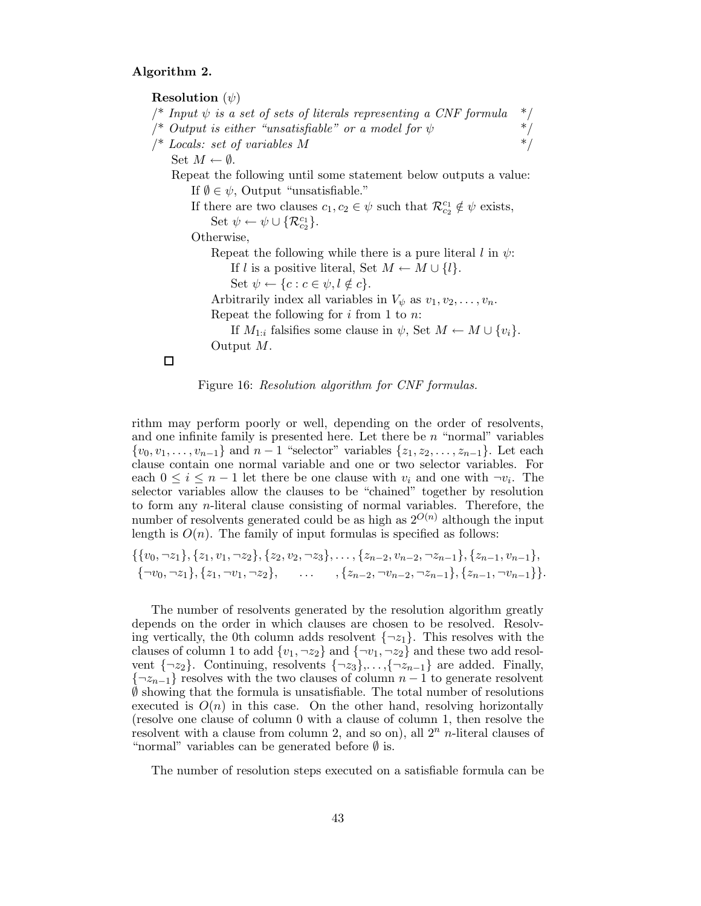**Algorithm 2.**

**Resolution** ($\psi$)
/* *Input $\psi$ is a set of sets of literals representing a CNF formula* */
/* *Output is either "unsatisfiable" or a model for $\psi$* */
/* *Locals: set of variables $M$* */
  Set $M \leftarrow \emptyset$.
  Repeat the following until some statement below outputs a value:
    If $\emptyset \in \psi$, Output "unsatisfiable."
    If there are two clauses $c_1, c_2 \in \psi$ such that $\mathcal{R}_{c_2}^{c_1} \notin \psi$ exists,
      Set $\psi \leftarrow \psi \cup \{\mathcal{R}_{c_2}^{c_1}\}$.
    Otherwise,
      Repeat the following while there is a pure literal $l$ in $\psi$:
        If $l$ is a positive literal, Set $M \leftarrow M \cup \{l\}$.
        Set $\psi \leftarrow \{c : c \in \psi, l \notin c\}$.
      Arbitrarily index all variables in $V_\psi$ as $v_1, v_2, \ldots, v_n$.
      Repeat the following for $i$ from 1 to $n$:
        If $M_{1:i}$ falsifies some clause in $\psi$, Set $M \leftarrow M \cup \{v_i\}$.
      Output $M$.

□

Figure 16: *Resolution algorithm for CNF formulas.*

rithm may perform poorly or well, depending on the order of resolvents, and one infinite family is presented here. Let there be $n$ "normal" variables $\{v_0, v_1, \ldots, v_{n-1}\}$ and $n-1$ "selector" variables $\{z_1, z_2, \ldots, z_{n-1}\}$. Let each clause contain one normal variable and one or two selector variables. For each $0 \le i \le n-1$ let there be one clause with $v_i$ and one with $\neg v_i$. The selector variables allow the clauses to be "chained" together by resolution to form any $n$-literal clause consisting of normal variables. Therefore, the number of resolvents generated could be as high as $2^{O(n)}$ although the input length is $O(n)$. The family of input formulas is specified as follows:

$$\{\{v_0, \neg z_1\}, \{z_1, v_1, \neg z_2\}, \{z_2, v_2, \neg z_3\}, \ldots, \{z_{n-2}, v_{n-2}, \neg z_{n-1}\}, \{z_{n-1}, v_{n-1}\},$$
$$\{\neg v_0, \neg z_1\}, \{z_1, \neg v_1, \neg z_2\}, \quad \ldots \quad, \{z_{n-2}, \neg v_{n-2}, \neg z_{n-1}\}, \{z_{n-1}, \neg v_{n-1}\}\}.$$

The number of resolvents generated by the resolution algorithm greatly depends on the order in which clauses are chosen to be resolved. Resolving vertically, the 0th column adds resolvent $\{\neg z_1\}$. This resolves with the clauses of column 1 to add $\{v_1, \neg z_2\}$ and $\{\neg v_1, \neg z_2\}$ and these two add resolvent $\{\neg z_2\}$. Continuing, resolvents $\{\neg z_3\}, \ldots, \{\neg z_{n-1}\}$ are added. Finally, $\{\neg z_{n-1}\}$ resolves with the two clauses of column $n-1$ to generate resolvent $\emptyset$ showing that the formula is unsatisfiable. The total number of resolutions executed is $O(n)$ in this case. On the other hand, resolving horizontally (resolve one clause of column 0 with a clause of column 1, then resolve the resolvent with a clause from column 2, and so on), all $2^n$ $n$-literal clauses of "normal" variables can be generated before $\emptyset$ is.

The number of resolution steps executed on a satisfiable formula can be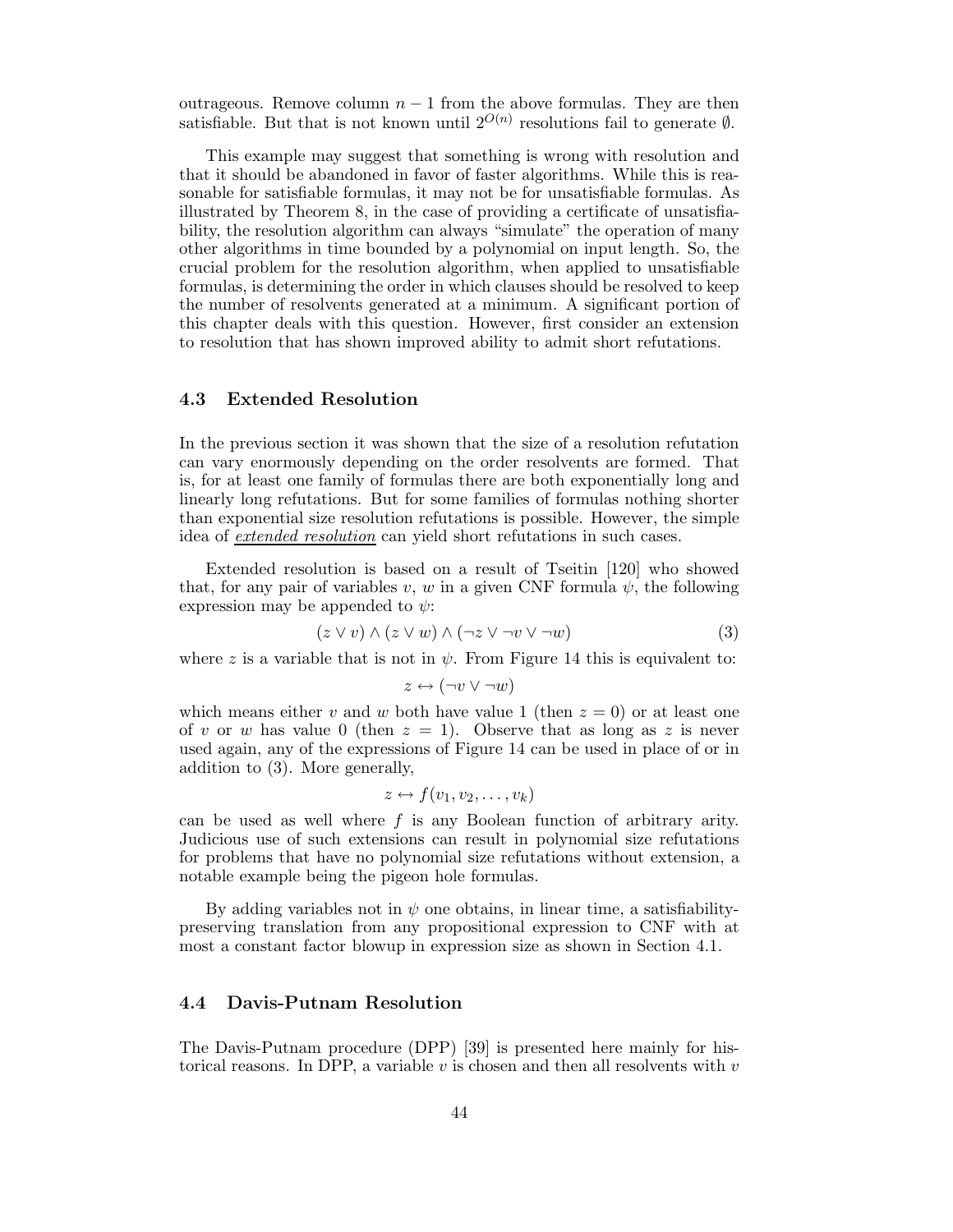outrageous. Remove column $n-1$ from the above formulas. They are then satisfiable. But that is not known until $2^{O(n)}$ resolutions fail to generate $\emptyset$.

This example may suggest that something is wrong with resolution and that it should be abandoned in favor of faster algorithms. While this is reasonable for satisfiable formulas, it may not be for unsatisfiable formulas. As illustrated by Theorem 8, in the case of providing a certificate of unsatisfiability, the resolution algorithm can always "simulate" the operation of many other algorithms in time bounded by a polynomial on input length. So, the crucial problem for the resolution algorithm, when applied to unsatisfiable formulas, is determining the order in which clauses should be resolved to keep the number of resolvents generated at a minimum. A significant portion of this chapter deals with this question. However, first consider an extension to resolution that has shown improved ability to admit short refutations.

### 4.3 Extended Resolution

In the previous section it was shown that the size of a resolution refutation can vary enormously depending on the order resolvents are formed. That is, for at least one family of formulas there are both exponentially long and linearly long refutations. But for some families of formulas nothing shorter than exponential size resolution refutations is possible. However, the simple idea of *extended resolution* can yield short refutations in such cases.

Extended resolution is based on a result of Tseitin [120] who showed that, for any pair of variables $v$, $w$ in a given CNF formula $\psi$, the following expression may be appended to $\psi$:

$$(z \vee v) \wedge (z \vee w) \wedge (\neg z \vee \neg v \vee \neg w) \tag{3}$$

where $z$ is a variable that is not in $\psi$. From Figure 14 this is equivalent to:

$$z \leftrightarrow (\neg v \vee \neg w)$$

which means either $v$ and $w$ both have value 1 (then $z = 0$) or at least one of $v$ or $w$ has value 0 (then $z = 1$). Observe that as long as $z$ is never used again, any of the expressions of Figure 14 can be used in place of or in addition to (3). More generally,

$$z \leftrightarrow f(v_1, v_2, \ldots, v_k)$$

can be used as well where $f$ is any Boolean function of arbitrary arity. Judicious use of such extensions can result in polynomial size refutations for problems that have no polynomial size refutations without extension, a notable example being the pigeon hole formulas.

By adding variables not in $\psi$ one obtains, in linear time, a satisfiability-preserving translation from any propositional expression to CNF with at most a constant factor blowup in expression size as shown in Section 4.1.

### 4.4 Davis-Putnam Resolution

The Davis-Putnam procedure (DPP) [39] is presented here mainly for historical reasons. In DPP, a variable $v$ is chosen and then all resolvents with $v$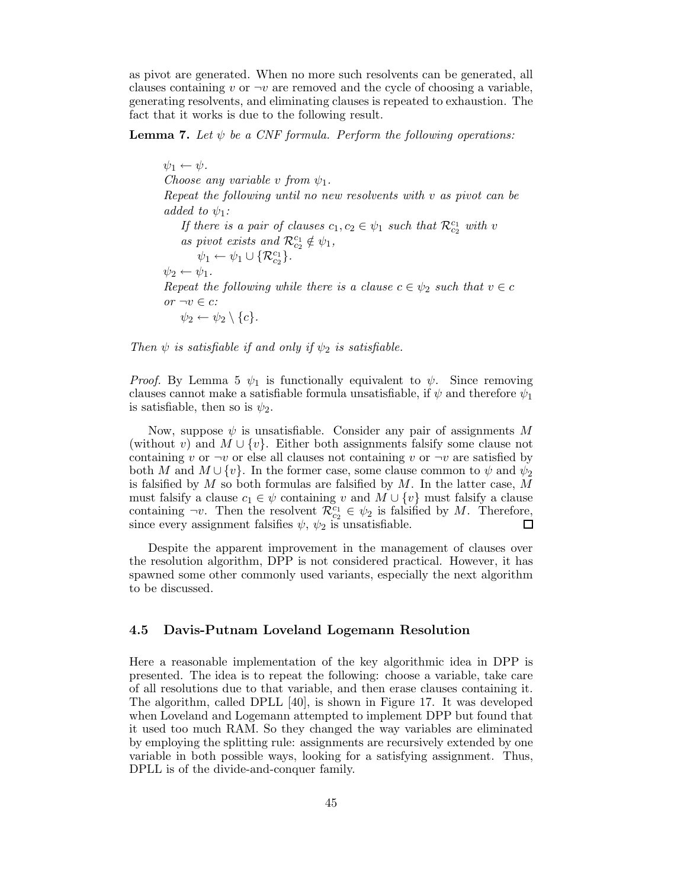as pivot are generated. When no more such resolvents can be generated, all clauses containing $v$ or $\neg v$ are removed and the cycle of choosing a variable, generating resolvents, and eliminating clauses is repeated to exhaustion. The fact that it works is due to the following result.

**Lemma 7.** *Let $\psi$ be a CNF formula. Perform the following operations:*

> $\psi_1 \leftarrow \psi$.
> *Choose any variable $v$ from $\psi_1$.*
> *Repeat the following until no new resolvents with $v$ as pivot can be added to $\psi_1$:*
> &nbsp;&nbsp;&nbsp;&nbsp;*If there is a pair of clauses $c_1, c_2 \in \psi_1$ such that $\mathcal{R}^{c_1}_{c_2}$ with $v$ as pivot exists and $\mathcal{R}^{c_1}_{c_2} \notin \psi_1$,*
> &nbsp;&nbsp;&nbsp;&nbsp;&nbsp;&nbsp;&nbsp;&nbsp;$\psi_1 \leftarrow \psi_1 \cup \{\mathcal{R}^{c_1}_{c_2}\}$.
> $\psi_2 \leftarrow \psi_1$.
> *Repeat the following while there is a clause $c \in \psi_2$ such that $v \in c$ or $\neg v \in c$:*
> &nbsp;&nbsp;&nbsp;&nbsp;$\psi_2 \leftarrow \psi_2 \setminus \{c\}$.

*Then $\psi$ is satisfiable if and only if $\psi_2$ is satisfiable.*

*Proof.* By Lemma 5 $\psi_1$ is functionally equivalent to $\psi$. Since removing clauses cannot make a satisfiable formula unsatisfiable, if $\psi$ and therefore $\psi_1$ is satisfiable, then so is $\psi_2$.

Now, suppose $\psi$ is unsatisfiable. Consider any pair of assignments $M$ (without $v$) and $M \cup \{v\}$. Either both assignments falsify some clause not containing $v$ or $\neg v$ or else all clauses not containing $v$ or $\neg v$ are satisfied by both $M$ and $M \cup \{v\}$. In the former case, some clause common to $\psi$ and $\psi_2$ is falsified by $M$ so both formulas are falsified by $M$. In the latter case, $M$ must falsify a clause $c_1 \in \psi$ containing $v$ and $M \cup \{v\}$ must falsify a clause containing $\neg v$. Then the resolvent $\mathcal{R}^{c_1}_{c_2} \in \psi_2$ is falsified by $M$. Therefore, since every assignment falsifies $\psi$, $\psi_2$ is unsatisfiable. □

Despite the apparent improvement in the management of clauses over the resolution algorithm, DPP is not considered practical. However, it has spawned some other commonly used variants, especially the next algorithm to be discussed.

## 4.5 Davis-Putnam Loveland Logemann Resolution

Here a reasonable implementation of the key algorithmic idea in DPP is presented. The idea is to repeat the following: choose a variable, take care of all resolutions due to that variable, and then erase clauses containing it. The algorithm, called DPLL [40], is shown in Figure 17. It was developed when Loveland and Logemann attempted to implement DPP but found that it used too much RAM. So they changed the way variables are eliminated by employing the splitting rule: assignments are recursively extended by one variable in both possible ways, looking for a satisfying assignment. Thus, DPLL is of the divide-and-conquer family.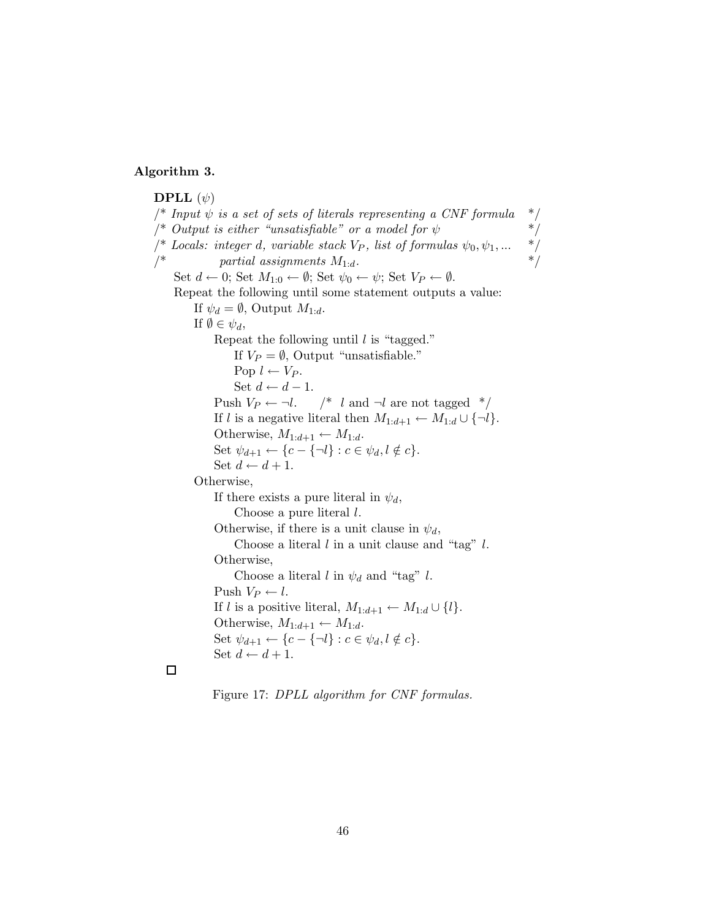**Algorithm 3.**

**DPLL** ($\psi$)
/* *Input $\psi$ is a set of sets of literals representing a CNF formula* */
/* *Output is either "unsatisfiable" or a model for $\psi$* */
/* *Locals: integer d, variable stack $V_P$, list of formulas $\psi_0, \psi_1, ...$* */
/* *partial assignments $M_{1:d}$.* */

Set $d \leftarrow 0$; Set $M_{1:0} \leftarrow \emptyset$; Set $\psi_0 \leftarrow \psi$; Set $V_P \leftarrow \emptyset$.
Repeat the following until some statement outputs a value:
- If $\psi_d = \emptyset$, Output $M_{1:d}$.
- If $\emptyset \in \psi_d$,
  - Repeat the following until $l$ is "tagged."
    - If $V_P = \emptyset$, Output "unsatisfiable."
    - Pop $l \leftarrow V_P$.
    - Set $d \leftarrow d - 1$.
  - Push $V_P \leftarrow \neg l$. /* $l$ and $\neg l$ are not tagged */
  - If $l$ is a negative literal then $M_{1:d+1} \leftarrow M_{1:d} \cup \{\neg l\}$.
  - Otherwise, $M_{1:d+1} \leftarrow M_{1:d}$.
  - Set $\psi_{d+1} \leftarrow \{c - \{\neg l\} : c \in \psi_d, l \notin c\}$.
  - Set $d \leftarrow d + 1$.
- Otherwise,
  - If there exists a pure literal in $\psi_d$,
    - Choose a pure literal $l$.
  - Otherwise, if there is a unit clause in $\psi_d$,
    - Choose a literal $l$ in a unit clause and "tag" $l$.
  - Otherwise,
    - Choose a literal $l$ in $\psi_d$ and "tag" $l$.
  - Push $V_P \leftarrow l$.
  - If $l$ is a positive literal, $M_{1:d+1} \leftarrow M_{1:d} \cup \{l\}$.
  - Otherwise, $M_{1:d+1} \leftarrow M_{1:d}$.
  - Set $\psi_{d+1} \leftarrow \{c - \{\neg l\} : c \in \psi_d, l \notin c\}$.
  - Set $d \leftarrow d + 1$.

□

Figure 17: *DPLL algorithm for CNF formulas.*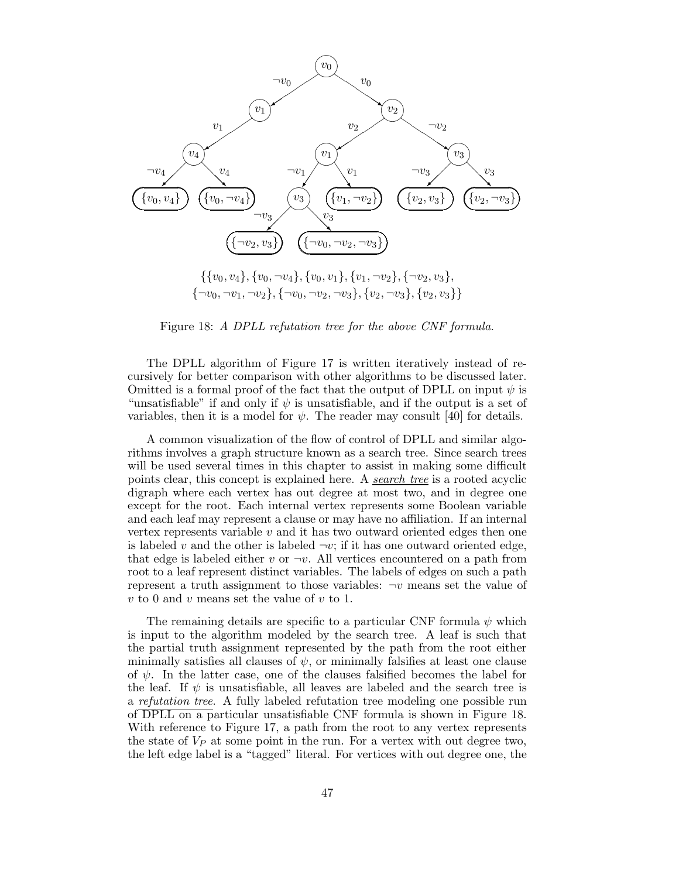$$\{\{v_0, v_4\}, \{v_0, \neg v_4\}, \{v_0, v_1\}, \{v_1, \neg v_2\}, \{\neg v_2, v_3\},$$
$$\{\neg v_0, \neg v_1, \neg v_2\}, \{\neg v_0, \neg v_2, \neg v_3\}, \{v_2, \neg v_3\}, \{v_2, v_3\}\}$$

Figure 18: *A DPLL refutation tree for the above CNF formula.*

The DPLL algorithm of Figure 17 is written iteratively instead of recursively for better comparison with other algorithms to be discussed later. Omitted is a formal proof of the fact that the output of DPLL on input $\psi$ is "unsatisfiable" if and only if $\psi$ is unsatisfiable, and if the output is a set of variables, then it is a model for $\psi$. The reader may consult [40] for details.

A common visualization of the flow of control of DPLL and similar algorithms involves a graph structure known as a search tree. Since search trees will be used several times in this chapter to assist in making some difficult points clear, this concept is explained here. A *search tree* is a rooted acyclic digraph where each vertex has out degree at most two, and in degree one except for the root. Each internal vertex represents some Boolean variable and each leaf may represent a clause or may have no affiliation. If an internal vertex represents variable $v$ and it has two outward oriented edges then one is labeled $v$ and the other is labeled $\neg v$; if it has one outward oriented edge, that edge is labeled either $v$ or $\neg v$. All vertices encountered on a path from root to a leaf represent distinct variables. The labels of edges on such a path represent a truth assignment to those variables: $\neg v$ means set the value of $v$ to 0 and $v$ means set the value of $v$ to 1.

The remaining details are specific to a particular CNF formula $\psi$ which is input to the algorithm modeled by the search tree. A leaf is such that the partial truth assignment represented by the path from the root either minimally satisfies all clauses of $\psi$, or minimally falsifies at least one clause of $\psi$. In the latter case, one of the clauses falsified becomes the label for the leaf. If $\psi$ is unsatisfiable, all leaves are labeled and the search tree is a *refutation tree*. A fully labeled refutation tree modeling one possible run of DPLL on a particular unsatisfiable CNF formula is shown in Figure 18. With reference to Figure 17, a path from the root to any vertex represents the state of $V_P$ at some point in the run. For a vertex with out degree two, the left edge label is a "tagged" literal. For vertices with out degree one, the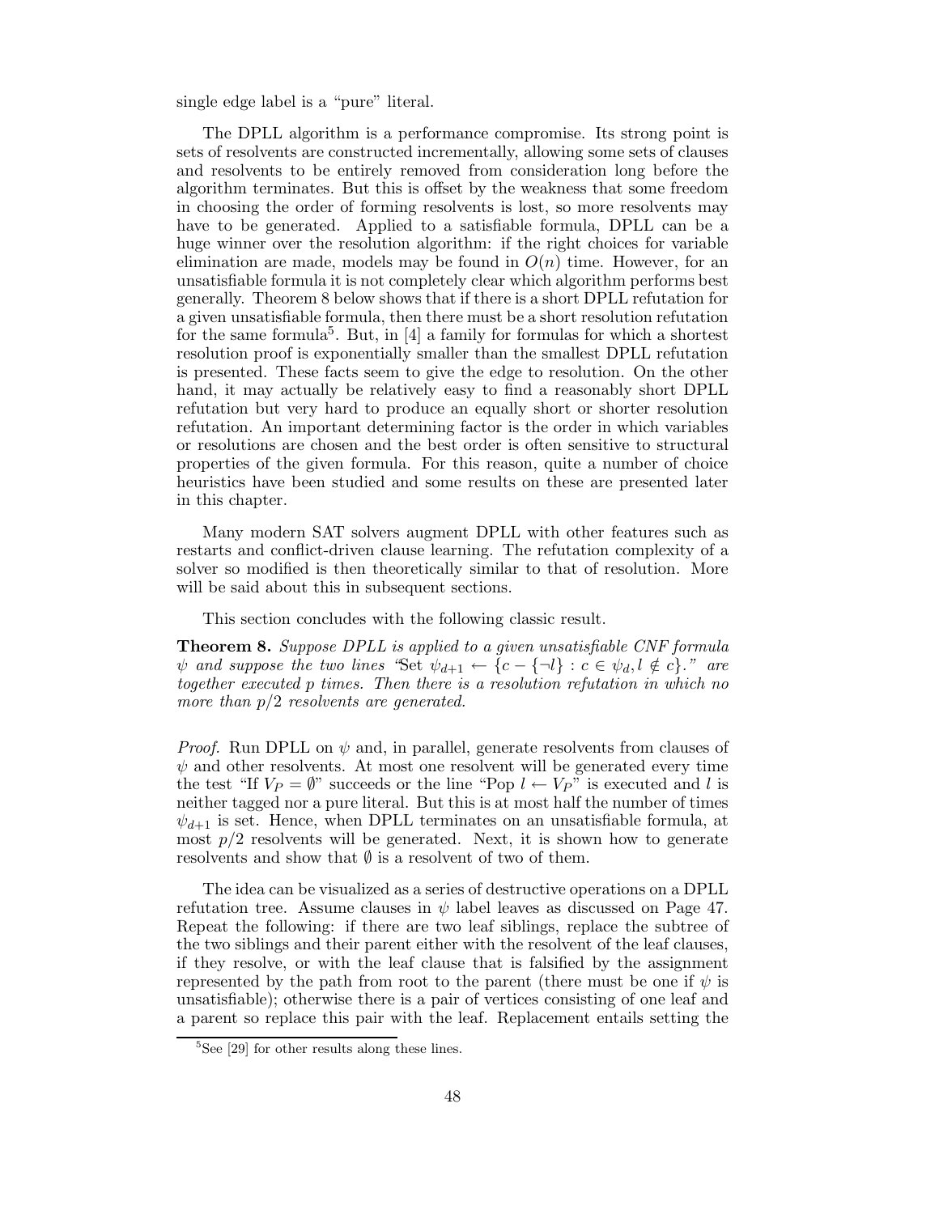single edge label is a "pure" literal.

The DPLL algorithm is a performance compromise. Its strong point is sets of resolvents are constructed incrementally, allowing some sets of clauses and resolvents to be entirely removed from consideration long before the algorithm terminates. But this is offset by the weakness that some freedom in choosing the order of forming resolvents is lost, so more resolvents may have to be generated. Applied to a satisfiable formula, DPLL can be a huge winner over the resolution algorithm: if the right choices for variable elimination are made, models may be found in $O(n)$ time. However, for an unsatisfiable formula it is not completely clear which algorithm performs best generally. Theorem 8 below shows that if there is a short DPLL refutation for a given unsatisfiable formula, then there must be a short resolution refutation for the same formula[5]. But, in [4] a family for formulas for which a shortest resolution proof is exponentially smaller than the smallest DPLL refutation is presented. These facts seem to give the edge to resolution. On the other hand, it may actually be relatively easy to find a reasonably short DPLL refutation but very hard to produce an equally short or shorter resolution refutation. An important determining factor is the order in which variables or resolutions are chosen and the best order is often sensitive to structural properties of the given formula. For this reason, quite a number of choice heuristics have been studied and some results on these are presented later in this chapter.

Many modern SAT solvers augment DPLL with other features such as restarts and conflict-driven clause learning. The refutation complexity of a solver so modified is then theoretically similar to that of resolution. More will be said about this in subsequent sections.

This section concludes with the following classic result.

**Theorem 8.** *Suppose DPLL is applied to a given unsatisfiable CNF formula $\psi$ and suppose the two lines "Set $\psi_{d+1} \leftarrow \{c - \{\neg l\} : c \in \psi_d, l \notin c\}$." are together executed $p$ times. Then there is a resolution refutation in which no more than $p/2$ resolvents are generated.*

*Proof.* Run DPLL on $\psi$ and, in parallel, generate resolvents from clauses of $\psi$ and other resolvents. At most one resolvent will be generated every time the test "If $V_P = \emptyset$" succeeds or the line "Pop $l \leftarrow V_P$" is executed and $l$ is neither tagged nor a pure literal. But this is at most half the number of times $\psi_{d+1}$ is set. Hence, when DPLL terminates on an unsatisfiable formula, at most $p/2$ resolvents will be generated. Next, it is shown how to generate resolvents and show that $\emptyset$ is a resolvent of two of them.

The idea can be visualized as a series of destructive operations on a DPLL refutation tree. Assume clauses in $\psi$ label leaves as discussed on Page 47. Repeat the following: if there are two leaf siblings, replace the subtree of the two siblings and their parent either with the resolvent of the leaf clauses, if they resolve, or with the leaf clause that is falsified by the assignment represented by the path from root to the parent (there must be one if $\psi$ is unsatisfiable); otherwise there is a pair of vertices consisting of one leaf and a parent so replace this pair with the leaf. Replacement entails setting the

[5] See [29] for other results along these lines.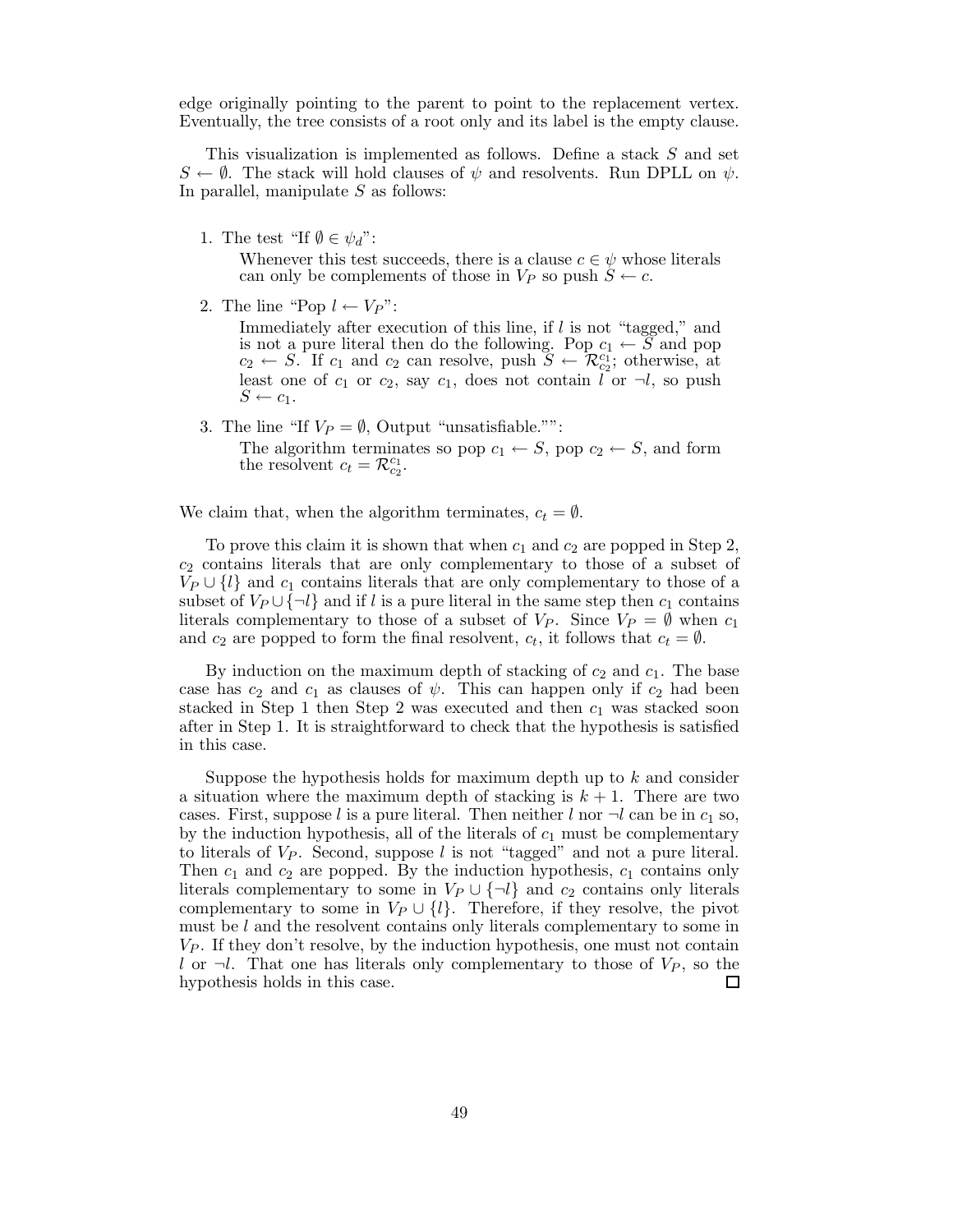edge originally pointing to the parent to point to the replacement vertex. Eventually, the tree consists of a root only and its label is the empty clause.

This visualization is implemented as follows. Define a stack $S$ and set $S \leftarrow \emptyset$. The stack will hold clauses of $\psi$ and resolvents. Run DPLL on $\psi$. In parallel, manipulate $S$ as follows:

1. The test "If $\emptyset \in \psi_d$":

   Whenever this test succeeds, there is a clause $c \in \psi$ whose literals can only be complements of those in $V_P$ so push $S \leftarrow c$.

2. The line "Pop $l \leftarrow V_P$":

   Immediately after execution of this line, if $l$ is not "tagged," and is not a pure literal then do the following. Pop $c_1 \leftarrow S$ and pop $c_2 \leftarrow S$. If $c_1$ and $c_2$ can resolve, push $S \leftarrow \mathcal{R}^{c_1}_{c_2}$; otherwise, at least one of $c_1$ or $c_2$, say $c_1$, does not contain $l$ or $\neg l$, so push $S \leftarrow c_1$.

3. The line "If $V_P = \emptyset$, Output "unsatisfiable."":

   The algorithm terminates so pop $c_1 \leftarrow S$, pop $c_2 \leftarrow S$, and form the resolvent $c_t = \mathcal{R}^{c_1}_{c_2}$.

We claim that, when the algorithm terminates, $c_t = \emptyset$.

To prove this claim it is shown that when $c_1$ and $c_2$ are popped in Step 2, $c_2$ contains literals that are only complementary to those of a subset of $V_P \cup \{l\}$ and $c_1$ contains literals that are only complementary to those of a subset of $V_P \cup \{\neg l\}$ and if $l$ is a pure literal in the same step then $c_1$ contains literals complementary to those of a subset of $V_P$. Since $V_P = \emptyset$ when $c_1$ and $c_2$ are popped to form the final resolvent, $c_t$, it follows that $c_t = \emptyset$.

By induction on the maximum depth of stacking of $c_2$ and $c_1$. The base case has $c_2$ and $c_1$ as clauses of $\psi$. This can happen only if $c_2$ had been stacked in Step 1 then Step 2 was executed and then $c_1$ was stacked soon after in Step 1. It is straightforward to check that the hypothesis is satisfied in this case.

Suppose the hypothesis holds for maximum depth up to $k$ and consider a situation where the maximum depth of stacking is $k + 1$. There are two cases. First, suppose $l$ is a pure literal. Then neither $l$ nor $\neg l$ can be in $c_1$ so, by the induction hypothesis, all of the literals of $c_1$ must be complementary to literals of $V_P$. Second, suppose $l$ is not "tagged" and not a pure literal. Then $c_1$ and $c_2$ are popped. By the induction hypothesis, $c_1$ contains only literals complementary to some in $V_P \cup \{\neg l\}$ and $c_2$ contains only literals complementary to some in $V_P \cup \{l\}$. Therefore, if they resolve, the pivot must be $l$ and the resolvent contains only literals complementary to some in $V_P$. If they don't resolve, by the induction hypothesis, one must not contain $l$ or $\neg l$. That one has literals only complementary to those of $V_P$, so the hypothesis holds in this case. $\square$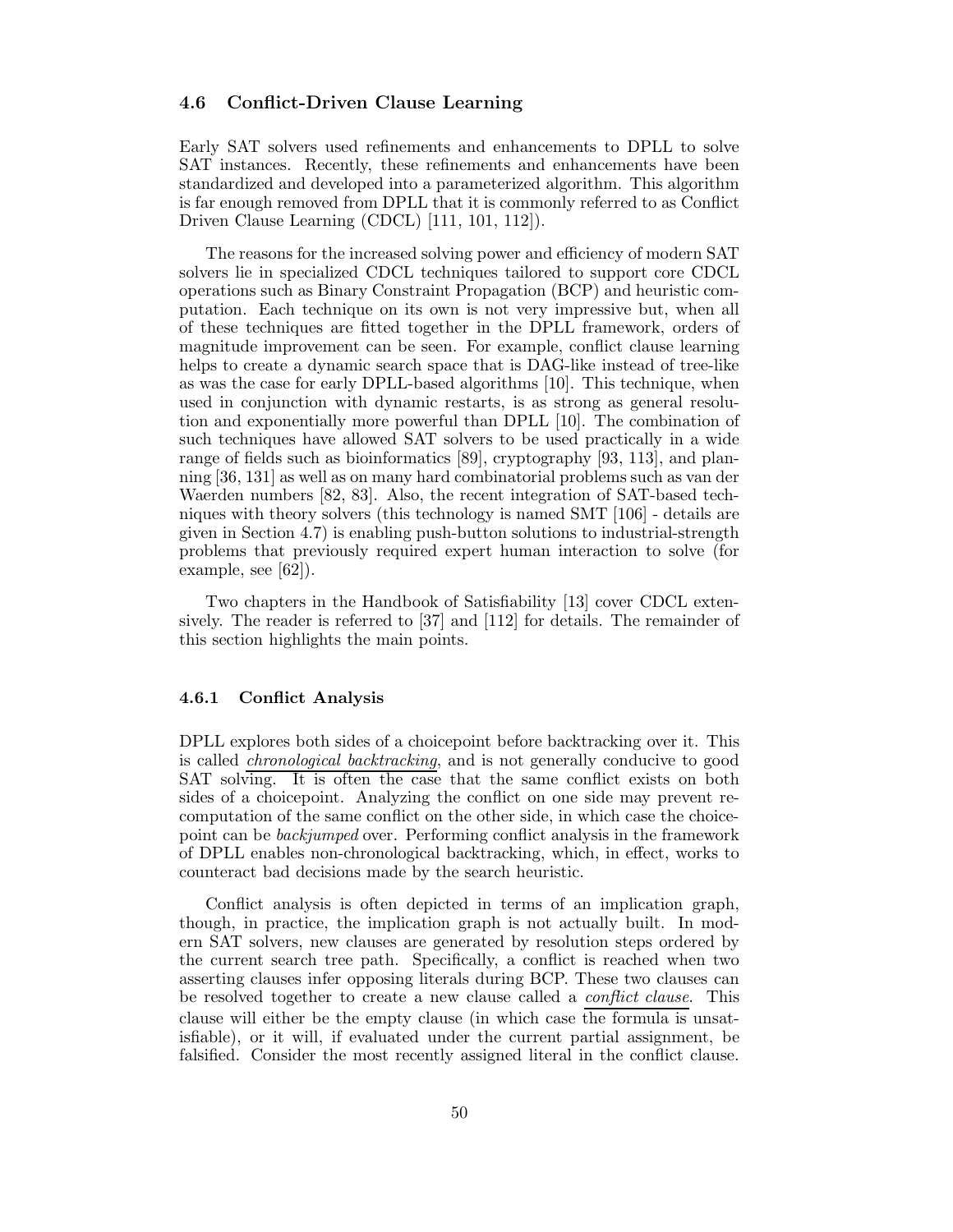### 4.6 Conflict-Driven Clause Learning

Early SAT solvers used refinements and enhancements to DPLL to solve SAT instances. Recently, these refinements and enhancements have been standardized and developed into a parameterized algorithm. This algorithm is far enough removed from DPLL that it is commonly referred to as Conflict Driven Clause Learning (CDCL) [111, 101, 112]).

The reasons for the increased solving power and efficiency of modern SAT solvers lie in specialized CDCL techniques tailored to support core CDCL operations such as Binary Constraint Propagation (BCP) and heuristic computation. Each technique on its own is not very impressive but, when all of these techniques are fitted together in the DPLL framework, orders of magnitude improvement can be seen. For example, conflict clause learning helps to create a dynamic search space that is DAG-like instead of tree-like as was the case for early DPLL-based algorithms [10]. This technique, when used in conjunction with dynamic restarts, is as strong as general resolution and exponentially more powerful than DPLL [10]. The combination of such techniques have allowed SAT solvers to be used practically in a wide range of fields such as bioinformatics [89], cryptography [93, 113], and planning [36, 131] as well as on many hard combinatorial problems such as van der Waerden numbers [82, 83]. Also, the recent integration of SAT-based techniques with theory solvers (this technology is named SMT [106] - details are given in Section 4.7) is enabling push-button solutions to industrial-strength problems that previously required expert human interaction to solve (for example, see [62]).

Two chapters in the Handbook of Satisfiability [13] cover CDCL extensively. The reader is referred to [37] and [112] for details. The remainder of this section highlights the main points.

#### 4.6.1 Conflict Analysis

DPLL explores both sides of a choicepoint before backtracking over it. This is called *chronological backtracking*, and is not generally conducive to good SAT solving. It is often the case that the same conflict exists on both sides of a choicepoint. Analyzing the conflict on one side may prevent recomputation of the same conflict on the other side, in which case the choicepoint can be *backjumped* over. Performing conflict analysis in the framework of DPLL enables non-chronological backtracking, which, in effect, works to counteract bad decisions made by the search heuristic.

Conflict analysis is often depicted in terms of an implication graph, though, in practice, the implication graph is not actually built. In modern SAT solvers, new clauses are generated by resolution steps ordered by the current search tree path. Specifically, a conflict is reached when two asserting clauses infer opposing literals during BCP. These two clauses can be resolved together to create a new clause called a *conflict clause*. This clause will either be the empty clause (in which case the formula is unsatisfiable), or it will, if evaluated under the current partial assignment, be falsified. Consider the most recently assigned literal in the conflict clause.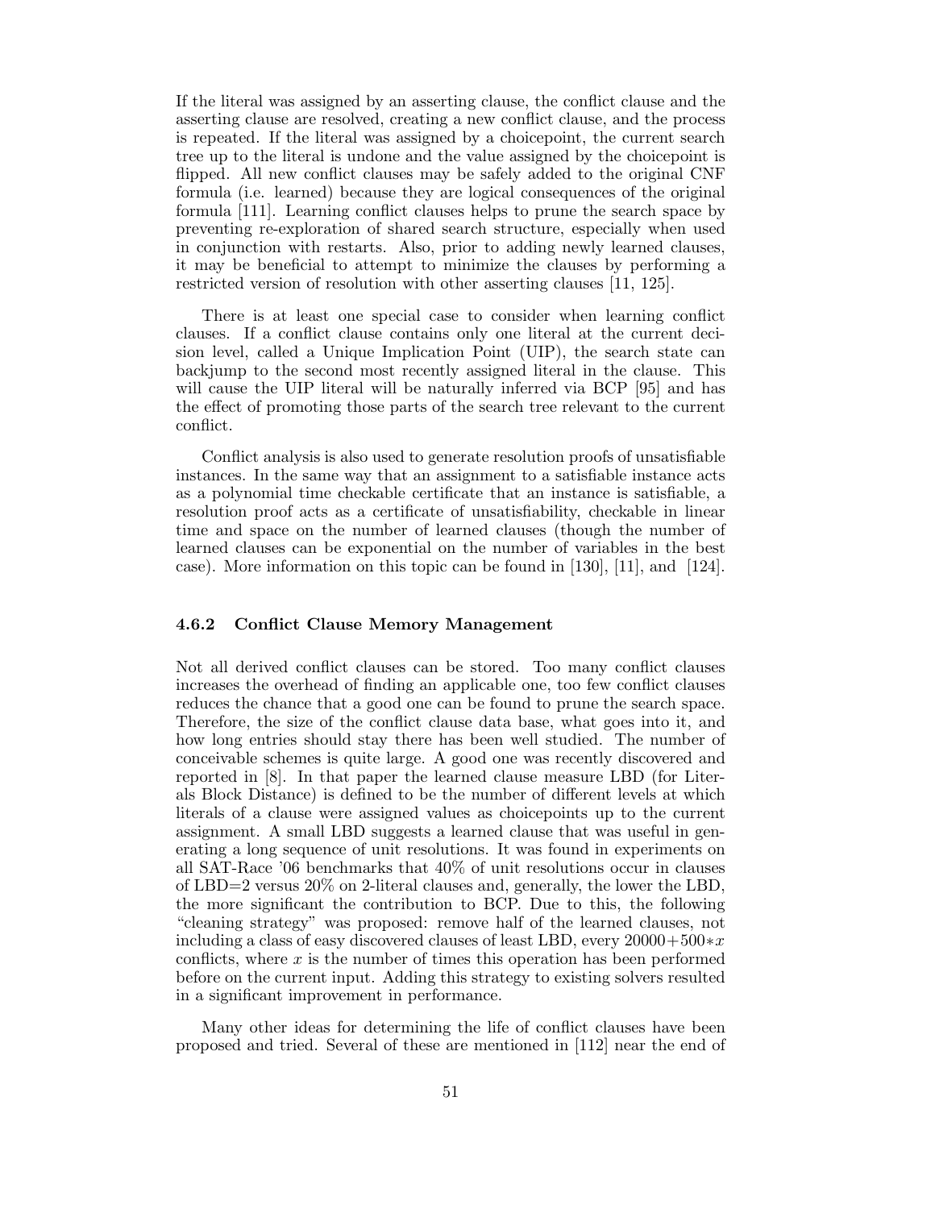If the literal was assigned by an asserting clause, the conflict clause and the asserting clause are resolved, creating a new conflict clause, and the process is repeated. If the literal was assigned by a choicepoint, the current search tree up to the literal is undone and the value assigned by the choicepoint is flipped. All new conflict clauses may be safely added to the original CNF formula (i.e. learned) because they are logical consequences of the original formula [111]. Learning conflict clauses helps to prune the search space by preventing re-exploration of shared search structure, especially when used in conjunction with restarts. Also, prior to adding newly learned clauses, it may be beneficial to attempt to minimize the clauses by performing a restricted version of resolution with other asserting clauses [11, 125].

There is at least one special case to consider when learning conflict clauses. If a conflict clause contains only one literal at the current decision level, called a Unique Implication Point (UIP), the search state can backjump to the second most recently assigned literal in the clause. This will cause the UIP literal will be naturally inferred via BCP [95] and has the effect of promoting those parts of the search tree relevant to the current conflict.

Conflict analysis is also used to generate resolution proofs of unsatisfiable instances. In the same way that an assignment to a satisfiable instance acts as a polynomial time checkable certificate that an instance is satisfiable, a resolution proof acts as a certificate of unsatisfiability, checkable in linear time and space on the number of learned clauses (though the number of learned clauses can be exponential on the number of variables in the best case). More information on this topic can be found in [130], [11], and [124].

### 4.6.2 Conflict Clause Memory Management

Not all derived conflict clauses can be stored. Too many conflict clauses increases the overhead of finding an applicable one, too few conflict clauses reduces the chance that a good one can be found to prune the search space. Therefore, the size of the conflict clause data base, what goes into it, and how long entries should stay there has been well studied. The number of conceivable schemes is quite large. A good one was recently discovered and reported in [8]. In that paper the learned clause measure LBD (for Literals Block Distance) is defined to be the number of different levels at which literals of a clause were assigned values as choicepoints up to the current assignment. A small LBD suggests a learned clause that was useful in generating a long sequence of unit resolutions. It was found in experiments on all SAT-Race '06 benchmarks that 40% of unit resolutions occur in clauses of LBD=2 versus 20% on 2-literal clauses and, generally, the lower the LBD, the more significant the contribution to BCP. Due to this, the following "cleaning strategy" was proposed: remove half of the learned clauses, not including a class of easy discovered clauses of least LBD, every $20000+500*x$ conflicts, where $x$ is the number of times this operation has been performed before on the current input. Adding this strategy to existing solvers resulted in a significant improvement in performance.

Many other ideas for determining the life of conflict clauses have been proposed and tried. Several of these are mentioned in [112] near the end of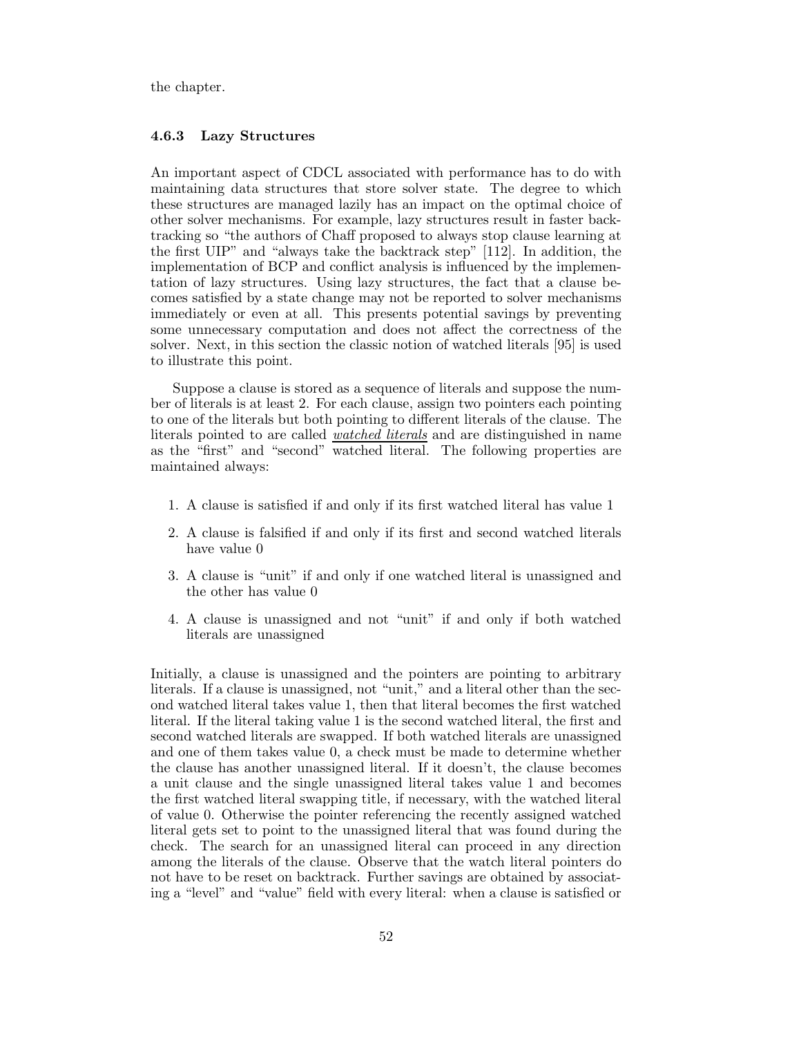the chapter.

### 4.6.3 Lazy Structures

An important aspect of CDCL associated with performance has to do with maintaining data structures that store solver state. The degree to which these structures are managed lazily has an impact on the optimal choice of other solver mechanisms. For example, lazy structures result in faster backtracking so "the authors of Chaff proposed to always stop clause learning at the first UIP" and "always take the backtrack step" [112]. In addition, the implementation of BCP and conflict analysis is influenced by the implementation of lazy structures. Using lazy structures, the fact that a clause becomes satisfied by a state change may not be reported to solver mechanisms immediately or even at all. This presents potential savings by preventing some unnecessary computation and does not affect the correctness of the solver. Next, in this section the classic notion of watched literals [95] is used to illustrate this point.

Suppose a clause is stored as a sequence of literals and suppose the number of literals is at least 2. For each clause, assign two pointers each pointing to one of the literals but both pointing to different literals of the clause. The literals pointed to are called ***watched literals*** and are distinguished in name as the "first" and "second" watched literal. The following properties are maintained always:

1. A clause is satisfied if and only if its first watched literal has value 1
2. A clause is falsified if and only if its first and second watched literals have value 0
3. A clause is "unit" if and only if one watched literal is unassigned and the other has value 0
4. A clause is unassigned and not "unit" if and only if both watched literals are unassigned

Initially, a clause is unassigned and the pointers are pointing to arbitrary literals. If a clause is unassigned, not "unit," and a literal other than the second watched literal takes value 1, then that literal becomes the first watched literal. If the literal taking value 1 is the second watched literal, the first and second watched literals are swapped. If both watched literals are unassigned and one of them takes value 0, a check must be made to determine whether the clause has another unassigned literal. If it doesn't, the clause becomes a unit clause and the single unassigned literal takes value 1 and becomes the first watched literal swapping title, if necessary, with the watched literal of value 0. Otherwise the pointer referencing the recently assigned watched literal gets set to point to the unassigned literal that was found during the check. The search for an unassigned literal can proceed in any direction among the literals of the clause. Observe that the watch literal pointers do not have to be reset on backtrack. Further savings are obtained by associating a "level" and "value" field with every literal: when a clause is satisfied or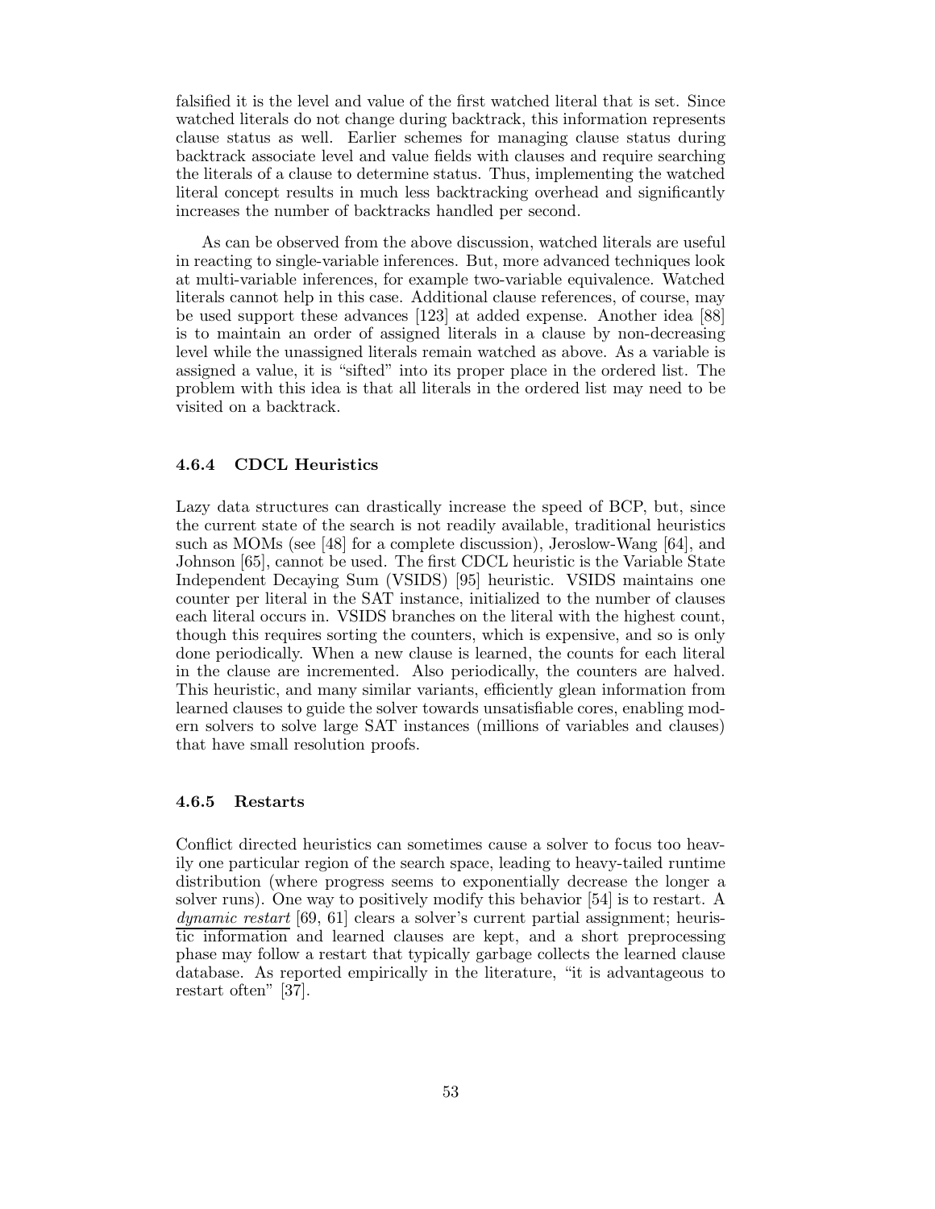falsified it is the level and value of the first watched literal that is set. Since watched literals do not change during backtrack, this information represents clause status as well. Earlier schemes for managing clause status during backtrack associate level and value fields with clauses and require searching the literals of a clause to determine status. Thus, implementing the watched literal concept results in much less backtracking overhead and significantly increases the number of backtracks handled per second.

As can be observed from the above discussion, watched literals are useful in reacting to single-variable inferences. But, more advanced techniques look at multi-variable inferences, for example two-variable equivalence. Watched literals cannot help in this case. Additional clause references, of course, may be used support these advances [123] at added expense. Another idea [88] is to maintain an order of assigned literals in a clause by non-decreasing level while the unassigned literals remain watched as above. As a variable is assigned a value, it is "sifted" into its proper place in the ordered list. The problem with this idea is that all literals in the ordered list may need to be visited on a backtrack.

### 4.6.4 CDCL Heuristics

Lazy data structures can drastically increase the speed of BCP, but, since the current state of the search is not readily available, traditional heuristics such as MOMs (see [48] for a complete discussion), Jeroslow-Wang [64], and Johnson [65], cannot be used. The first CDCL heuristic is the Variable State Independent Decaying Sum (VSIDS) [95] heuristic. VSIDS maintains one counter per literal in the SAT instance, initialized to the number of clauses each literal occurs in. VSIDS branches on the literal with the highest count, though this requires sorting the counters, which is expensive, and so is only done periodically. When a new clause is learned, the counts for each literal in the clause are incremented. Also periodically, the counters are halved. This heuristic, and many similar variants, efficiently glean information from learned clauses to guide the solver towards unsatisfiable cores, enabling modern solvers to solve large SAT instances (millions of variables and clauses) that have small resolution proofs.

### 4.6.5 Restarts

Conflict directed heuristics can sometimes cause a solver to focus too heavily one particular region of the search space, leading to heavy-tailed runtime distribution (where progress seems to exponentially decrease the longer a solver runs). One way to positively modify this behavior [54] is to restart. A *dynamic restart* [69, 61] clears a solver's current partial assignment; heuristic information and learned clauses are kept, and a short preprocessing phase may follow a restart that typically garbage collects the learned clause database. As reported empirically in the literature, "it is advantageous to restart often" [37].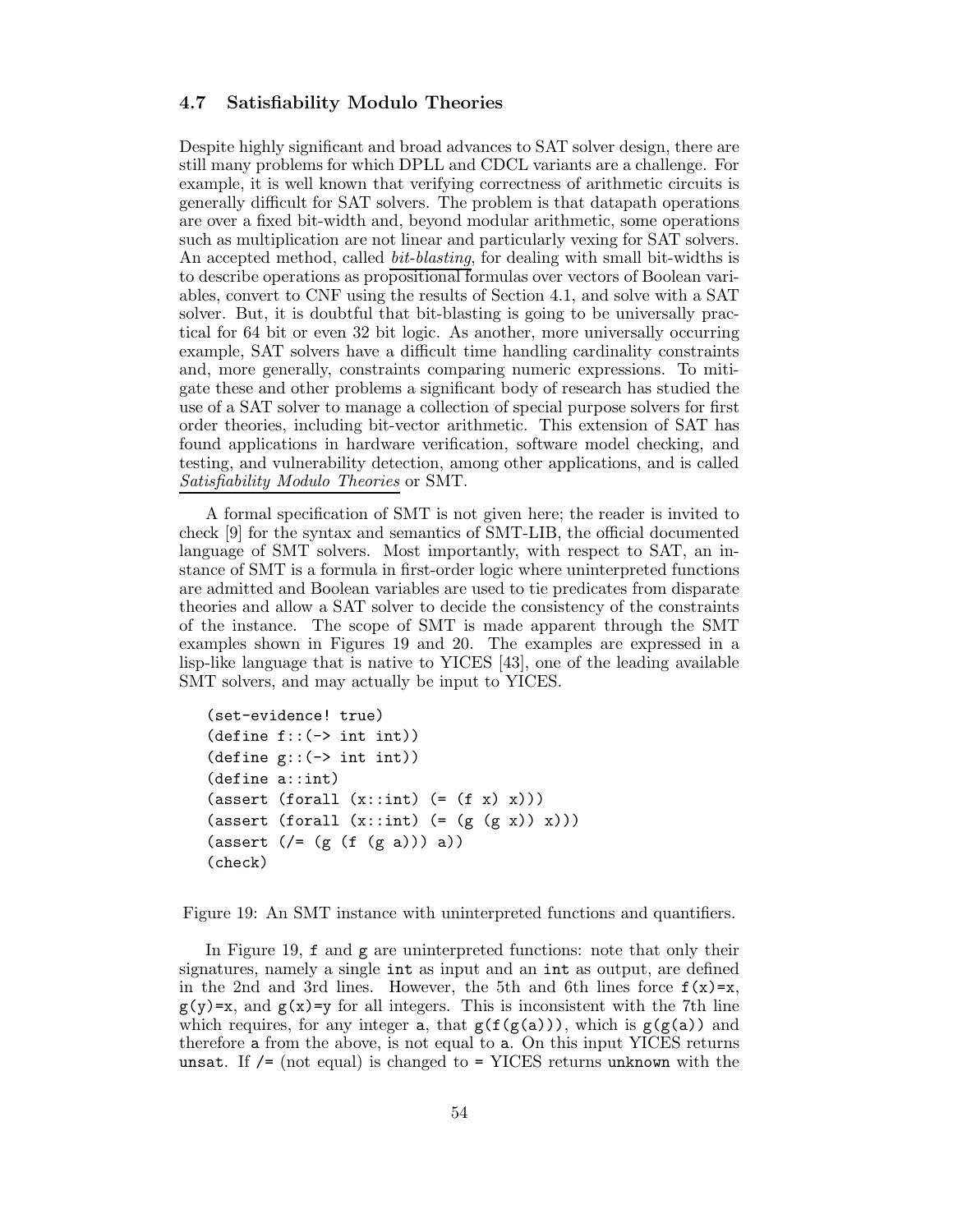### 4.7 Satisfiability Modulo Theories

Despite highly significant and broad advances to SAT solver design, there are still many problems for which DPLL and CDCL variants are a challenge. For example, it is well known that verifying correctness of arithmetic circuits is generally difficult for SAT solvers. The problem is that datapath operations are over a fixed bit-width and, beyond modular arithmetic, some operations such as multiplication are not linear and particularly vexing for SAT solvers. An accepted method, called *bit-blasting*, for dealing with small bit-widths is to describe operations as propositional formulas over vectors of Boolean variables, convert to CNF using the results of Section 4.1, and solve with a SAT solver. But, it is doubtful that bit-blasting is going to be universally practical for 64 bit or even 32 bit logic. As another, more universally occurring example, SAT solvers have a difficult time handling cardinality constraints and, more generally, constraints comparing numeric expressions. To mitigate these and other problems a significant body of research has studied the use of a SAT solver to manage a collection of special purpose solvers for first order theories, including bit-vector arithmetic. This extension of SAT has found applications in hardware verification, software model checking, and testing, and vulnerability detection, among other applications, and is called *Satisfiability Modulo Theories* or SMT.

A formal specification of SMT is not given here; the reader is invited to check [9] for the syntax and semantics of SMT-LIB, the official documented language of SMT solvers. Most importantly, with respect to SAT, an instance of SMT is a formula in first-order logic where uninterpreted functions are admitted and Boolean variables are used to tie predicates from disparate theories and allow a SAT solver to decide the consistency of the constraints of the instance. The scope of SMT is made apparent through the SMT examples shown in Figures 19 and 20. The examples are expressed in a lisp-like language that is native to YICES [43], one of the leading available SMT solvers, and may actually be input to YICES.

```
(set-evidence! true)
(define f::(-> int int))
(define g::(-> int int))
(define a::int)
(assert (forall (x::int) (= (f x) x)))
(assert (forall (x::int) (= (g (g x)) x)))
(assert (/= (g (f (g a))) a))
(check)
```

Figure 19: An SMT instance with uninterpreted functions and quantifiers.

In Figure 19, `f` and `g` are uninterpreted functions: note that only their signatures, namely a single `int` as input and an `int` as output, are defined in the 2nd and 3rd lines. However, the 5th and 6th lines force `f(x)=x`, `g(y)=x`, and `g(x)=y` for all integers. This is inconsistent with the 7th line which requires, for any integer `a`, that `g(f(g(a)))`, which is `g(g(a))` and therefore `a` from the above, is not equal to `a`. On this input YICES returns `unsat`. If `/=` (not equal) is changed to `=` YICES returns `unknown` with the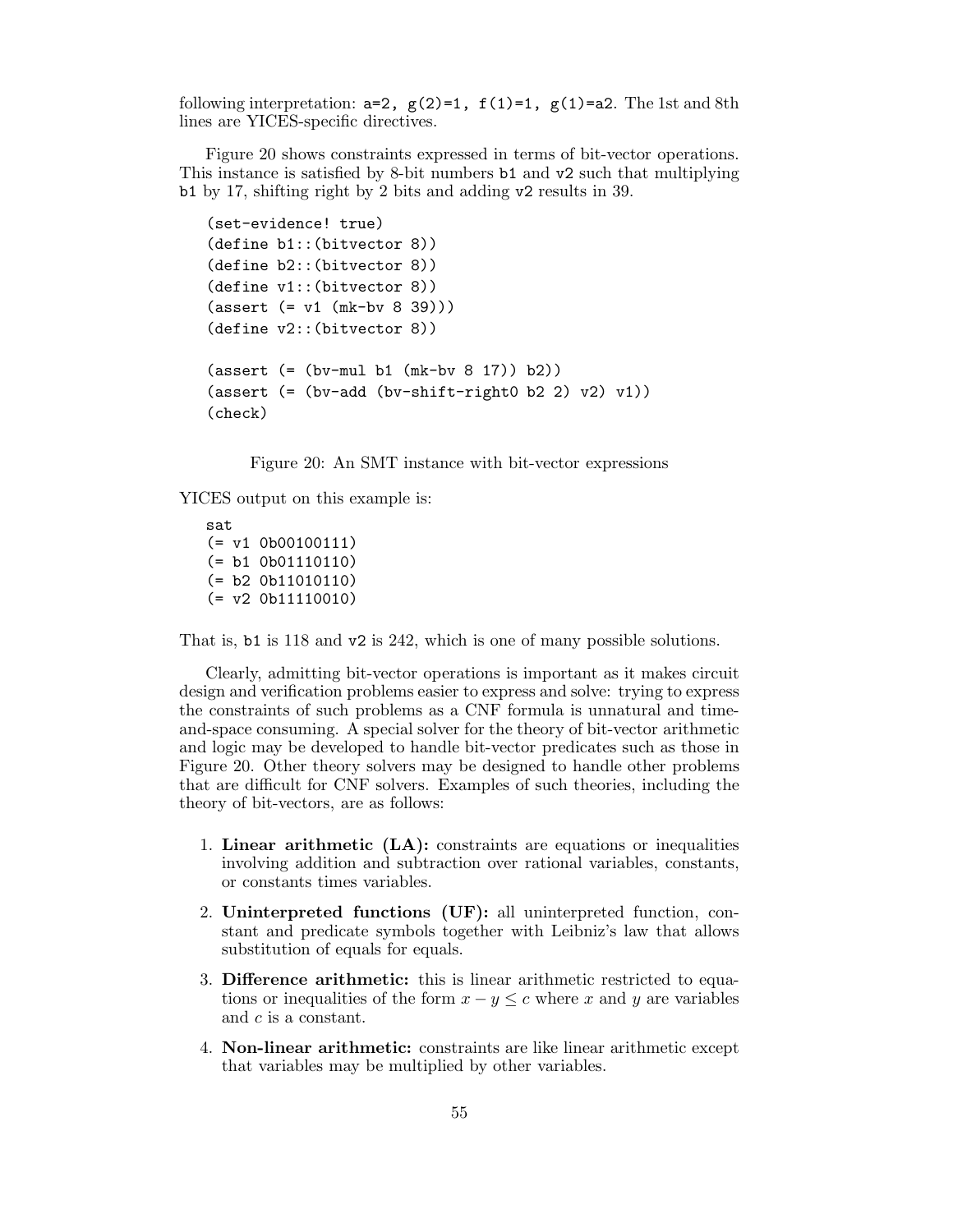following interpretation: `a=2, g(2)=1, f(1)=1, g(1)=a2`. The 1st and 8th lines are YICES-specific directives.

Figure 20 shows constraints expressed in terms of bit-vector operations. This instance is satisfied by 8-bit numbers `b1` and `v2` such that multiplying `b1` by 17, shifting right by 2 bits and adding `v2` results in 39.

```
(set-evidence! true)
(define b1::(bitvector 8))
(define b2::(bitvector 8))
(define v1::(bitvector 8))
(assert (= v1 (mk-bv 8 39)))
(define v2::(bitvector 8))

(assert (= (bv-mul b1 (mk-bv 8 17)) b2))
(assert (= (bv-add (bv-shift-right0 b2 2) v2) v1))
(check)
```

Figure 20: An SMT instance with bit-vector expressions

YICES output on this example is:

```
sat
(= v1 0b00100111)
(= b1 0b01110110)
(= b2 0b11010110)
(= v2 0b11110010)
```

That is, `b1` is 118 and `v2` is 242, which is one of many possible solutions.

Clearly, admitting bit-vector operations is important as it makes circuit design and verification problems easier to express and solve: trying to express the constraints of such problems as a CNF formula is unnatural and time-and-space consuming. A special solver for the theory of bit-vector arithmetic and logic may be developed to handle bit-vector predicates such as those in Figure 20. Other theory solvers may be designed to handle other problems that are difficult for CNF solvers. Examples of such theories, including the theory of bit-vectors, are as follows:

1. **Linear arithmetic (LA):** constraints are equations or inequalities involving addition and subtraction over rational variables, constants, or constants times variables.
2. **Uninterpreted functions (UF):** all uninterpreted function, constant and predicate symbols together with Leibniz's law that allows substitution of equals for equals.
3. **Difference arithmetic:** this is linear arithmetic restricted to equations or inequalities of the form $x - y \leq c$ where $x$ and $y$ are variables and $c$ is a constant.
4. **Non-linear arithmetic:** constraints are like linear arithmetic except that variables may be multiplied by other variables.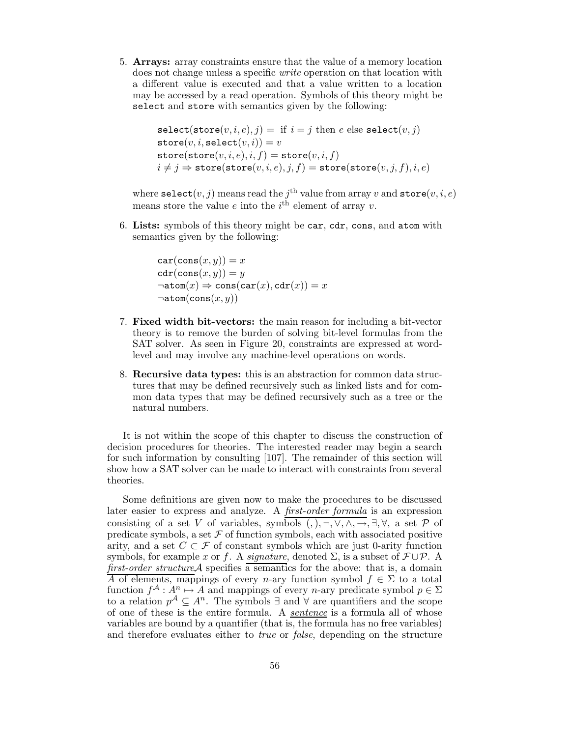5. **Arrays:** array constraints ensure that the value of a memory location does not change unless a specific *write* operation on that location with a different value is executed and that a value written to a location may be accessed by a read operation. Symbols of this theory might be `select` and `store` with semantics given by the following:

$$\texttt{select}(\texttt{store}(v,i,e),j) = \text{ if } i=j \text{ then } e \text{ else } \texttt{select}(v,j)$$
$$\texttt{store}(v,i,\texttt{select}(v,i)) = v$$
$$\texttt{store}(\texttt{store}(v,i,e),i,f) = \texttt{store}(v,i,f)$$
$$i \neq j \Rightarrow \texttt{store}(\texttt{store}(v,i,e),j,f) = \texttt{store}(\texttt{store}(v,j,f),i,e)$$

   where $\texttt{select}(v,j)$ means read the $j^{\text{th}}$ value from array $v$ and $\texttt{store}(v,i,e)$ means store the value $e$ into the $i^{\text{th}}$ element of array $v$.

6. **Lists:** symbols of this theory might be `car`, `cdr`, `cons`, and `atom` with semantics given by the following:

$$\texttt{car}(\texttt{cons}(x,y)) = x$$
$$\texttt{cdr}(\texttt{cons}(x,y)) = y$$
$$\neg\texttt{atom}(x) \Rightarrow \texttt{cons}(\texttt{car}(x),\texttt{cdr}(x)) = x$$
$$\neg\texttt{atom}(\texttt{cons}(x,y))$$

7. **Fixed width bit-vectors:** the main reason for including a bit-vector theory is to remove the burden of solving bit-level formulas from the SAT solver. As seen in Figure 20, constraints are expressed at word-level and may involve any machine-level operations on words.

8. **Recursive data types:** this is an abstraction for common data structures that may be defined recursively such as linked lists and for common data types that may be defined recursively such as a tree or the natural numbers.

It is not within the scope of this chapter to discuss the construction of decision procedures for theories. The interested reader may begin a search for such information by consulting [107]. The remainder of this section will show how a SAT solver can be made to interact with constraints from several theories.

Some definitions are given now to make the procedures to be discussed later easier to express and analyze. A *first-order formula* is an expression consisting of a set $V$ of variables, symbols $(, ), \neg, \vee, \wedge, \rightarrow, \exists, \forall$, a set $\mathcal{P}$ of predicate symbols, a set $\mathcal{F}$ of function symbols, each with associated positive arity, and a set $C \subset \mathcal{F}$ of constant symbols which are just 0-arity function symbols, for example $x$ or $f$. A *signature*, denoted $\Sigma$, is a subset of $\mathcal{F} \cup \mathcal{P}$. A *first-order structure* $\mathcal{A}$ specifies a semantics for the above: that is, a domain $A$ of elements, mappings of every $n$-ary function symbol $f \in \Sigma$ to a total function $f^{\mathcal{A}} : A^n \mapsto A$ and mappings of every $n$-ary predicate symbol $p \in \Sigma$ to a relation $p^{\mathcal{A}} \subseteq A^n$. The symbols $\exists$ and $\forall$ are quantifiers and the scope of one of these is the entire formula. A *sentence* is a formula all of whose variables are bound by a quantifier (that is, the formula has no free variables) and therefore evaluates either to *true* or *false*, depending on the structure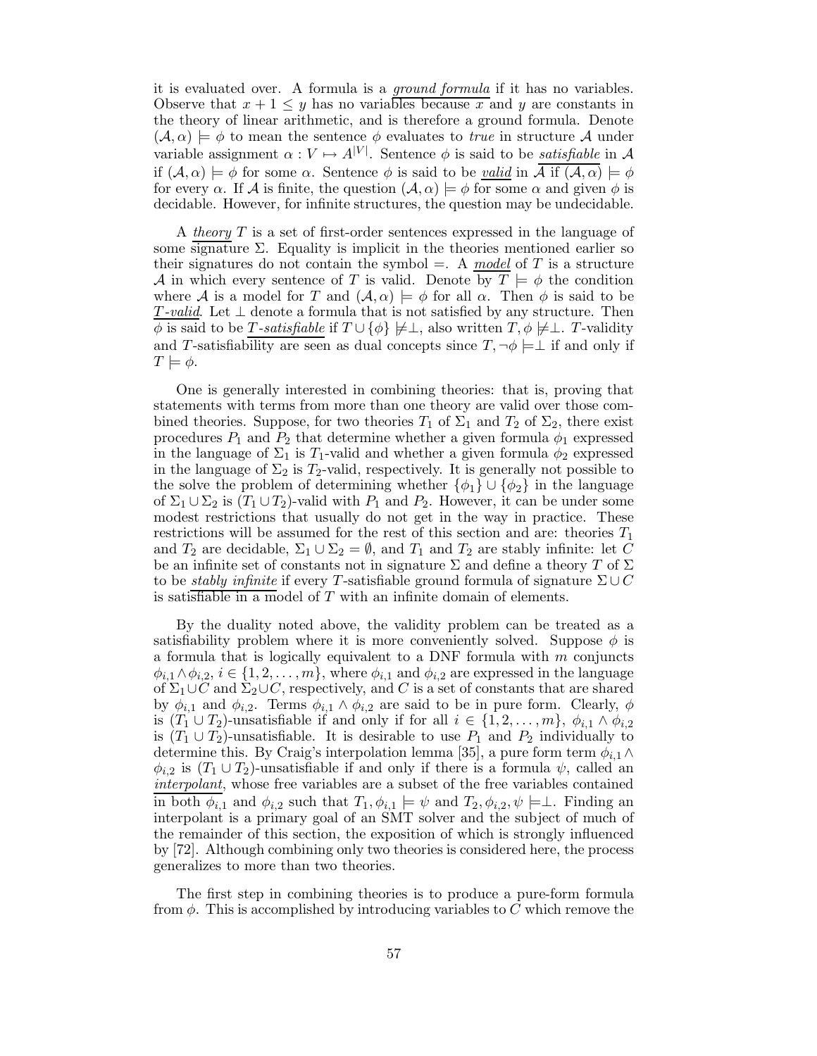it is evaluated over. A formula is a _ground formula_ if it has no variables. Observe that $x + 1 \leq y$ has no variables because $x$ and $y$ are constants in the theory of linear arithmetic, and is therefore a ground formula. Denote $(\mathcal{A}, \alpha) \models \phi$ to mean the sentence $\phi$ evaluates to _true_ in structure $\mathcal{A}$ under variable assignment $\alpha : V \mapsto A^{|V|}$. Sentence $\phi$ is said to be _satisfiable_ in $\mathcal{A}$ if $(\mathcal{A}, \alpha) \models \phi$ for some $\alpha$. Sentence $\phi$ is said to be _valid_ in $\mathcal{A}$ if $(\mathcal{A}, \alpha) \models \phi$ for every $\alpha$. If $\mathcal{A}$ is finite, the question $(\mathcal{A}, \alpha) \models \phi$ for some $\alpha$ and given $\phi$ is decidable. However, for infinite structures, the question may be undecidable.

A _theory_ $T$ is a set of first-order sentences expressed in the language of some signature $\Sigma$. Equality is implicit in the theories mentioned earlier so their signatures do not contain the symbol $=$. A _model_ of $T$ is a structure $\mathcal{A}$ in which every sentence of $T$ is valid. Denote by $T \models \phi$ the condition where $\mathcal{A}$ is a model for $T$ and $(\mathcal{A}, \alpha) \models \phi$ for all $\alpha$. Then $\phi$ is said to be _$T$-valid_. Let $\perp$ denote a formula that is not satisfied by any structure. Then $\phi$ is said to be _$T$-satisfiable_ if $T \cup \{\phi\} \not\models \perp$, also written $T, \phi \not\models \perp$. $T$-validity and $T$-satisfiability are seen as dual concepts since $T, \neg\phi \models \perp$ if and only if $T \models \phi$.

One is generally interested in combining theories: that is, proving that statements with terms from more than one theory are valid over those combined theories. Suppose, for two theories $T_1$ of $\Sigma_1$ and $T_2$ of $\Sigma_2$, there exist procedures $P_1$ and $P_2$ that determine whether a given formula $\phi_1$ expressed in the language of $\Sigma_1$ is $T_1$-valid and whether a given formula $\phi_2$ expressed in the language of $\Sigma_2$ is $T_2$-valid, respectively. It is generally not possible to the solve the problem of determining whether $\{\phi_1\} \cup \{\phi_2\}$ in the language of $\Sigma_1 \cup \Sigma_2$ is $(T_1 \cup T_2)$-valid with $P_1$ and $P_2$. However, it can be under some modest restrictions that usually do not get in the way in practice. These restrictions will be assumed for the rest of this section and are: theories $T_1$ and $T_2$ are decidable, $\Sigma_1 \cup \Sigma_2 = \emptyset$, and $T_1$ and $T_2$ are stably infinite: let $C$ be an infinite set of constants not in signature $\Sigma$ and define a theory $T$ of $\Sigma$ to be _stably infinite_ if every $T$-satisfiable ground formula of signature $\Sigma \cup C$ is satisfiable in a model of $T$ with an infinite domain of elements.

By the duality noted above, the validity problem can be treated as a satisfiability problem where it is more conveniently solved. Suppose $\phi$ is a formula that is logically equivalent to a DNF formula with $m$ conjuncts $\phi_{i,1} \wedge \phi_{i,2}$, $i \in \{1, 2, \ldots, m\}$, where $\phi_{i,1}$ and $\phi_{i,2}$ are expressed in the language of $\Sigma_1 \cup C$ and $\Sigma_2 \cup C$, respectively, and $C$ is a set of constants that are shared by $\phi_{i,1}$ and $\phi_{i,2}$. Terms $\phi_{i,1} \wedge \phi_{i,2}$ are said to be in pure form. Clearly, $\phi$ is $(T_1 \cup T_2)$-unsatisfiable if and only if for all $i \in \{1, 2, \ldots, m\}$, $\phi_{i,1} \wedge \phi_{i,2}$ is $(T_1 \cup T_2)$-unsatisfiable. It is desirable to use $P_1$ and $P_2$ individually to determine this. By Craig's interpolation lemma [35], a pure form term $\phi_{i,1} \wedge \phi_{i,2}$ is $(T_1 \cup T_2)$-unsatisfiable if and only if there is a formula $\psi$, called an _interpolant_, whose free variables are a subset of the free variables contained in both $\phi_{i,1}$ and $\phi_{i,2}$ such that $T_1, \phi_{i,1} \models \psi$ and $T_2, \phi_{i,2}, \psi \models \perp$. Finding an interpolant is a primary goal of an SMT solver and the subject of much of the remainder of this section, the exposition of which is strongly influenced by [72]. Although combining only two theories is considered here, the process generalizes to more than two theories.

The first step in combining theories is to produce a pure-form formula from $\phi$. This is accomplished by introducing variables to $C$ which remove the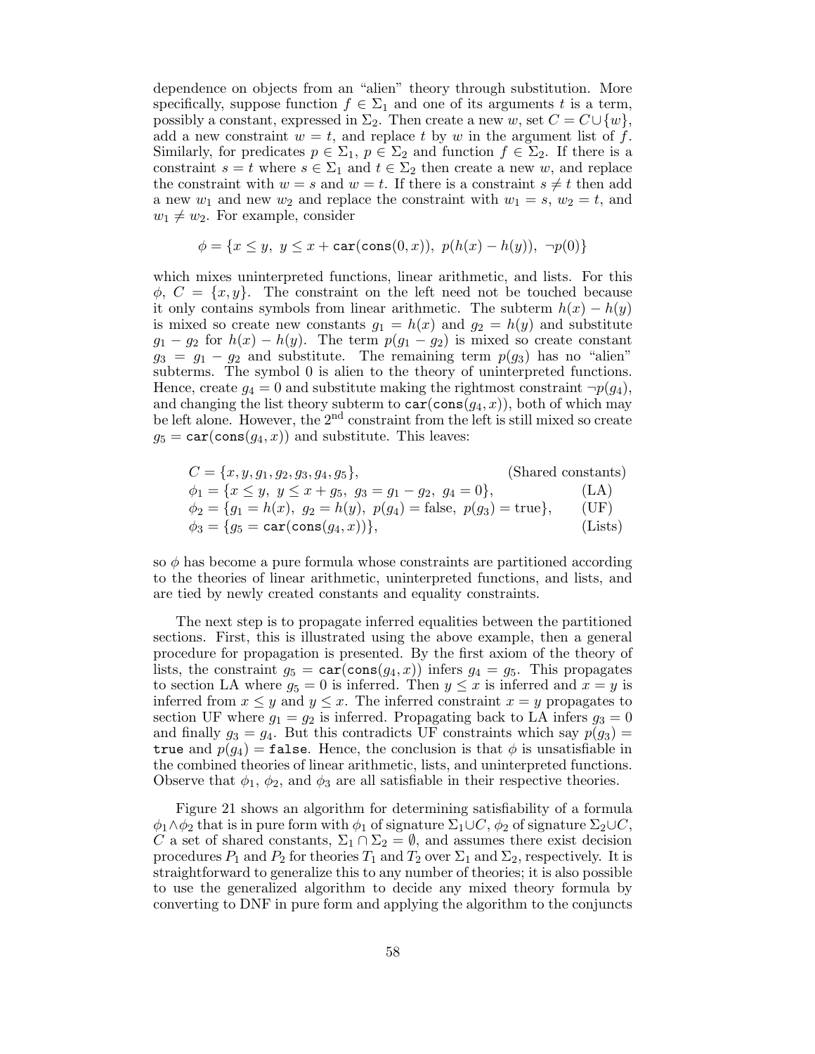dependence on objects from an "alien" theory through substitution. More specifically, suppose function $f \in \Sigma_1$ and one of its arguments $t$ is a term, possibly a constant, expressed in $\Sigma_2$. Then create a new $w$, set $C = C \cup \{w\}$, add a new constraint $w = t$, and replace $t$ by $w$ in the argument list of $f$. Similarly, for predicates $p \in \Sigma_1$, $p \in \Sigma_2$ and function $f \in \Sigma_2$. If there is a constraint $s = t$ where $s \in \Sigma_1$ and $t \in \Sigma_2$ then create a new $w$, and replace the constraint with $w = s$ and $w = t$. If there is a constraint $s \neq t$ then add a new $w_1$ and new $w_2$ and replace the constraint with $w_1 = s$, $w_2 = t$, and $w_1 \neq w_2$. For example, consider

$$\phi = \{x \leq y,\ y \leq x + \texttt{car}(\texttt{cons}(0, x)),\ p(h(x) - h(y)),\ \neg p(0)\}$$

which mixes uninterpreted functions, linear arithmetic, and lists. For this $\phi$, $C = \{x, y\}$. The constraint on the left need not be touched because it only contains symbols from linear arithmetic. The subterm $h(x) - h(y)$ is mixed so create new constants $g_1 = h(x)$ and $g_2 = h(y)$ and substitute $g_1 - g_2$ for $h(x) - h(y)$. The term $p(g_1 - g_2)$ is mixed so create constant $g_3 = g_1 - g_2$ and substitute. The remaining term $p(g_3)$ has no "alien" subterms. The symbol 0 is alien to the theory of uninterpreted functions. Hence, create $g_4 = 0$ and substitute making the rightmost constraint $\neg p(g_4)$, and changing the list theory subterm to $\texttt{car}(\texttt{cons}(g_4, x))$, both of which may be left alone. However, the 2[nd] constraint from the left is still mixed so create $g_5 = \texttt{car}(\texttt{cons}(g_4, x))$ and substitute. This leaves:

$$
\begin{array}{lr}
C = \{x, y, g_1, g_2, g_3, g_4, g_5\}, & \text{(Shared constants)}\\
\phi_1 = \{x \leq y,\ y \leq x + g_5,\ g_3 = g_1 - g_2,\ g_4 = 0\}, & \text{(LA)}\\
\phi_2 = \{g_1 = h(x),\ g_2 = h(y),\ p(g_4) = \text{false},\ p(g_3) = \text{true}\}, & \text{(UF)}\\
\phi_3 = \{g_5 = \texttt{car}(\texttt{cons}(g_4, x))\}, & \text{(Lists)}
\end{array}
$$

so $\phi$ has become a pure formula whose constraints are partitioned according to the theories of linear arithmetic, uninterpreted functions, and lists, and are tied by newly created constants and equality constraints.

The next step is to propagate inferred equalities between the partitioned sections. First, this is illustrated using the above example, then a general procedure for propagation is presented. By the first axiom of the theory of lists, the constraint $g_5 = \texttt{car}(\texttt{cons}(g_4, x))$ infers $g_4 = g_5$. This propagates to section LA where $g_5 = 0$ is inferred. Then $y \leq x$ is inferred and $x = y$ is inferred from $x \leq y$ and $y \leq x$. The inferred constraint $x = y$ propagates to section UF where $g_1 = g_2$ is inferred. Propagating back to LA infers $g_3 = 0$ and finally $g_3 = g_4$. But this contradicts UF constraints which say $p(g_3) = \texttt{true}$ and $p(g_4) = \texttt{false}$. Hence, the conclusion is that $\phi$ is unsatisfiable in the combined theories of linear arithmetic, lists, and uninterpreted functions. Observe that $\phi_1$, $\phi_2$, and $\phi_3$ are all satisfiable in their respective theories.

Figure 21 shows an algorithm for determining satisfiability of a formula $\phi_1 \wedge \phi_2$ that is in pure form with $\phi_1$ of signature $\Sigma_1 \cup C$, $\phi_2$ of signature $\Sigma_2 \cup C$, $C$ a set of shared constants, $\Sigma_1 \cap \Sigma_2 = \emptyset$, and assumes there exist decision procedures $P_1$ and $P_2$ for theories $T_1$ and $T_2$ over $\Sigma_1$ and $\Sigma_2$, respectively. It is straightforward to generalize this to any number of theories; it is also possible to use the generalized algorithm to decide any mixed theory formula by converting to DNF in pure form and applying the algorithm to the conjuncts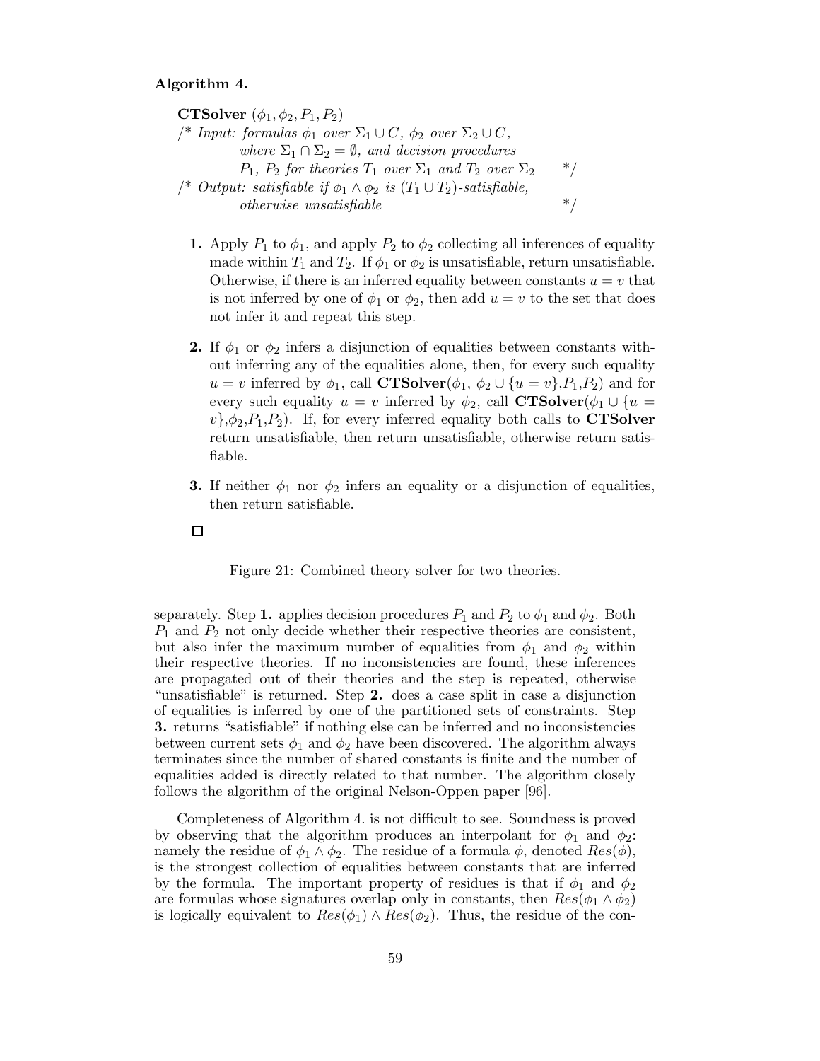**Algorithm 4.**

**CTSolver** $(\phi_1, \phi_2, P_1, P_2)$
/* *Input: formulas* $\phi_1$ *over* $\Sigma_1 \cup C$, $\phi_2$ *over* $\Sigma_2 \cup C$,
*where* $\Sigma_1 \cap \Sigma_2 = \emptyset$, *and decision procedures*
$P_1$, $P_2$ *for theories* $T_1$ *over* $\Sigma_1$ *and* $T_2$ *over* $\Sigma_2$ */
/* *Output: satisfiable if* $\phi_1 \wedge \phi_2$ *is* $(T_1 \cup T_2)$*-satisfiable,*
*otherwise unsatisfiable* */

**1.** Apply $P_1$ to $\phi_1$, and apply $P_2$ to $\phi_2$ collecting all inferences of equality made within $T_1$ and $T_2$. If $\phi_1$ or $\phi_2$ is unsatisfiable, return unsatisfiable. Otherwise, if there is an inferred equality between constants $u = v$ that is not inferred by one of $\phi_1$ or $\phi_2$, then add $u = v$ to the set that does not infer it and repeat this step.

**2.** If $\phi_1$ or $\phi_2$ infers a disjunction of equalities between constants without inferring any of the equalities alone, then, for every such equality $u = v$ inferred by $\phi_1$, call **CTSolver**$(\phi_1, \phi_2 \cup \{u = v\}, P_1, P_2)$ and for every such equality $u = v$ inferred by $\phi_2$, call **CTSolver**$(\phi_1 \cup \{u = v\}, \phi_2, P_1, P_2)$. If, for every inferred equality both calls to **CTSolver** return unsatisfiable, then return unsatisfiable, otherwise return satisfiable.

**3.** If neither $\phi_1$ nor $\phi_2$ infers an equality or a disjunction of equalities, then return satisfiable.

□

Figure 21: Combined theory solver for two theories.

separately. Step **1.** applies decision procedures $P_1$ and $P_2$ to $\phi_1$ and $\phi_2$. Both $P_1$ and $P_2$ not only decide whether their respective theories are consistent, but also infer the maximum number of equalities from $\phi_1$ and $\phi_2$ within their respective theories. If no inconsistencies are found, these inferences are propagated out of their theories and the step is repeated, otherwise "unsatisfiable" is returned. Step **2.** does a case split in case a disjunction of equalities is inferred by one of the partitioned sets of constraints. Step **3.** returns "satisfiable" if nothing else can be inferred and no inconsistencies between current sets $\phi_1$ and $\phi_2$ have been discovered. The algorithm always terminates since the number of shared constants is finite and the number of equalities added is directly related to that number. The algorithm closely follows the algorithm of the original Nelson-Oppen paper [96].

Completeness of Algorithm 4. is not difficult to see. Soundness is proved by observing that the algorithm produces an interpolant for $\phi_1$ and $\phi_2$: namely the residue of $\phi_1 \wedge \phi_2$. The residue of a formula $\phi$, denoted $Res(\phi)$, is the strongest collection of equalities between constants that are inferred by the formula. The important property of residues is that if $\phi_1$ and $\phi_2$ are formulas whose signatures overlap only in constants, then $Res(\phi_1 \wedge \phi_2)$ is logically equivalent to $Res(\phi_1) \wedge Res(\phi_2)$. Thus, the residue of the con-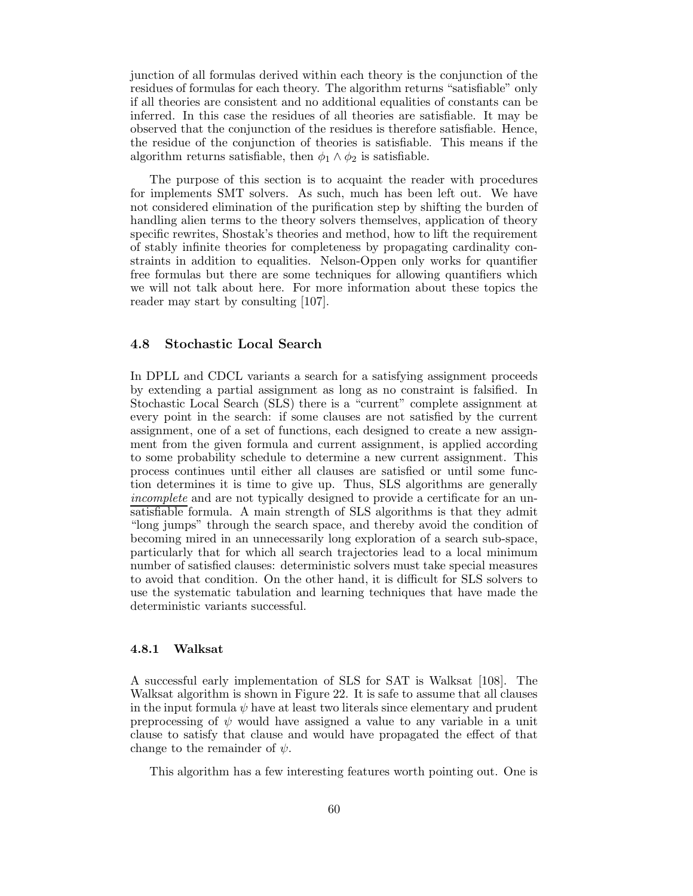junction of all formulas derived within each theory is the conjunction of the residues of formulas for each theory. The algorithm returns "satisfiable" only if all theories are consistent and no additional equalities of constants can be inferred. In this case the residues of all theories are satisfiable. It may be observed that the conjunction of the residues is therefore satisfiable. Hence, the residue of the conjunction of theories is satisfiable. This means if the algorithm returns satisfiable, then $\phi_1 \wedge \phi_2$ is satisfiable.

The purpose of this section is to acquaint the reader with procedures for implements SMT solvers. As such, much has been left out. We have not considered elimination of the purification step by shifting the burden of handling alien terms to the theory solvers themselves, application of theory specific rewrites, Shostak's theories and method, how to lift the requirement of stably infinite theories for completeness by propagating cardinality constraints in addition to equalities. Nelson-Oppen only works for quantifier free formulas but there are some techniques for allowing quantifiers which we will not talk about here. For more information about these topics the reader may start by consulting [107].

### 4.8 Stochastic Local Search

In DPLL and CDCL variants a search for a satisfying assignment proceeds by extending a partial assignment as long as no constraint is falsified. In Stochastic Local Search (SLS) there is a "current" complete assignment at every point in the search: if some clauses are not satisfied by the current assignment, one of a set of functions, each designed to create a new assignment from the given formula and current assignment, is applied according to some probability schedule to determine a new current assignment. This process continues until either all clauses are satisfied or until some function determines it is time to give up. Thus, SLS algorithms are generally *incomplete* and are not typically designed to provide a certificate for an unsatisfiable formula. A main strength of SLS algorithms is that they admit "long jumps" through the search space, and thereby avoid the condition of becoming mired in an unnecessarily long exploration of a search sub-space, particularly that for which all search trajectories lead to a local minimum number of satisfied clauses: deterministic solvers must take special measures to avoid that condition. On the other hand, it is difficult for SLS solvers to use the systematic tabulation and learning techniques that have made the deterministic variants successful.

#### 4.8.1 Walksat

A successful early implementation of SLS for SAT is Walksat [108]. The Walksat algorithm is shown in Figure 22. It is safe to assume that all clauses in the input formula $\psi$ have at least two literals since elementary and prudent preprocessing of $\psi$ would have assigned a value to any variable in a unit clause to satisfy that clause and would have propagated the effect of that change to the remainder of $\psi$.

This algorithm has a few interesting features worth pointing out. One is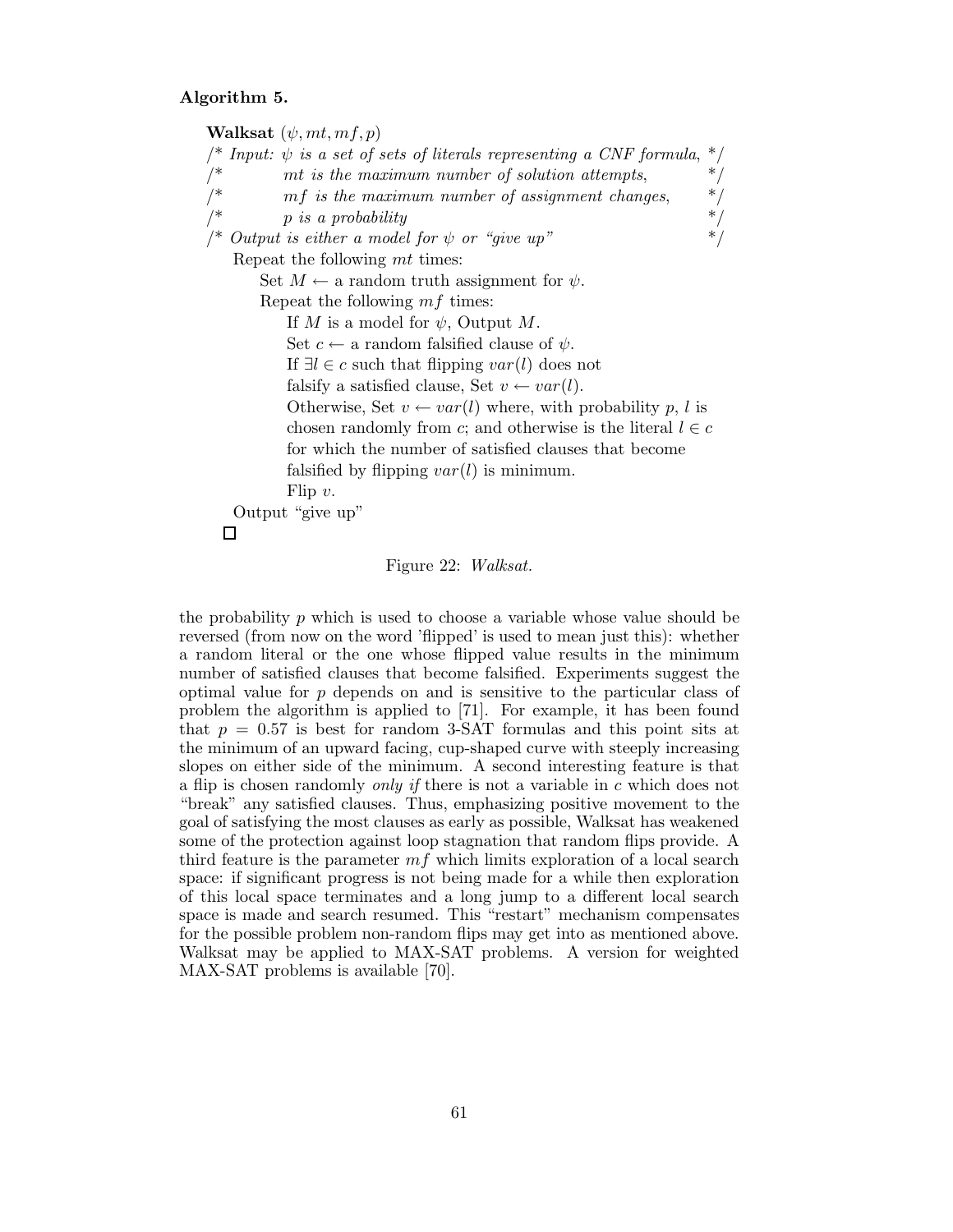**Algorithm 5.**

**Walksat** $(\psi, mt, mf, p)$
/* *Input: $\psi$ is a set of sets of literals representing a CNF formula,* */
/* *$mt$ is the maximum number of solution attempts,* */
/* *$mf$ is the maximum number of assignment changes,* */
/* *$p$ is a probability* */
/* *Output is either a model for $\psi$ or "give up"* */
Repeat the following $mt$ times:
  Set $M \leftarrow$ a random truth assignment for $\psi$.
  Repeat the following $mf$ times:
    If $M$ is a model for $\psi$, Output $M$.
    Set $c \leftarrow$ a random falsified clause of $\psi$.
    If $\exists l \in c$ such that flipping $var(l)$ does not
    falsify a satisfied clause, Set $v \leftarrow var(l)$.
    Otherwise, Set $v \leftarrow var(l)$ where, with probability $p$, $l$ is
    chosen randomly from $c$; and otherwise is the literal $l \in c$
    for which the number of satisfied clauses that become
    falsified by flipping $var(l)$ is minimum.
    Flip $v$.
Output "give up"
□

Figure 22: *Walksat.*

the probability $p$ which is used to choose a variable whose value should be reversed (from now on the word 'flipped' is used to mean just this): whether a random literal or the one whose flipped value results in the minimum number of satisfied clauses that become falsified. Experiments suggest the optimal value for $p$ depends on and is sensitive to the particular class of problem the algorithm is applied to [71]. For example, it has been found that $p = 0.57$ is best for random 3-SAT formulas and this point sits at the minimum of an upward facing, cup-shaped curve with steeply increasing slopes on either side of the minimum. A second interesting feature is that a flip is chosen randomly *only if* there is not a variable in $c$ which does not "break" any satisfied clauses. Thus, emphasizing positive movement to the goal of satisfying the most clauses as early as possible, Walksat has weakened some of the protection against loop stagnation that random flips provide. A third feature is the parameter $mf$ which limits exploration of a local search space: if significant progress is not being made for a while then exploration of this local space terminates and a long jump to a different local search space is made and search resumed. This "restart" mechanism compensates for the possible problem non-random flips may get into as mentioned above. Walksat may be applied to MAX-SAT problems. A version for weighted MAX-SAT problems is available [70].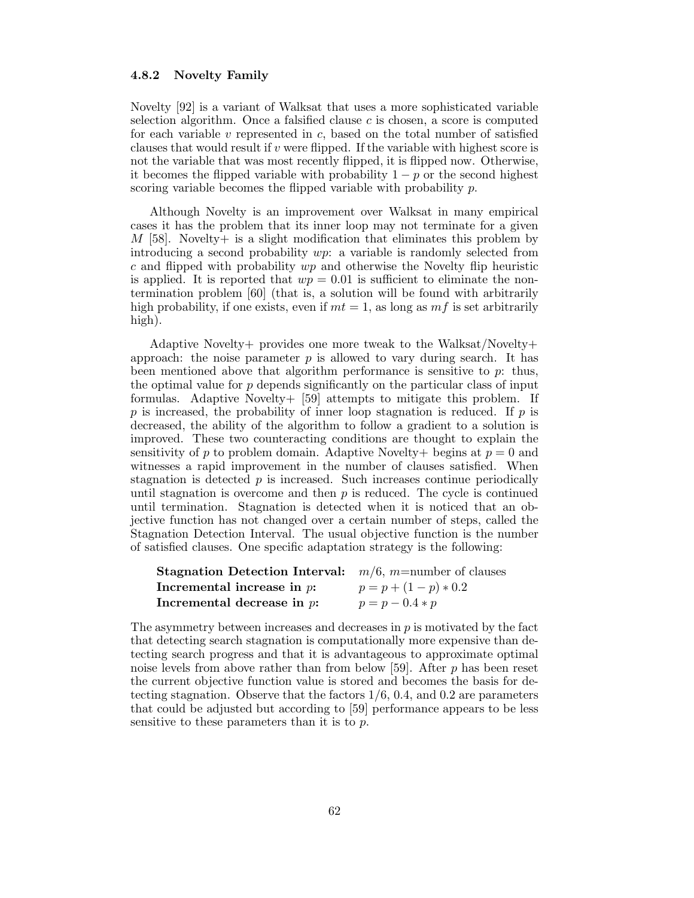### 4.8.2 Novelty Family

Novelty [92] is a variant of Walksat that uses a more sophisticated variable selection algorithm. Once a falsified clause $c$ is chosen, a score is computed for each variable $v$ represented in $c$, based on the total number of satisfied clauses that would result if $v$ were flipped. If the variable with highest score is not the variable that was most recently flipped, it is flipped now. Otherwise, it becomes the flipped variable with probability $1 - p$ or the second highest scoring variable becomes the flipped variable with probability $p$.

Although Novelty is an improvement over Walksat in many empirical cases it has the problem that its inner loop may not terminate for a given $M$ [58]. Novelty+ is a slight modification that eliminates this problem by introducing a second probability $wp$: a variable is randomly selected from $c$ and flipped with probability $wp$ and otherwise the Novelty flip heuristic is applied. It is reported that $wp = 0.01$ is sufficient to eliminate the non-termination problem [60] (that is, a solution will be found with arbitrarily high probability, if one exists, even if $mt = 1$, as long as $mf$ is set arbitrarily high).

Adaptive Novelty+ provides one more tweak to the Walksat/Novelty+ approach: the noise parameter $p$ is allowed to vary during search. It has been mentioned above that algorithm performance is sensitive to $p$: thus, the optimal value for $p$ depends significantly on the particular class of input formulas. Adaptive Novelty+ [59] attempts to mitigate this problem. If $p$ is increased, the probability of inner loop stagnation is reduced. If $p$ is decreased, the ability of the algorithm to follow a gradient to a solution is improved. These two counteracting conditions are thought to explain the sensitivity of $p$ to problem domain. Adaptive Novelty+ begins at $p = 0$ and witnesses a rapid improvement in the number of clauses satisfied. When stagnation is detected $p$ is increased. Such increases continue periodically until stagnation is overcome and then $p$ is reduced. The cycle is continued until termination. Stagnation is detected when it is noticed that an objective function has not changed over a certain number of steps, called the Stagnation Detection Interval. The usual objective function is the number of satisfied clauses. One specific adaptation strategy is the following:

**Stagnation Detection Interval:** $m/6$, $m$=number of clauses
**Incremental increase in $p$:** $p = p + (1 - p) * 0.2$
**Incremental decrease in $p$:** $p = p - 0.4 * p$

The asymmetry between increases and decreases in $p$ is motivated by the fact that detecting search stagnation is computationally more expensive than detecting search progress and that it is advantageous to approximate optimal noise levels from above rather than from below [59]. After $p$ has been reset the current objective function value is stored and becomes the basis for detecting stagnation. Observe that the factors $1/6$, $0.4$, and $0.2$ are parameters that could be adjusted but according to [59] performance appears to be less sensitive to these parameters than it is to $p$.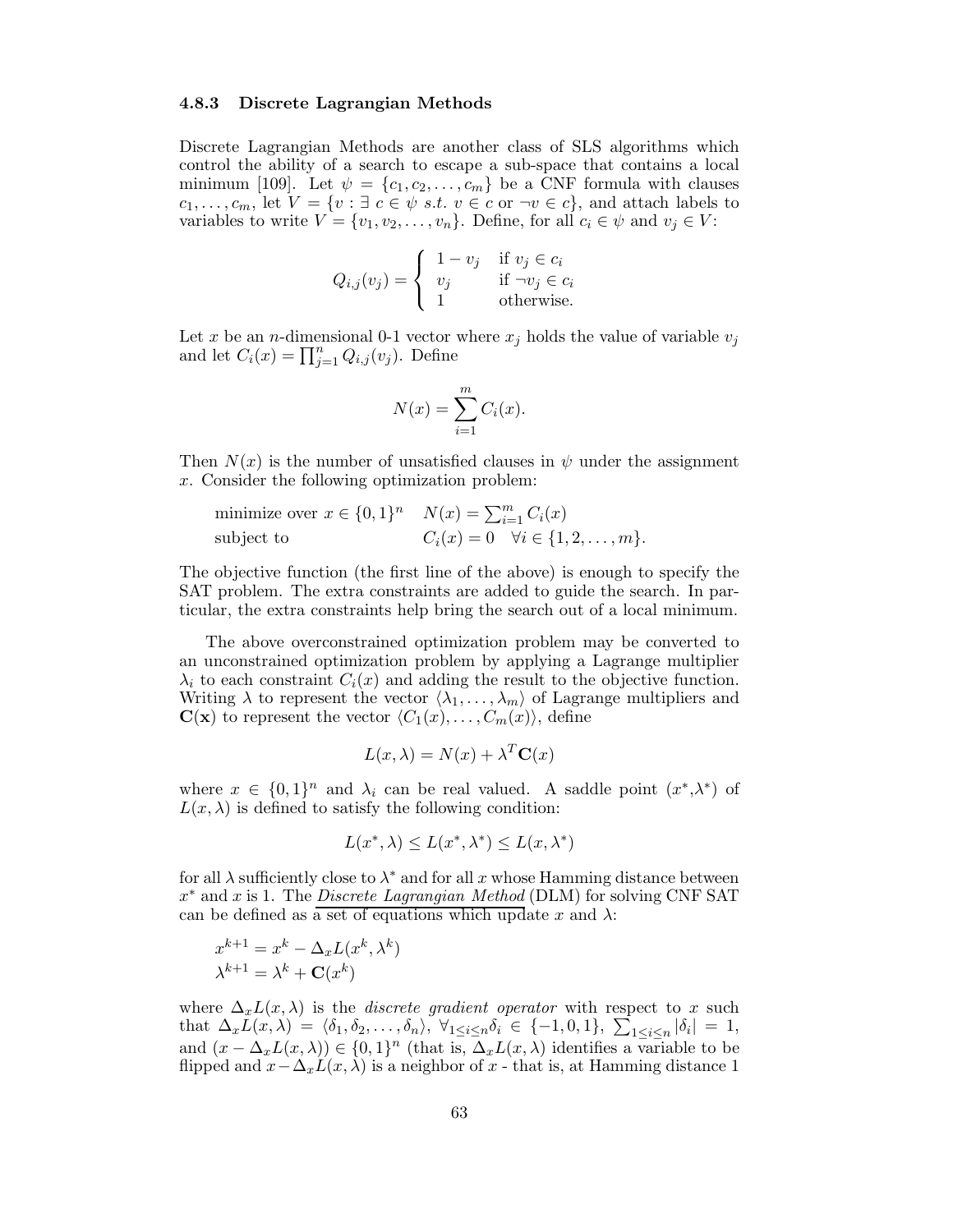### 4.8.3 Discrete Lagrangian Methods

Discrete Lagrangian Methods are another class of SLS algorithms which control the ability of a search to escape a sub-space that contains a local minimum [109]. Let $\psi = \{c_1, c_2, \ldots, c_m\}$ be a CNF formula with clauses $c_1, \ldots, c_m$, let $V = \{v : \exists\ c \in \psi\ s.t.\ v \in c \text{ or } \neg v \in c\}$, and attach labels to variables to write $V = \{v_1, v_2, \ldots, v_n\}$. Define, for all $c_i \in \psi$ and $v_j \in V$:

$$Q_{i,j}(v_j) = \begin{cases} 1 - v_j & \text{if } v_j \in c_i \\ v_j & \text{if } \neg v_j \in c_i \\ 1 & \text{otherwise.} \end{cases}$$

Let $x$ be an $n$-dimensional 0-1 vector where $x_j$ holds the value of variable $v_j$ and let $C_i(x) = \prod_{j=1}^{n} Q_{i,j}(v_j)$. Define

$$N(x) = \sum_{i=1}^{m} C_i(x).$$

Then $N(x)$ is the number of unsatisfied clauses in $\psi$ under the assignment $x$. Consider the following optimization problem:

$$\begin{array}{ll} \text{minimize over } x \in \{0,1\}^n & N(x) = \sum_{i=1}^{m} C_i(x) \\ \text{subject to} & C_i(x) = 0 \quad \forall i \in \{1, 2, \ldots, m\}. \end{array}$$

The objective function (the first line of the above) is enough to specify the SAT problem. The extra constraints are added to guide the search. In particular, the extra constraints help bring the search out of a local minimum.

The above overconstrained optimization problem may be converted to an unconstrained optimization problem by applying a Lagrange multiplier $\lambda_i$ to each constraint $C_i(x)$ and adding the result to the objective function. Writing $\lambda$ to represent the vector $\langle \lambda_1, \ldots, \lambda_m \rangle$ of Lagrange multipliers and $\mathbf{C}(\mathbf{x})$ to represent the vector $\langle C_1(x), \ldots, C_m(x) \rangle$, define

$$L(x, \lambda) = N(x) + \lambda^T \mathbf{C}(x)$$

where $x \in \{0,1\}^n$ and $\lambda_i$ can be real valued. A saddle point $(x^*, \lambda^*)$ of $L(x, \lambda)$ is defined to satisfy the following condition:

$$L(x^*, \lambda) \leq L(x^*, \lambda^*) \leq L(x, \lambda^*)$$

for all $\lambda$ sufficiently close to $\lambda^*$ and for all $x$ whose Hamming distance between $x^*$ and $x$ is 1. The <u>*Discrete Lagrangian Method*</u> (DLM) for solving CNF SAT can be defined as a set of equations which update $x$ and $\lambda$:

$$\begin{aligned} x^{k+1} &= x^k - \Delta_x L(x^k, \lambda^k) \\ \lambda^{k+1} &= \lambda^k + \mathbf{C}(x^k) \end{aligned}$$

where $\Delta_x L(x, \lambda)$ is the *discrete gradient operator* with respect to $x$ such that $\Delta_x L(x, \lambda) = \langle \delta_1, \delta_2, \ldots, \delta_n \rangle$, $\forall_{1 \leq i \leq n} \delta_i \in \{-1, 0, 1\}$, $\sum_{1 \leq i \leq n} |\delta_i| = 1$, and $(x - \Delta_x L(x, \lambda)) \in \{0,1\}^n$ (that is, $\Delta_x L(x, \lambda)$ identifies a variable to be flipped and $x - \Delta_x L(x, \lambda)$ is a neighbor of $x$ - that is, at Hamming distance 1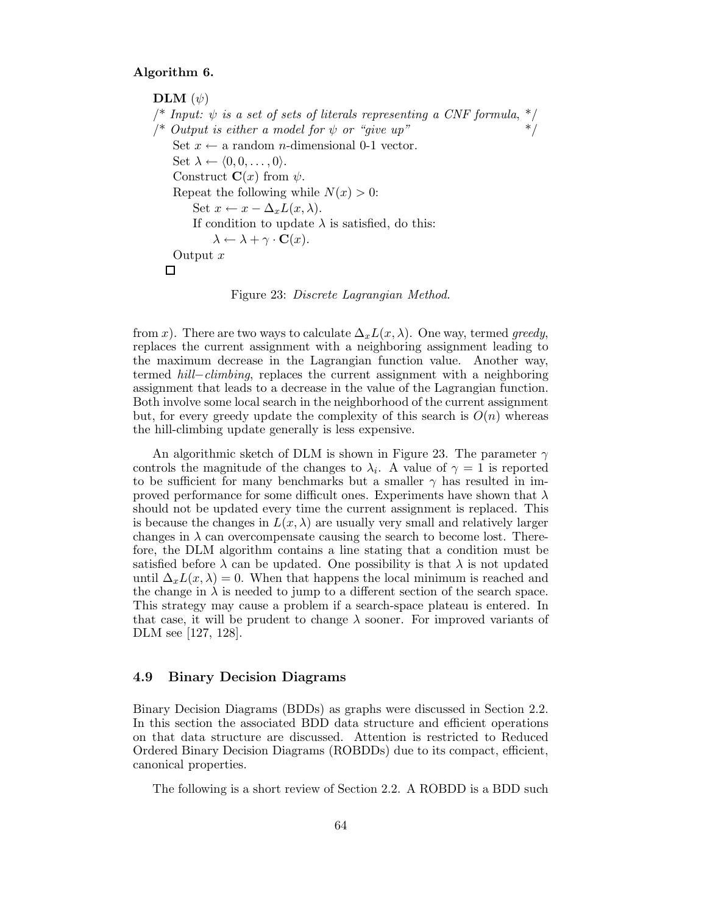**Algorithm 6.**

```
DLM (ψ)
/* Input: ψ is a set of sets of literals representing a CNF formula, */
/* Output is either a model for ψ or “give up”                       */
    Set x ← a random n-dimensional 0-1 vector.
    Set λ ← ⟨0, 0, . . . , 0⟩.
    Construct C(x) from ψ.
    Repeat the following while N(x) > 0:
        Set x ← x − Δ_x L(x, λ).
        If condition to update λ is satisfied, do this:
            λ ← λ + γ · C(x).
    Output x
□
```

Figure 23: *Discrete Lagrangian Method.*

from $x$). There are two ways to calculate $\Delta_x L(x, \lambda)$. One way, termed *greedy*, replaces the current assignment with a neighboring assignment leading to the maximum decrease in the Lagrangian function value. Another way, termed *hill−climbing*, replaces the current assignment with a neighboring assignment that leads to a decrease in the value of the Lagrangian function. Both involve some local search in the neighborhood of the current assignment but, for every greedy update the complexity of this search is $O(n)$ whereas the hill-climbing update generally is less expensive.

An algorithmic sketch of DLM is shown in Figure 23. The parameter $\gamma$ controls the magnitude of the changes to $\lambda_i$. A value of $\gamma = 1$ is reported to be sufficient for many benchmarks but a smaller $\gamma$ has resulted in improved performance for some difficult ones. Experiments have shown that $\lambda$ should not be updated every time the current assignment is replaced. This is because the changes in $L(x, \lambda)$ are usually very small and relatively larger changes in $\lambda$ can overcompensate causing the search to become lost. Therefore, the DLM algorithm contains a line stating that a condition must be satisfied before $\lambda$ can be updated. One possibility is that $\lambda$ is not updated until $\Delta_x L(x, \lambda) = 0$. When that happens the local minimum is reached and the change in $\lambda$ is needed to jump to a different section of the search space. This strategy may cause a problem if a search-space plateau is entered. In that case, it will be prudent to change $\lambda$ sooner. For improved variants of DLM see [127, 128].

## 4.9 Binary Decision Diagrams

Binary Decision Diagrams (BDDs) as graphs were discussed in Section 2.2. In this section the associated BDD data structure and efficient operations on that data structure are discussed. Attention is restricted to Reduced Ordered Binary Decision Diagrams (ROBDDs) due to its compact, efficient, canonical properties.

The following is a short review of Section 2.2. A ROBDD is a BDD such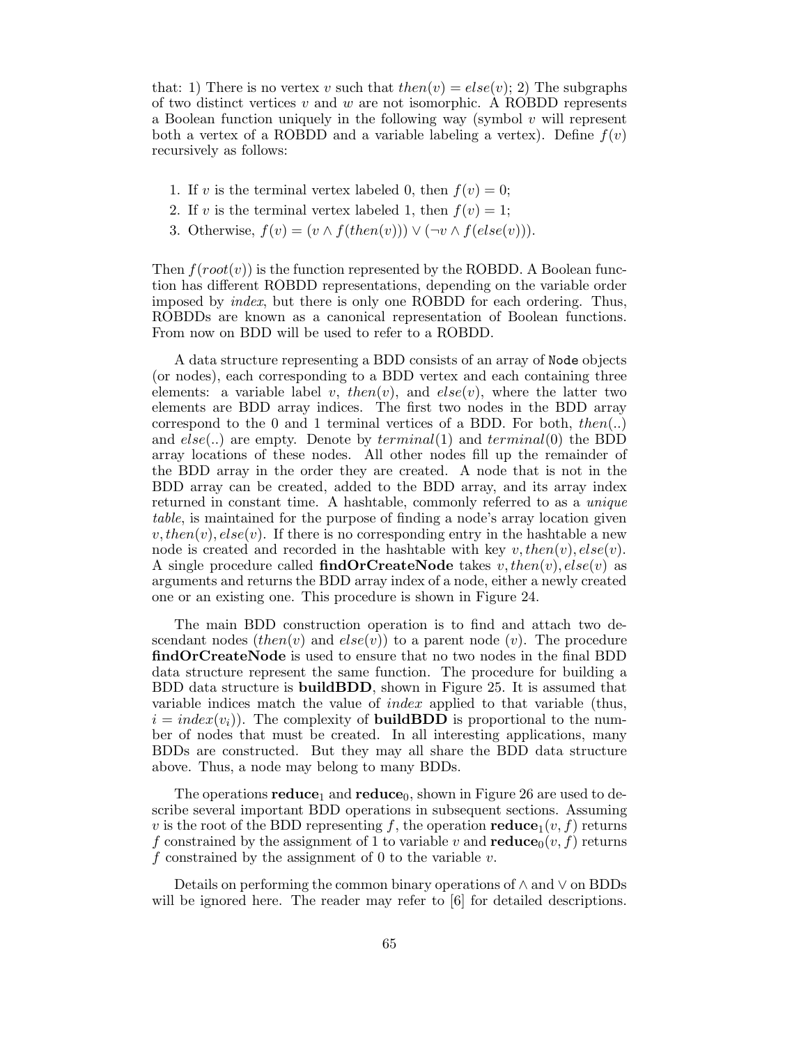that: 1) There is no vertex $v$ such that $then(v) = else(v)$; 2) The subgraphs of two distinct vertices $v$ and $w$ are not isomorphic. A ROBDD represents a Boolean function uniquely in the following way (symbol $v$ will represent both a vertex of a ROBDD and a variable labeling a vertex). Define $f(v)$ recursively as follows:

1. If $v$ is the terminal vertex labeled 0, then $f(v) = 0$;
2. If $v$ is the terminal vertex labeled 1, then $f(v) = 1$;
3. Otherwise, $f(v) = (v \wedge f(then(v))) \vee (\neg v \wedge f(else(v)))$.

Then $f(root(v))$ is the function represented by the ROBDD. A Boolean function has different ROBDD representations, depending on the variable order imposed by *index*, but there is only one ROBDD for each ordering. Thus, ROBDDs are known as a canonical representation of Boolean functions. From now on BDD will be used to refer to a ROBDD.

A data structure representing a BDD consists of an array of `Node` objects (or nodes), each corresponding to a BDD vertex and each containing three elements: a variable label $v$, $then(v)$, and $else(v)$, where the latter two elements are BDD array indices. The first two nodes in the BDD array correspond to the 0 and 1 terminal vertices of a BDD. For both, $then(..)$ and $else(..)$ are empty. Denote by $terminal(1)$ and $terminal(0)$ the BDD array locations of these nodes. All other nodes fill up the remainder of the BDD array in the order they are created. A node that is not in the BDD array can be created, added to the BDD array, and its array index returned in constant time. A hashtable, commonly referred to as a *unique table*, is maintained for the purpose of finding a node's array location given $v, then(v), else(v)$. If there is no corresponding entry in the hashtable a new node is created and recorded in the hashtable with key $v, then(v), else(v)$. A single procedure called **findOrCreateNode** takes $v, then(v), else(v)$ as arguments and returns the BDD array index of a node, either a newly created one or an existing one. This procedure is shown in Figure 24.

The main BDD construction operation is to find and attach two descendant nodes ($then(v)$ and $else(v)$) to a parent node ($v$). The procedure **findOrCreateNode** is used to ensure that no two nodes in the final BDD data structure represent the same function. The procedure for building a BDD data structure is **buildBDD**, shown in Figure 25. It is assumed that variable indices match the value of *index* applied to that variable (thus, $i = index(v_i)$). The complexity of **buildBDD** is proportional to the number of nodes that must be created. In all interesting applications, many BDDs are constructed. But they may all share the BDD data structure above. Thus, a node may belong to many BDDs.

The operations $\textbf{reduce}_1$ and $\textbf{reduce}_0$, shown in Figure 26 are used to describe several important BDD operations in subsequent sections. Assuming $v$ is the root of the BDD representing $f$, the operation $\textbf{reduce}_1(v, f)$ returns $f$ constrained by the assignment of 1 to variable $v$ and $\textbf{reduce}_0(v, f)$ returns $f$ constrained by the assignment of 0 to the variable $v$.

Details on performing the common binary operations of $\wedge$ and $\vee$ on BDDs will be ignored here. The reader may refer to [6] for detailed descriptions.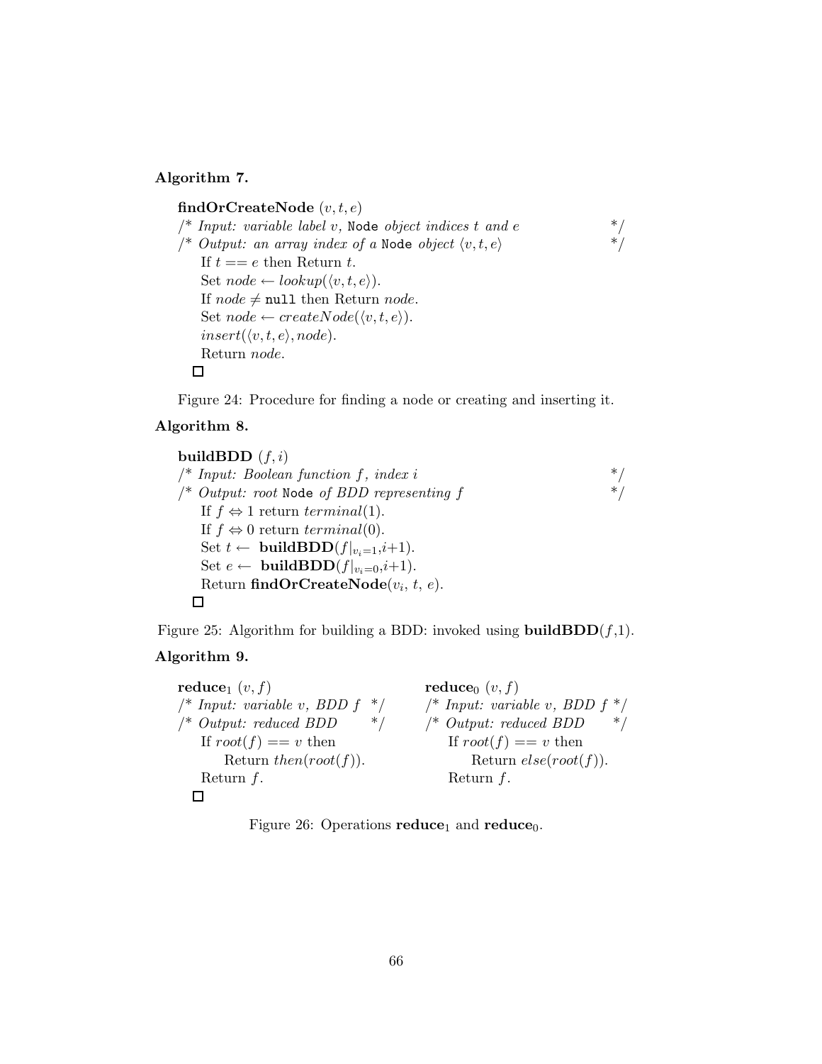**Algorithm 7.**

**findOrCreateNode** $(v, t, e)$
/* *Input: variable label* $v$*,* `Node` *object indices* $t$ *and* $e$ */
/* *Output: an array index of a* `Node` *object* $\langle v, t, e\rangle$ */
  If $t == e$ then Return $t$.
  Set $node \leftarrow lookup(\langle v, t, e\rangle)$.
  If $node \neq$ `null` then Return $node$.
  Set $node \leftarrow createNode(\langle v, t, e\rangle)$.
  $insert(\langle v, t, e\rangle, node)$.
  Return $node$.
□

Figure 24: Procedure for finding a node or creating and inserting it.

**Algorithm 8.**

**buildBDD** $(f, i)$
/* *Input: Boolean function* $f$*, index* $i$ */
/* *Output: root* `Node` *of BDD representing* $f$ */
  If $f \Leftrightarrow 1$ return $terminal(1)$.
  If $f \Leftrightarrow 0$ return $terminal(0)$.
  Set $t \leftarrow$ **buildBDD**$(f|_{v_i=1}, i{+}1)$.
  Set $e \leftarrow$ **buildBDD**$(f|_{v_i=0}, i{+}1)$.
  Return **findOrCreateNode**$(v_i,\, t,\, e)$.
□

Figure 25: Algorithm for building a BDD: invoked using **buildBDD**$(f,1)$.

**Algorithm 9.**

**reduce**$_1$ $(v, f)$
/* *Input: variable* $v$*, BDD* $f$ */
/* *Output: reduced BDD* */
  If $root(f) == v$ then
    Return $then(root(f))$.
  Return $f$.
□

**reduce**$_0$ $(v, f)$
/* *Input: variable* $v$*, BDD* $f$ */
/* *Output: reduced BDD* */
  If $root(f) == v$ then
    Return $else(root(f))$.
  Return $f$.

Figure 26: Operations **reduce**$_1$ and **reduce**$_0$.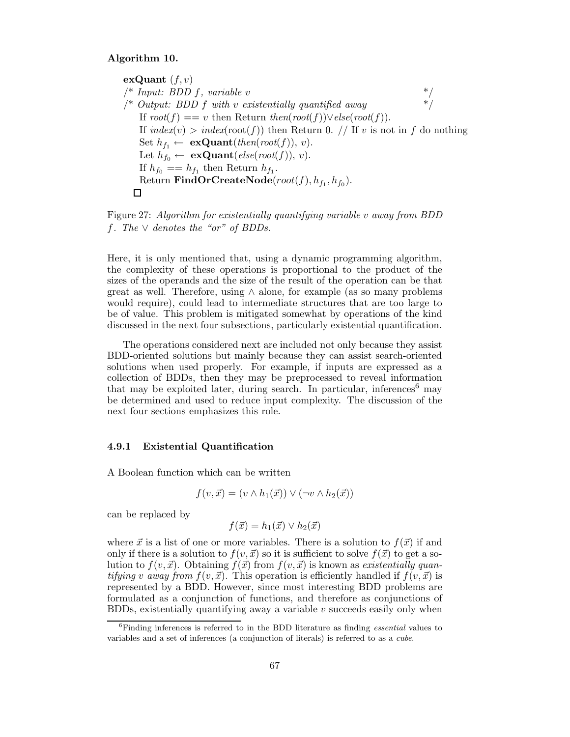**Algorithm 10.**

```
exQuant (f, v)
/* Input: BDD f, variable v                                    */
/* Output: BDD f with v existentially quantified away          */
    If root(f) == v then Return then(root(f))∨else(root(f)).
    If index(v) > index(root(f)) then Return 0. // If v is not in f do nothing
    Set h_f1 ← exQuant(then(root(f)), v).
    Let h_f0 ← exQuant(else(root(f)), v).
    If h_f0 == h_f1 then Return h_f1.
    Return FindOrCreateNode(root(f), h_f1, h_f0).
  □
```

Figure 27: *Algorithm for existentially quantifying variable $v$ away from BDD $f$. The $\vee$ denotes the "or" of BDDs.*

Here, it is only mentioned that, using a dynamic programming algorithm, the complexity of these operations is proportional to the product of the sizes of the operands and the size of the result of the operation can be that great as well. Therefore, using $\wedge$ alone, for example (as so many problems would require), could lead to intermediate structures that are too large to be of value. This problem is mitigated somewhat by operations of the kind discussed in the next four subsections, particularly existential quantification.

The operations considered next are included not only because they assist BDD-oriented solutions but mainly because they can assist search-oriented solutions when used properly. For example, if inputs are expressed as a collection of BDDs, then they may be preprocessed to reveal information that may be exploited later, during search. In particular, inferences[6] may be determined and used to reduce input complexity. The discussion of the next four sections emphasizes this role.

### 4.9.1 Existential Quantification

A Boolean function which can be written

$$f(v, \vec{x}) = (v \wedge h_1(\vec{x})) \vee (\neg v \wedge h_2(\vec{x}))$$

can be replaced by

$$f(\vec{x}) = h_1(\vec{x}) \vee h_2(\vec{x})$$

where $\vec{x}$ is a list of one or more variables. There is a solution to $f(\vec{x})$ if and only if there is a solution to $f(v, \vec{x})$ so it is sufficient to solve $f(\vec{x})$ to get a solution to $f(v, \vec{x})$. Obtaining $f(\vec{x})$ from $f(v, \vec{x})$ is known as *existentially quantifying $v$ away from $f(v, \vec{x})$*. This operation is efficiently handled if $f(v, \vec{x})$ is represented by a BDD. However, since most interesting BDD problems are formulated as a conjunction of functions, and therefore as conjunctions of BDDs, existentially quantifying away a variable $v$ succeeds easily only when

[6] Finding inferences is referred to in the BDD literature as finding *essential* values to variables and a set of inferences (a conjunction of literals) is referred to as a *cube*.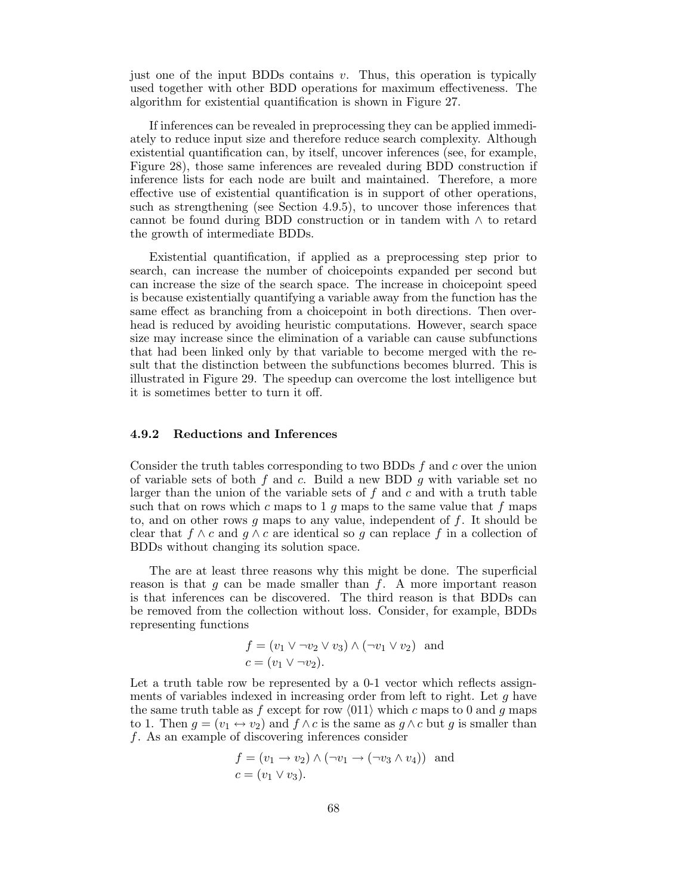just one of the input BDDs contains $v$. Thus, this operation is typically used together with other BDD operations for maximum effectiveness. The algorithm for existential quantification is shown in Figure 27.

If inferences can be revealed in preprocessing they can be applied immediately to reduce input size and therefore reduce search complexity. Although existential quantification can, by itself, uncover inferences (see, for example, Figure 28), those same inferences are revealed during BDD construction if inference lists for each node are built and maintained. Therefore, a more effective use of existential quantification is in support of other operations, such as strengthening (see Section 4.9.5), to uncover those inferences that cannot be found during BDD construction or in tandem with $\wedge$ to retard the growth of intermediate BDDs.

Existential quantification, if applied as a preprocessing step prior to search, can increase the number of choicepoints expanded per second but can increase the size of the search space. The increase in choicepoint speed is because existentially quantifying a variable away from the function has the same effect as branching from a choicepoint in both directions. Then overhead is reduced by avoiding heuristic computations. However, search space size may increase since the elimination of a variable can cause subfunctions that had been linked only by that variable to become merged with the result that the distinction between the subfunctions becomes blurred. This is illustrated in Figure 29. The speedup can overcome the lost intelligence but it is sometimes better to turn it off.

### 4.9.2 Reductions and Inferences

Consider the truth tables corresponding to two BDDs $f$ and $c$ over the union of variable sets of both $f$ and $c$. Build a new BDD $g$ with variable set no larger than the union of the variable sets of $f$ and $c$ and with a truth table such that on rows which $c$ maps to 1 $g$ maps to the same value that $f$ maps to, and on other rows $g$ maps to any value, independent of $f$. It should be clear that $f \wedge c$ and $g \wedge c$ are identical so $g$ can replace $f$ in a collection of BDDs without changing its solution space.

The are at least three reasons why this might be done. The superficial reason is that $g$ can be made smaller than $f$. A more important reason is that inferences can be discovered. The third reason is that BDDs can be removed from the collection without loss. Consider, for example, BDDs representing functions

$$f = (v_1 \vee \neg v_2 \vee v_3) \wedge (\neg v_1 \vee v_2) \ \text{ and}$$
$$c = (v_1 \vee \neg v_2).$$

Let a truth table row be represented by a 0-1 vector which reflects assignments of variables indexed in increasing order from left to right. Let $g$ have the same truth table as $f$ except for row $\langle 011 \rangle$ which $c$ maps to 0 and $g$ maps to 1. Then $g = (v_1 \leftrightarrow v_2)$ and $f \wedge c$ is the same as $g \wedge c$ but $g$ is smaller than $f$. As an example of discovering inferences consider

$$f = (v_1 \rightarrow v_2) \wedge (\neg v_1 \rightarrow (\neg v_3 \wedge v_4)) \ \text{ and}$$
$$c = (v_1 \vee v_3).$$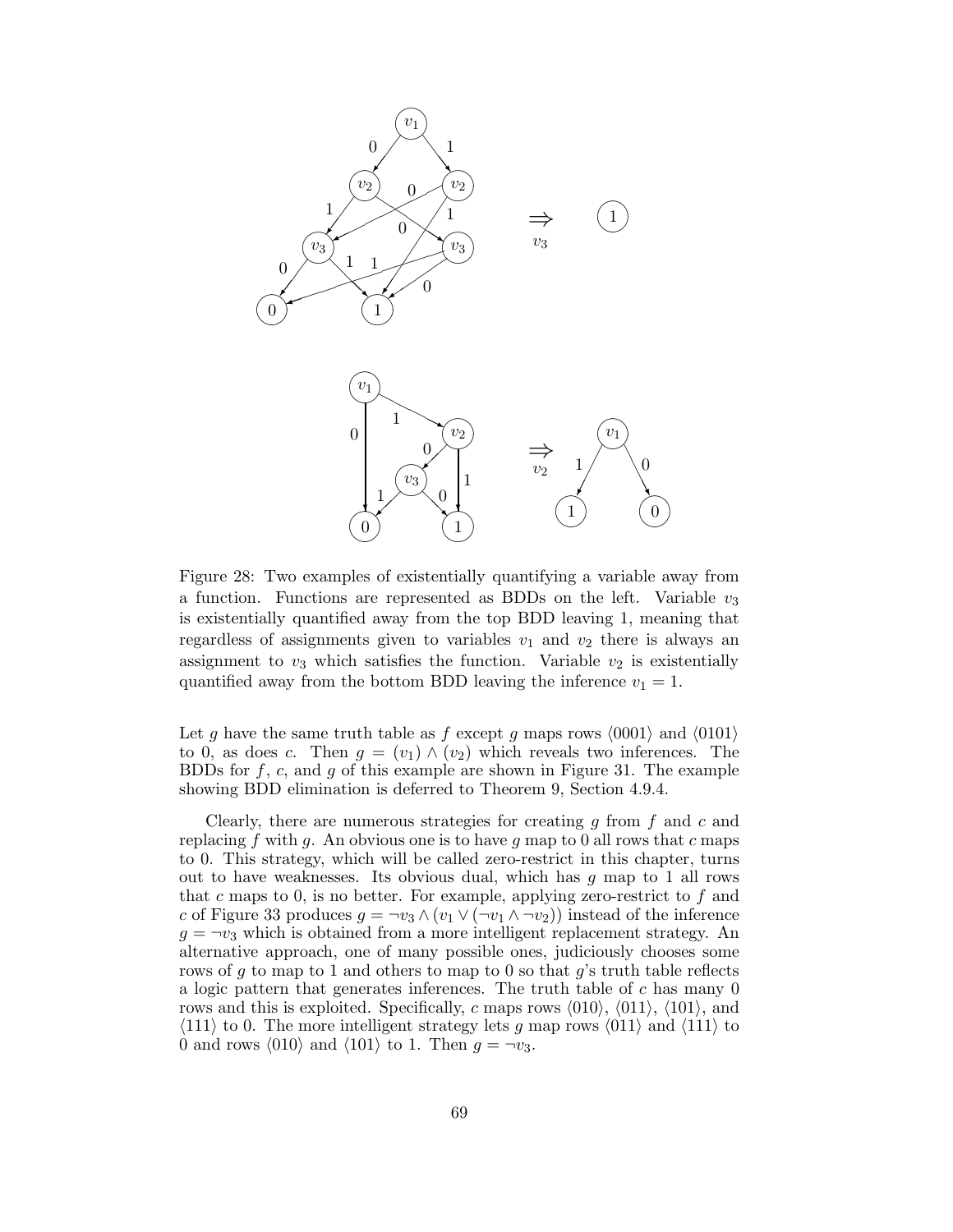Figure 28: Two examples of existentially quantifying a variable away from a function. Functions are represented as BDDs on the left. Variable $v_3$ is existentially quantified away from the top BDD leaving 1, meaning that regardless of assignments given to variables $v_1$ and $v_2$ there is always an assignment to $v_3$ which satisfies the function. Variable $v_2$ is existentially quantified away from the bottom BDD leaving the inference $v_1 = 1$.

Let $g$ have the same truth table as $f$ except $g$ maps rows $\langle 0001 \rangle$ and $\langle 0101 \rangle$ to 0, as does $c$. Then $g = (v_1) \wedge (v_2)$ which reveals two inferences. The BDDs for $f$, $c$, and $g$ of this example are shown in Figure 31. The example showing BDD elimination is deferred to Theorem 9, Section 4.9.4.

Clearly, there are numerous strategies for creating $g$ from $f$ and $c$ and replacing $f$ with $g$. An obvious one is to have $g$ map to 0 all rows that $c$ maps to 0. This strategy, which will be called zero-restrict in this chapter, turns out to have weaknesses. Its obvious dual, which has $g$ map to 1 all rows that $c$ maps to 0, is no better. For example, applying zero-restrict to $f$ and $c$ of Figure 33 produces $g = \neg v_3 \wedge (v_1 \vee (\neg v_1 \wedge \neg v_2))$ instead of the inference $g = \neg v_3$ which is obtained from a more intelligent replacement strategy. An alternative approach, one of many possible ones, judiciously chooses some rows of $g$ to map to 1 and others to map to 0 so that $g$'s truth table reflects a logic pattern that generates inferences. The truth table of $c$ has many 0 rows and this is exploited. Specifically, $c$ maps rows $\langle 010 \rangle$, $\langle 011 \rangle$, $\langle 101 \rangle$, and $\langle 111 \rangle$ to 0. The more intelligent strategy lets $g$ map rows $\langle 011 \rangle$ and $\langle 111 \rangle$ to 0 and rows $\langle 010 \rangle$ and $\langle 101 \rangle$ to 1. Then $g = \neg v_3$.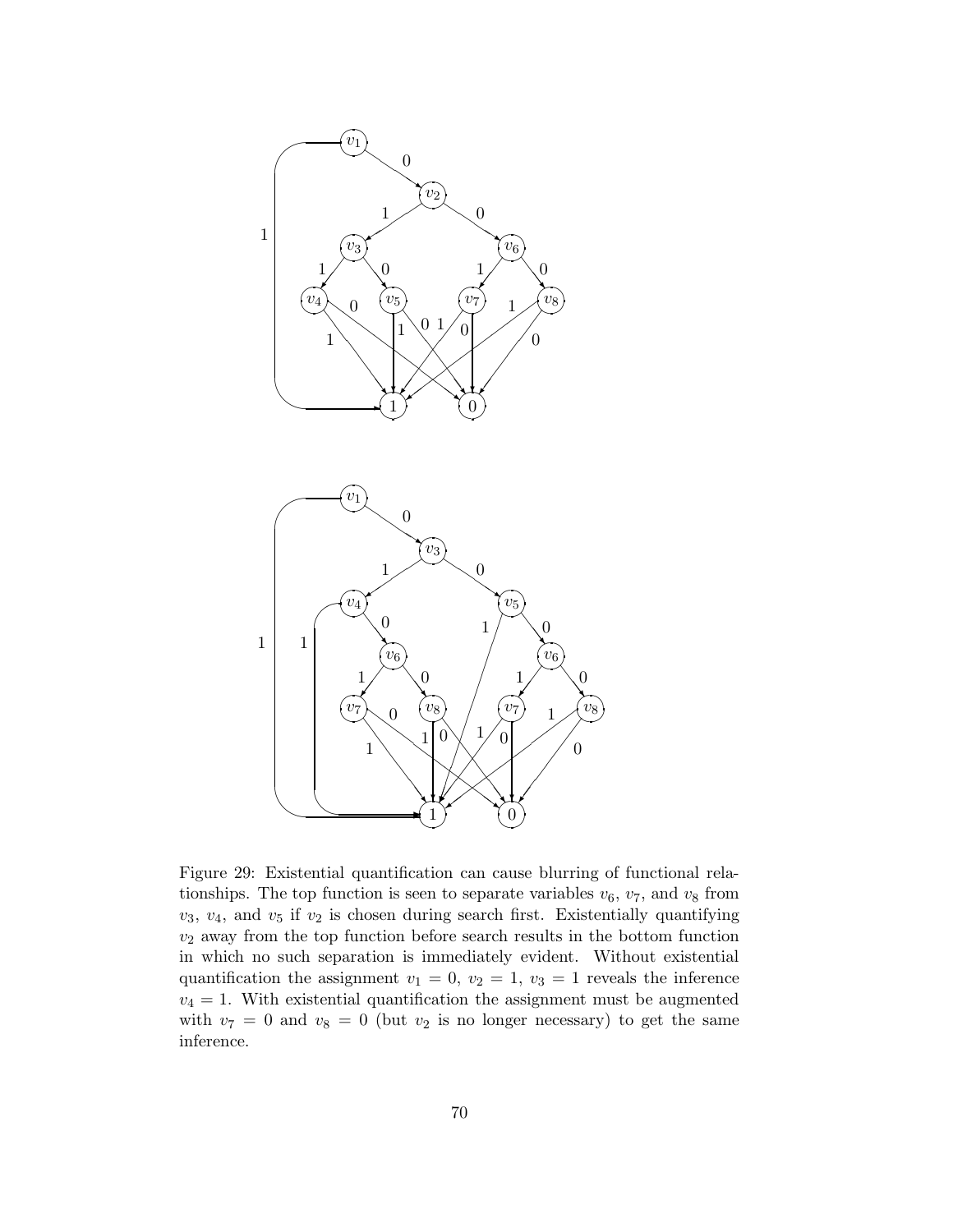Figure 29: Existential quantification can cause blurring of functional relationships. The top function is seen to separate variables $v_6$, $v_7$, and $v_8$ from $v_3$, $v_4$, and $v_5$ if $v_2$ is chosen during search first. Existentially quantifying $v_2$ away from the top function before search results in the bottom function in which no such separation is immediately evident. Without existential quantification the assignment $v_1 = 0$, $v_2 = 1$, $v_3 = 1$ reveals the inference $v_4 = 1$. With existential quantification the assignment must be augmented with $v_7 = 0$ and $v_8 = 0$ (but $v_2$ is no longer necessary) to get the same inference.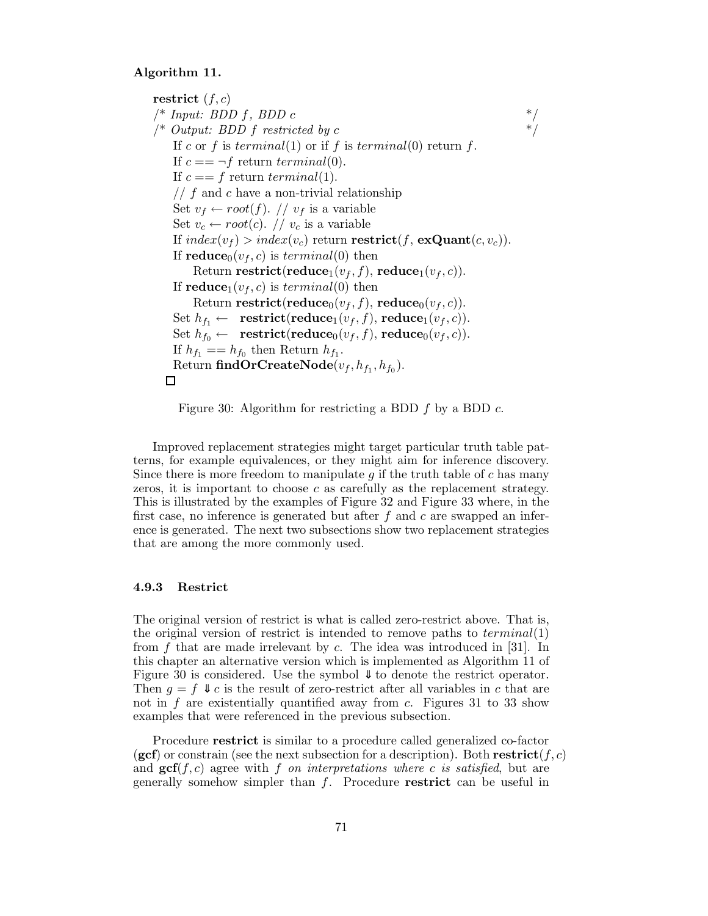**Algorithm 11.**

```
restrict (f, c)
/* Input: BDD f, BDD c                                              */
/* Output: BDD f restricted by c                                    */
    If c or f is terminal(1) or if f is terminal(0) return f.
    If c == ¬f return terminal(0).
    If c == f return terminal(1).
    // f and c have a non-trivial relationship
    Set v_f ← root(f). // v_f is a variable
    Set v_c ← root(c). // v_c is a variable
    If index(v_f) > index(v_c) return restrict(f, exQuant(c, v_c)).
    If reduce_0(v_f, c) is terminal(0) then
        Return restrict(reduce_1(v_f, f), reduce_1(v_f, c)).
    If reduce_1(v_f, c) is terminal(0) then
        Return restrict(reduce_0(v_f, f), reduce_0(v_f, c)).
    Set h_f1 ←  restrict(reduce_1(v_f, f), reduce_1(v_f, c)).
    Set h_f0 ←  restrict(reduce_0(v_f, f), reduce_0(v_f, c)).
    If h_f1 == h_f0 then Return h_f1.
    Return findOrCreateNode(v_f, h_f1, h_f0).
□
```

Figure 30: Algorithm for restricting a BDD $f$ by a BDD $c$.

Improved replacement strategies might target particular truth table patterns, for example equivalences, or they might aim for inference discovery. Since there is more freedom to manipulate $g$ if the truth table of $c$ has many zeros, it is important to choose $c$ as carefully as the replacement strategy. This is illustrated by the examples of Figure 32 and Figure 33 where, in the first case, no inference is generated but after $f$ and $c$ are swapped an inference is generated. The next two subsections show two replacement strategies that are among the more commonly used.

### 4.9.3 Restrict

The original version of restrict is what is called zero-restrict above. That is, the original version of restrict is intended to remove paths to $terminal(1)$ from $f$ that are made irrelevant by $c$. The idea was introduced in [31]. In this chapter an alternative version which is implemented as Algorithm 11 of Figure 30 is considered. Use the symbol $\Downarrow$ to denote the restrict operator. Then $g = f \Downarrow c$ is the result of zero-restrict after all variables in $c$ that are not in $f$ are existentially quantified away from $c$. Figures 31 to 33 show examples that were referenced in the previous subsection.

Procedure **restrict** is similar to a procedure called generalized co-factor (**gcf**) or constrain (see the next subsection for a description). Both **restrict**$(f, c)$ and **gcf**$(f, c)$ agree with $f$ *on interpretations where $c$ is satisfied*, but are generally somehow simpler than $f$. Procedure **restrict** can be useful in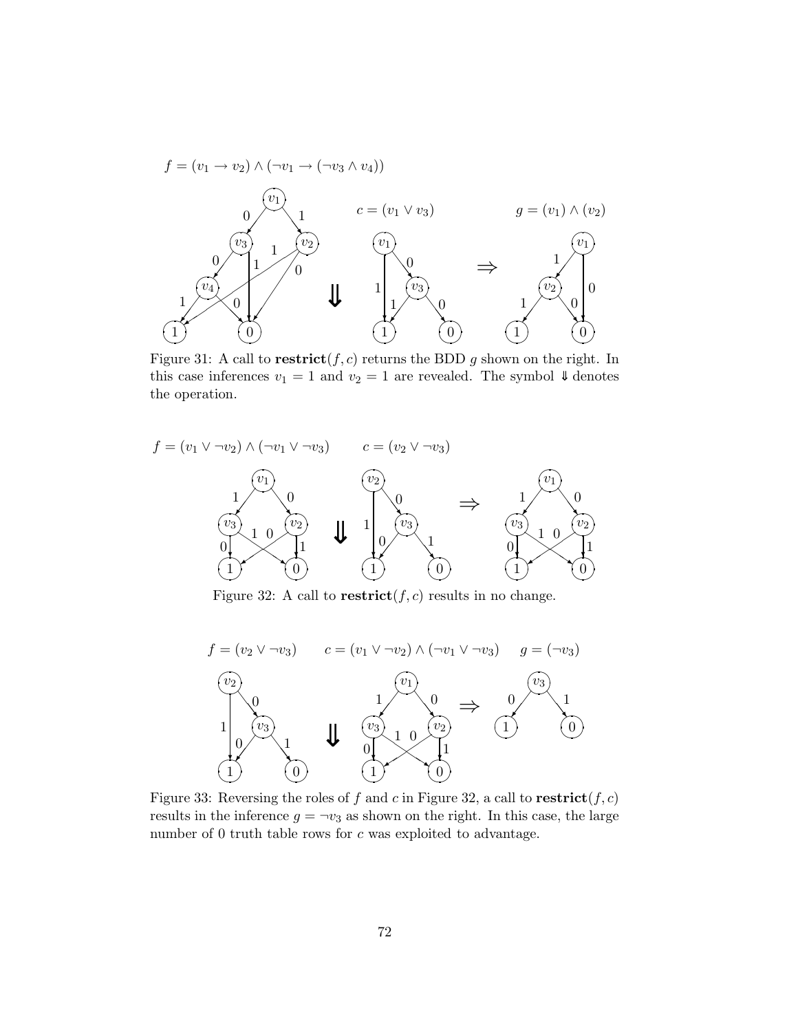$f = (v_1 \to v_2) \wedge (\neg v_1 \to (\neg v_3 \wedge v_4))$

$c = (v_1 \vee v_3)$

$g = (v_1) \wedge (v_2)$

Figure 31: A call to **restrict**$(f, c)$ returns the BDD $g$ shown on the right. In this case inferences $v_1 = 1$ and $v_2 = 1$ are revealed. The symbol $\Downarrow$ denotes the operation.

$f = (v_1 \vee \neg v_2) \wedge (\neg v_1 \vee \neg v_3)$ $\quad c = (v_2 \vee \neg v_3)$

Figure 32: A call to **restrict**$(f, c)$ results in no change.

$f = (v_2 \vee \neg v_3)$ $\quad c = (v_1 \vee \neg v_2) \wedge (\neg v_1 \vee \neg v_3)$ $\quad g = (\neg v_3)$

Figure 33: Reversing the roles of $f$ and $c$ in Figure 32, a call to **restrict**$(f, c)$ results in the inference $g = \neg v_3$ as shown on the right. In this case, the large number of 0 truth table rows for $c$ was exploited to advantage.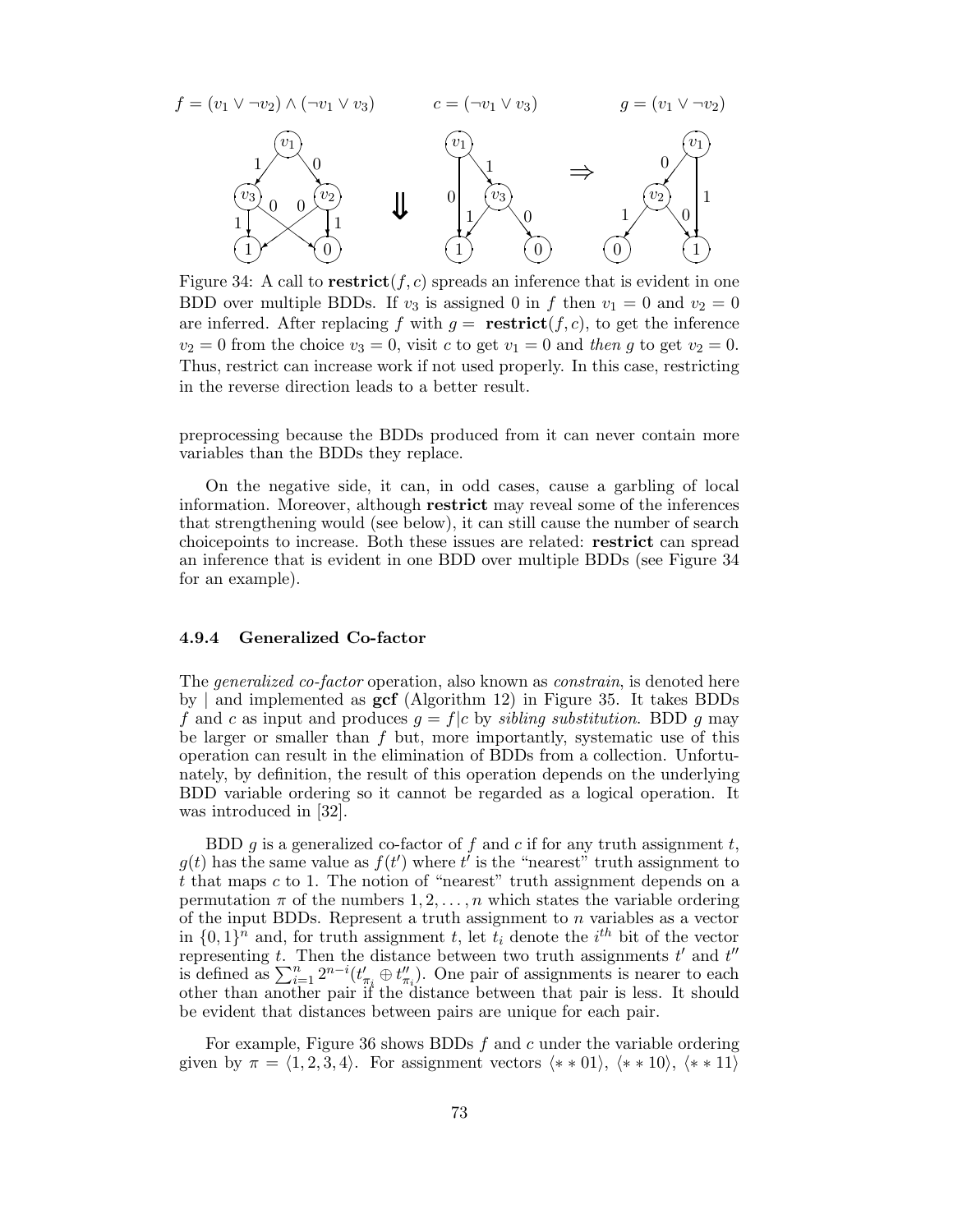$f = (v_1 \vee \neg v_2) \wedge (\neg v_1 \vee v_3)$ $\quad$ $c = (\neg v_1 \vee v_3)$ $\quad$ $g = (v_1 \vee \neg v_2)$

Figure 34: A call to **restrict**$(f, c)$ spreads an inference that is evident in one BDD over multiple BDDs. If $v_3$ is assigned 0 in $f$ then $v_1 = 0$ and $v_2 = 0$ are inferred. After replacing $f$ with $g =$ **restrict**$(f, c)$, to get the inference $v_2 = 0$ from the choice $v_3 = 0$, visit $c$ to get $v_1 = 0$ and *then* $g$ to get $v_2 = 0$. Thus, restrict can increase work if not used properly. In this case, restricting in the reverse direction leads to a better result.

preprocessing because the BDDs produced from it can never contain more variables than the BDDs they replace.

On the negative side, it can, in odd cases, cause a garbling of local information. Moreover, although **restrict** may reveal some of the inferences that strengthening would (see below), it can still cause the number of search choicepoints to increase. Both these issues are related: **restrict** can spread an inference that is evident in one BDD over multiple BDDs (see Figure 34 for an example).

### 4.9.4 Generalized Co-factor

The *generalized co-factor* operation, also known as *constrain*, is denoted here by $|$ and implemented as **gcf** (Algorithm 12) in Figure 35. It takes BDDs $f$ and $c$ as input and produces $g = f|c$ by *sibling substitution*. BDD $g$ may be larger or smaller than $f$ but, more importantly, systematic use of this operation can result in the elimination of BDDs from a collection. Unfortunately, by definition, the result of this operation depends on the underlying BDD variable ordering so it cannot be regarded as a logical operation. It was introduced in [32].

BDD $g$ is a generalized co-factor of $f$ and $c$ if for any truth assignment $t$, $g(t)$ has the same value as $f(t')$ where $t'$ is the "nearest" truth assignment to $t$ that maps $c$ to 1. The notion of "nearest" truth assignment depends on a permutation $\pi$ of the numbers $1, 2, \ldots, n$ which states the variable ordering of the input BDDs. Represent a truth assignment to $n$ variables as a vector in $\{0, 1\}^n$ and, for truth assignment $t$, let $t_i$ denote the $i^{th}$ bit of the vector representing $t$. Then the distance between two truth assignments $t'$ and $t''$ is defined as $\sum_{i=1}^{n} 2^{n-i}(t'_{\pi_i} \oplus t''_{\pi_i})$. One pair of assignments is nearer to each other than another pair if the distance between that pair is less. It should be evident that distances between pairs are unique for each pair.

For example, Figure 36 shows BDDs $f$ and $c$ under the variable ordering given by $\pi = \langle 1, 2, 3, 4 \rangle$. For assignment vectors $\langle * * 01 \rangle$, $\langle * * 10 \rangle$, $\langle * * 11 \rangle$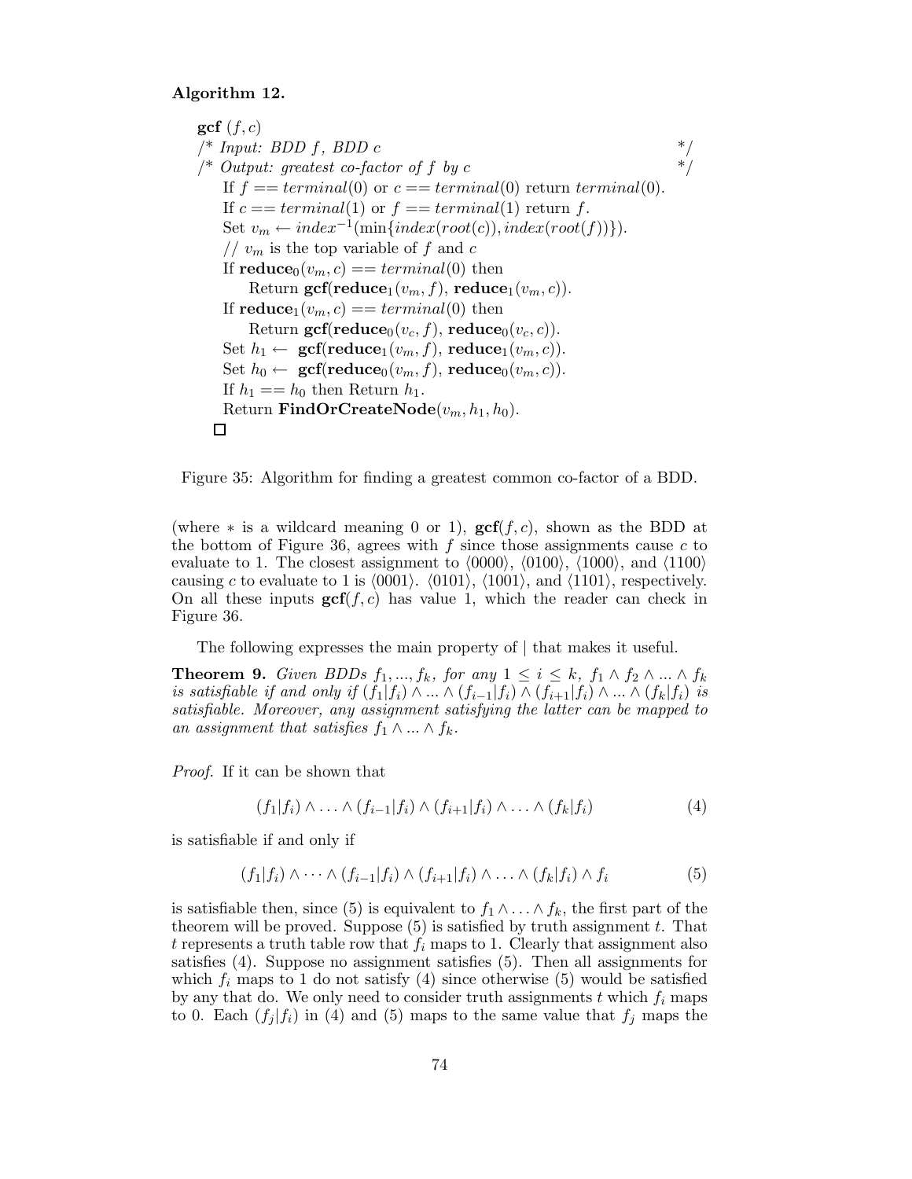**Algorithm 12.**

```
gcf (f, c)
/* Input: BDD f, BDD c                                          */
/* Output: greatest co-factor of f by c                         */
    If f == terminal(0) or c == terminal(0) return terminal(0).
    If c == terminal(1) or f == terminal(1) return f.
    Set v_m ← index^{-1}(min{index(root(c)), index(root(f))}).
    // v_m is the top variable of f and c
    If reduce_0(v_m, c) == terminal(0) then
        Return gcf(reduce_1(v_m, f), reduce_1(v_m, c)).
    If reduce_1(v_m, c) == terminal(0) then
        Return gcf(reduce_0(v_c, f), reduce_0(v_c, c)).
    Set h_1 ← gcf(reduce_1(v_m, f), reduce_1(v_m, c)).
    Set h_0 ← gcf(reduce_0(v_m, f), reduce_0(v_m, c)).
    If h_1 == h_0 then Return h_1.
    Return FindOrCreateNode(v_m, h_1, h_0).
□
```

Figure 35: Algorithm for finding a greatest common co-factor of a BDD.

(where $*$ is a wildcard meaning 0 or 1), $\mathbf{gcf}(f, c)$, shown as the BDD at the bottom of Figure 36, agrees with $f$ since those assignments cause $c$ to evaluate to 1. The closest assignment to $\langle 0000\rangle$, $\langle 0100\rangle$, $\langle 1000\rangle$, and $\langle 1100\rangle$ causing $c$ to evaluate to 1 is $\langle 0001\rangle$. $\langle 0101\rangle$, $\langle 1001\rangle$, and $\langle 1101\rangle$, respectively. On all these inputs $\mathbf{gcf}(f, c)$ has value 1, which the reader can check in Figure 36.

The following expresses the main property of $|$ that makes it useful.

**Theorem 9.** *Given BDDs $f_1, ..., f_k$, for any $1 \leq i \leq k$, $f_1 \wedge f_2 \wedge ... \wedge f_k$ is satisfiable if and only if $(f_1|f_i) \wedge ... \wedge (f_{i-1}|f_i) \wedge (f_{i+1}|f_i) \wedge ... \wedge (f_k|f_i)$ is satisfiable. Moreover, any assignment satisfying the latter can be mapped to an assignment that satisfies $f_1 \wedge ... \wedge f_k$.*

*Proof.* If it can be shown that

$$(f_1|f_i) \wedge \ldots \wedge (f_{i-1}|f_i) \wedge (f_{i+1}|f_i) \wedge \ldots \wedge (f_k|f_i) \tag{4}$$

is satisfiable if and only if

$$(f_1|f_i) \wedge \cdots \wedge (f_{i-1}|f_i) \wedge (f_{i+1}|f_i) \wedge \ldots \wedge (f_k|f_i) \wedge f_i \tag{5}$$

is satisfiable then, since (5) is equivalent to $f_1 \wedge \ldots \wedge f_k$, the first part of the theorem will be proved. Suppose (5) is satisfied by truth assignment $t$. That $t$ represents a truth table row that $f_i$ maps to 1. Clearly that assignment also satisfies (4). Suppose no assignment satisfies (5). Then all assignments for which $f_i$ maps to 1 do not satisfy (4) since otherwise (5) would be satisfied by any that do. We only need to consider truth assignments $t$ which $f_i$ maps to 0. Each $(f_j|f_i)$ in (4) and (5) maps to the same value that $f_j$ maps the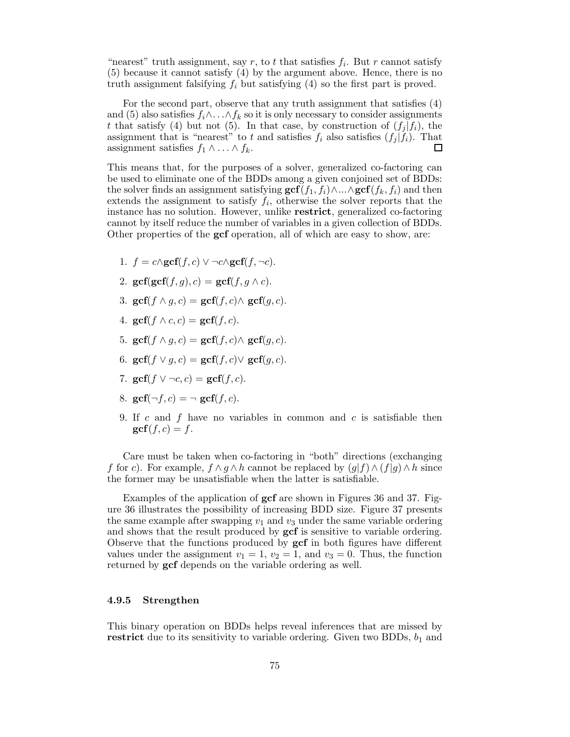"nearest" truth assignment, say $r$, to $t$ that satisfies $f_i$. But $r$ cannot satisfy (5) because it cannot satisfy (4) by the argument above. Hence, there is no truth assignment falsifying $f_i$ but satisfying (4) so the first part is proved.

For the second part, observe that any truth assignment that satisfies (4) and (5) also satisfies $f_i \wedge \ldots \wedge f_k$ so it is only necessary to consider assignments $t$ that satisfy (4) but not (5). In that case, by construction of $(f_j|f_i)$, the assignment that is "nearest" to $t$ and satisfies $f_i$ also satisfies $(f_j|f_i)$. That assignment satisfies $f_1 \wedge \ldots \wedge f_k$. □

This means that, for the purposes of a solver, generalized co-factoring can be used to eliminate one of the BDDs among a given conjoined set of BDDs: the solver finds an assignment satisfying $\mathbf{gcf}(f_1, f_i) \wedge ... \wedge \mathbf{gcf}(f_k, f_i)$ and then extends the assignment to satisfy $f_i$, otherwise the solver reports that the instance has no solution. However, unlike **restrict**, generalized co-factoring cannot by itself reduce the number of variables in a given collection of BDDs. Other properties of the **gcf** operation, all of which are easy to show, are:

1. $f = c \wedge \mathbf{gcf}(f, c) \vee \neg c \wedge \mathbf{gcf}(f, \neg c)$.
2. $\mathbf{gcf}(\mathbf{gcf}(f, g), c) = \mathbf{gcf}(f, g \wedge c)$.
3. $\mathbf{gcf}(f \wedge g, c) = \mathbf{gcf}(f, c) \wedge \mathbf{gcf}(g, c)$.
4. $\mathbf{gcf}(f \wedge c, c) = \mathbf{gcf}(f, c)$.
5. $\mathbf{gcf}(f \wedge g, c) = \mathbf{gcf}(f, c) \wedge \mathbf{gcf}(g, c)$.
6. $\mathbf{gcf}(f \vee g, c) = \mathbf{gcf}(f, c) \vee \mathbf{gcf}(g, c)$.
7. $\mathbf{gcf}(f \vee \neg c, c) = \mathbf{gcf}(f, c)$.
8. $\mathbf{gcf}(\neg f, c) = \neg\, \mathbf{gcf}(f, c)$.
9. If $c$ and $f$ have no variables in common and $c$ is satisfiable then $\mathbf{gcf}(f, c) = f$.

Care must be taken when co-factoring in "both" directions (exchanging $f$ for $c$). For example, $f \wedge g \wedge h$ cannot be replaced by $(g|f) \wedge (f|g) \wedge h$ since the former may be unsatisfiable when the latter is satisfiable.

Examples of the application of **gcf** are shown in Figures 36 and 37. Figure 36 illustrates the possibility of increasing BDD size. Figure 37 presents the same example after swapping $v_1$ and $v_3$ under the same variable ordering and shows that the result produced by **gcf** is sensitive to variable ordering. Observe that the functions produced by **gcf** in both figures have different values under the assignment $v_1 = 1$, $v_2 = 1$, and $v_3 = 0$. Thus, the function returned by **gcf** depends on the variable ordering as well.

### 4.9.5 Strengthen

This binary operation on BDDs helps reveal inferences that are missed by **restrict** due to its sensitivity to variable ordering. Given two BDDs, $b_1$ and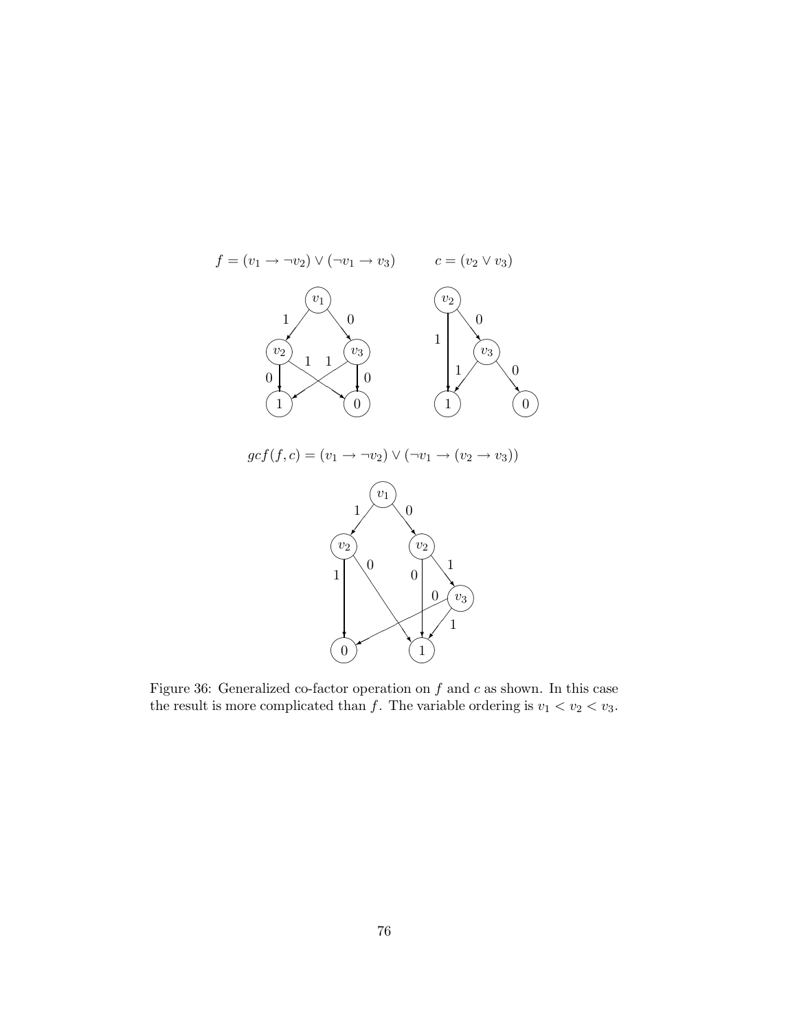$f = (v_1 \rightarrow \neg v_2) \vee (\neg v_1 \rightarrow v_3)$ $\qquad$ $c = (v_2 \vee v_3)$

$gcf(f, c) = (v_1 \rightarrow \neg v_2) \vee (\neg v_1 \rightarrow (v_2 \rightarrow v_3))$

Figure 36: Generalized co-factor operation on $f$ and $c$ as shown. In this case the result is more complicated than $f$. The variable ordering is $v_1 < v_2 < v_3$.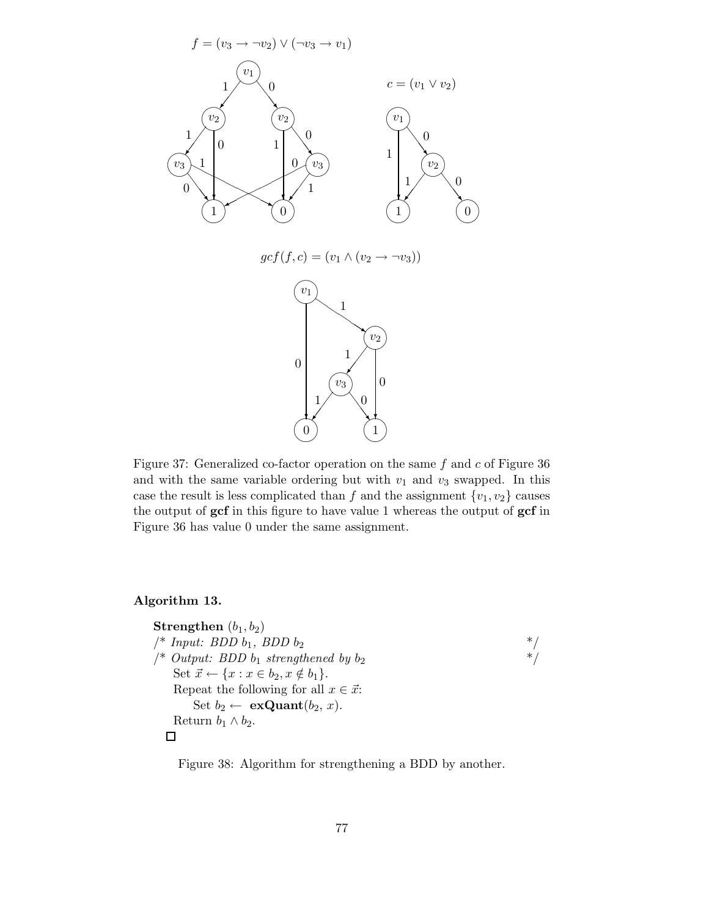$f = (v_3 \to \neg v_2) \lor (\neg v_3 \to v_1)$

$c = (v_1 \lor v_2)$

$gcf(f, c) = (v_1 \land (v_2 \to \neg v_3))$

Figure 37: Generalized co-factor operation on the same $f$ and $c$ of Figure 36 and with the same variable ordering but with $v_1$ and $v_3$ swapped. In this case the result is less complicated than $f$ and the assignment $\{v_1, v_2\}$ causes the output of **gcf** in this figure to have value 1 whereas the output of **gcf** in Figure 36 has value 0 under the same assignment.

**Algorithm 13.**

**Strengthen** $(b_1, b_2)$
/* *Input: BDD* $b_1$*, BDD* $b_2$ */
/* *Output: BDD* $b_1$ *strengthened by* $b_2$ */
  Set $\vec{x} \leftarrow \{x : x \in b_2, x \notin b_1\}$.
  Repeat the following for all $x \in \vec{x}$:
    Set $b_2 \leftarrow$ **exQuant**$(b_2, x)$.
  Return $b_1 \land b_2$.
□

Figure 38: Algorithm for strengthening a BDD by another.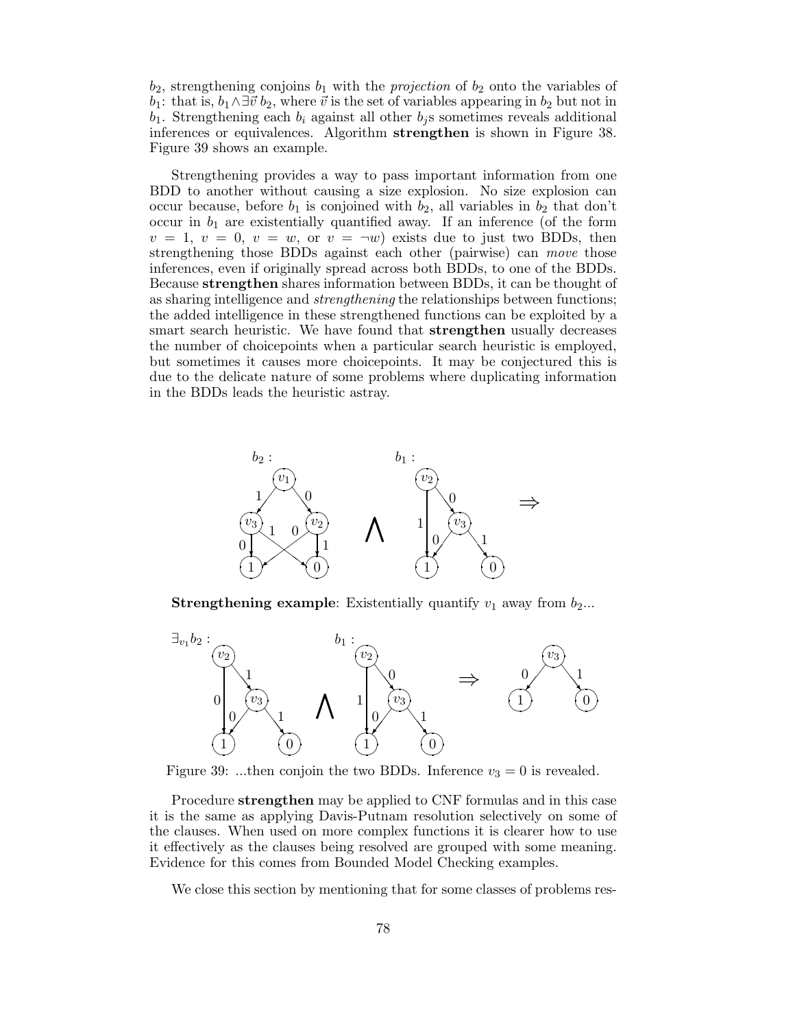$b_2$, strengthening conjoins $b_1$ with the *projection* of $b_2$ onto the variables of $b_1$: that is, $b_1 \wedge \exists \vec{v}\, b_2$, where $\vec{v}$ is the set of variables appearing in $b_2$ but not in $b_1$. Strengthening each $b_i$ against all other $b_j$s sometimes reveals additional inferences or equivalences. Algorithm **strengthen** is shown in Figure 38. Figure 39 shows an example.

Strengthening provides a way to pass important information from one BDD to another without causing a size explosion. No size explosion can occur because, before $b_1$ is conjoined with $b_2$, all variables in $b_2$ that don't occur in $b_1$ are existentially quantified away. If an inference (of the form $v = 1$, $v = 0$, $v = w$, or $v = \neg w$) exists due to just two BDDs, then strengthening those BDDs against each other (pairwise) can *move* those inferences, even if originally spread across both BDDs, to one of the BDDs. Because **strengthen** shares information between BDDs, it can be thought of as sharing intelligence and *strengthening* the relationships between functions; the added intelligence in these strengthened functions can be exploited by a smart search heuristic. We have found that **strengthen** usually decreases the number of choicepoints when a particular search heuristic is employed, but sometimes it causes more choicepoints. It may be conjectured this is due to the delicate nature of some problems where duplicating information in the BDDs leads the heuristic astray.

**Strengthening example**: Existentially quantify $v_1$ away from $b_2$...

Figure 39: ...then conjoin the two BDDs. Inference $v_3 = 0$ is revealed.

Procedure **strengthen** may be applied to CNF formulas and in this case it is the same as applying Davis-Putnam resolution selectively on some of the clauses. When used on more complex functions it is clearer how to use it effectively as the clauses being resolved are grouped with some meaning. Evidence for this comes from Bounded Model Checking examples.

We close this section by mentioning that for some classes of problems res-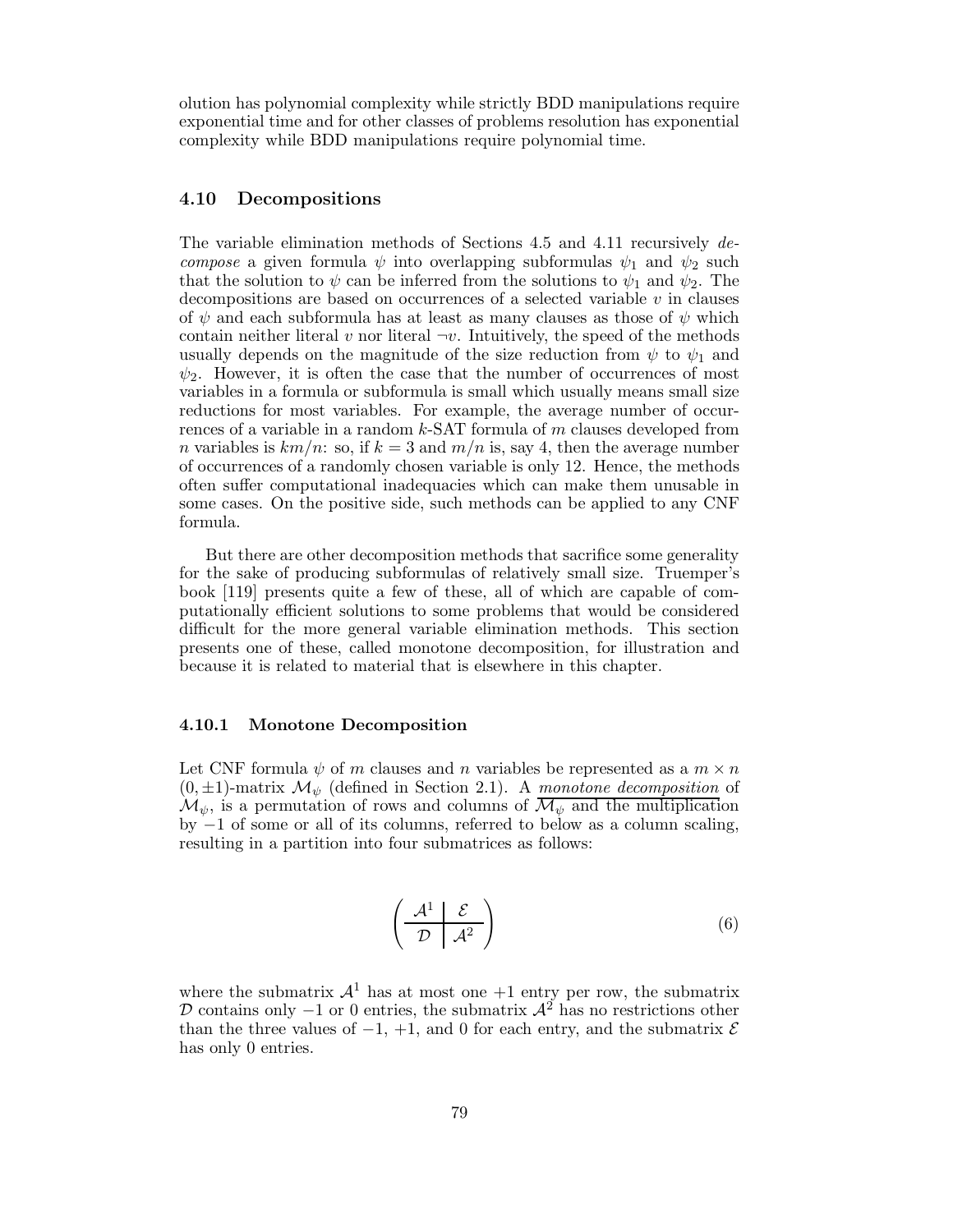olution has polynomial complexity while strictly BDD manipulations require exponential time and for other classes of problems resolution has exponential complexity while BDD manipulations require polynomial time.

### 4.10 Decompositions

The variable elimination methods of Sections 4.5 and 4.11 recursively *decompose* a given formula $\psi$ into overlapping subformulas $\psi_1$ and $\psi_2$ such that the solution to $\psi$ can be inferred from the solutions to $\psi_1$ and $\psi_2$. The decompositions are based on occurrences of a selected variable $v$ in clauses of $\psi$ and each subformula has at least as many clauses as those of $\psi$ which contain neither literal $v$ nor literal $\neg v$. Intuitively, the speed of the methods usually depends on the magnitude of the size reduction from $\psi$ to $\psi_1$ and $\psi_2$. However, it is often the case that the number of occurrences of most variables in a formula or subformula is small which usually means small size reductions for most variables. For example, the average number of occurrences of a variable in a random $k$-SAT formula of $m$ clauses developed from $n$ variables is $km/n$: so, if $k = 3$ and $m/n$ is, say 4, then the average number of occurrences of a randomly chosen variable is only 12. Hence, the methods often suffer computational inadequacies which can make them unusable in some cases. On the positive side, such methods can be applied to any CNF formula.

But there are other decomposition methods that sacrifice some generality for the sake of producing subformulas of relatively small size. Truemper's book [119] presents quite a few of these, all of which are capable of computationally efficient solutions to some problems that would be considered difficult for the more general variable elimination methods. This section presents one of these, called monotone decomposition, for illustration and because it is related to material that is elsewhere in this chapter.

#### 4.10.1 Monotone Decomposition

Let CNF formula $\psi$ of $m$ clauses and $n$ variables be represented as a $m \times n$ $(0, \pm 1)$-matrix $\mathcal{M}_\psi$ (defined in Section 2.1). A *monotone decomposition* of $\mathcal{M}_\psi$, is a permutation of rows and columns of $\mathcal{M}_\psi$ and the multiplication by $-1$ of some or all of its columns, referred to below as a column scaling, resulting in a partition into four submatrices as follows:

$$\left( \begin{array}{c|c} \mathcal{A}^1 & \mathcal{E} \\ \hline \mathcal{D} & \mathcal{A}^2 \end{array} \right) \tag{6}$$

where the submatrix $\mathcal{A}^1$ has at most one $+1$ entry per row, the submatrix $\mathcal{D}$ contains only $-1$ or 0 entries, the submatrix $\mathcal{A}^2$ has no restrictions other than the three values of $-1$, $+1$, and 0 for each entry, and the submatrix $\mathcal{E}$ has only 0 entries.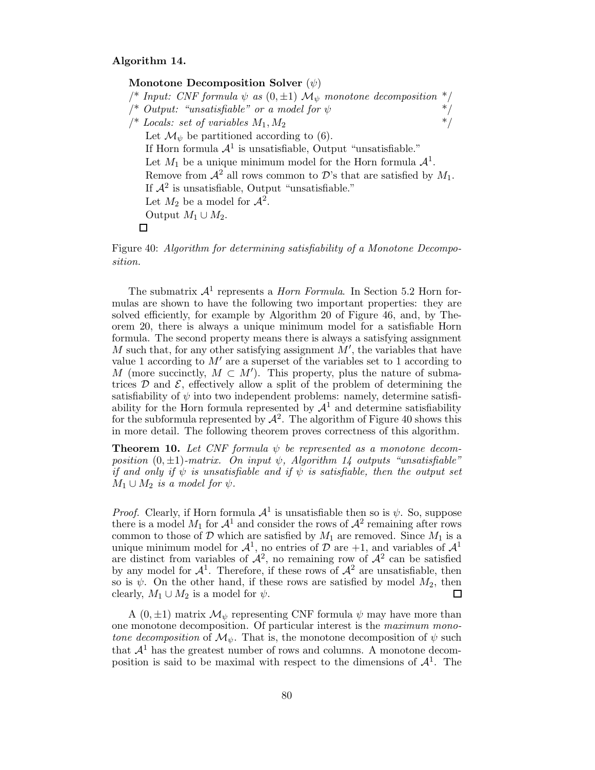**Algorithm 14.**

**Monotone Decomposition Solver** ($\psi$)
/* *Input: CNF formula $\psi$ as $(0, \pm 1)$ $\mathcal{M}_\psi$ monotone decomposition* */
/* *Output: "unsatisfiable" or a model for $\psi$* */
/* *Locals: set of variables $M_1, M_2$* */
Let $\mathcal{M}_\psi$ be partitioned according to (6).
If Horn formula $\mathcal{A}^1$ is unsatisfiable, Output "unsatisfiable."
Let $M_1$ be a unique minimum model for the Horn formula $\mathcal{A}^1$.
Remove from $\mathcal{A}^2$ all rows common to $\mathcal{D}$'s that are satisfied by $M_1$.
If $\mathcal{A}^2$ is unsatisfiable, Output "unsatisfiable."
Let $M_2$ be a model for $\mathcal{A}^2$.
Output $M_1 \cup M_2$.
□

Figure 40: *Algorithm for determining satisfiability of a Monotone Decomposition.*

The submatrix $\mathcal{A}^1$ represents a *Horn Formula*. In Section 5.2 Horn formulas are shown to have the following two important properties: they are solved efficiently, for example by Algorithm 20 of Figure 46, and, by Theorem 20, there is always a unique minimum model for a satisfiable Horn formula. The second property means there is always a satisfying assignment $M$ such that, for any other satisfying assignment $M'$, the variables that have value 1 according to $M'$ are a superset of the variables set to 1 according to $M$ (more succinctly, $M \subset M'$). This property, plus the nature of submatrices $\mathcal{D}$ and $\mathcal{E}$, effectively allow a split of the problem of determining the satisfiability of $\psi$ into two independent problems: namely, determine satisfiability for the Horn formula represented by $\mathcal{A}^1$ and determine satisfiability for the subformula represented by $\mathcal{A}^2$. The algorithm of Figure 40 shows this in more detail. The following theorem proves correctness of this algorithm.

**Theorem 10.** *Let CNF formula $\psi$ be represented as a monotone decomposition $(0, \pm 1)$-matrix. On input $\psi$, Algorithm 14 outputs "unsatisfiable" if and only if $\psi$ is unsatisfiable and if $\psi$ is satisfiable, then the output set $M_1 \cup M_2$ is a model for $\psi$.*

*Proof.* Clearly, if Horn formula $\mathcal{A}^1$ is unsatisfiable then so is $\psi$. So, suppose there is a model $M_1$ for $\mathcal{A}^1$ and consider the rows of $\mathcal{A}^2$ remaining after rows common to those of $\mathcal{D}$ which are satisfied by $M_1$ are removed. Since $M_1$ is a unique minimum model for $\mathcal{A}^1$, no entries of $\mathcal{D}$ are $+1$, and variables of $\mathcal{A}^1$ are distinct from variables of $\mathcal{A}^2$, no remaining row of $\mathcal{A}^2$ can be satisfied by any model for $\mathcal{A}^1$. Therefore, if these rows of $\mathcal{A}^2$ are unsatisfiable, then so is $\psi$. On the other hand, if these rows are satisfied by model $M_2$, then clearly, $M_1 \cup M_2$ is a model for $\psi$. □

A $(0, \pm 1)$ matrix $\mathcal{M}_\psi$ representing CNF formula $\psi$ may have more than one monotone decomposition. Of particular interest is the *maximum monotone decomposition* of $\mathcal{M}_\psi$. That is, the monotone decomposition of $\psi$ such that $\mathcal{A}^1$ has the greatest number of rows and columns. A monotone decomposition is said to be maximal with respect to the dimensions of $\mathcal{A}^1$. The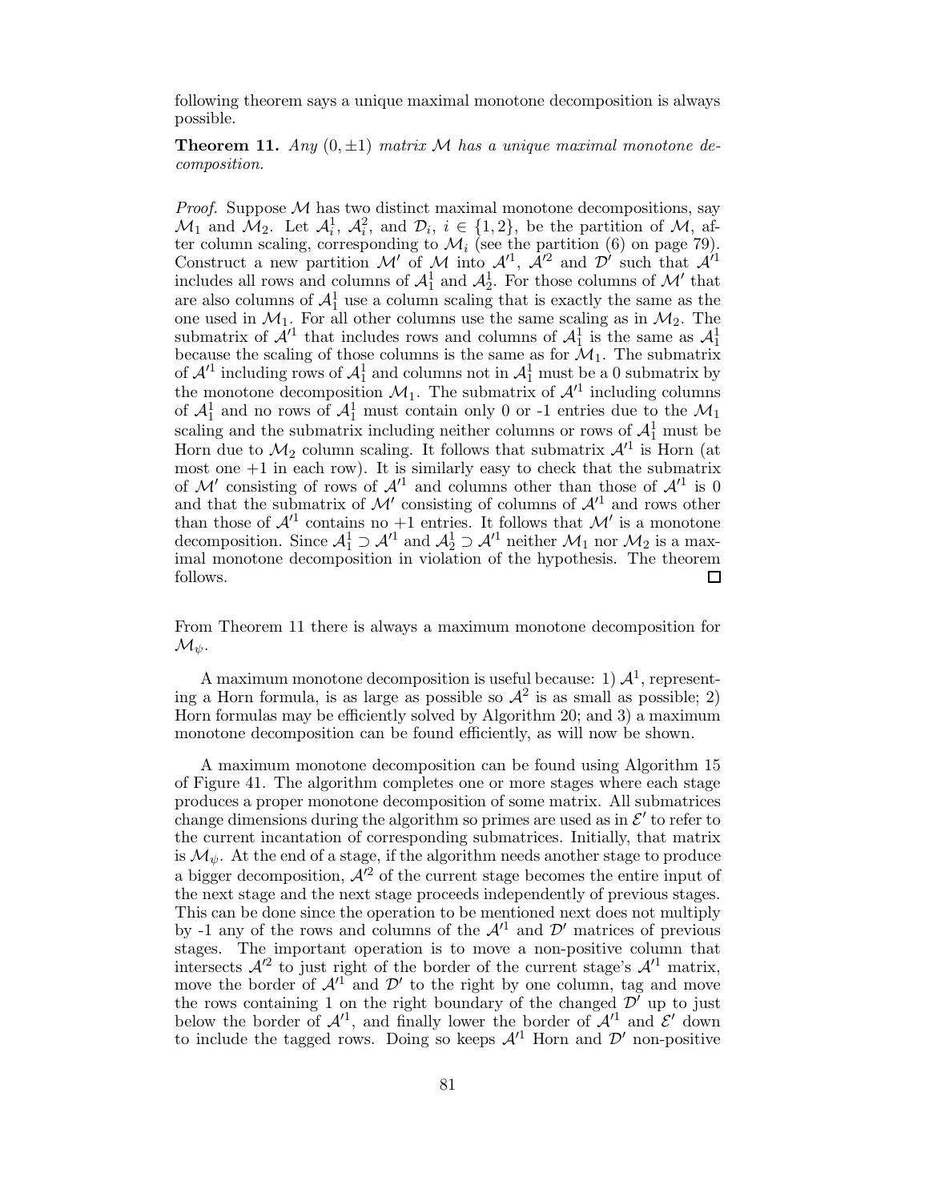following theorem says a unique maximal monotone decomposition is always possible.

**Theorem 11.** *Any $(0, \pm 1)$ matrix $\mathcal{M}$ has a unique maximal monotone decomposition.*

*Proof.* Suppose $\mathcal{M}$ has two distinct maximal monotone decompositions, say $\mathcal{M}_1$ and $\mathcal{M}_2$. Let $\mathcal{A}_i^1$, $\mathcal{A}_i^2$, and $\mathcal{D}_i$, $i \in \{1, 2\}$, be the partition of $\mathcal{M}$, after column scaling, corresponding to $\mathcal{M}_i$ (see the partition (6) on page 79). Construct a new partition $\mathcal{M}'$ of $\mathcal{M}$ into $\mathcal{A}'^1$, $\mathcal{A}'^2$ and $\mathcal{D}'$ such that $\mathcal{A}'^1$ includes all rows and columns of $\mathcal{A}_1^1$ and $\mathcal{A}_2^1$. For those columns of $\mathcal{M}'$ that are also columns of $\mathcal{A}_1^1$ use a column scaling that is exactly the same as the one used in $\mathcal{M}_1$. For all other columns use the same scaling as in $\mathcal{M}_2$. The submatrix of $\mathcal{A}'^1$ that includes rows and columns of $\mathcal{A}_1^1$ is the same as $\mathcal{A}_1^1$ because the scaling of those columns is the same as for $\mathcal{M}_1$. The submatrix of $\mathcal{A}'^1$ including rows of $\mathcal{A}_1^1$ and columns not in $\mathcal{A}_1^1$ must be a 0 submatrix by the monotone decomposition $\mathcal{M}_1$. The submatrix of $\mathcal{A}'^1$ including columns of $\mathcal{A}_1^1$ and no rows of $\mathcal{A}_1^1$ must contain only 0 or -1 entries due to the $\mathcal{M}_1$ scaling and the submatrix including neither columns or rows of $\mathcal{A}_1^1$ must be Horn due to $\mathcal{M}_2$ column scaling. It follows that submatrix $\mathcal{A}'^1$ is Horn (at most one $+1$ in each row). It is similarly easy to check that the submatrix of $\mathcal{M}'$ consisting of rows of $\mathcal{A}'^1$ and columns other than those of $\mathcal{A}'^1$ is 0 and that the submatrix of $\mathcal{M}'$ consisting of columns of $\mathcal{A}'^1$ and rows other than those of $\mathcal{A}'^1$ contains no $+1$ entries. It follows that $\mathcal{M}'$ is a monotone decomposition. Since $\mathcal{A}_1^1 \supset \mathcal{A}'^1$ and $\mathcal{A}_2^1 \supset \mathcal{A}'^1$ neither $\mathcal{M}_1$ nor $\mathcal{M}_2$ is a maximal monotone decomposition in violation of the hypothesis. The theorem follows. □

From Theorem 11 there is always a maximum monotone decomposition for $\mathcal{M}_\psi$.

A maximum monotone decomposition is useful because: 1) $\mathcal{A}^1$, representing a Horn formula, is as large as possible so $\mathcal{A}^2$ is as small as possible; 2) Horn formulas may be efficiently solved by Algorithm 20; and 3) a maximum monotone decomposition can be found efficiently, as will now be shown.

A maximum monotone decomposition can be found using Algorithm 15 of Figure 41. The algorithm completes one or more stages where each stage produces a proper monotone decomposition of some matrix. All submatrices change dimensions during the algorithm so primes are used as in $\mathcal{E}'$ to refer to the current incantation of corresponding submatrices. Initially, that matrix is $\mathcal{M}_\psi$. At the end of a stage, if the algorithm needs another stage to produce a bigger decomposition, $\mathcal{A}'^2$ of the current stage becomes the entire input of the next stage and the next stage proceeds independently of previous stages. This can be done since the operation to be mentioned next does not multiply by -1 any of the rows and columns of the $\mathcal{A}'^1$ and $\mathcal{D}'$ matrices of previous stages. The important operation is to move a non-positive column that intersects $\mathcal{A}'^2$ to just right of the border of the current stage's $\mathcal{A}'^1$ matrix, move the border of $\mathcal{A}'^1$ and $\mathcal{D}'$ to the right by one column, tag and move the rows containing 1 on the right boundary of the changed $\mathcal{D}'$ up to just below the border of $\mathcal{A}'^1$, and finally lower the border of $\mathcal{A}'^1$ and $\mathcal{E}'$ down to include the tagged rows. Doing so keeps $\mathcal{A}'^1$ Horn and $\mathcal{D}'$ non-positive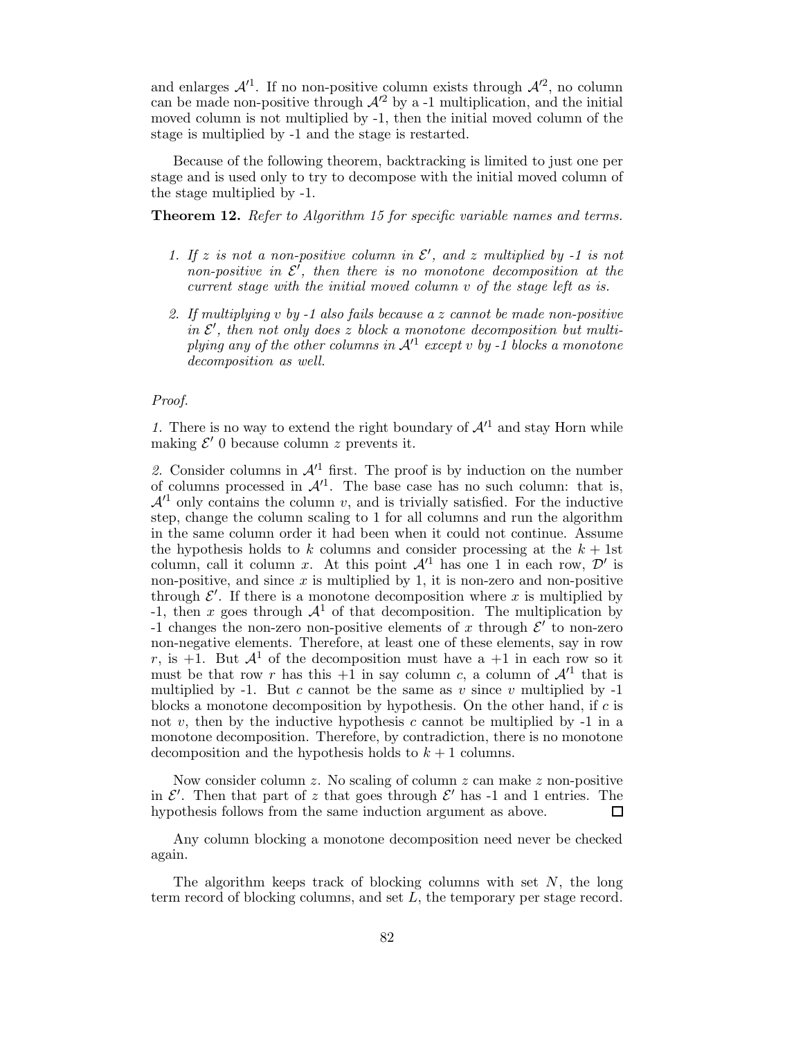and enlarges $\mathcal{A}'^1$. If no non-positive column exists through $\mathcal{A}'^2$, no column can be made non-positive through $\mathcal{A}'^2$ by a -1 multiplication, and the initial moved column is not multiplied by -1, then the initial moved column of the stage is multiplied by -1 and the stage is restarted.

Because of the following theorem, backtracking is limited to just one per stage and is used only to try to decompose with the initial moved column of the stage multiplied by -1.

**Theorem 12.** *Refer to Algorithm 15 for specific variable names and terms.*

1. *If $z$ is not a non-positive column in $\mathcal{E}'$, and $z$ multiplied by -1 is not non-positive in $\mathcal{E}'$, then there is no monotone decomposition at the current stage with the initial moved column $v$ of the stage left as is.*

2. *If multiplying $v$ by -1 also fails because a $z$ cannot be made non-positive in $\mathcal{E}'$, then not only does $z$ block a monotone decomposition but multiplying any of the other columns in $\mathcal{A}'^1$ except $v$ by -1 blocks a monotone decomposition as well.*

*Proof.*

*1.* There is no way to extend the right boundary of $\mathcal{A}'^1$ and stay Horn while making $\mathcal{E}'$ 0 because column $z$ prevents it.

*2.* Consider columns in $\mathcal{A}'^1$ first. The proof is by induction on the number of columns processed in $\mathcal{A}'^1$. The base case has no such column: that is, $\mathcal{A}'^1$ only contains the column $v$, and is trivially satisfied. For the inductive step, change the column scaling to 1 for all columns and run the algorithm in the same column order it had been when it could not continue. Assume the hypothesis holds to $k$ columns and consider processing at the $k+1$st column, call it column $x$. At this point $\mathcal{A}'^1$ has one 1 in each row, $\mathcal{D}'$ is non-positive, and since $x$ is multiplied by 1, it is non-zero and non-positive through $\mathcal{E}'$. If there is a monotone decomposition where $x$ is multiplied by -1, then $x$ goes through $\mathcal{A}^1$ of that decomposition. The multiplication by -1 changes the non-zero non-positive elements of $x$ through $\mathcal{E}'$ to non-zero non-negative elements. Therefore, at least one of these elements, say in row $r$, is +1. But $\mathcal{A}^1$ of the decomposition must have a +1 in each row so it must be that row $r$ has this +1 in say column $c$, a column of $\mathcal{A}'^1$ that is multiplied by -1. But $c$ cannot be the same as $v$ since $v$ multiplied by -1 blocks a monotone decomposition by hypothesis. On the other hand, if $c$ is not $v$, then by the inductive hypothesis $c$ cannot be multiplied by -1 in a monotone decomposition. Therefore, by contradiction, there is no monotone decomposition and the hypothesis holds to $k+1$ columns.

Now consider column $z$. No scaling of column $z$ can make $z$ non-positive in $\mathcal{E}'$. Then that part of $z$ that goes through $\mathcal{E}'$ has -1 and 1 entries. The hypothesis follows from the same induction argument as above. $\square$

Any column blocking a monotone decomposition need never be checked again.

The algorithm keeps track of blocking columns with set $N$, the long term record of blocking columns, and set $L$, the temporary per stage record.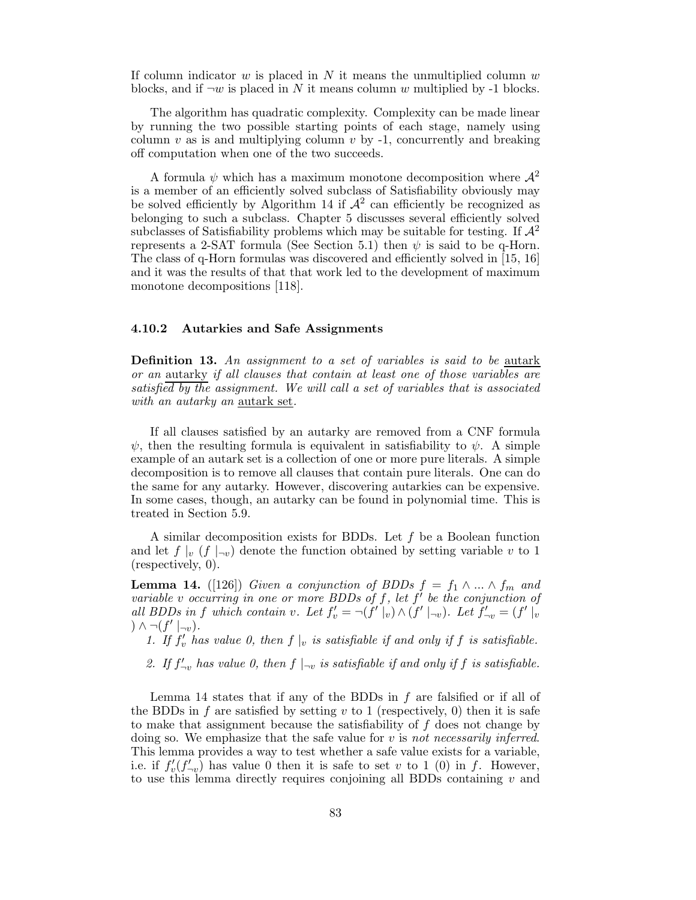If column indicator $w$ is placed in $N$ it means the unmultiplied column $w$ blocks, and if $\neg w$ is placed in $N$ it means column $w$ multiplied by -1 blocks.

The algorithm has quadratic complexity. Complexity can be made linear by running the two possible starting points of each stage, namely using column $v$ as is and multiplying column $v$ by -1, concurrently and breaking off computation when one of the two succeeds.

A formula $\psi$ which has a maximum monotone decomposition where $\mathcal{A}^2$ is a member of an efficiently solved subclass of Satisfiability obviously may be solved efficiently by Algorithm 14 if $\mathcal{A}^2$ can efficiently be recognized as belonging to such a subclass. Chapter 5 discusses several efficiently solved subclasses of Satisfiability problems which may be suitable for testing. If $\mathcal{A}^2$ represents a 2-SAT formula (See Section 5.1) then $\psi$ is said to be q-Horn. The class of q-Horn formulas was discovered and efficiently solved in [15, 16] and it was the results of that that work led to the development of maximum monotone decompositions [118].

### 4.10.2 Autarkies and Safe Assignments

**Definition 13.** *An assignment to a set of variables is said to be* autark *or an* autarky *if all clauses that contain at least one of those variables are satisfied by the assignment. We will call a set of variables that is associated with an autarky an* autark set*.*

If all clauses satisfied by an autarky are removed from a CNF formula $\psi$, then the resulting formula is equivalent in satisfiability to $\psi$. A simple example of an autark set is a collection of one or more pure literals. A simple decomposition is to remove all clauses that contain pure literals. One can do the same for any autarky. However, discovering autarkies can be expensive. In some cases, though, an autarky can be found in polynomial time. This is treated in Section 5.9.

A similar decomposition exists for BDDs. Let $f$ be a Boolean function and let $f\mid_v$ ($f\mid_{\neg v}$) denote the function obtained by setting variable $v$ to 1 (respectively, 0).

**Lemma 14.** ([126]) *Given a conjunction of BDDs $f = f_1 \wedge ... \wedge f_m$ and variable $v$ occurring in one or more BDDs of $f$, let $f'$ be the conjunction of all BDDs in $f$ which contain $v$. Let $f'_v = \neg(f'\mid_v) \wedge (f'\mid_{\neg v})$. Let $f'_{\neg v} = (f'\mid_v) \wedge \neg(f'\mid_{\neg v})$.*

1. *If $f'_v$ has value 0, then $f\mid_v$ is satisfiable if and only if $f$ is satisfiable.*
2. *If $f'_{\neg v}$ has value 0, then $f\mid_{\neg v}$ is satisfiable if and only if $f$ is satisfiable.*

Lemma 14 states that if any of the BDDs in $f$ are falsified or if all of the BDDs in $f$ are satisfied by setting $v$ to 1 (respectively, 0) then it is safe to make that assignment because the satisfiability of $f$ does not change by doing so. We emphasize that the safe value for $v$ is *not necessarily inferred*. This lemma provides a way to test whether a safe value exists for a variable, i.e. if $f'_v(f'_{\neg v})$ has value 0 then it is safe to set $v$ to 1 (0) in $f$. However, to use this lemma directly requires conjoining all BDDs containing $v$ and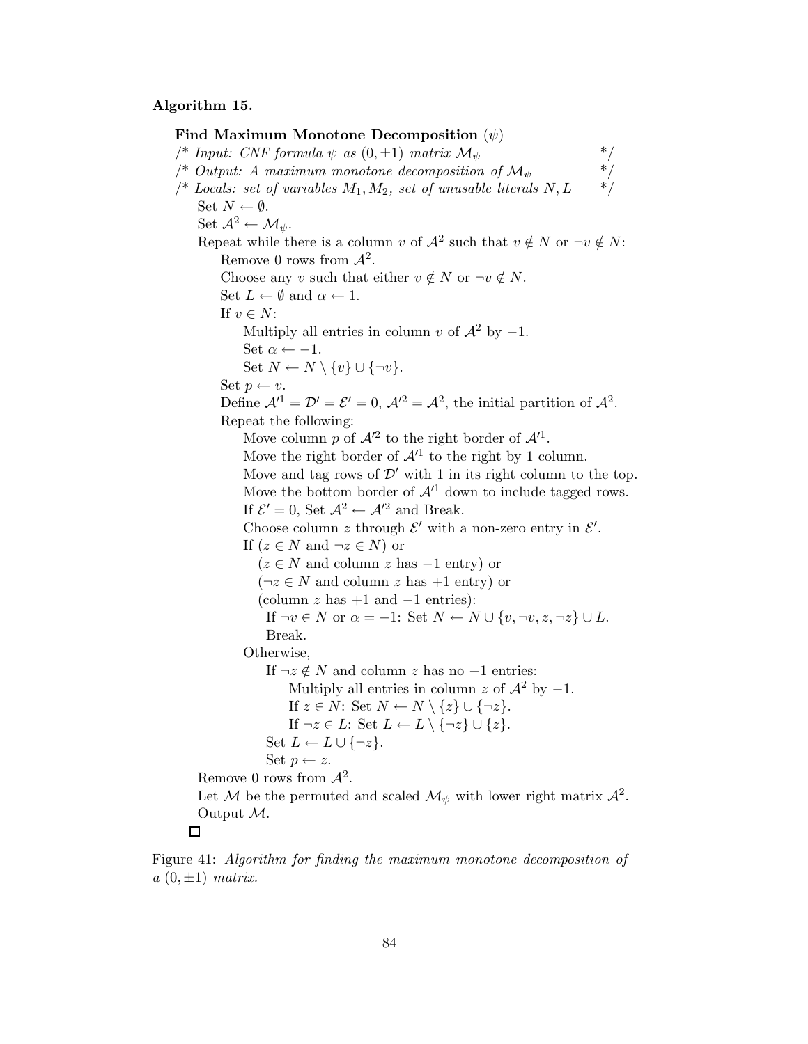**Algorithm 15.**

```
Find Maximum Monotone Decomposition (ψ)
/* Input: CNF formula ψ as (0,±1) matrix M_ψ                        */
/* Output: A maximum monotone decomposition of M_ψ                  */
/* Locals: set of variables M_1, M_2, set of unusable literals N, L */
    Set N ← ∅.
    Set A^2 ← M_ψ.
    Repeat while there is a column v of A^2 such that v ∉ N or ¬v ∉ N:
        Remove 0 rows from A^2.
        Choose any v such that either v ∉ N or ¬v ∉ N.
        Set L ← ∅ and α ← 1.
        If v ∈ N:
            Multiply all entries in column v of A^2 by −1.
            Set α ← −1.
            Set N ← N \ {v} ∪ {¬v}.
        Set p ← v.
        Define A'^1 = D' = E' = 0, A'^2 = A^2, the initial partition of A^2.
        Repeat the following:
            Move column p of A'^2 to the right border of A'^1.
            Move the right border of A'^1 to the right by 1 column.
            Move and tag rows of D' with 1 in its right column to the top.
            Move the bottom border of A'^1 down to include tagged rows.
            If E' = 0, Set A^2 ← A'^2 and Break.
            Choose column z through E' with a non-zero entry in E'.
            If (z ∈ N and ¬z ∈ N) or
               (z ∈ N and column z has −1 entry) or
               (¬z ∈ N and column z has +1 entry) or
               (column z has +1 and −1 entries):
                 If ¬v ∈ N or α = −1: Set N ← N ∪ {v, ¬v, z, ¬z} ∪ L.
                 Break.
            Otherwise,
                 If ¬z ∉ N and column z has no −1 entries:
                     Multiply all entries in column z of A^2 by −1.
                     If z ∈ N: Set N ← N \ {z} ∪ {¬z}.
                     If ¬z ∈ L: Set L ← L \ {¬z} ∪ {z}.
                 Set L ← L ∪ {¬z}.
                 Set p ← z.
    Remove 0 rows from A^2.
    Let M be the permuted and scaled M_ψ with lower right matrix A^2.
    Output M.
□
```

Figure 41: *Algorithm for finding the maximum monotone decomposition of a $(0, \pm 1)$ matrix.*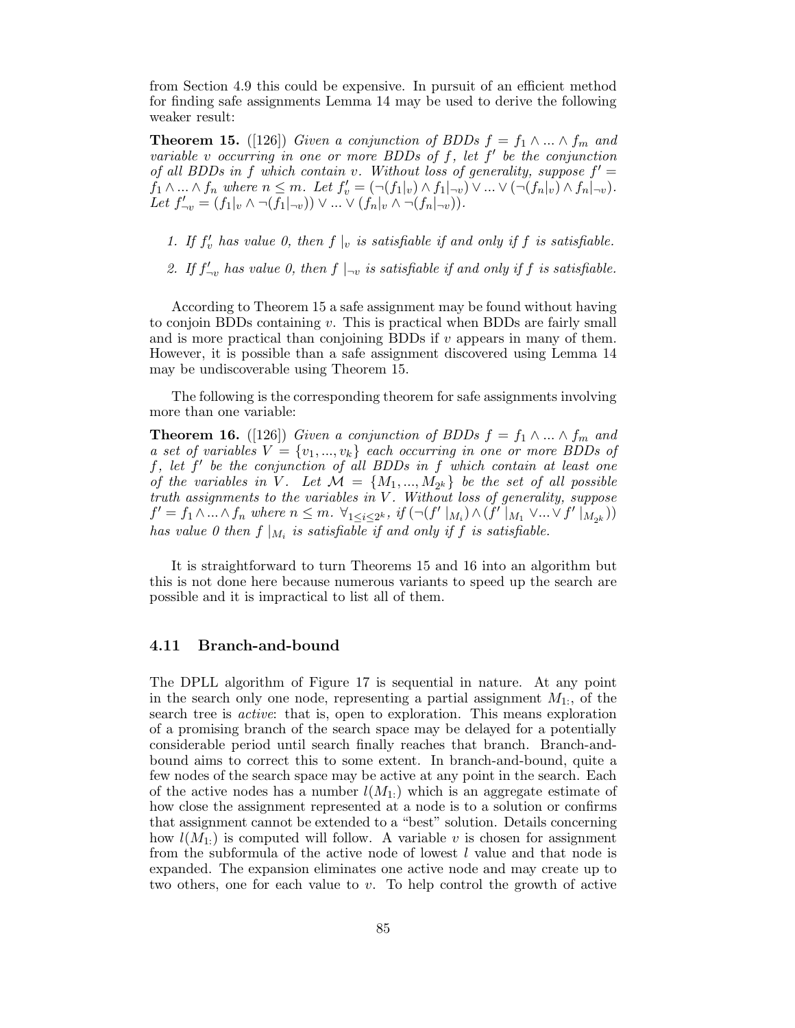from Section 4.9 this could be expensive. In pursuit of an efficient method for finding safe assignments Lemma 14 may be used to derive the following weaker result:

**Theorem 15.** ([126]) *Given a conjunction of BDDs $f = f_1 \wedge ... \wedge f_m$ and variable $v$ occurring in one or more BDDs of $f$, let $f'$ be the conjunction of all BDDs in $f$ which contain $v$. Without loss of generality, suppose $f' = f_1 \wedge ... \wedge f_n$ where $n \leq m$. Let $f'_v = (\neg(f_1|_v) \wedge f_1|_{\neg v}) \vee ... \vee (\neg(f_n|_v) \wedge f_n|_{\neg v})$. Let $f'_{\neg v} = (f_1|_v \wedge \neg(f_1|_{\neg v})) \vee ... \vee (f_n|_v \wedge \neg(f_n|_{\neg v}))$.*

1. *If $f'_v$ has value 0, then $f\mid_v$ is satisfiable if and only if $f$ is satisfiable.*
2. *If $f'_{\neg v}$ has value 0, then $f\mid_{\neg v}$ is satisfiable if and only if $f$ is satisfiable.*

According to Theorem 15 a safe assignment may be found without having to conjoin BDDs containing $v$. This is practical when BDDs are fairly small and is more practical than conjoining BDDs if $v$ appears in many of them. However, it is possible than a safe assignment discovered using Lemma 14 may be undiscoverable using Theorem 15.

The following is the corresponding theorem for safe assignments involving more than one variable:

**Theorem 16.** ([126]) *Given a conjunction of BDDs $f = f_1 \wedge ... \wedge f_m$ and a set of variables $V = \{v_1, ..., v_k\}$ each occurring in one or more BDDs of $f$, let $f'$ be the conjunction of all BDDs in $f$ which contain at least one of the variables in $V$. Let $\mathcal{M} = \{M_1, ..., M_{2^k}\}$ be the set of all possible truth assignments to the variables in $V$. Without loss of generality, suppose $f' = f_1 \wedge ... \wedge f_n$ where $n \leq m$. $\forall_{1 \leq i \leq 2^k}$, if $(\neg(f'\mid_{M_i}) \wedge (f'\mid_{M_1} \vee ... \vee f'\mid_{M_{2^k}}))$ has value 0 then $f\mid_{M_i}$ is satisfiable if and only if $f$ is satisfiable.*

It is straightforward to turn Theorems 15 and 16 into an algorithm but this is not done here because numerous variants to speed up the search are possible and it is impractical to list all of them.

## 4.11 Branch-and-bound

The DPLL algorithm of Figure 17 is sequential in nature. At any point in the search only one node, representing a partial assignment $M_{1:}$, of the search tree is *active*: that is, open to exploration. This means exploration of a promising branch of the search space may be delayed for a potentially considerable period until search finally reaches that branch. Branch-and-bound aims to correct this to some extent. In branch-and-bound, quite a few nodes of the search space may be active at any point in the search. Each of the active nodes has a number $l(M_{1:})$ which is an aggregate estimate of how close the assignment represented at a node is to a solution or confirms that assignment cannot be extended to a "best" solution. Details concerning how $l(M_{1:})$ is computed will follow. A variable $v$ is chosen for assignment from the subformula of the active node of lowest $l$ value and that node is expanded. The expansion eliminates one active node and may create up to two others, one for each value to $v$. To help control the growth of active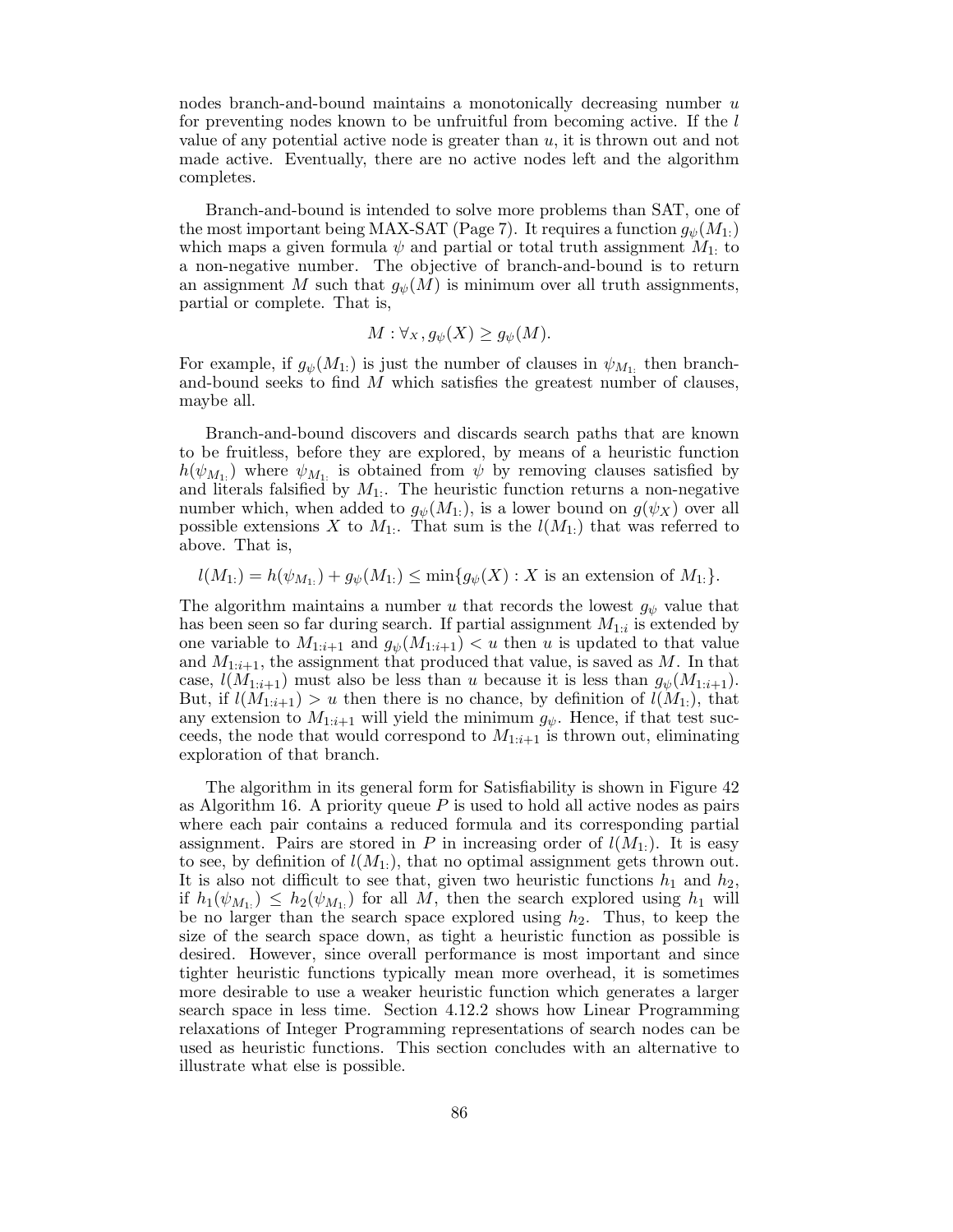nodes branch-and-bound maintains a monotonically decreasing number $u$ for preventing nodes known to be unfruitful from becoming active. If the $l$ value of any potential active node is greater than $u$, it is thrown out and not made active. Eventually, there are no active nodes left and the algorithm completes.

Branch-and-bound is intended to solve more problems than SAT, one of the most important being MAX-SAT (Page 7). It requires a function $g_\psi(M_{1:})$ which maps a given formula $\psi$ and partial or total truth assignment $M_{1:}$ to a non-negative number. The objective of branch-and-bound is to return an assignment $M$ such that $g_\psi(M)$ is minimum over all truth assignments, partial or complete. That is,

$$M : \forall_X, g_\psi(X) \geq g_\psi(M).$$

For example, if $g_\psi(M_{1:})$ is just the number of clauses in $\psi_{M_{1:}}$ then branch-and-bound seeks to find $M$ which satisfies the greatest number of clauses, maybe all.

Branch-and-bound discovers and discards search paths that are known to be fruitless, before they are explored, by means of a heuristic function $h(\psi_{M_{1:}})$ where $\psi_{M_{1:}}$ is obtained from $\psi$ by removing clauses satisfied by and literals falsified by $M_{1:}$. The heuristic function returns a non-negative number which, when added to $g_\psi(M_{1:})$, is a lower bound on $g(\psi_X)$ over all possible extensions $X$ to $M_{1:}$. That sum is the $l(M_{1:})$ that was referred to above. That is,

$$l(M_{1:}) = h(\psi_{M_{1:}}) + g_\psi(M_{1:}) \leq \min\{g_\psi(X) : X \text{ is an extension of } M_{1:}\}.$$

The algorithm maintains a number $u$ that records the lowest $g_\psi$ value that has been seen so far during search. If partial assignment $M_{1:i}$ is extended by one variable to $M_{1:i+1}$ and $g_\psi(M_{1:i+1}) < u$ then $u$ is updated to that value and $M_{1:i+1}$, the assignment that produced that value, is saved as $M$. In that case, $l(M_{1:i+1})$ must also be less than $u$ because it is less than $g_\psi(M_{1:i+1})$. But, if $l(M_{1:i+1}) > u$ then there is no chance, by definition of $l(M_{1:})$, that any extension to $M_{1:i+1}$ will yield the minimum $g_\psi$. Hence, if that test succeeds, the node that would correspond to $M_{1:i+1}$ is thrown out, eliminating exploration of that branch.

The algorithm in its general form for Satisfiability is shown in Figure 42 as Algorithm 16. A priority queue $P$ is used to hold all active nodes as pairs where each pair contains a reduced formula and its corresponding partial assignment. Pairs are stored in $P$ in increasing order of $l(M_{1:})$. It is easy to see, by definition of $l(M_{1:})$, that no optimal assignment gets thrown out. It is also not difficult to see that, given two heuristic functions $h_1$ and $h_2$, if $h_1(\psi_{M_{1:}}) \leq h_2(\psi_{M_{1:}})$ for all $M$, then the search explored using $h_1$ will be no larger than the search space explored using $h_2$. Thus, to keep the size of the search space down, as tight a heuristic function as possible is desired. However, since overall performance is most important and since tighter heuristic functions typically mean more overhead, it is sometimes more desirable to use a weaker heuristic function which generates a larger search space in less time. Section 4.12.2 shows how Linear Programming relaxations of Integer Programming representations of search nodes can be used as heuristic functions. This section concludes with an alternative to illustrate what else is possible.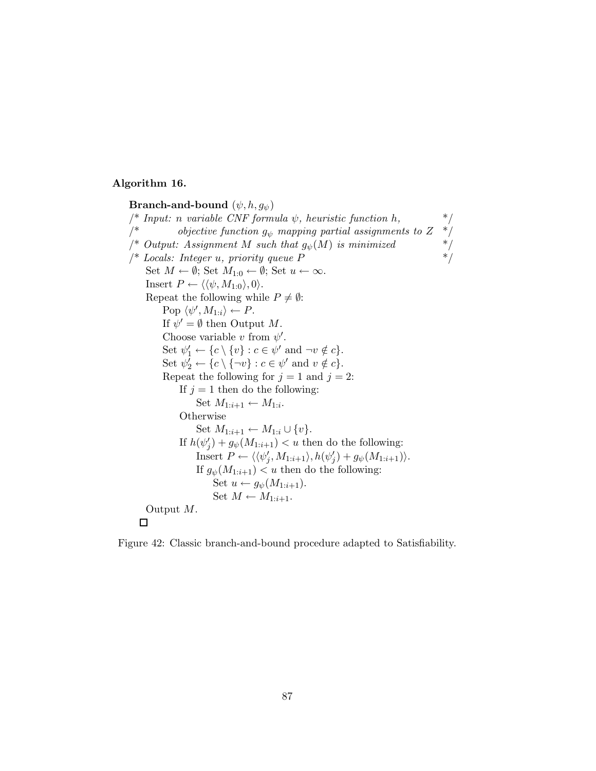**Algorithm 16.**

**Branch-and-bound** $(\psi, h, g_\psi)$
/* *Input: $n$ variable CNF formula $\psi$, heuristic function $h$,* */
/* *objective function $g_\psi$ mapping partial assignments to $Z$* */
/* *Output: Assignment $M$ such that $g_\psi(M)$ is minimized* */
/* *Locals: Integer $u$, priority queue $P$* */
Set $M \leftarrow \emptyset$; Set $M_{1:0} \leftarrow \emptyset$; Set $u \leftarrow \infty$.
Insert $P \leftarrow \langle\langle\psi, M_{1:0}\rangle, 0\rangle$.
Repeat the following while $P \neq \emptyset$:
  Pop $\langle\psi', M_{1:i}\rangle \leftarrow P$.
  If $\psi' = \emptyset$ then Output $M$.
  Choose variable $v$ from $\psi'$.
  Set $\psi'_1 \leftarrow \{c \setminus \{v\} : c \in \psi' \text{ and } \neg v \notin c\}$.
  Set $\psi'_2 \leftarrow \{c \setminus \{\neg v\} : c \in \psi' \text{ and } v \notin c\}$.
  Repeat the following for $j = 1$ and $j = 2$:
    If $j = 1$ then do the following:
      Set $M_{1:i+1} \leftarrow M_{1:i}$.
    Otherwise
      Set $M_{1:i+1} \leftarrow M_{1:i} \cup \{v\}$.
    If $h(\psi'_j) + g_\psi(M_{1:i+1}) < u$ then do the following:
      Insert $P \leftarrow \langle\langle\psi'_j, M_{1:i+1}\rangle, h(\psi'_j) + g_\psi(M_{1:i+1})\rangle$.
      If $g_\psi(M_{1:i+1}) < u$ then do the following:
        Set $u \leftarrow g_\psi(M_{1:i+1})$.
        Set $M \leftarrow M_{1:i+1}$.
Output $M$.
□

Figure 42: Classic branch-and-bound procedure adapted to Satisfiability.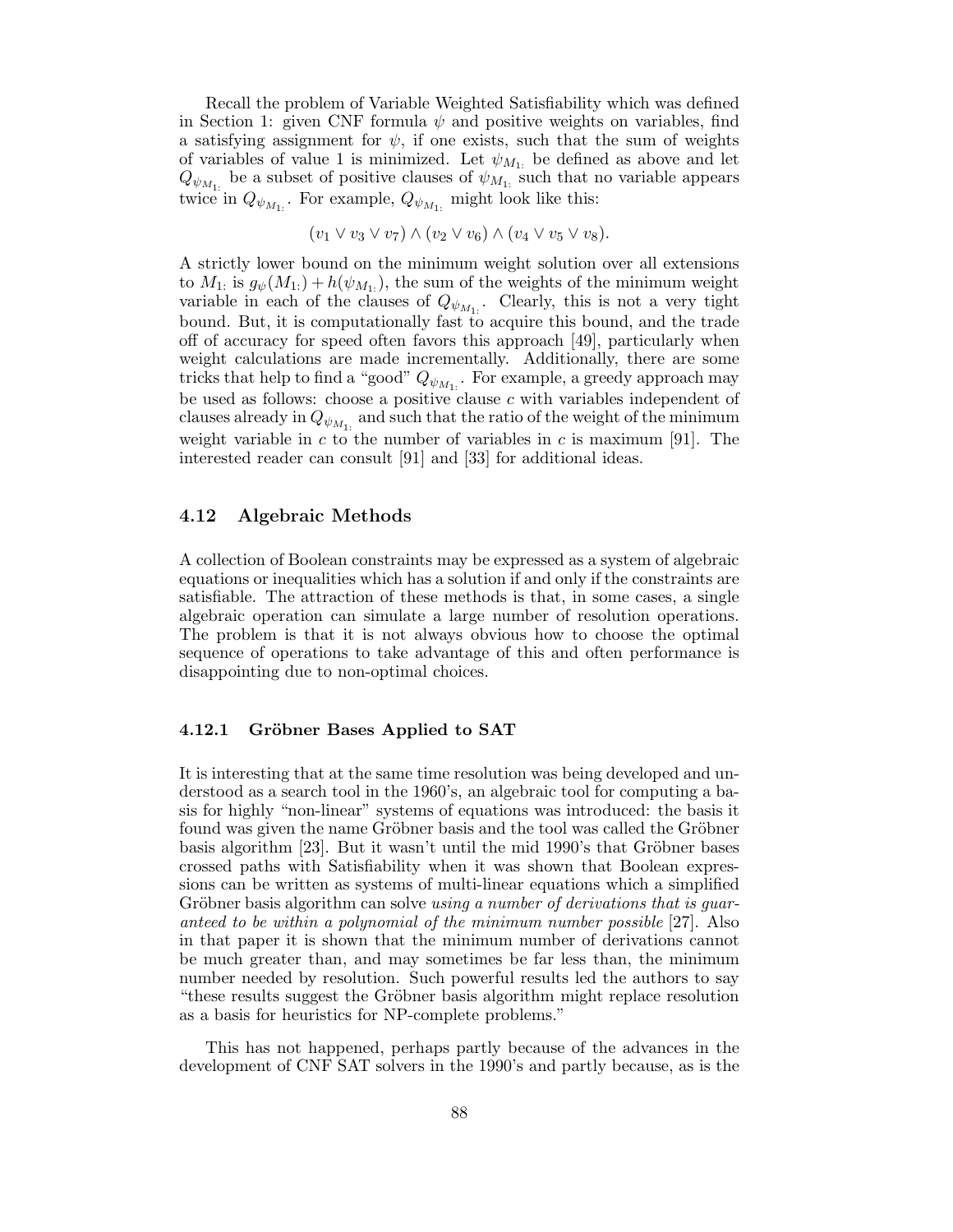Recall the problem of Variable Weighted Satisfiability which was defined in Section 1: given CNF formula $\psi$ and positive weights on variables, find a satisfying assignment for $\psi$, if one exists, such that the sum of weights of variables of value 1 is minimized. Let $\psi_{M_{1:}}$ be defined as above and let $Q_{\psi_{M_{1:}}}$ be a subset of positive clauses of $\psi_{M_{1:}}$ such that no variable appears twice in $Q_{\psi_{M_{1:}}}$. For example, $Q_{\psi_{M_{1:}}}$ might look like this:

$$(v_1 \vee v_3 \vee v_7) \wedge (v_2 \vee v_6) \wedge (v_4 \vee v_5 \vee v_8).$$

A strictly lower bound on the minimum weight solution over all extensions to $M_{1:}$ is $g_\psi(M_{1:}) + h(\psi_{M_{1:}})$, the sum of the weights of the minimum weight variable in each of the clauses of $Q_{\psi_{M_{1:}}}$. Clearly, this is not a very tight bound. But, it is computationally fast to acquire this bound, and the trade off of accuracy for speed often favors this approach [49], particularly when weight calculations are made incrementally. Additionally, there are some tricks that help to find a "good" $Q_{\psi_{M_{1:}}}$. For example, a greedy approach may be used as follows: choose a positive clause $c$ with variables independent of clauses already in $Q_{\psi_{M_{1:}}}$ and such that the ratio of the weight of the minimum weight variable in $c$ to the number of variables in $c$ is maximum [91]. The interested reader can consult [91] and [33] for additional ideas.

### 4.12 Algebraic Methods

A collection of Boolean constraints may be expressed as a system of algebraic equations or inequalities which has a solution if and only if the constraints are satisfiable. The attraction of these methods is that, in some cases, a single algebraic operation can simulate a large number of resolution operations. The problem is that it is not always obvious how to choose the optimal sequence of operations to take advantage of this and often performance is disappointing due to non-optimal choices.

#### 4.12.1 Gröbner Bases Applied to SAT

It is interesting that at the same time resolution was being developed and understood as a search tool in the 1960's, an algebraic tool for computing a basis for highly "non-linear" systems of equations was introduced: the basis it found was given the name Gröbner basis and the tool was called the Gröbner basis algorithm [23]. But it wasn't until the mid 1990's that Gröbner bases crossed paths with Satisfiability when it was shown that Boolean expressions can be written as systems of multi-linear equations which a simplified Gröbner basis algorithm can solve *using a number of derivations that is guaranteed to be within a polynomial of the minimum number possible* [27]. Also in that paper it is shown that the minimum number of derivations cannot be much greater than, and may sometimes be far less than, the minimum number needed by resolution. Such powerful results led the authors to say "these results suggest the Gröbner basis algorithm might replace resolution as a basis for heuristics for NP-complete problems."

This has not happened, perhaps partly because of the advances in the development of CNF SAT solvers in the 1990's and partly because, as is the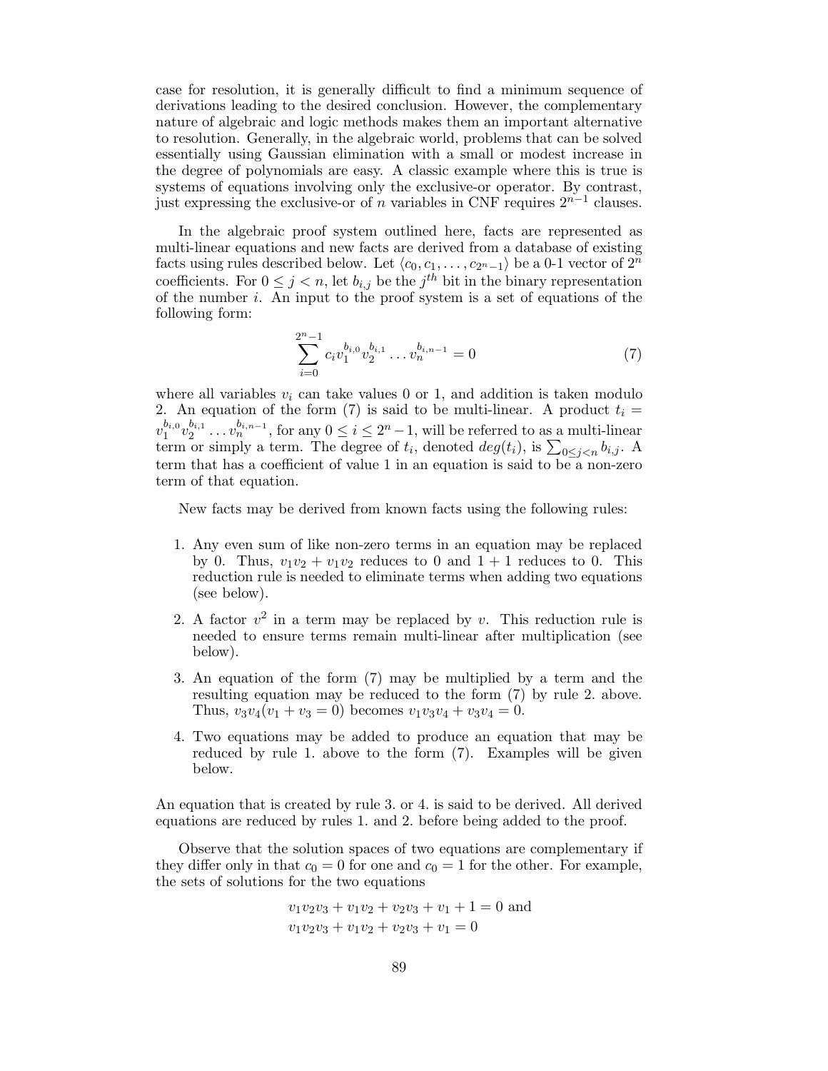case for resolution, it is generally difficult to find a minimum sequence of derivations leading to the desired conclusion. However, the complementary nature of algebraic and logic methods makes them an important alternative to resolution. Generally, in the algebraic world, problems that can be solved essentially using Gaussian elimination with a small or modest increase in the degree of polynomials are easy. A classic example where this is true is systems of equations involving only the exclusive-or operator. By contrast, just expressing the exclusive-or of $n$ variables in CNF requires $2^{n-1}$ clauses.

In the algebraic proof system outlined here, facts are represented as multi-linear equations and new facts are derived from a database of existing facts using rules described below. Let $\langle c_0, c_1, \ldots, c_{2^n-1} \rangle$ be a 0-1 vector of $2^n$ coefficients. For $0 \le j < n$, let $b_{i,j}$ be the $j^{th}$ bit in the binary representation of the number $i$. An input to the proof system is a set of equations of the following form:

$$\sum_{i=0}^{2^n-1} c_i v_1^{b_{i,0}} v_2^{b_{i,1}} \ldots v_n^{b_{i,n-1}} = 0 \tag{7}$$

where all variables $v_i$ can take values 0 or 1, and addition is taken modulo 2. An equation of the form (7) is said to be multi-linear. A product $t_i = v_1^{b_{i,0}} v_2^{b_{i,1}} \ldots v_n^{b_{i,n-1}}$, for any $0 \le i \le 2^n - 1$, will be referred to as a multi-linear term or simply a term. The degree of $t_i$, denoted $deg(t_i)$, is $\sum_{0 \le j < n} b_{i,j}$. A term that has a coefficient of value 1 in an equation is said to be a non-zero term of that equation.

New facts may be derived from known facts using the following rules:

1. Any even sum of like non-zero terms in an equation may be replaced by 0. Thus, $v_1v_2 + v_1v_2$ reduces to 0 and $1 + 1$ reduces to 0. This reduction rule is needed to eliminate terms when adding two equations (see below).
2. A factor $v^2$ in a term may be replaced by $v$. This reduction rule is needed to ensure terms remain multi-linear after multiplication (see below).
3. An equation of the form (7) may be multiplied by a term and the resulting equation may be reduced to the form (7) by rule 2. above. Thus, $v_3v_4(v_1 + v_3 = 0)$ becomes $v_1v_3v_4 + v_3v_4 = 0$.
4. Two equations may be added to produce an equation that may be reduced by rule 1. above to the form (7). Examples will be given below.

An equation that is created by rule 3. or 4. is said to be derived. All derived equations are reduced by rules 1. and 2. before being added to the proof.

Observe that the solution spaces of two equations are complementary if they differ only in that $c_0 = 0$ for one and $c_0 = 1$ for the other. For example, the sets of solutions for the two equations

$$v_1v_2v_3 + v_1v_2 + v_2v_3 + v_1 + 1 = 0 \text{ and}$$
$$v_1v_2v_3 + v_1v_2 + v_2v_3 + v_1 = 0$$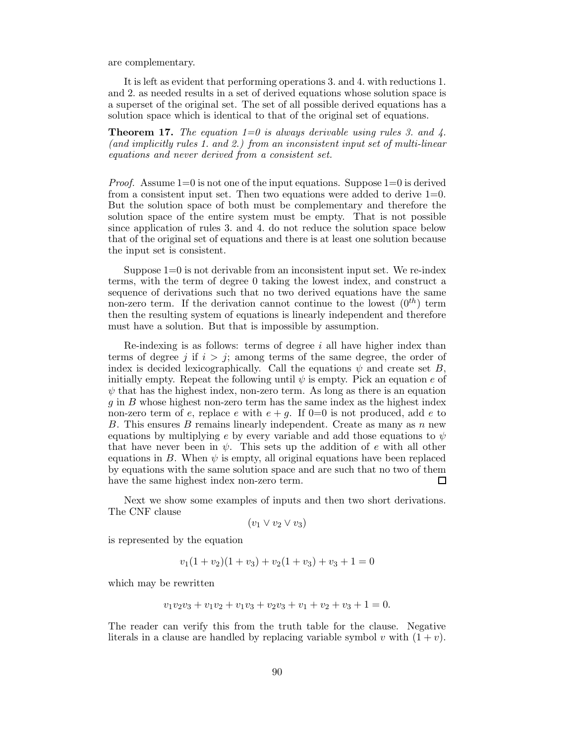are complementary.

It is left as evident that performing operations 3. and 4. with reductions 1. and 2. as needed results in a set of derived equations whose solution space is a superset of the original set. The set of all possible derived equations has a solution space which is identical to that of the original set of equations.

**Theorem 17.** *The equation 1=0 is always derivable using rules 3. and 4. (and implicitly rules 1. and 2.) from an inconsistent input set of multi-linear equations and never derived from a consistent set.*

*Proof.* Assume 1=0 is not one of the input equations. Suppose 1=0 is derived from a consistent input set. Then two equations were added to derive 1=0. But the solution space of both must be complementary and therefore the solution space of the entire system must be empty. That is not possible since application of rules 3. and 4. do not reduce the solution space below that of the original set of equations and there is at least one solution because the input set is consistent.

Suppose 1=0 is not derivable from an inconsistent input set. We re-index terms, with the term of degree 0 taking the lowest index, and construct a sequence of derivations such that no two derived equations have the same non-zero term. If the derivation cannot continue to the lowest ($0^{th}$) term then the resulting system of equations is linearly independent and therefore must have a solution. But that is impossible by assumption.

Re-indexing is as follows: terms of degree $i$ all have higher index than terms of degree $j$ if $i > j$; among terms of the same degree, the order of index is decided lexicographically. Call the equations $\psi$ and create set $B$, initially empty. Repeat the following until $\psi$ is empty. Pick an equation $e$ of $\psi$ that has the highest index, non-zero term. As long as there is an equation $g$ in $B$ whose highest non-zero term has the same index as the highest index non-zero term of $e$, replace $e$ with $e + g$. If 0=0 is not produced, add $e$ to $B$. This ensures $B$ remains linearly independent. Create as many as $n$ new equations by multiplying $e$ by every variable and add those equations to $\psi$ that have never been in $\psi$. This sets up the addition of $e$ with all other equations in $B$. When $\psi$ is empty, all original equations have been replaced by equations with the same solution space and are such that no two of them have the same highest index non-zero term. □

Next we show some examples of inputs and then two short derivations. The CNF clause

$$(v_1 \vee v_2 \vee v_3)$$

is represented by the equation

$$v_1(1 + v_2)(1 + v_3) + v_2(1 + v_3) + v_3 + 1 = 0$$

which may be rewritten

$$v_1v_2v_3 + v_1v_2 + v_1v_3 + v_2v_3 + v_1 + v_2 + v_3 + 1 = 0.$$

The reader can verify this from the truth table for the clause. Negative literals in a clause are handled by replacing variable symbol $v$ with $(1 + v)$.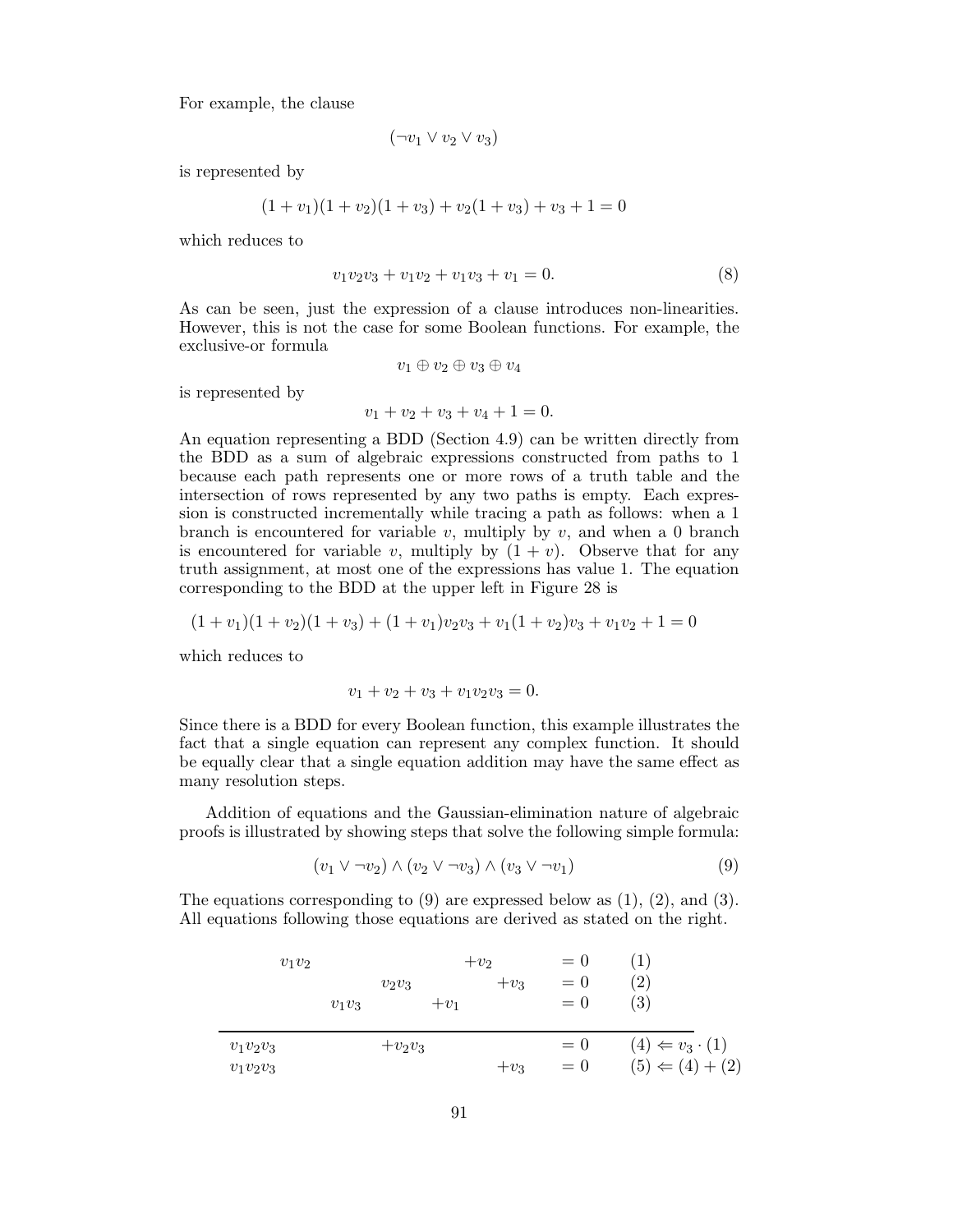For example, the clause

$$(\neg v_1 \vee v_2 \vee v_3)$$

is represented by

$$(1+v_1)(1+v_2)(1+v_3) + v_2(1+v_3) + v_3 + 1 = 0$$

which reduces to

$$v_1v_2v_3 + v_1v_2 + v_1v_3 + v_1 = 0. \tag{8}$$

As can be seen, just the expression of a clause introduces non-linearities. However, this is not the case for some Boolean functions. For example, the exclusive-or formula

$$v_1 \oplus v_2 \oplus v_3 \oplus v_4$$

is represented by

$$v_1 + v_2 + v_3 + v_4 + 1 = 0.$$

An equation representing a BDD (Section 4.9) can be written directly from the BDD as a sum of algebraic expressions constructed from paths to 1 because each path represents one or more rows of a truth table and the intersection of rows represented by any two paths is empty. Each expression is constructed incrementally while tracing a path as follows: when a 1 branch is encountered for variable $v$, multiply by $v$, and when a 0 branch is encountered for variable $v$, multiply by $(1+v)$. Observe that for any truth assignment, at most one of the expressions has value 1. The equation corresponding to the BDD at the upper left in Figure 28 is

$$(1+v_1)(1+v_2)(1+v_3) + (1+v_1)v_2v_3 + v_1(1+v_2)v_3 + v_1v_2 + 1 = 0$$

which reduces to

$$v_1 + v_2 + v_3 + v_1v_2v_3 = 0.$$

Since there is a BDD for every Boolean function, this example illustrates the fact that a single equation can represent any complex function. It should be equally clear that a single equation addition may have the same effect as many resolution steps.

Addition of equations and the Gaussian-elimination nature of algebraic proofs is illustrated by showing steps that solve the following simple formula:

$$(v_1 \vee \neg v_2) \wedge (v_2 \vee \neg v_3) \wedge (v_3 \vee \neg v_1) \tag{9}$$

The equations corresponding to (9) are expressed below as (1), (2), and (3). All equations following those equations are derived as stated on the right.

$$
\begin{array}{llllllll}
 & v_1v_2 & & & +v_2 & & = 0 & (1) \\
 & & & v_2v_3 & & +v_3 & = 0 & (2) \\
 & & v_1v_3 & & +v_1 & & = 0 & (3) \\
\hline
v_1v_2v_3 & & & +v_2v_3 & & & = 0 & (4) \Leftarrow v_3 \cdot (1) \\
v_1v_2v_3 & & & & & +v_3 & = 0 & (5) \Leftarrow (4) + (2)
\end{array}
$$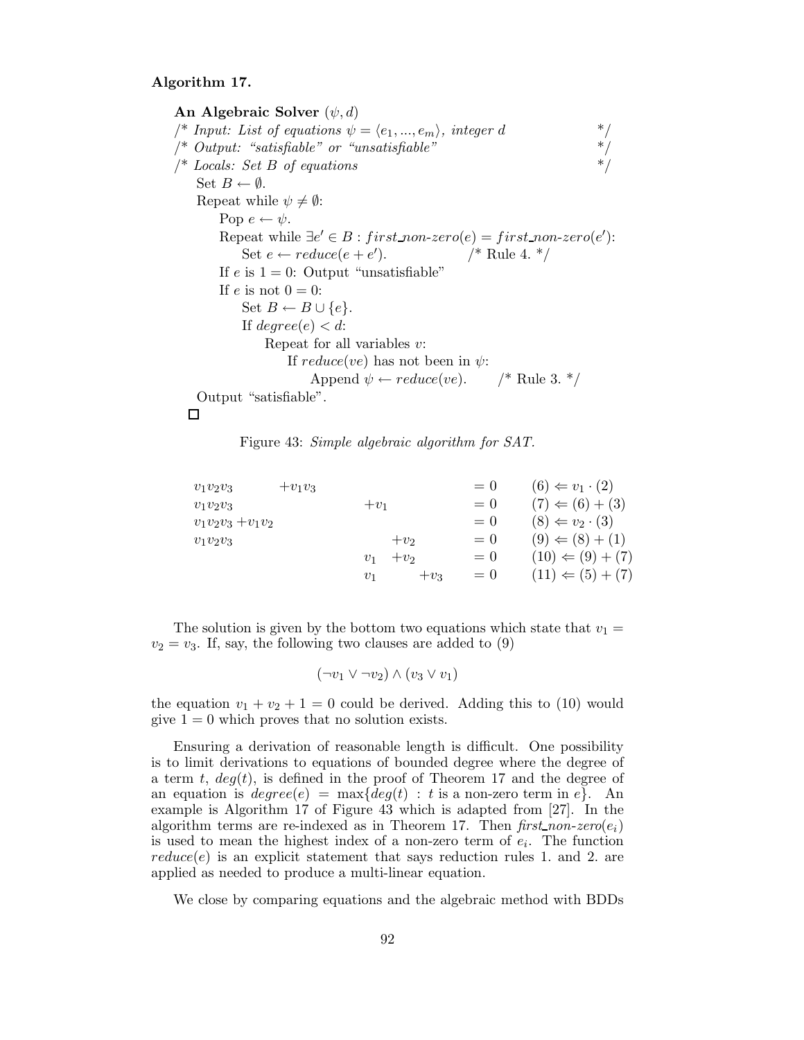**Algorithm 17.**

```
An Algebraic Solver (ψ, d)
/* Input: List of equations ψ = ⟨e_1, ..., e_m⟩, integer d        */
/* Output: "satisfiable" or "unsatisfiable"                        */
/* Locals: Set B of equations                                      */
    Set B ← ∅.
    Repeat while ψ ≠ ∅:
        Pop e ← ψ.
        Repeat while ∃e' ∈ B : first_non-zero(e) = first_non-zero(e'):
            Set e ← reduce(e + e').                /* Rule 4. */
        If e is 1 = 0: Output "unsatisfiable"
        If e is not 0 = 0:
            Set B ← B ∪ {e}.
            If degree(e) < d:
                Repeat for all variables v:
                    If reduce(ve) has not been in ψ:
                        Append ψ ← reduce(ve).     /* Rule 3. */
    Output "satisfiable".
□
```

Figure 43: *Simple algebraic algorithm for SAT.*

| | | | | | |
|---|---|---|---|---|---|
| $v_1v_2v_3$ | $+v_1v_3$ | | | $= 0$ | $(6) \Leftarrow v_1 \cdot (2)$ |
| $v_1v_2v_3$ | | $+v_1$ | | $= 0$ | $(7) \Leftarrow (6) + (3)$ |
| $v_1v_2v_3$ $+v_1v_2$ | | | | $= 0$ | $(8) \Leftarrow v_2 \cdot (3)$ |
| $v_1v_2v_3$ | | $+v_2$ | | $= 0$ | $(9) \Leftarrow (8) + (1)$ |
| | | $v_1$ $+v_2$ | | $= 0$ | $(10) \Leftarrow (9) + (7)$ |
| | | $v_1$ | $+v_3$ | $= 0$ | $(11) \Leftarrow (5) + (7)$ |

The solution is given by the bottom two equations which state that $v_1 = v_2 = v_3$. If, say, the following two clauses are added to (9)

$$(\neg v_1 \vee \neg v_2) \wedge (v_3 \vee v_1)$$

the equation $v_1 + v_2 + 1 = 0$ could be derived. Adding this to (10) would give $1 = 0$ which proves that no solution exists.

Ensuring a derivation of reasonable length is difficult. One possibility is to limit derivations to equations of bounded degree where the degree of a term $t$, $deg(t)$, is defined in the proof of Theorem 17 and the degree of an equation is $degree(e) = \max\{deg(t) : t \text{ is a non-zero term in } e\}$. An example is Algorithm 17 of Figure 43 which is adapted from [27]. In the algorithm terms are re-indexed as in Theorem 17. Then *first_non-zero*$(e_i)$ is used to mean the highest index of a non-zero term of $e_i$. The function $reduce(e)$ is an explicit statement that says reduction rules 1. and 2. are applied as needed to produce a multi-linear equation.

We close by comparing equations and the algebraic method with BDDs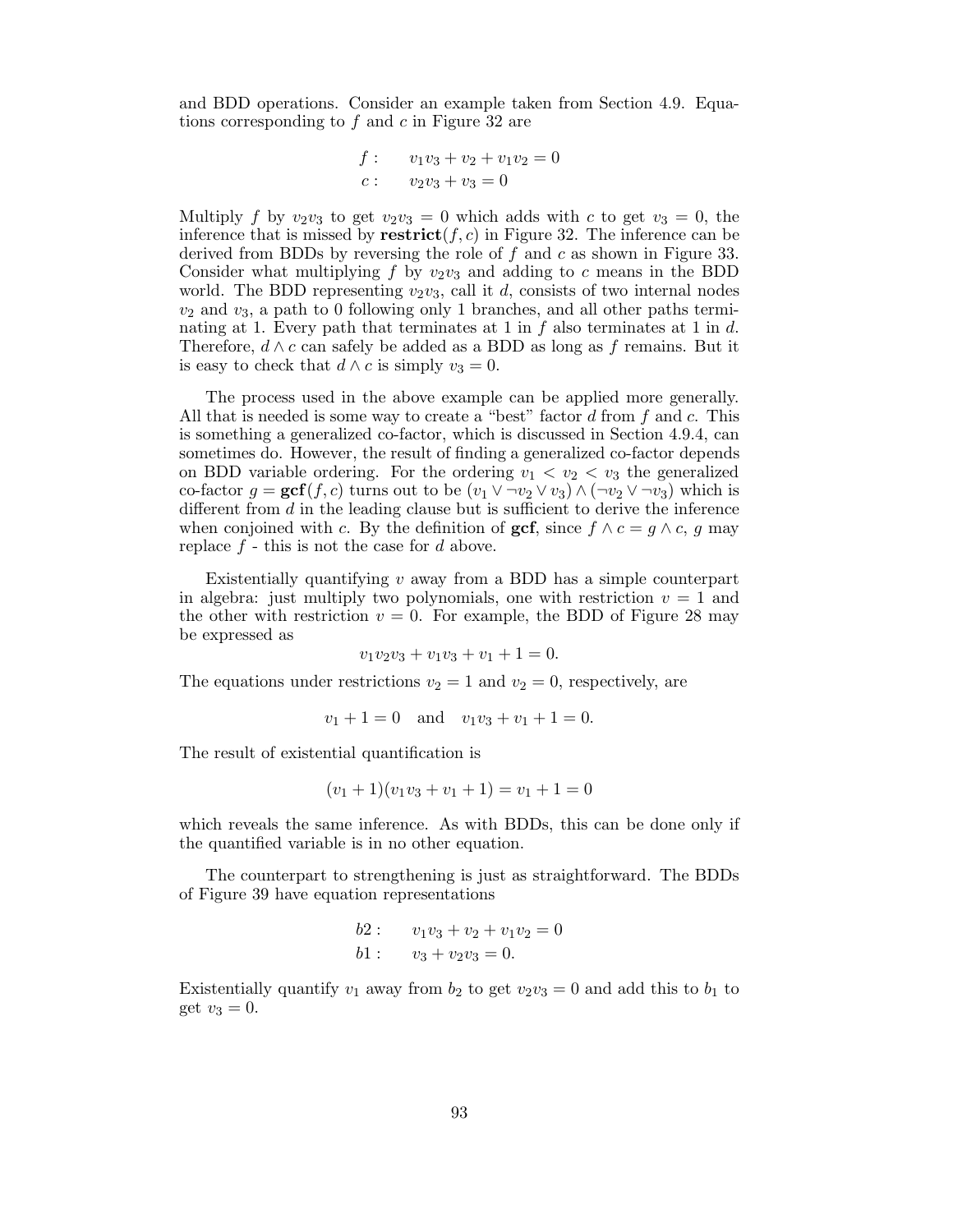and BDD operations. Consider an example taken from Section 4.9. Equations corresponding to $f$ and $c$ in Figure 32 are

$$
\begin{aligned}
f: &\quad v_1v_3 + v_2 + v_1v_2 = 0 \\
c: &\quad v_2v_3 + v_3 = 0
\end{aligned}
$$

Multiply $f$ by $v_2v_3$ to get $v_2v_3 = 0$ which adds with $c$ to get $v_3 = 0$, the inference that is missed by $\textbf{restrict}(f, c)$ in Figure 32. The inference can be derived from BDDs by reversing the role of $f$ and $c$ as shown in Figure 33. Consider what multiplying $f$ by $v_2v_3$ and adding to $c$ means in the BDD world. The BDD representing $v_2v_3$, call it $d$, consists of two internal nodes $v_2$ and $v_3$, a path to 0 following only 1 branches, and all other paths terminating at 1. Every path that terminates at 1 in $f$ also terminates at 1 in $d$. Therefore, $d \wedge c$ can safely be added as a BDD as long as $f$ remains. But it is easy to check that $d \wedge c$ is simply $v_3 = 0$.

The process used in the above example can be applied more generally. All that is needed is some way to create a "best" factor $d$ from $f$ and $c$. This is something a generalized co-factor, which is discussed in Section 4.9.4, can sometimes do. However, the result of finding a generalized co-factor depends on BDD variable ordering. For the ordering $v_1 < v_2 < v_3$ the generalized co-factor $g = \textbf{gcf}(f, c)$ turns out to be $(v_1 \vee \neg v_2 \vee v_3) \wedge (\neg v_2 \vee \neg v_3)$ which is different from $d$ in the leading clause but is sufficient to derive the inference when conjoined with $c$. By the definition of $\textbf{gcf}$, since $f \wedge c = g \wedge c$, $g$ may replace $f$ - this is not the case for $d$ above.

Existentially quantifying $v$ away from a BDD has a simple counterpart in algebra: just multiply two polynomials, one with restriction $v = 1$ and the other with restriction $v = 0$. For example, the BDD of Figure 28 may be expressed as

$$v_1v_2v_3 + v_1v_3 + v_1 + 1 = 0.$$

The equations under restrictions $v_2 = 1$ and $v_2 = 0$, respectively, are

$$v_1 + 1 = 0 \quad \text{and} \quad v_1v_3 + v_1 + 1 = 0.$$

The result of existential quantification is

$$(v_1 + 1)(v_1v_3 + v_1 + 1) = v_1 + 1 = 0$$

which reveals the same inference. As with BDDs, this can be done only if the quantified variable is in no other equation.

The counterpart to strengthening is just as straightforward. The BDDs of Figure 39 have equation representations

$$
\begin{aligned}
b2: &\quad v_1v_3 + v_2 + v_1v_2 = 0 \\
b1: &\quad v_3 + v_2v_3 = 0.
\end{aligned}
$$

Existentially quantify $v_1$ away from $b_2$ to get $v_2v_3 = 0$ and add this to $b_1$ to get $v_3 = 0$.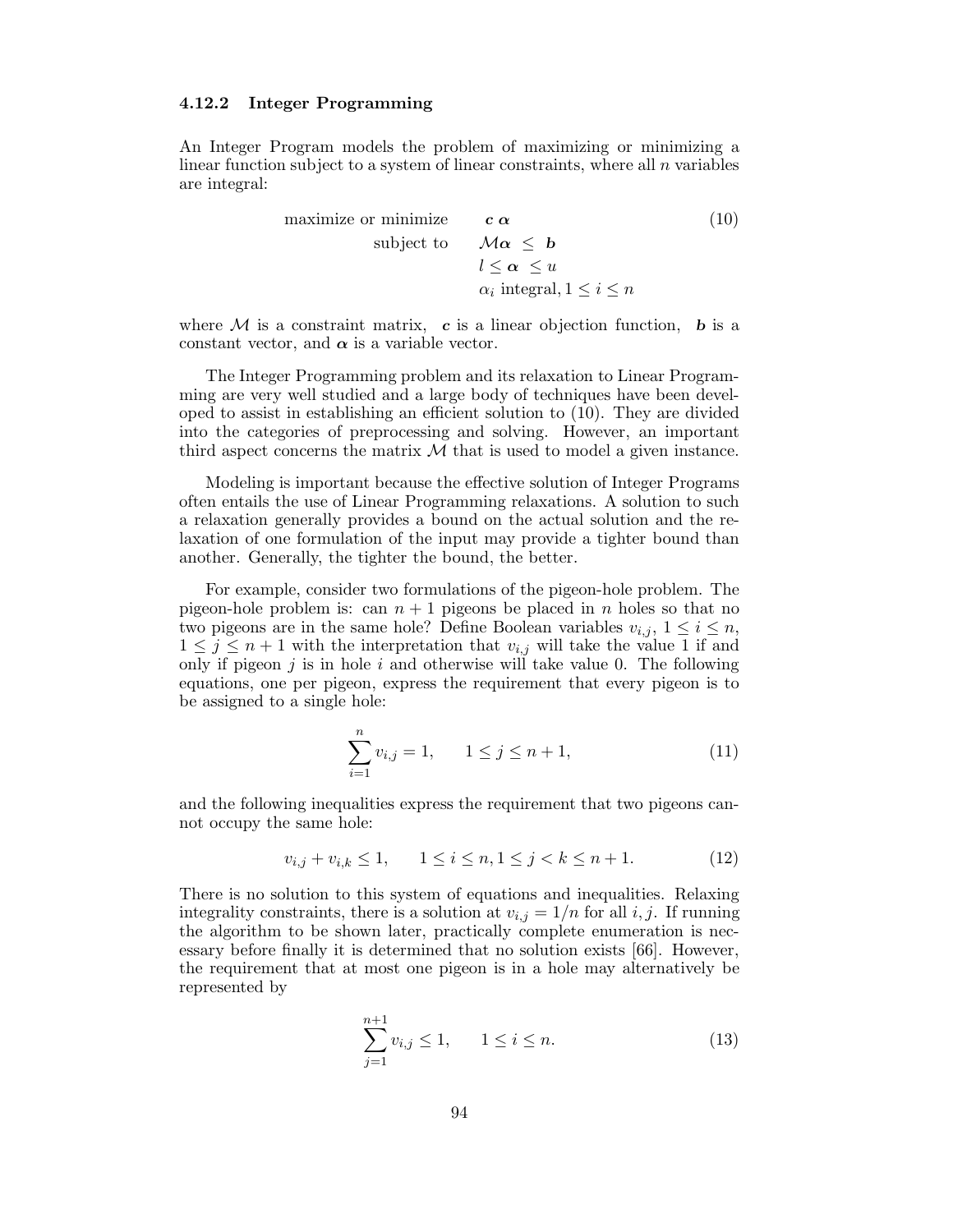### 4.12.2 Integer Programming

An Integer Program models the problem of maximizing or minimizing a linear function subject to a system of linear constraints, where all $n$ variables are integral:

$$
\begin{array}{rl}
\text{maximize or minimize} & \boldsymbol{c}\,\boldsymbol{\alpha} \\
\text{subject to} & \mathcal{M}\boldsymbol{\alpha} \;\leq\; \boldsymbol{b} \\
& l \leq \boldsymbol{\alpha} \;\leq u \\
& \alpha_i \text{ integral}, 1 \leq i \leq n
\end{array}
\tag{10}
$$

where $\mathcal{M}$ is a constraint matrix, $\boldsymbol{c}$ is a linear objection function, $\boldsymbol{b}$ is a constant vector, and $\boldsymbol{\alpha}$ is a variable vector.

The Integer Programming problem and its relaxation to Linear Programming are very well studied and a large body of techniques have been developed to assist in establishing an efficient solution to (10). They are divided into the categories of preprocessing and solving. However, an important third aspect concerns the matrix $\mathcal{M}$ that is used to model a given instance.

Modeling is important because the effective solution of Integer Programs often entails the use of Linear Programming relaxations. A solution to such a relaxation generally provides a bound on the actual solution and the relaxation of one formulation of the input may provide a tighter bound than another. Generally, the tighter the bound, the better.

For example, consider two formulations of the pigeon-hole problem. The pigeon-hole problem is: can $n+1$ pigeons be placed in $n$ holes so that no two pigeons are in the same hole? Define Boolean variables $v_{i,j}$, $1 \leq i \leq n$, $1 \leq j \leq n+1$ with the interpretation that $v_{i,j}$ will take the value 1 if and only if pigeon $j$ is in hole $i$ and otherwise will take value 0. The following equations, one per pigeon, express the requirement that every pigeon is to be assigned to a single hole:

$$
\sum_{i=1}^{n} v_{i,j} = 1, \qquad 1 \leq j \leq n+1, \tag{11}
$$

and the following inequalities express the requirement that two pigeons cannot occupy the same hole:

$$
v_{i,j} + v_{i,k} \leq 1, \qquad 1 \leq i \leq n, 1 \leq j < k \leq n+1. \tag{12}
$$

There is no solution to this system of equations and inequalities. Relaxing integrality constraints, there is a solution at $v_{i,j} = 1/n$ for all $i,j$. If running the algorithm to be shown later, practically complete enumeration is necessary before finally it is determined that no solution exists [66]. However, the requirement that at most one pigeon is in a hole may alternatively be represented by

$$
\sum_{j=1}^{n+1} v_{i,j} \leq 1, \qquad 1 \leq i \leq n. \tag{13}
$$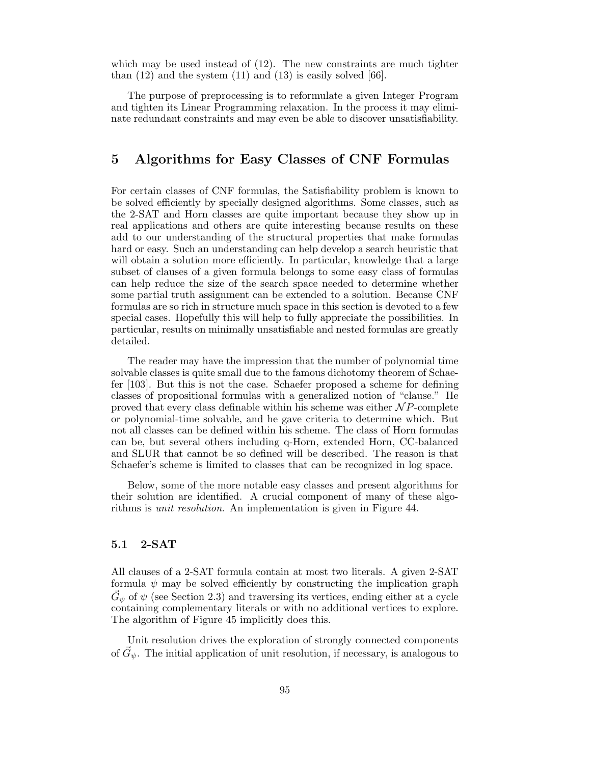which may be used instead of (12). The new constraints are much tighter than (12) and the system (11) and (13) is easily solved [66].

The purpose of preprocessing is to reformulate a given Integer Program and tighten its Linear Programming relaxation. In the process it may eliminate redundant constraints and may even be able to discover unsatisfiability.

# 5 Algorithms for Easy Classes of CNF Formulas

For certain classes of CNF formulas, the Satisfiability problem is known to be solved efficiently by specially designed algorithms. Some classes, such as the 2-SAT and Horn classes are quite important because they show up in real applications and others are quite interesting because results on these add to our understanding of the structural properties that make formulas hard or easy. Such an understanding can help develop a search heuristic that will obtain a solution more efficiently. In particular, knowledge that a large subset of clauses of a given formula belongs to some easy class of formulas can help reduce the size of the search space needed to determine whether some partial truth assignment can be extended to a solution. Because CNF formulas are so rich in structure much space in this section is devoted to a few special cases. Hopefully this will help to fully appreciate the possibilities. In particular, results on minimally unsatisfiable and nested formulas are greatly detailed.

The reader may have the impression that the number of polynomial time solvable classes is quite small due to the famous dichotomy theorem of Schaefer [103]. But this is not the case. Schaefer proposed a scheme for defining classes of propositional formulas with a generalized notion of "clause." He proved that every class definable within his scheme was either $\mathcal{NP}$-complete or polynomial-time solvable, and he gave criteria to determine which. But not all classes can be defined within his scheme. The class of Horn formulas can be, but several others including q-Horn, extended Horn, CC-balanced and SLUR that cannot be so defined will be described. The reason is that Schaefer's scheme is limited to classes that can be recognized in log space.

Below, some of the more notable easy classes and present algorithms for their solution are identified. A crucial component of many of these algorithms is *unit resolution*. An implementation is given in Figure 44.

## 5.1 2-SAT

All clauses of a 2-SAT formula contain at most two literals. A given 2-SAT formula $\psi$ may be solved efficiently by constructing the implication graph $\vec{G}_\psi$ of $\psi$ (see Section 2.3) and traversing its vertices, ending either at a cycle containing complementary literals or with no additional vertices to explore. The algorithm of Figure 45 implicitly does this.

Unit resolution drives the exploration of strongly connected components of $\vec{G}_\psi$. The initial application of unit resolution, if necessary, is analogous to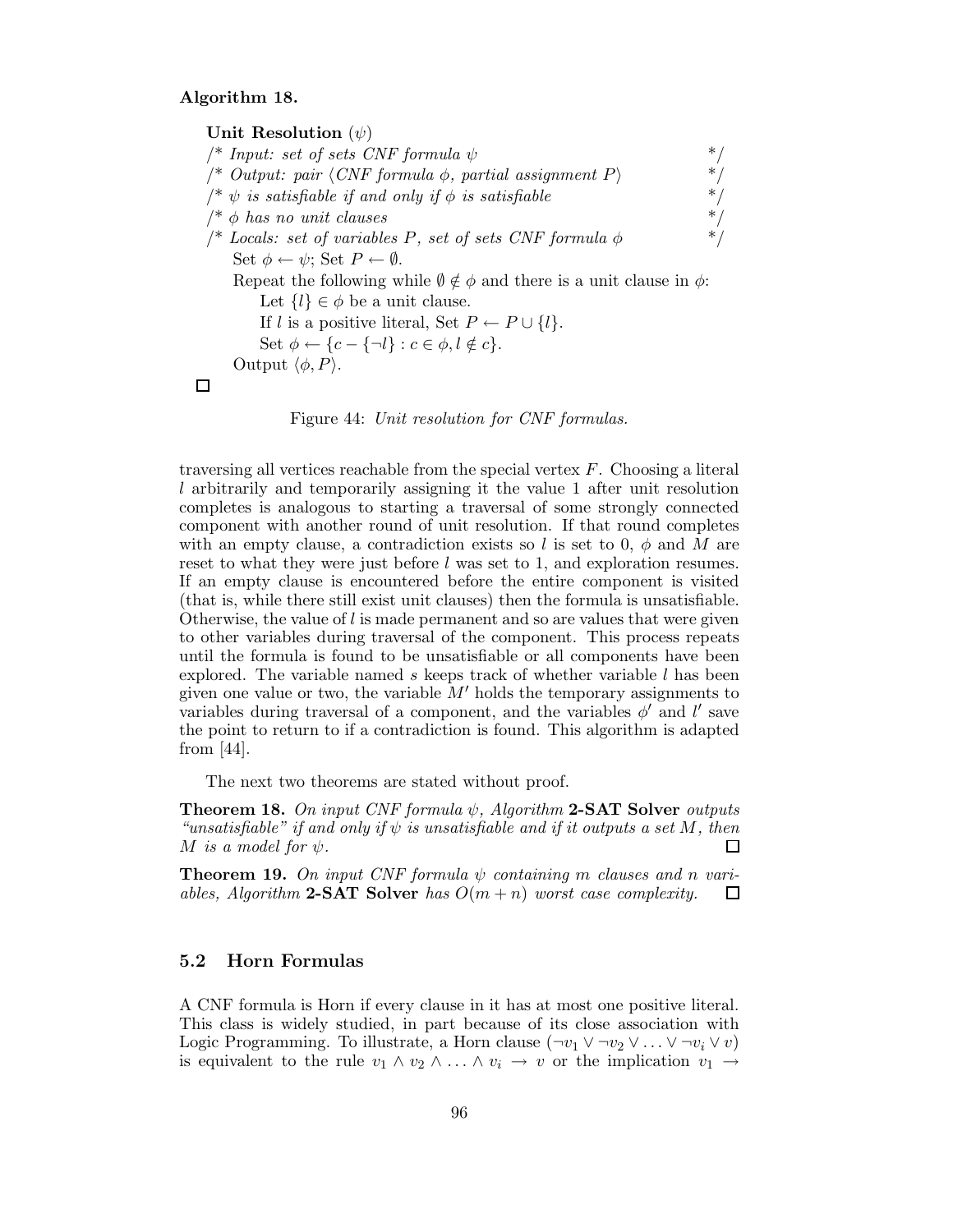**Algorithm 18.**

```
Unit Resolution (ψ)
/* Input: set of sets CNF formula ψ                                    */
/* Output: pair ⟨CNF formula φ, partial assignment P⟩                  */
/* ψ is satisfiable if and only if φ is satisfiable                    */
/* φ has no unit clauses                                               */
/* Locals: set of variables P, set of sets CNF formula φ              */
    Set φ ← ψ; Set P ← ∅.
    Repeat the following while ∅ ∉ φ and there is a unit clause in φ:
        Let {l} ∈ φ be a unit clause.
        If l is a positive literal, Set P ← P ∪ {l}.
        Set φ ← {c − {¬l} : c ∈ φ, l ∉ c}.
    Output ⟨φ, P⟩.
```

□

Figure 44: *Unit resolution for CNF formulas.*

traversing all vertices reachable from the special vertex $F$. Choosing a literal $l$ arbitrarily and temporarily assigning it the value 1 after unit resolution completes is analogous to starting a traversal of some strongly connected component with another round of unit resolution. If that round completes with an empty clause, a contradiction exists so $l$ is set to 0, $\phi$ and $M$ are reset to what they were just before $l$ was set to 1, and exploration resumes. If an empty clause is encountered before the entire component is visited (that is, while there still exist unit clauses) then the formula is unsatisfiable. Otherwise, the value of $l$ is made permanent and so are values that were given to other variables during traversal of the component. This process repeats until the formula is found to be unsatisfiable or all components have been explored. The variable named $s$ keeps track of whether variable $l$ has been given one value or two, the variable $M'$ holds the temporary assignments to variables during traversal of a component, and the variables $\phi'$ and $l'$ save the point to return to if a contradiction is found. This algorithm is adapted from [44].

The next two theorems are stated without proof.

**Theorem 18.** *On input CNF formula $\psi$, Algorithm* **2-SAT Solver** *outputs "unsatisfiable" if and only if $\psi$ is unsatisfiable and if it outputs a set $M$, then $M$ is a model for $\psi$.* □

**Theorem 19.** *On input CNF formula $\psi$ containing $m$ clauses and $n$ variables, Algorithm* **2-SAT Solver** *has $O(m + n)$ worst case complexity.* □

## 5.2 Horn Formulas

A CNF formula is Horn if every clause in it has at most one positive literal. This class is widely studied, in part because of its close association with Logic Programming. To illustrate, a Horn clause $(\neg v_1 \vee \neg v_2 \vee \ldots \vee \neg v_i \vee v)$ is equivalent to the rule $v_1 \wedge v_2 \wedge \ldots \wedge v_i \rightarrow v$ or the implication $v_1 \rightarrow$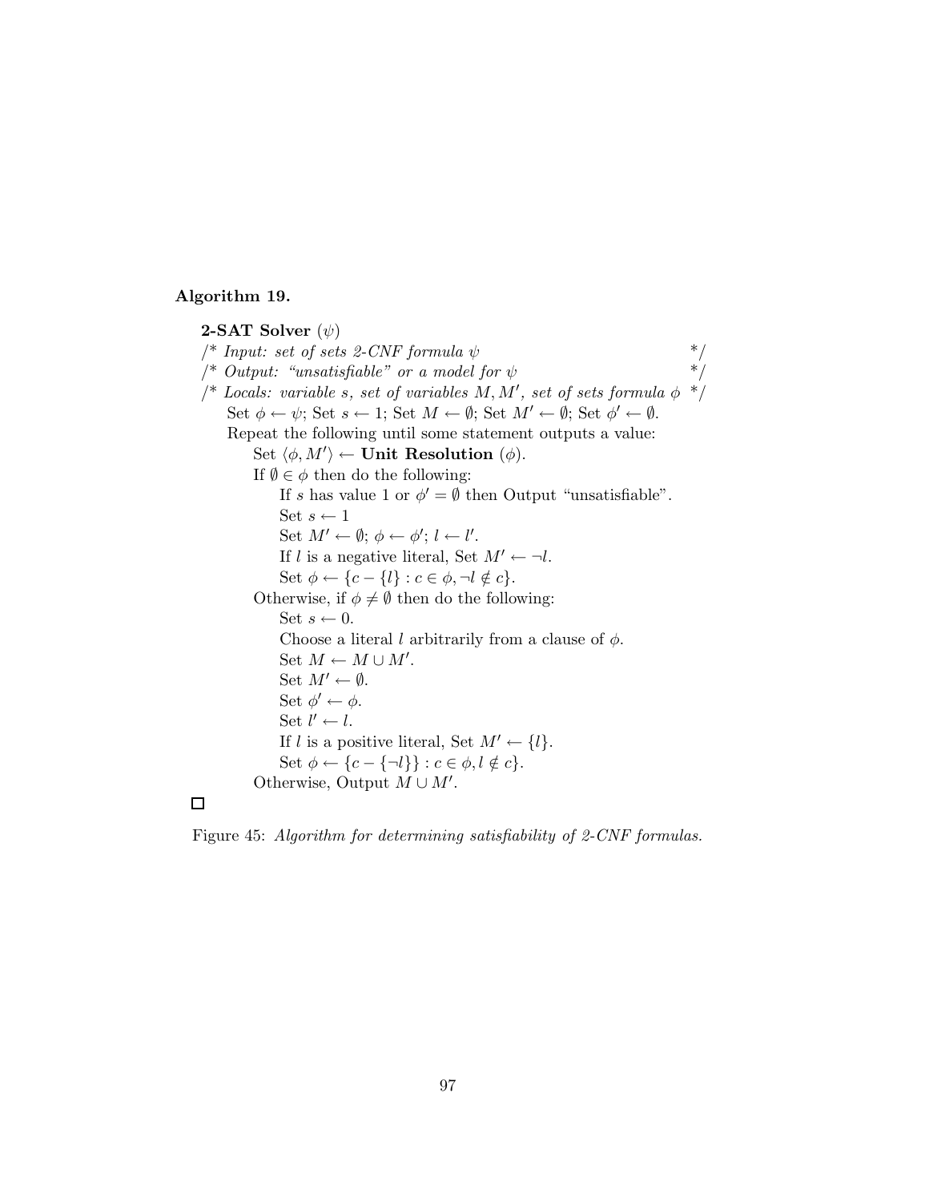**Algorithm 19.**

**2-SAT Solver** ($\psi$)
/* *Input: set of sets 2-CNF formula* $\psi$ */
/* *Output: "unsatisfiable" or a model for* $\psi$ */
/* *Locals: variable* $s$*, set of variables* $M, M'$*, set of sets formula* $\phi$ */
  Set $\phi \leftarrow \psi$; Set $s \leftarrow 1$; Set $M \leftarrow \emptyset$; Set $M' \leftarrow \emptyset$; Set $\phi' \leftarrow \emptyset$.
  Repeat the following until some statement outputs a value:
    Set $\langle \phi, M' \rangle \leftarrow$ **Unit Resolution** ($\phi$).
    If $\emptyset \in \phi$ then do the following:
      If $s$ has value 1 or $\phi' = \emptyset$ then Output "unsatisfiable".
      Set $s \leftarrow 1$
      Set $M' \leftarrow \emptyset$; $\phi \leftarrow \phi'$; $l \leftarrow l'$.
      If $l$ is a negative literal, Set $M' \leftarrow \neg l$.
      Set $\phi \leftarrow \{c - \{l\} : c \in \phi, \neg l \notin c\}$.
    Otherwise, if $\phi \neq \emptyset$ then do the following:
      Set $s \leftarrow 0$.
      Choose a literal $l$ arbitrarily from a clause of $\phi$.
      Set $M \leftarrow M \cup M'$.
      Set $M' \leftarrow \emptyset$.
      Set $\phi' \leftarrow \phi$.
      Set $l' \leftarrow l$.
      If $l$ is a positive literal, Set $M' \leftarrow \{l\}$.
      Set $\phi \leftarrow \{c - \{\neg l\}\} : c \in \phi, l \notin c\}$.
    Otherwise, Output $M \cup M'$.

□

Figure 45: *Algorithm for determining satisfiability of 2-CNF formulas.*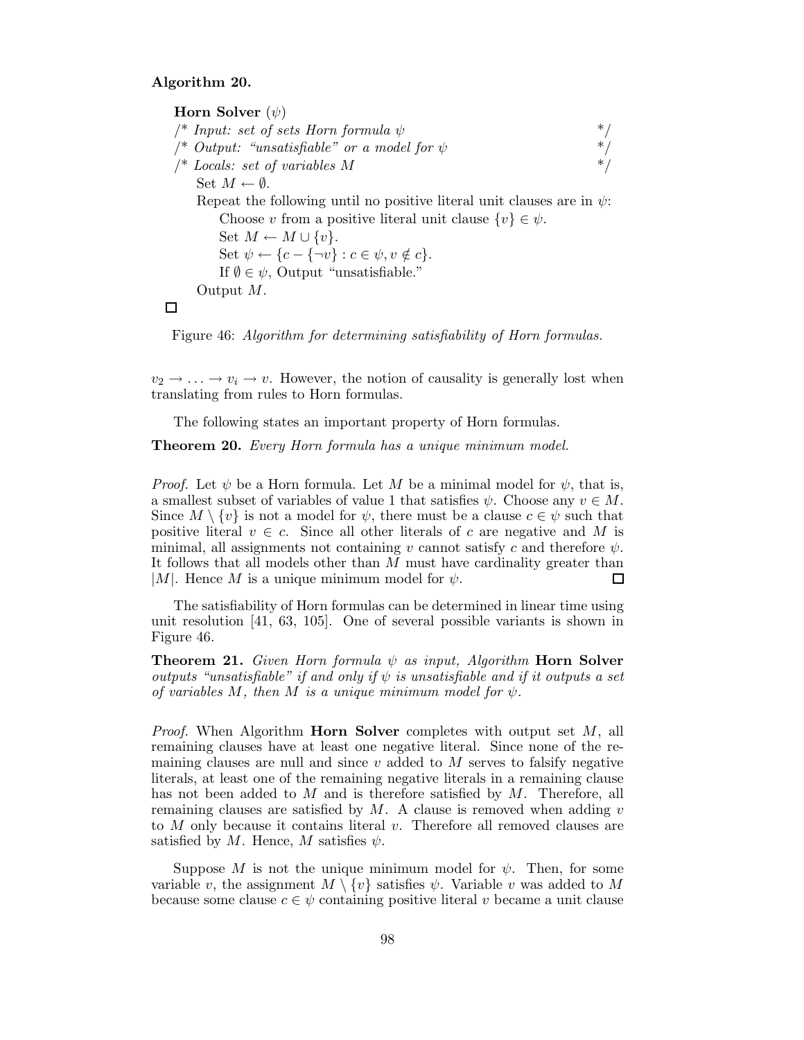**Algorithm 20.**

> **Horn Solver** ($\psi$)
> /\* *Input: set of sets Horn formula* $\psi$ \*/
> /\* *Output: "unsatisfiable" or a model for* $\psi$ \*/
> /\* *Locals: set of variables* $M$ \*/
> Set $M \leftarrow \emptyset$.
> Repeat the following until no positive literal unit clauses are in $\psi$:
>   Choose $v$ from a positive literal unit clause $\{v\} \in \psi$.
>   Set $M \leftarrow M \cup \{v\}$.
>   Set $\psi \leftarrow \{c - \{\neg v\} : c \in \psi, v \notin c\}$.
>   If $\emptyset \in \psi$, Output "unsatisfiable."
> Output $M$.
>
> □

Figure 46: *Algorithm for determining satisfiability of Horn formulas.*

$v_2 \to \ldots \to v_i \to v$. However, the notion of causality is generally lost when translating from rules to Horn formulas.

The following states an important property of Horn formulas.

**Theorem 20.** *Every Horn formula has a unique minimum model.*

*Proof.* Let $\psi$ be a Horn formula. Let $M$ be a minimal model for $\psi$, that is, a smallest subset of variables of value 1 that satisfies $\psi$. Choose any $v \in M$. Since $M \setminus \{v\}$ is not a model for $\psi$, there must be a clause $c \in \psi$ such that positive literal $v \in c$. Since all other literals of $c$ are negative and $M$ is minimal, all assignments not containing $v$ cannot satisfy $c$ and therefore $\psi$. It follows that all models other than $M$ must have cardinality greater than $|M|$. Hence $M$ is a unique minimum model for $\psi$. □

The satisfiability of Horn formulas can be determined in linear time using unit resolution [41, 63, 105]. One of several possible variants is shown in Figure 46.

**Theorem 21.** *Given Horn formula $\psi$ as input, Algorithm* **Horn Solver** *outputs "unsatisfiable" if and only if $\psi$ is unsatisfiable and if it outputs a set of variables $M$, then $M$ is a unique minimum model for $\psi$.*

*Proof.* When Algorithm **Horn Solver** completes with output set $M$, all remaining clauses have at least one negative literal. Since none of the remaining clauses are null and since $v$ added to $M$ serves to falsify negative literals, at least one of the remaining negative literals in a remaining clause has not been added to $M$ and is therefore satisfied by $M$. Therefore, all remaining clauses are satisfied by $M$. A clause is removed when adding $v$ to $M$ only because it contains literal $v$. Therefore all removed clauses are satisfied by $M$. Hence, $M$ satisfies $\psi$.

Suppose $M$ is not the unique minimum model for $\psi$. Then, for some variable $v$, the assignment $M \setminus \{v\}$ satisfies $\psi$. Variable $v$ was added to $M$ because some clause $c \in \psi$ containing positive literal $v$ became a unit clause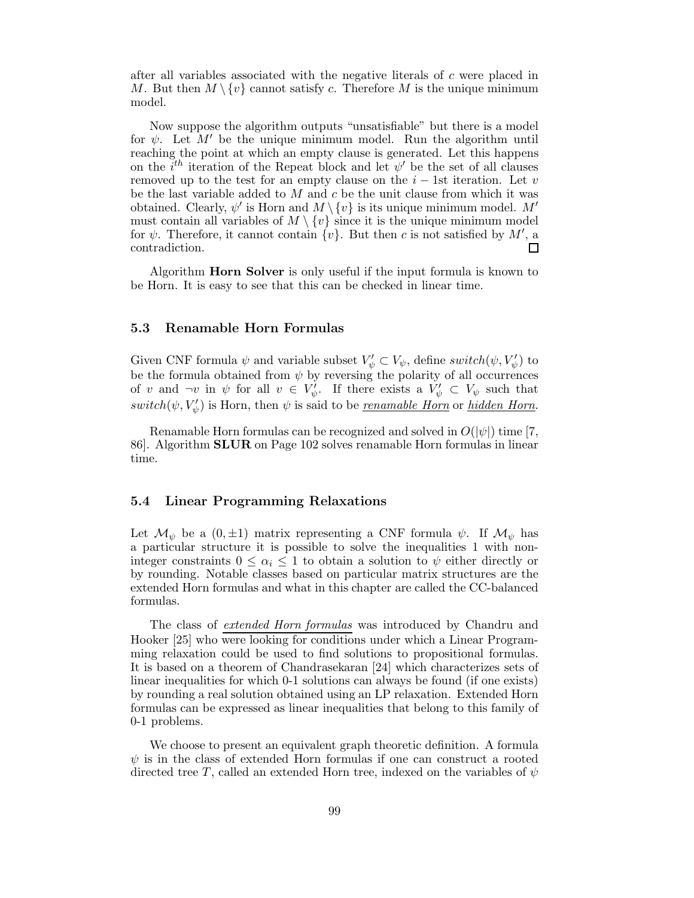after all variables associated with the negative literals of $c$ were placed in $M$. But then $M \setminus \{v\}$ cannot satisfy $c$. Therefore $M$ is the unique minimum model.

Now suppose the algorithm outputs "unsatisfiable" but there is a model for $\psi$. Let $M'$ be the unique minimum model. Run the algorithm until reaching the point at which an empty clause is generated. Let this happens on the $i^{th}$ iteration of the Repeat block and let $\psi'$ be the set of all clauses removed up to the test for an empty clause on the $i-1$st iteration. Let $v$ be the last variable added to $M$ and $c$ be the unit clause from which it was obtained. Clearly, $\psi'$ is Horn and $M \setminus \{v\}$ is its unique minimum model. $M'$ must contain all variables of $M \setminus \{v\}$ since it is the unique minimum model for $\psi$. Therefore, it cannot contain $\{v\}$. But then $c$ is not satisfied by $M'$, a contradiction. □

Algorithm **Horn Solver** is only useful if the input formula is known to be Horn. It is easy to see that this can be checked in linear time.

### 5.3 Renamable Horn Formulas

Given CNF formula $\psi$ and variable subset $V'_\psi \subset V_\psi$, define $switch(\psi, V'_\psi)$ to be the formula obtained from $\psi$ by reversing the polarity of all occurrences of $v$ and $\neg v$ in $\psi$ for all $v \in V'_\psi$. If there exists a $V'_\psi \subset V_\psi$ such that $switch(\psi, V'_\psi)$ is Horn, then $\psi$ is said to be <u>*renamable Horn*</u> or <u>*hidden Horn*</u>.

Renamable Horn formulas can be recognized and solved in $O(|\psi|)$ time [7, 86]. Algorithm **SLUR** on Page 102 solves renamable Horn formulas in linear time.

### 5.4 Linear Programming Relaxations

Let $\mathcal{M}_\psi$ be a $(0, \pm 1)$ matrix representing a CNF formula $\psi$. If $\mathcal{M}_\psi$ has a particular structure it is possible to solve the inequalities 1 with non-integer constraints $0 \leq \alpha_i \leq 1$ to obtain a solution to $\psi$ either directly or by rounding. Notable classes based on particular matrix structures are the extended Horn formulas and what in this chapter are called the CC-balanced formulas.

The class of <u>*extended Horn formulas*</u> was introduced by Chandru and Hooker [25] who were looking for conditions under which a Linear Programming relaxation could be used to find solutions to propositional formulas. It is based on a theorem of Chandrasekaran [24] which characterizes sets of linear inequalities for which 0-1 solutions can always be found (if one exists) by rounding a real solution obtained using an LP relaxation. Extended Horn formulas can be expressed as linear inequalities that belong to this family of 0-1 problems.

We choose to present an equivalent graph theoretic definition. A formula $\psi$ is in the class of extended Horn formulas if one can construct a rooted directed tree $T$, called an extended Horn tree, indexed on the variables of $\psi$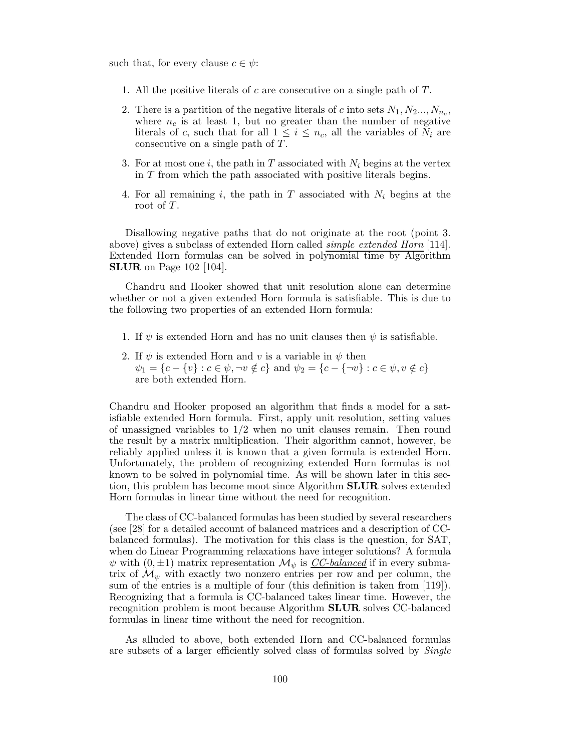such that, for every clause $c \in \psi$:

1. All the positive literals of $c$ are consecutive on a single path of $T$.
2. There is a partition of the negative literals of $c$ into sets $N_1, N_2..., N_{n_c}$, where $n_c$ is at least 1, but no greater than the number of negative literals of $c$, such that for all $1 \leq i \leq n_c$, all the variables of $N_i$ are consecutive on a single path of $T$.
3. For at most one $i$, the path in $T$ associated with $N_i$ begins at the vertex in $T$ from which the path associated with positive literals begins.
4. For all remaining $i$, the path in $T$ associated with $N_i$ begins at the root of $T$.

Disallowing negative paths that do not originate at the root (point 3. above) gives a subclass of extended Horn called *simple extended Horn* [114]. Extended Horn formulas can be solved in polynomial time by Algorithm **SLUR** on Page 102 [104].

Chandru and Hooker showed that unit resolution alone can determine whether or not a given extended Horn formula is satisfiable. This is due to the following two properties of an extended Horn formula:

1. If $\psi$ is extended Horn and has no unit clauses then $\psi$ is satisfiable.
2. If $\psi$ is extended Horn and $v$ is a variable in $\psi$ then $\psi_1 = \{c - \{v\} : c \in \psi, \neg v \notin c\}$ and $\psi_2 = \{c - \{\neg v\} : c \in \psi, v \notin c\}$ are both extended Horn.

Chandru and Hooker proposed an algorithm that finds a model for a satisfiable extended Horn formula. First, apply unit resolution, setting values of unassigned variables to $1/2$ when no unit clauses remain. Then round the result by a matrix multiplication. Their algorithm cannot, however, be reliably applied unless it is known that a given formula is extended Horn. Unfortunately, the problem of recognizing extended Horn formulas is not known to be solved in polynomial time. As will be shown later in this section, this problem has become moot since Algorithm **SLUR** solves extended Horn formulas in linear time without the need for recognition.

The class of CC-balanced formulas has been studied by several researchers (see [28] for a detailed account of balanced matrices and a description of CC-balanced formulas). The motivation for this class is the question, for SAT, when do Linear Programming relaxations have integer solutions? A formula $\psi$ with $(0, \pm 1)$ matrix representation $\mathcal{M}_\psi$ is *CC-balanced* if in every submatrix of $\mathcal{M}_\psi$ with exactly two nonzero entries per row and per column, the sum of the entries is a multiple of four (this definition is taken from [119]). Recognizing that a formula is CC-balanced takes linear time. However, the recognition problem is moot because Algorithm **SLUR** solves CC-balanced formulas in linear time without the need for recognition.

As alluded to above, both extended Horn and CC-balanced formulas are subsets of a larger efficiently solved class of formulas solved by *Single*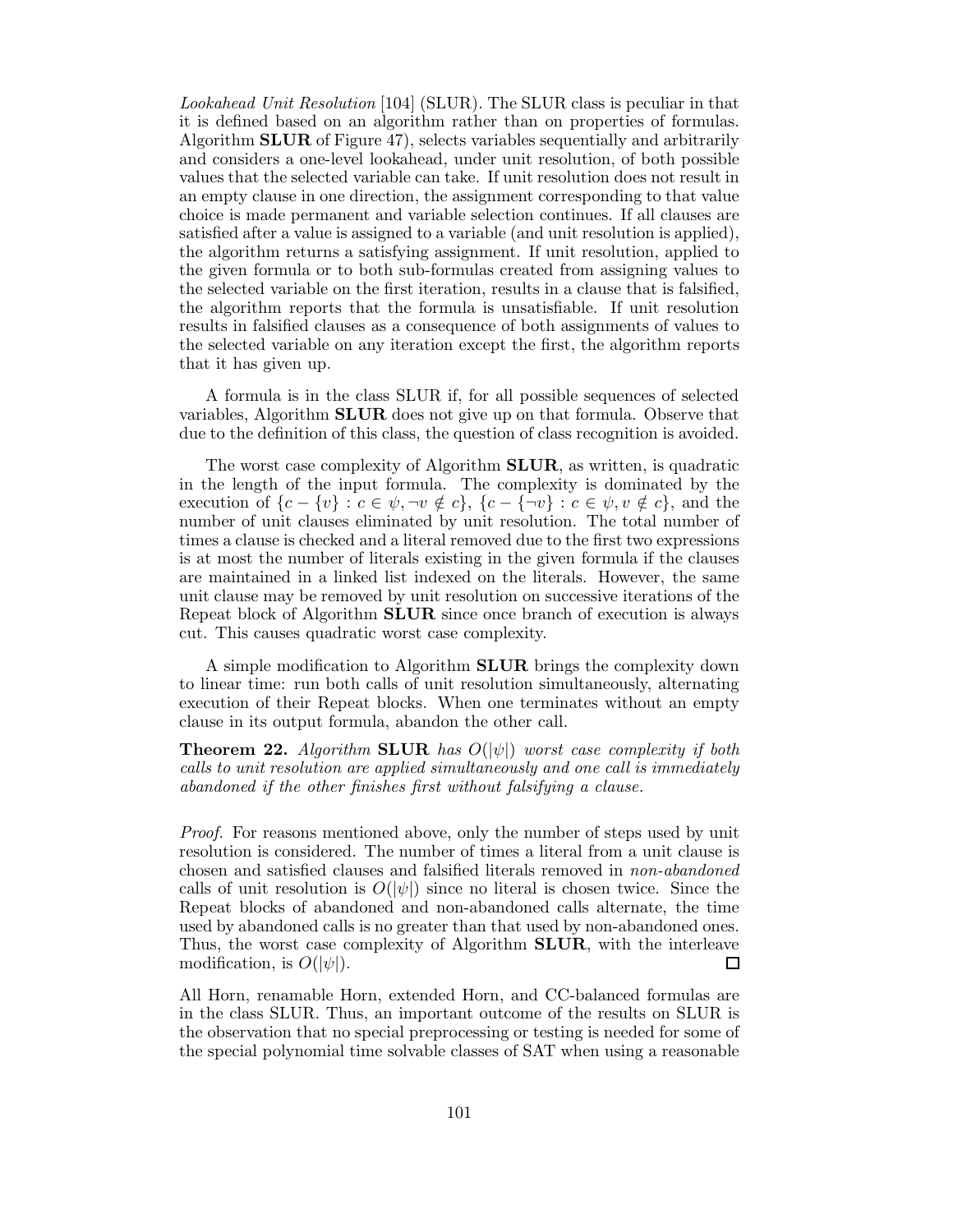*Lookahead Unit Resolution* [104] (SLUR). The SLUR class is peculiar in that it is defined based on an algorithm rather than on properties of formulas. Algorithm **SLUR** of Figure 47), selects variables sequentially and arbitrarily and considers a one-level lookahead, under unit resolution, of both possible values that the selected variable can take. If unit resolution does not result in an empty clause in one direction, the assignment corresponding to that value choice is made permanent and variable selection continues. If all clauses are satisfied after a value is assigned to a variable (and unit resolution is applied), the algorithm returns a satisfying assignment. If unit resolution, applied to the given formula or to both sub-formulas created from assigning values to the selected variable on the first iteration, results in a clause that is falsified, the algorithm reports that the formula is unsatisfiable. If unit resolution results in falsified clauses as a consequence of both assignments of values to the selected variable on any iteration except the first, the algorithm reports that it has given up.

A formula is in the class SLUR if, for all possible sequences of selected variables, Algorithm **SLUR** does not give up on that formula. Observe that due to the definition of this class, the question of class recognition is avoided.

The worst case complexity of Algorithm **SLUR**, as written, is quadratic in the length of the input formula. The complexity is dominated by the execution of $\{c - \{v\} : c \in \psi, \neg v \notin c\}$, $\{c - \{\neg v\} : c \in \psi, v \notin c\}$, and the number of unit clauses eliminated by unit resolution. The total number of times a clause is checked and a literal removed due to the first two expressions is at most the number of literals existing in the given formula if the clauses are maintained in a linked list indexed on the literals. However, the same unit clause may be removed by unit resolution on successive iterations of the Repeat block of Algorithm **SLUR** since once branch of execution is always cut. This causes quadratic worst case complexity.

A simple modification to Algorithm **SLUR** brings the complexity down to linear time: run both calls of unit resolution simultaneously, alternating execution of their Repeat blocks. When one terminates without an empty clause in its output formula, abandon the other call.

**Theorem 22.** *Algorithm* **SLUR** *has $O(|\psi|)$ worst case complexity if both calls to unit resolution are applied simultaneously and one call is immediately abandoned if the other finishes first without falsifying a clause.*

*Proof.* For reasons mentioned above, only the number of steps used by unit resolution is considered. The number of times a literal from a unit clause is chosen and satisfied clauses and falsified literals removed in *non-abandoned* calls of unit resolution is $O(|\psi|)$ since no literal is chosen twice. Since the Repeat blocks of abandoned and non-abandoned calls alternate, the time used by abandoned calls is no greater than that used by non-abandoned ones. Thus, the worst case complexity of Algorithm **SLUR**, with the interleave modification, is $O(|\psi|)$. □

All Horn, renamable Horn, extended Horn, and CC-balanced formulas are in the class SLUR. Thus, an important outcome of the results on SLUR is the observation that no special preprocessing or testing is needed for some of the special polynomial time solvable classes of SAT when using a reasonable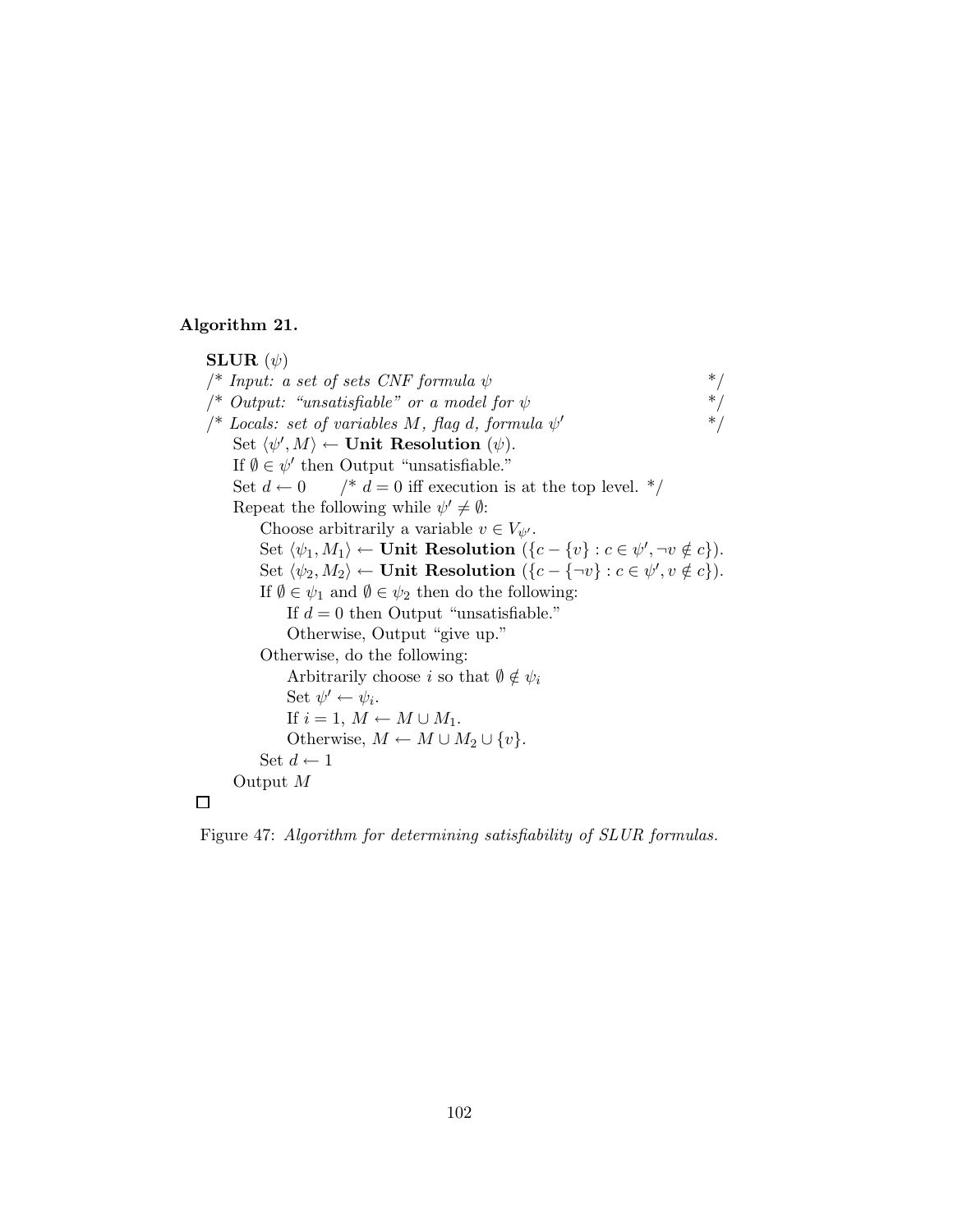**Algorithm 21.**

**SLUR** $(\psi)$
/* *Input: a set of sets CNF formula* $\psi$ */
/* *Output: "unsatisfiable" or a model for* $\psi$ */
/* *Locals: set of variables* $M$*, flag* $d$*, formula* $\psi'$ */
    Set $\langle \psi', M \rangle \leftarrow$ **Unit Resolution** $(\psi)$.
    If $\emptyset \in \psi'$ then Output "unsatisfiable."
    Set $d \leftarrow 0$    /* $d = 0$ iff execution is at the top level. */
    Repeat the following while $\psi' \neq \emptyset$:
        Choose arbitrarily a variable $v \in V_{\psi'}$.
        Set $\langle \psi_1, M_1 \rangle \leftarrow$ **Unit Resolution** $(\{c - \{v\} : c \in \psi', \neg v \notin c\})$.
        Set $\langle \psi_2, M_2 \rangle \leftarrow$ **Unit Resolution** $(\{c - \{\neg v\} : c \in \psi', v \notin c\})$.
        If $\emptyset \in \psi_1$ and $\emptyset \in \psi_2$ then do the following:
            If $d = 0$ then Output "unsatisfiable."
            Otherwise, Output "give up."
        Otherwise, do the following:
            Arbitrarily choose $i$ so that $\emptyset \notin \psi_i$
            Set $\psi' \leftarrow \psi_i$.
            If $i = 1$, $M \leftarrow M \cup M_1$.
            Otherwise, $M \leftarrow M \cup M_2 \cup \{v\}$.
        Set $d \leftarrow 1$
    Output $M$

□

Figure 47: *Algorithm for determining satisfiability of SLUR formulas.*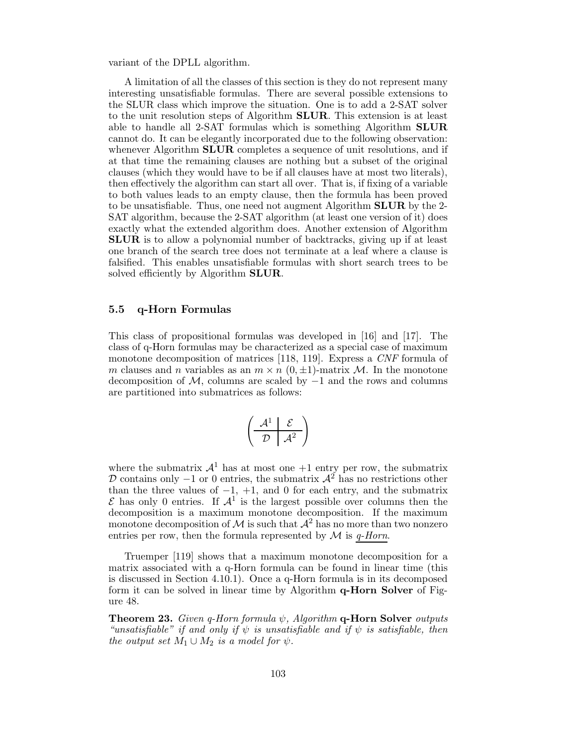variant of the DPLL algorithm.

A limitation of all the classes of this section is they do not represent many interesting unsatisfiable formulas. There are several possible extensions to the SLUR class which improve the situation. One is to add a 2-SAT solver to the unit resolution steps of Algorithm **SLUR**. This extension is at least able to handle all 2-SAT formulas which is something Algorithm **SLUR** cannot do. It can be elegantly incorporated due to the following observation: whenever Algorithm **SLUR** completes a sequence of unit resolutions, and if at that time the remaining clauses are nothing but a subset of the original clauses (which they would have to be if all clauses have at most two literals), then effectively the algorithm can start all over. That is, if fixing of a variable to both values leads to an empty clause, then the formula has been proved to be unsatisfiable. Thus, one need not augment Algorithm **SLUR** by the 2-SAT algorithm, because the 2-SAT algorithm (at least one version of it) does exactly what the extended algorithm does. Another extension of Algorithm **SLUR** is to allow a polynomial number of backtracks, giving up if at least one branch of the search tree does not terminate at a leaf where a clause is falsified. This enables unsatisfiable formulas with short search trees to be solved efficiently by Algorithm **SLUR**.

### 5.5 q-Horn Formulas

This class of propositional formulas was developed in [16] and [17]. The class of q-Horn formulas may be characterized as a special case of maximum monotone decomposition of matrices [118, 119]. Express a *CNF* formula of $m$ clauses and $n$ variables as an $m \times n$ $(0, \pm 1)$-matrix $\mathcal{M}$. In the monotone decomposition of $\mathcal{M}$, columns are scaled by $-1$ and the rows and columns are partitioned into submatrices as follows:

$$\left( \begin{array}{c|c} \mathcal{A}^1 & \mathcal{E} \\ \hline \mathcal{D} & \mathcal{A}^2 \end{array} \right)$$

where the submatrix $\mathcal{A}^1$ has at most one $+1$ entry per row, the submatrix $\mathcal{D}$ contains only $-1$ or 0 entries, the submatrix $\mathcal{A}^2$ has no restrictions other than the three values of $-1$, $+1$, and 0 for each entry, and the submatrix $\mathcal{E}$ has only 0 entries. If $\mathcal{A}^1$ is the largest possible over columns then the decomposition is a maximum monotone decomposition. If the maximum monotone decomposition of $\mathcal{M}$ is such that $\mathcal{A}^2$ has no more than two nonzero entries per row, then the formula represented by $\mathcal{M}$ is *q-Horn*.

Truemper [119] shows that a maximum monotone decomposition for a matrix associated with a q-Horn formula can be found in linear time (this is discussed in Section 4.10.1). Once a q-Horn formula is in its decomposed form it can be solved in linear time by Algorithm **q-Horn Solver** of Figure 48.

**Theorem 23.** *Given q-Horn formula $\psi$, Algorithm* **q-Horn Solver** *outputs "unsatisfiable" if and only if $\psi$ is unsatisfiable and if $\psi$ is satisfiable, then the output set $M_1 \cup M_2$ is a model for $\psi$.*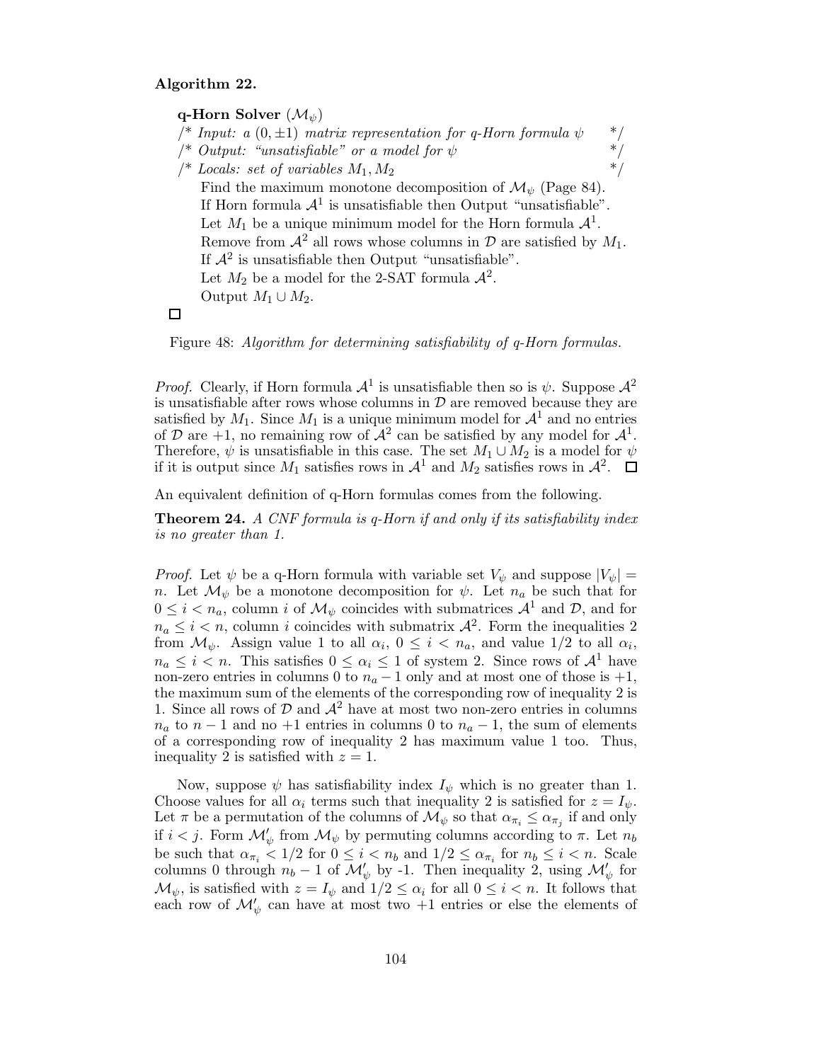**Algorithm 22.**

**q-Horn Solver** ($\mathcal{M}_\psi$)
/* *Input: a $(0, \pm 1)$ matrix representation for q-Horn formula $\psi$* */
/* *Output: "unsatisfiable" or a model for $\psi$* */
/* *Locals: set of variables $M_1, M_2$* */
Find the maximum monotone decomposition of $\mathcal{M}_\psi$ (Page 84).
If Horn formula $\mathcal{A}^1$ is unsatisfiable then Output "unsatisfiable".
Let $M_1$ be a unique minimum model for the Horn formula $\mathcal{A}^1$.
Remove from $\mathcal{A}^2$ all rows whose columns in $\mathcal{D}$ are satisfied by $M_1$.
If $\mathcal{A}^2$ is unsatisfiable then Output "unsatisfiable".
Let $M_2$ be a model for the 2-SAT formula $\mathcal{A}^2$.
Output $M_1 \cup M_2$.

□

Figure 48: *Algorithm for determining satisfiability of q-Horn formulas.*

*Proof.* Clearly, if Horn formula $\mathcal{A}^1$ is unsatisfiable then so is $\psi$. Suppose $\mathcal{A}^2$ is unsatisfiable after rows whose columns in $\mathcal{D}$ are removed because they are satisfied by $M_1$. Since $M_1$ is a unique minimum model for $\mathcal{A}^1$ and no entries of $\mathcal{D}$ are $+1$, no remaining row of $\mathcal{A}^2$ can be satisfied by any model for $\mathcal{A}^1$. Therefore, $\psi$ is unsatisfiable in this case. The set $M_1 \cup M_2$ is a model for $\psi$ if it is output since $M_1$ satisfies rows in $\mathcal{A}^1$ and $M_2$ satisfies rows in $\mathcal{A}^2$. □

An equivalent definition of q-Horn formulas comes from the following.

**Theorem 24.** *A CNF formula is q-Horn if and only if its satisfiability index is no greater than 1.*

*Proof.* Let $\psi$ be a q-Horn formula with variable set $V_\psi$ and suppose $|V_\psi| = n$. Let $\mathcal{M}_\psi$ be a monotone decomposition for $\psi$. Let $n_a$ be such that for $0 \le i < n_a$, column $i$ of $\mathcal{M}_\psi$ coincides with submatrices $\mathcal{A}^1$ and $\mathcal{D}$, and for $n_a \le i < n$, column $i$ coincides with submatrix $\mathcal{A}^2$. Form the inequalities 2 from $\mathcal{M}_\psi$. Assign value 1 to all $\alpha_i$, $0 \le i < n_a$, and value 1/2 to all $\alpha_i$, $n_a \le i < n$. This satisfies $0 \le \alpha_i \le 1$ of system 2. Since rows of $\mathcal{A}^1$ have non-zero entries in columns 0 to $n_a - 1$ only and at most one of those is $+1$, the maximum sum of the elements of the corresponding row of inequality 2 is 1. Since all rows of $\mathcal{D}$ and $\mathcal{A}^2$ have at most two non-zero entries in columns $n_a$ to $n - 1$ and no $+1$ entries in columns 0 to $n_a - 1$, the sum of elements of a corresponding row of inequality 2 has maximum value 1 too. Thus, inequality 2 is satisfied with $z = 1$.

Now, suppose $\psi$ has satisfiability index $I_\psi$ which is no greater than 1. Choose values for all $\alpha_i$ terms such that inequality 2 is satisfied for $z = I_\psi$. Let $\pi$ be a permutation of the columns of $\mathcal{M}_\psi$ so that $\alpha_{\pi_i} \le \alpha_{\pi_j}$ if and only if $i < j$. Form $\mathcal{M}'_\psi$ from $\mathcal{M}_\psi$ by permuting columns according to $\pi$. Let $n_b$ be such that $\alpha_{\pi_i} < 1/2$ for $0 \le i < n_b$ and $1/2 \le \alpha_{\pi_i}$ for $n_b \le i < n$. Scale columns 0 through $n_b - 1$ of $\mathcal{M}'_\psi$ by -1. Then inequality 2, using $\mathcal{M}'_\psi$ for $\mathcal{M}_\psi$, is satisfied with $z = I_\psi$ and $1/2 \le \alpha_i$ for all $0 \le i < n$. It follows that each row of $\mathcal{M}'_\psi$ can have at most two $+1$ entries or else the elements of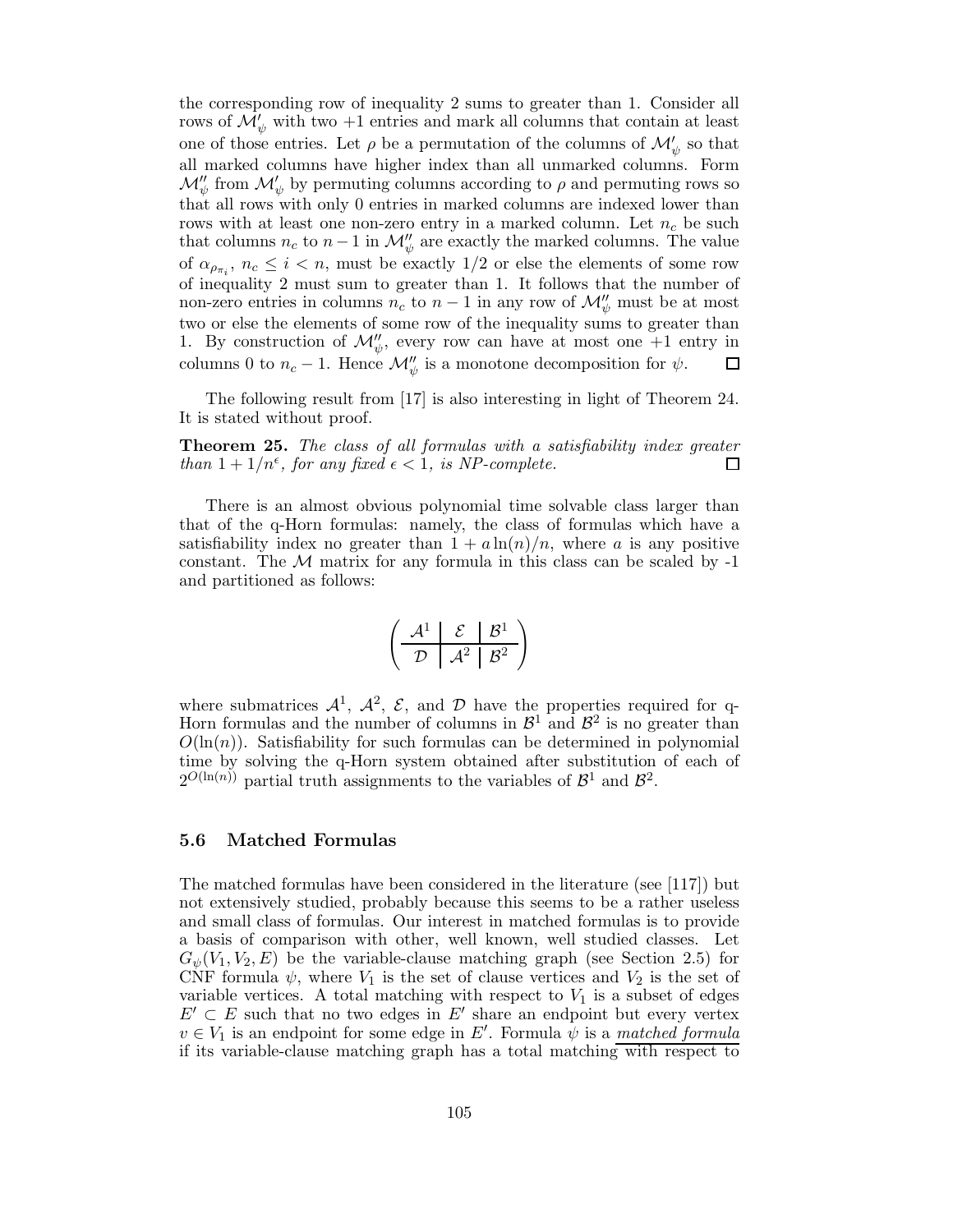the corresponding row of inequality 2 sums to greater than 1. Consider all rows of $\mathcal{M}'_\psi$ with two $+1$ entries and mark all columns that contain at least one of those entries. Let $\rho$ be a permutation of the columns of $\mathcal{M}'_\psi$ so that all marked columns have higher index than all unmarked columns. Form $\mathcal{M}''_\psi$ from $\mathcal{M}'_\psi$ by permuting columns according to $\rho$ and permuting rows so that all rows with only 0 entries in marked columns are indexed lower than rows with at least one non-zero entry in a marked column. Let $n_c$ be such that columns $n_c$ to $n-1$ in $\mathcal{M}''_\psi$ are exactly the marked columns. The value of $\alpha_{\rho_{\pi_i}}$, $n_c \leq i < n$, must be exactly $1/2$ or else the elements of some row of inequality 2 must sum to greater than 1. It follows that the number of non-zero entries in columns $n_c$ to $n-1$ in any row of $\mathcal{M}''_\psi$ must be at most two or else the elements of some row of the inequality sums to greater than 1. By construction of $\mathcal{M}''_\psi$, every row can have at most one $+1$ entry in columns 0 to $n_c - 1$. Hence $\mathcal{M}''_\psi$ is a monotone decomposition for $\psi$. □

The following result from [17] is also interesting in light of Theorem 24. It is stated without proof.

**Theorem 25.** *The class of all formulas with a satisfiability index greater than $1 + 1/n^\epsilon$, for any fixed $\epsilon < 1$, is NP-complete.* □

There is an almost obvious polynomial time solvable class larger than that of the q-Horn formulas: namely, the class of formulas which have a satisfiability index no greater than $1 + a\ln(n)/n$, where $a$ is any positive constant. The $\mathcal{M}$ matrix for any formula in this class can be scaled by -1 and partitioned as follows:

$$\left(\begin{array}{c|c|c} \mathcal{A}^1 & \mathcal{E} & \mathcal{B}^1 \\ \hline \mathcal{D} & \mathcal{A}^2 & \mathcal{B}^2 \end{array}\right)$$

where submatrices $\mathcal{A}^1$, $\mathcal{A}^2$, $\mathcal{E}$, and $\mathcal{D}$ have the properties required for q-Horn formulas and the number of columns in $\mathcal{B}^1$ and $\mathcal{B}^2$ is no greater than $O(\ln(n))$. Satisfiability for such formulas can be determined in polynomial time by solving the q-Horn system obtained after substitution of each of $2^{O(\ln(n))}$ partial truth assignments to the variables of $\mathcal{B}^1$ and $\mathcal{B}^2$.

## 5.6 Matched Formulas

The matched formulas have been considered in the literature (see [117]) but not extensively studied, probably because this seems to be a rather useless and small class of formulas. Our interest in matched formulas is to provide a basis of comparison with other, well known, well studied classes. Let $G_\psi(V_1, V_2, E)$ be the variable-clause matching graph (see Section 2.5) for CNF formula $\psi$, where $V_1$ is the set of clause vertices and $V_2$ is the set of variable vertices. A total matching with respect to $V_1$ is a subset of edges $E' \subset E$ such that no two edges in $E'$ share an endpoint but every vertex $v \in V_1$ is an endpoint for some edge in $E'$. Formula $\psi$ is a <u>*matched formula*</u> if its variable-clause matching graph has a total matching with respect to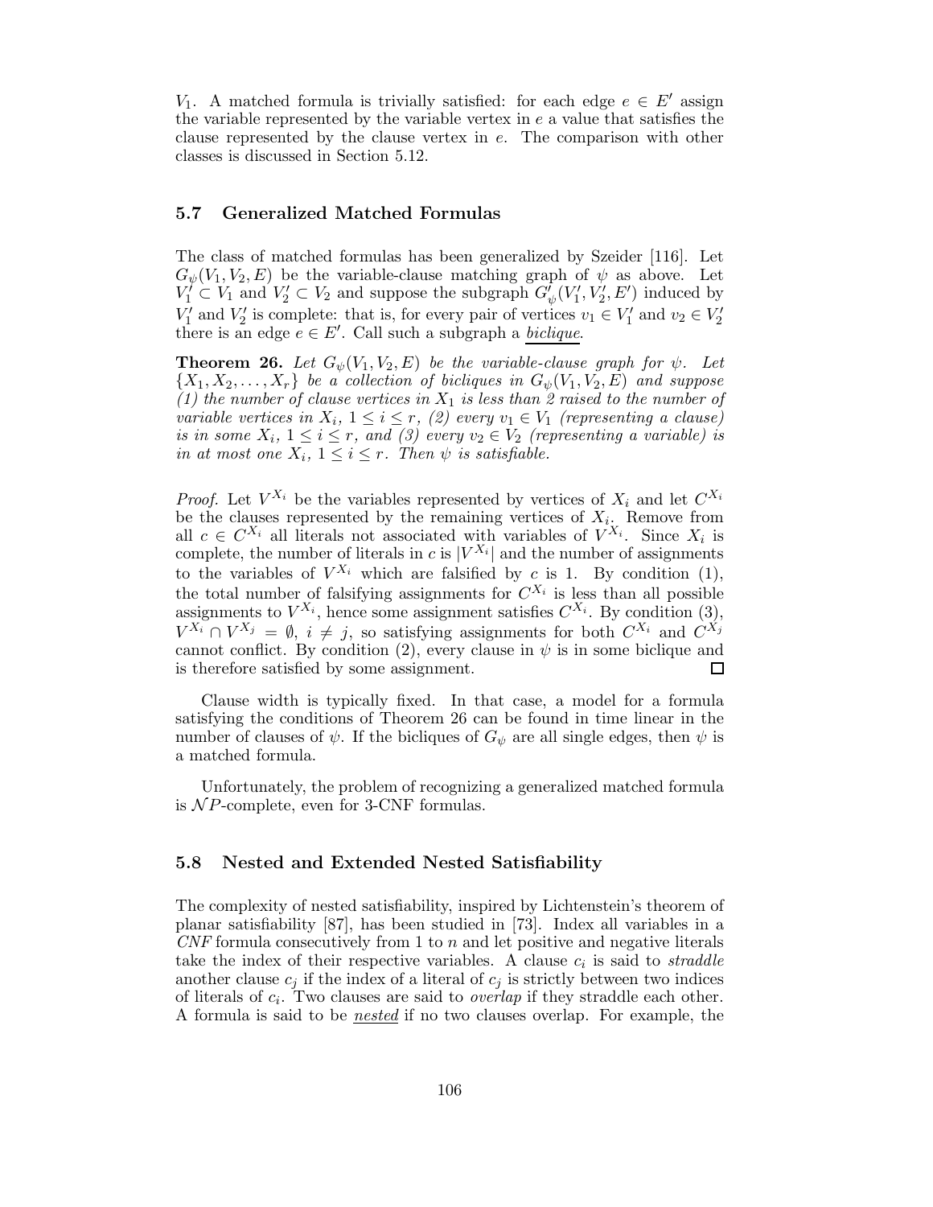$V_1$. A matched formula is trivially satisfied: for each edge $e \in E'$ assign the variable represented by the variable vertex in $e$ a value that satisfies the clause represented by the clause vertex in $e$. The comparison with other classes is discussed in Section 5.12.

### 5.7 Generalized Matched Formulas

The class of matched formulas has been generalized by Szeider [116]. Let $G_\psi(V_1, V_2, E)$ be the variable-clause matching graph of $\psi$ as above. Let $V_1' \subset V_1$ and $V_2' \subset V_2$ and suppose the subgraph $G_\psi'(V_1', V_2', E')$ induced by $V_1'$ and $V_2'$ is complete: that is, for every pair of vertices $v_1 \in V_1'$ and $v_2 \in V_2'$ there is an edge $e \in E'$. Call such a subgraph a <u>*biclique*</u>.

**Theorem 26.** *Let $G_\psi(V_1, V_2, E)$ be the variable-clause graph for $\psi$. Let $\{X_1, X_2, \ldots, X_r\}$ be a collection of bicliques in $G_\psi(V_1, V_2, E)$ and suppose (1) the number of clause vertices in $X_1$ is less than 2 raised to the number of variable vertices in $X_i$, $1 \leq i \leq r$, (2) every $v_1 \in V_1$ (representing a clause) is in some $X_i$, $1 \leq i \leq r$, and (3) every $v_2 \in V_2$ (representing a variable) is in at most one $X_i$, $1 \leq i \leq r$. Then $\psi$ is satisfiable.*

*Proof.* Let $V^{X_i}$ be the variables represented by vertices of $X_i$ and let $C^{X_i}$ be the clauses represented by the remaining vertices of $X_i$. Remove from all $c \in C^{X_i}$ all literals not associated with variables of $V^{X_i}$. Since $X_i$ is complete, the number of literals in $c$ is $|V^{X_i}|$ and the number of assignments to the variables of $V^{X_i}$ which are falsified by $c$ is 1. By condition (1), the total number of falsifying assignments for $C^{X_i}$ is less than all possible assignments to $V^{X_i}$, hence some assignment satisfies $C^{X_i}$. By condition (3), $V^{X_i} \cap V^{X_j} = \emptyset$, $i \neq j$, so satisfying assignments for both $C^{X_i}$ and $C^{X_j}$ cannot conflict. By condition (2), every clause in $\psi$ is in some biclique and is therefore satisfied by some assignment. $\square$

Clause width is typically fixed. In that case, a model for a formula satisfying the conditions of Theorem 26 can be found in time linear in the number of clauses of $\psi$. If the bicliques of $G_\psi$ are all single edges, then $\psi$ is a matched formula.

Unfortunately, the problem of recognizing a generalized matched formula is $\mathcal{NP}$-complete, even for 3-CNF formulas.

### 5.8 Nested and Extended Nested Satisfiability

The complexity of nested satisfiability, inspired by Lichtenstein's theorem of planar satisfiability [87], has been studied in [73]. Index all variables in a *CNF* formula consecutively from 1 to $n$ and let positive and negative literals take the index of their respective variables. A clause $c_i$ is said to *straddle* another clause $c_j$ if the index of a literal of $c_j$ is strictly between two indices of literals of $c_i$. Two clauses are said to *overlap* if they straddle each other. A formula is said to be <u>*nested*</u> if no two clauses overlap. For example, the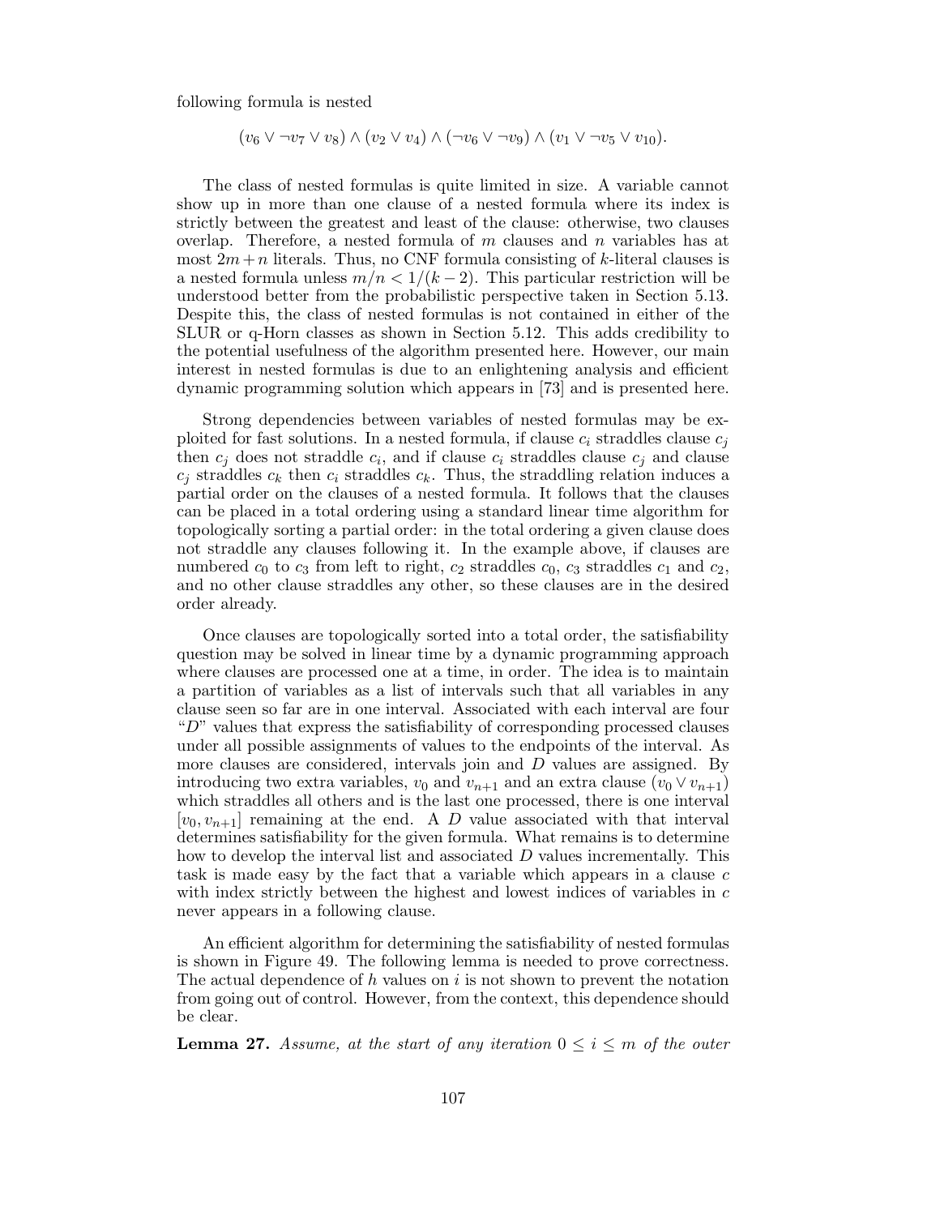following formula is nested

$$(v_6 \vee \neg v_7 \vee v_8) \wedge (v_2 \vee v_4) \wedge (\neg v_6 \vee \neg v_9) \wedge (v_1 \vee \neg v_5 \vee v_{10}).$$

The class of nested formulas is quite limited in size. A variable cannot show up in more than one clause of a nested formula where its index is strictly between the greatest and least of the clause: otherwise, two clauses overlap. Therefore, a nested formula of $m$ clauses and $n$ variables has at most $2m + n$ literals. Thus, no CNF formula consisting of $k$-literal clauses is a nested formula unless $m/n < 1/(k-2)$. This particular restriction will be understood better from the probabilistic perspective taken in Section 5.13. Despite this, the class of nested formulas is not contained in either of the SLUR or q-Horn classes as shown in Section 5.12. This adds credibility to the potential usefulness of the algorithm presented here. However, our main interest in nested formulas is due to an enlightening analysis and efficient dynamic programming solution which appears in [73] and is presented here.

Strong dependencies between variables of nested formulas may be exploited for fast solutions. In a nested formula, if clause $c_i$ straddles clause $c_j$ then $c_j$ does not straddle $c_i$, and if clause $c_i$ straddles clause $c_j$ and clause $c_j$ straddles $c_k$ then $c_i$ straddles $c_k$. Thus, the straddling relation induces a partial order on the clauses of a nested formula. It follows that the clauses can be placed in a total ordering using a standard linear time algorithm for topologically sorting a partial order: in the total ordering a given clause does not straddle any clauses following it. In the example above, if clauses are numbered $c_0$ to $c_3$ from left to right, $c_2$ straddles $c_0$, $c_3$ straddles $c_1$ and $c_2$, and no other clause straddles any other, so these clauses are in the desired order already.

Once clauses are topologically sorted into a total order, the satisfiability question may be solved in linear time by a dynamic programming approach where clauses are processed one at a time, in order. The idea is to maintain a partition of variables as a list of intervals such that all variables in any clause seen so far are in one interval. Associated with each interval are four "$D$" values that express the satisfiability of corresponding processed clauses under all possible assignments of values to the endpoints of the interval. As more clauses are considered, intervals join and $D$ values are assigned. By introducing two extra variables, $v_0$ and $v_{n+1}$ and an extra clause $(v_0 \vee v_{n+1})$ which straddles all others and is the last one processed, there is one interval $[v_0, v_{n+1}]$ remaining at the end. A $D$ value associated with that interval determines satisfiability for the given formula. What remains is to determine how to develop the interval list and associated $D$ values incrementally. This task is made easy by the fact that a variable which appears in a clause $c$ with index strictly between the highest and lowest indices of variables in $c$ never appears in a following clause.

An efficient algorithm for determining the satisfiability of nested formulas is shown in Figure 49. The following lemma is needed to prove correctness. The actual dependence of $h$ values on $i$ is not shown to prevent the notation from going out of control. However, from the context, this dependence should be clear.

**Lemma 27.** *Assume, at the start of any iteration $0 \le i \le m$ of the outer*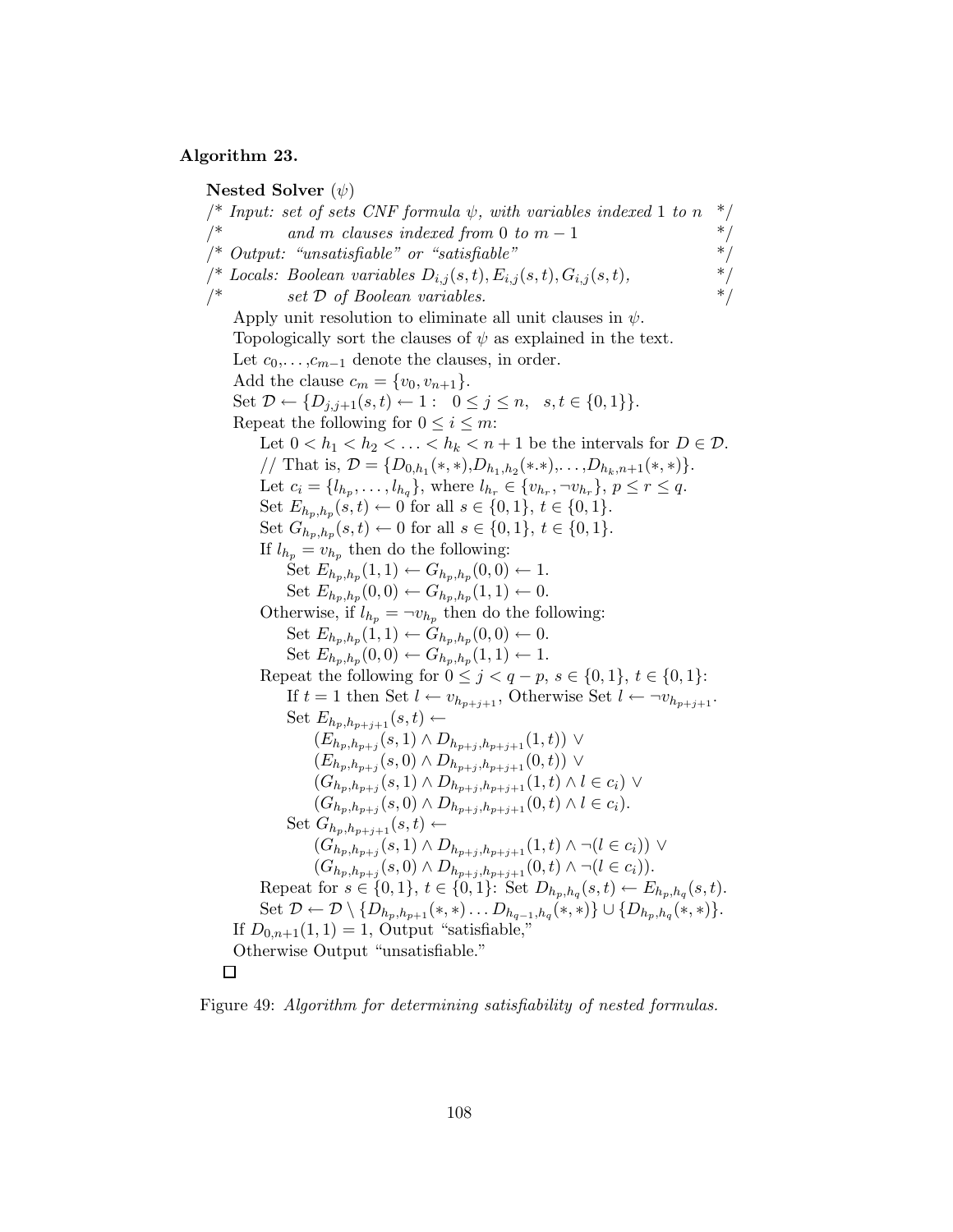**Algorithm 23.**

**Nested Solver** ($\psi$)

```
/* Input: set of sets CNF formula ψ, with variables indexed 1 to n    */
/*        and m clauses indexed from 0 to m − 1                        */
/* Output: "unsatisfiable" or "satisfiable"                            */
/* Locals: Boolean variables D_{i,j}(s,t), E_{i,j}(s,t), G_{i,j}(s,t), */
/*         set 𝒟 of Boolean variables.                                 */
```

Apply unit resolution to eliminate all unit clauses in $\psi$.
Topologically sort the clauses of $\psi$ as explained in the text.
Let $c_0,\ldots,c_{m-1}$ denote the clauses, in order.
Add the clause $c_m = \{v_0, v_{n+1}\}$.
Set $\mathcal{D} \leftarrow \{D_{j,j+1}(s,t) \leftarrow 1 : \;\; 0 \le j \le n, \;\; s,t \in \{0,1\}\}$.
Repeat the following for $0 \le i \le m$:

- Let $0 < h_1 < h_2 < \ldots < h_k < n+1$ be the intervals for $D \in \mathcal{D}$.
- // That is, $\mathcal{D} = \{D_{0,h_1}(*,*), D_{h_1,h_2}(*.*), \ldots, D_{h_k,n+1}(*,*)\}$.
- Let $c_i = \{l_{h_p}, \ldots, l_{h_q}\}$, where $l_{h_r} \in \{v_{h_r}, \neg v_{h_r}\}$, $p \le r \le q$.
- Set $E_{h_p,h_p}(s,t) \leftarrow 0$ for all $s \in \{0,1\}$, $t \in \{0,1\}$.
- Set $G_{h_p,h_p}(s,t) \leftarrow 0$ for all $s \in \{0,1\}$, $t \in \{0,1\}$.
- If $l_{h_p} = v_{h_p}$ then do the following:
  - Set $E_{h_p,h_p}(1,1) \leftarrow G_{h_p,h_p}(0,0) \leftarrow 1$.
  - Set $E_{h_p,h_p}(0,0) \leftarrow G_{h_p,h_p}(1,1) \leftarrow 0$.
- Otherwise, if $l_{h_p} = \neg v_{h_p}$ then do the following:
  - Set $E_{h_p,h_p}(1,1) \leftarrow G_{h_p,h_p}(0,0) \leftarrow 0$.
  - Set $E_{h_p,h_p}(0,0) \leftarrow G_{h_p,h_p}(1,1) \leftarrow 1$.
- Repeat the following for $0 \le j < q-p$, $s \in \{0,1\}$, $t \in \{0,1\}$:
  - If $t = 1$ then Set $l \leftarrow v_{h_{p+j+1}}$, Otherwise Set $l \leftarrow \neg v_{h_{p+j+1}}$.
  - Set $E_{h_p,h_{p+j+1}}(s,t) \leftarrow$
    $(E_{h_p,h_{p+j}}(s,1) \wedge D_{h_{p+j},h_{p+j+1}}(1,t)) \vee$
    $(E_{h_p,h_{p+j}}(s,0) \wedge D_{h_{p+j},h_{p+j+1}}(0,t)) \vee$
    $(G_{h_p,h_{p+j}}(s,1) \wedge D_{h_{p+j},h_{p+j+1}}(1,t) \wedge l \in c_i) \vee$
    $(G_{h_p,h_{p+j}}(s,0) \wedge D_{h_{p+j},h_{p+j+1}}(0,t) \wedge l \in c_i)$.
  - Set $G_{h_p,h_{p+j+1}}(s,t) \leftarrow$
    $(G_{h_p,h_{p+j}}(s,1) \wedge D_{h_{p+j},h_{p+j+1}}(1,t) \wedge \neg(l \in c_i)) \vee$
    $(G_{h_p,h_{p+j}}(s,0) \wedge D_{h_{p+j},h_{p+j+1}}(0,t) \wedge \neg(l \in c_i))$.
- Repeat for $s \in \{0,1\}$, $t \in \{0,1\}$: Set $D_{h_p,h_q}(s,t) \leftarrow E_{h_p,h_q}(s,t)$.
- Set $\mathcal{D} \leftarrow \mathcal{D} \setminus \{D_{h_p,h_{p+1}}(*,*) \ldots D_{h_{q-1},h_q}(*,*)\} \cup \{D_{h_p,h_q}(*,*)\}$.

If $D_{0,n+1}(1,1) = 1$, Output "satisfiable,"
Otherwise Output "unsatisfiable."

□

Figure 49: *Algorithm for determining satisfiability of nested formulas.*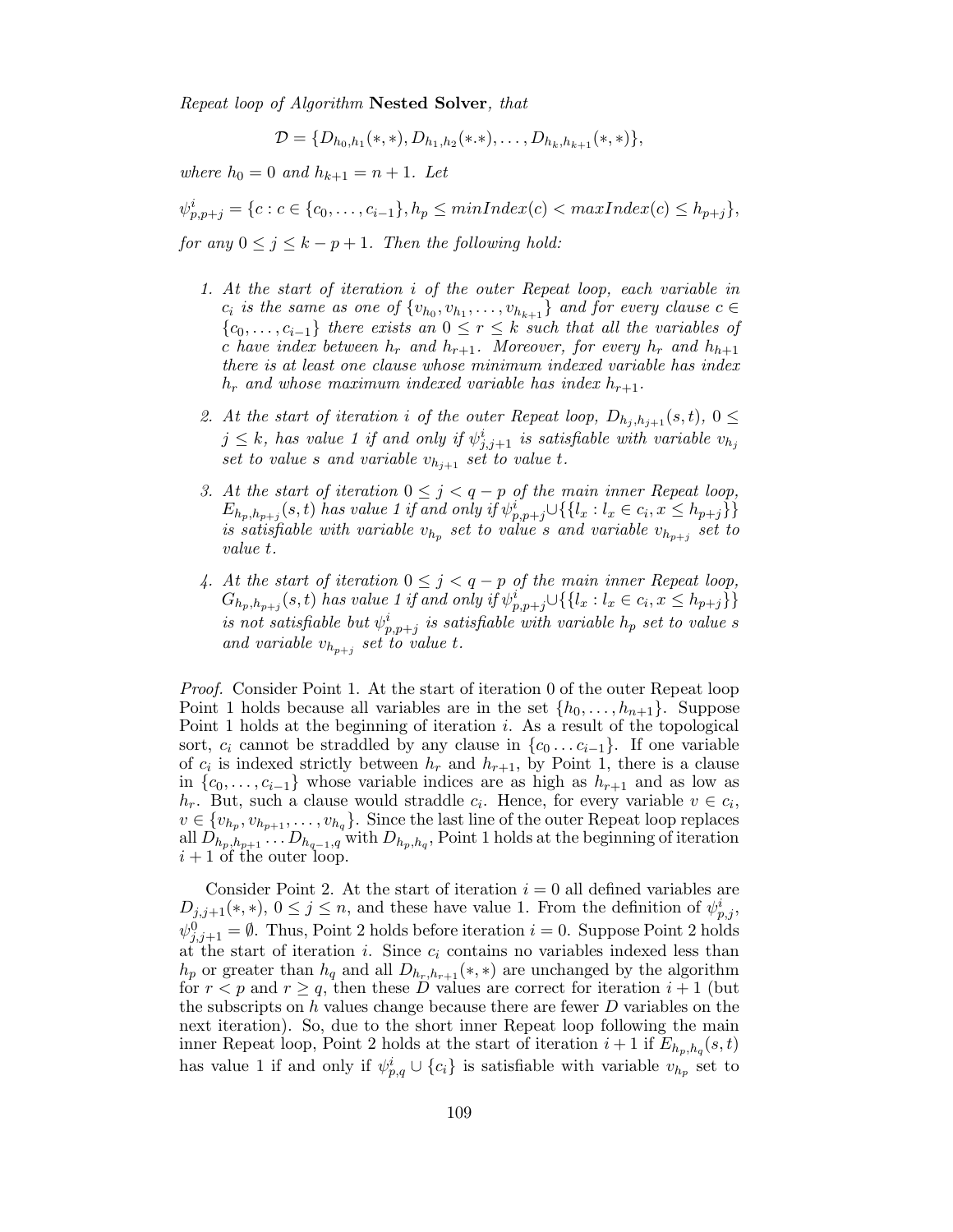*Repeat loop of Algorithm* **Nested Solver**, *that*

$$\mathcal{D} = \{D_{h_0,h_1}(*,*), D_{h_1,h_2}(*.*), \ldots, D_{h_k,h_{k+1}}(*,*)\},$$

*where* $h_0 = 0$ *and* $h_{k+1} = n+1$. *Let*

$$\psi^i_{p,p+j} = \{c : c \in \{c_0, \ldots, c_{i-1}\}, h_p \leq minIndex(c) < maxIndex(c) \leq h_{p+j}\},$$

*for any* $0 \leq j \leq k-p+1$. *Then the following hold:*

1. *At the start of iteration* $i$ *of the outer Repeat loop, each variable in* $c_i$ *is the same as one of* $\{v_{h_0}, v_{h_1}, \ldots, v_{h_{k+1}}\}$ *and for every clause* $c \in \{c_0, \ldots, c_{i-1}\}$ *there exists an* $0 \leq r \leq k$ *such that all the variables of* $c$ *have index between* $h_r$ *and* $h_{r+1}$. *Moreover, for every* $h_r$ *and* $h_{h+1}$ *there is at least one clause whose minimum indexed variable has index* $h_r$ *and whose maximum indexed variable has index* $h_{r+1}$.

2. *At the start of iteration* $i$ *of the outer Repeat loop,* $D_{h_j,h_{j+1}}(s,t)$, $0 \leq j \leq k$, *has value 1 if and only if* $\psi^i_{j,j+1}$ *is satisfiable with variable* $v_{h_j}$ *set to value* $s$ *and variable* $v_{h_{j+1}}$ *set to value* $t$.

3. *At the start of iteration* $0 \leq j < q-p$ *of the main inner Repeat loop,* $E_{h_p,h_{p+j}}(s,t)$ *has value 1 if and only if* $\psi^i_{p,p+j} \cup \{\{l_x : l_x \in c_i, x \leq h_{p+j}\}\}$ *is satisfiable with variable* $v_{h_p}$ *set to value* $s$ *and variable* $v_{h_{p+j}}$ *set to value* $t$.

4. *At the start of iteration* $0 \leq j < q-p$ *of the main inner Repeat loop,* $G_{h_p,h_{p+j}}(s,t)$ *has value 1 if and only if* $\psi^i_{p,p+j} \cup \{\{l_x : l_x \in c_i, x \leq h_{p+j}\}\}$ *is not satisfiable but* $\psi^i_{p,p+j}$ *is satisfiable with variable* $h_p$ *set to value* $s$ *and variable* $v_{h_{p+j}}$ *set to value* $t$.

*Proof.* Consider Point 1. At the start of iteration 0 of the outer Repeat loop Point 1 holds because all variables are in the set $\{h_0, \ldots, h_{n+1}\}$. Suppose Point 1 holds at the beginning of iteration $i$. As a result of the topological sort, $c_i$ cannot be straddled by any clause in $\{c_0 \ldots c_{i-1}\}$. If one variable of $c_i$ is indexed strictly between $h_r$ and $h_{r+1}$, by Point 1, there is a clause in $\{c_0, \ldots, c_{i-1}\}$ whose variable indices are as high as $h_{r+1}$ and as low as $h_r$. But, such a clause would straddle $c_i$. Hence, for every variable $v \in c_i$, $v \in \{v_{h_p}, v_{h_{p+1}}, \ldots, v_{h_q}\}$. Since the last line of the outer Repeat loop replaces all $D_{h_p,h_{p+1}} \ldots D_{h_{q-1},q}$ with $D_{h_p,h_q}$, Point 1 holds at the beginning of iteration $i+1$ of the outer loop.

Consider Point 2. At the start of iteration $i = 0$ all defined variables are $D_{j,j+1}(*,*)$, $0 \leq j \leq n$, and these have value 1. From the definition of $\psi^i_{p,j}$, $\psi^0_{j,j+1} = \emptyset$. Thus, Point 2 holds before iteration $i = 0$. Suppose Point 2 holds at the start of iteration $i$. Since $c_i$ contains no variables indexed less than $h_p$ or greater than $h_q$ and all $D_{h_r,h_{r+1}}(*,*)$ are unchanged by the algorithm for $r < p$ and $r \geq q$, then these $D$ values are correct for iteration $i+1$ (but the subscripts on $h$ values change because there are fewer $D$ variables on the next iteration). So, due to the short inner Repeat loop following the main inner Repeat loop, Point 2 holds at the start of iteration $i+1$ if $E_{h_p,h_q}(s,t)$ has value 1 if and only if $\psi^i_{p,q} \cup \{c_i\}$ is satisfiable with variable $v_{h_p}$ set to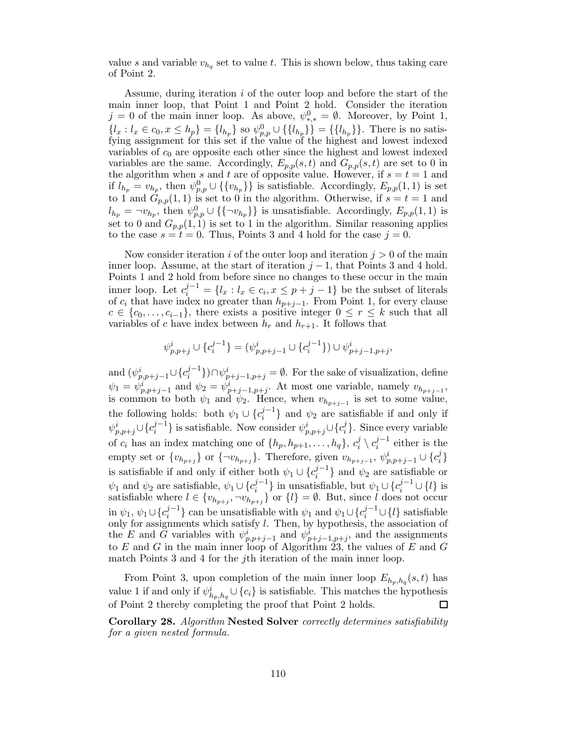value $s$ and variable $v_{h_q}$ set to value $t$. This is shown below, thus taking care of Point 2.

Assume, during iteration $i$ of the outer loop and before the start of the main inner loop, that Point 1 and Point 2 hold. Consider the iteration $j = 0$ of the main inner loop. As above, $\psi^0_{*,*} = \emptyset$. Moreover, by Point 1, $\{l_x : l_x \in c_0, x \le h_p\} = \{l_{h_p}\}$ so $\psi^0_{p,p} \cup \{\{l_{h_p}\}\} = \{\{l_{h_p}\}\}$. There is no satisfying assignment for this set if the value of the highest and lowest indexed variables of $c_0$ are opposite each other since the highest and lowest indexed variables are the same. Accordingly, $E_{p,p}(s,t)$ and $G_{p,p}(s,t)$ are set to 0 in the algorithm when $s$ and $t$ are of opposite value. However, if $s = t = 1$ and if $l_{h_p} = v_{h_p}$, then $\psi^0_{p,p} \cup \{\{v_{h_p}\}\}$ is satisfiable. Accordingly, $E_{p,p}(1,1)$ is set to 1 and $G_{p,p}(1,1)$ is set to 0 in the algorithm. Otherwise, if $s = t = 1$ and $l_{h_p} = \neg v_{h_p}$, then $\psi^0_{p,p} \cup \{\{\neg v_{h_p}\}\}$ is unsatisfiable. Accordingly, $E_{p,p}(1,1)$ is set to 0 and $G_{p,p}(1,1)$ is set to 1 in the algorithm. Similar reasoning applies to the case $s = t = 0$. Thus, Points 3 and 4 hold for the case $j = 0$.

Now consider iteration $i$ of the outer loop and iteration $j > 0$ of the main inner loop. Assume, at the start of iteration $j-1$, that Points 3 and 4 hold. Points 1 and 2 hold from before since no changes to these occur in the main inner loop. Let $c_i^{j-1} = \{l_x : l_x \in c_i, x \le p+j-1\}$ be the subset of literals of $c_i$ that have index no greater than $h_{p+j-1}$. From Point 1, for every clause $c \in \{c_0, \ldots, c_{i-1}\}$, there exists a positive integer $0 \le r \le k$ such that all variables of $c$ have index between $h_r$ and $h_{r+1}$. It follows that

$$\psi^i_{p,p+j} \cup \{c_i^{j-1}\} = (\psi^i_{p,p+j-1} \cup \{c_i^{j-1}\}) \cup \psi^i_{p+j-1,p+j},$$

and $(\psi^i_{p,p+j-1} \cup \{c_i^{j-1}\}) \cap \psi^i_{p+j-1,p+j} = \emptyset$. For the sake of visualization, define $\psi_1 = \psi^i_{p,p+j-1}$ and $\psi_2 = \psi^i_{p+j-1,p+j}$. At most one variable, namely $v_{h_{p+j-1}}$, is common to both $\psi_1$ and $\psi_2$. Hence, when $v_{h_{p+j-1}}$ is set to some value, the following holds: both $\psi_1 \cup \{c_i^{j-1}\}$ and $\psi_2$ are satisfiable if and only if $\psi^i_{p,p+j} \cup \{c_i^{j-1}\}$ is satisfiable. Now consider $\psi^i_{p,p+j} \cup \{c_i^j\}$. Since every variable of $c_i$ has an index matching one of $\{h_p, h_{p+1}, \ldots, h_q\}$, $c_i^j \setminus c_i^{j-1}$ either is the empty set or $\{v_{h_{p+j}}\}$ or $\{\neg v_{h_{p+j}}\}$. Therefore, given $v_{h_{p+j-1}}$, $\psi^i_{p,p+j-1} \cup \{c_i^j\}$ is satisfiable if and only if either both $\psi_1 \cup \{c_i^{j-1}\}$ and $\psi_2$ are satisfiable or $\psi_1$ and $\psi_2$ are satisfiable, $\psi_1 \cup \{c_i^{j-1}\}$ in unsatisfiable, but $\psi_1 \cup \{c_i^{j-1} \cup \{l\}$ is satisfiable where $l \in \{v_{h_{p+j}}, \neg v_{h_{p+j}}\}$ or $\{l\} = \emptyset$. But, since $l$ does not occur in $\psi_1$, $\psi_1 \cup \{c_i^{j-1}\}$ can be unsatisfiable with $\psi_1$ and $\psi_1 \cup \{c_i^{j-1} \cup \{l\}$ satisfiable only for assignments which satisfy $l$. Then, by hypothesis, the association of the $E$ and $G$ variables with $\psi^i_{p,p+j-1}$ and $\psi^i_{p+j-1,p+j}$, and the assignments to $E$ and $G$ in the main inner loop of Algorithm 23, the values of $E$ and $G$ match Points 3 and 4 for the $j$th iteration of the main inner loop.

From Point 3, upon completion of the main inner loop $E_{h_p,h_q}(s,t)$ has value 1 if and only if $\psi^i_{h_p,h_q} \cup \{c_i\}$ is satisfiable. This matches the hypothesis of Point 2 thereby completing the proof that Point 2 holds. ◻

**Corollary 28.** *Algorithm* **Nested Solver** *correctly determines satisfiability for a given nested formula.*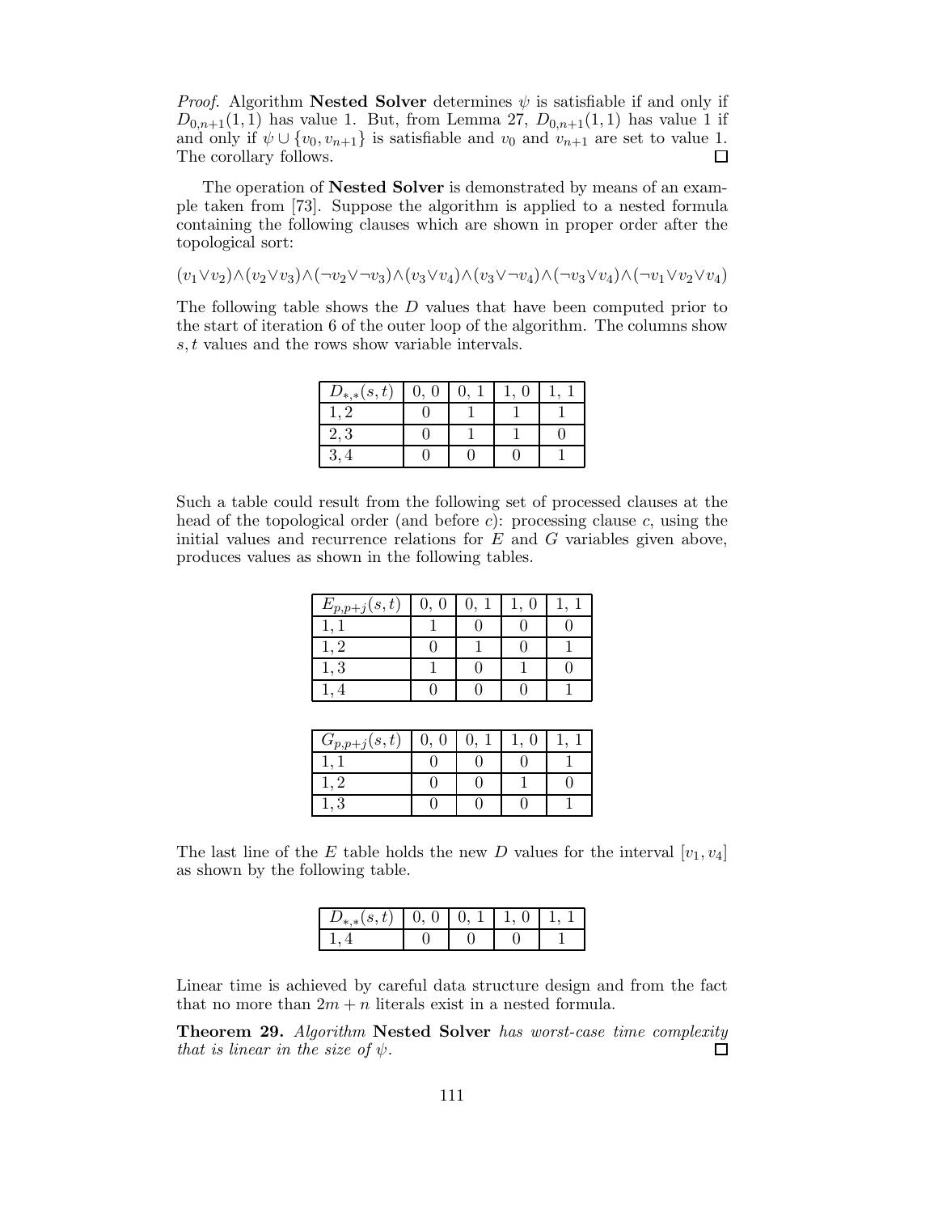*Proof.* Algorithm **Nested Solver** determines $\psi$ is satisfiable if and only if $D_{0,n+1}(1,1)$ has value 1. But, from Lemma 27, $D_{0,n+1}(1,1)$ has value 1 if and only if $\psi \cup \{v_0, v_{n+1}\}$ is satisfiable and $v_0$ and $v_{n+1}$ are set to value 1. The corollary follows. □

The operation of **Nested Solver** is demonstrated by means of an example taken from [73]. Suppose the algorithm is applied to a nested formula containing the following clauses which are shown in proper order after the topological sort:

$$(v_1 \vee v_2) \wedge (v_2 \vee v_3) \wedge (\neg v_2 \vee \neg v_3) \wedge (v_3 \vee v_4) \wedge (v_3 \vee \neg v_4) \wedge (\neg v_3 \vee v_4) \wedge (\neg v_1 \vee v_2 \vee v_4)$$

The following table shows the $D$ values that have been computed prior to the start of iteration 6 of the outer loop of the algorithm. The columns show $s, t$ values and the rows show variable intervals.

| $D_{*,*}(s,t)$ | 0, 0 | 0, 1 | 1, 0 | 1, 1 |
|---|---|---|---|---|
| 1, 2 | 0 | 1 | 1 | 1 |
| 2, 3 | 0 | 1 | 1 | 0 |
| 3, 4 | 0 | 0 | 0 | 1 |

Such a table could result from the following set of processed clauses at the head of the topological order (and before $c$): processing clause $c$, using the initial values and recurrence relations for $E$ and $G$ variables given above, produces values as shown in the following tables.

| $E_{p,p+j}(s,t)$ | 0, 0 | 0, 1 | 1, 0 | 1, 1 |
|---|---|---|---|---|
| 1, 1 | 1 | 0 | 0 | 0 |
| 1, 2 | 0 | 1 | 0 | 1 |
| 1, 3 | 1 | 0 | 1 | 0 |
| 1, 4 | 0 | 0 | 0 | 1 |

| $G_{p,p+j}(s,t)$ | 0, 0 | 0, 1 | 1, 0 | 1, 1 |
|---|---|---|---|---|
| 1, 1 | 0 | 0 | 0 | 1 |
| 1, 2 | 0 | 0 | 1 | 0 |
| 1, 3 | 0 | 0 | 0 | 1 |

The last line of the $E$ table holds the new $D$ values for the interval $[v_1, v_4]$ as shown by the following table.

| $D_{*,*}(s,t)$ | 0, 0 | 0, 1 | 1, 0 | 1, 1 |
|---|---|---|---|---|
| 1, 4 | 0 | 0 | 0 | 1 |

Linear time is achieved by careful data structure design and from the fact that no more than $2m + n$ literals exist in a nested formula.

**Theorem 29.** *Algorithm* **Nested Solver** *has worst-case time complexity that is linear in the size of* $\psi$. □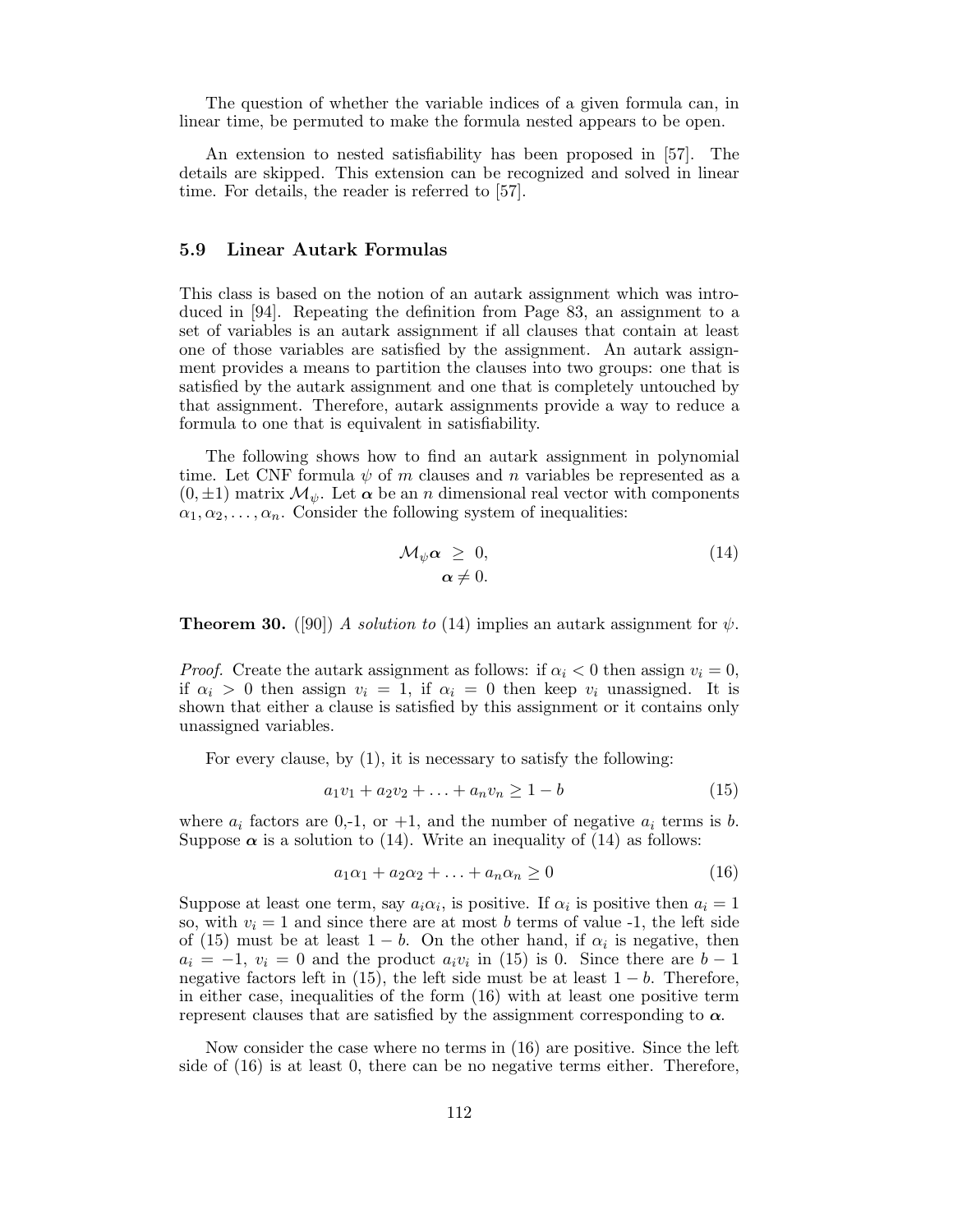The question of whether the variable indices of a given formula can, in linear time, be permuted to make the formula nested appears to be open.

An extension to nested satisfiability has been proposed in [57]. The details are skipped. This extension can be recognized and solved in linear time. For details, the reader is referred to [57].

### 5.9 Linear Autark Formulas

This class is based on the notion of an autark assignment which was introduced in [94]. Repeating the definition from Page 83, an assignment to a set of variables is an autark assignment if all clauses that contain at least one of those variables are satisfied by the assignment. An autark assignment provides a means to partition the clauses into two groups: one that is satisfied by the autark assignment and one that is completely untouched by that assignment. Therefore, autark assignments provide a way to reduce a formula to one that is equivalent in satisfiability.

The following shows how to find an autark assignment in polynomial time. Let CNF formula $\psi$ of $m$ clauses and $n$ variables be represented as a $(0, \pm 1)$ matrix $\mathcal{M}_\psi$. Let $\boldsymbol{\alpha}$ be an $n$ dimensional real vector with components $\alpha_1, \alpha_2, \ldots, \alpha_n$. Consider the following system of inequalities:

$$\begin{aligned} \mathcal{M}_\psi \boldsymbol{\alpha} \; &\geq \; 0, \\ \boldsymbol{\alpha} &\neq 0. \end{aligned} \tag{14}$$

**Theorem 30.** ([90]) *A solution to* (14) implies an autark assignment for $\psi$.

*Proof.* Create the autark assignment as follows: if $\alpha_i < 0$ then assign $v_i = 0$, if $\alpha_i > 0$ then assign $v_i = 1$, if $\alpha_i = 0$ then keep $v_i$ unassigned. It is shown that either a clause is satisfied by this assignment or it contains only unassigned variables.

For every clause, by (1), it is necessary to satisfy the following:

$$a_1 v_1 + a_2 v_2 + \ldots + a_n v_n \geq 1 - b \tag{15}$$

where $a_i$ factors are 0,-1, or +1, and the number of negative $a_i$ terms is $b$. Suppose $\boldsymbol{\alpha}$ is a solution to (14). Write an inequality of (14) as follows:

$$a_1 \alpha_1 + a_2 \alpha_2 + \ldots + a_n \alpha_n \geq 0 \tag{16}$$

Suppose at least one term, say $a_i \alpha_i$, is positive. If $\alpha_i$ is positive then $a_i = 1$ so, with $v_i = 1$ and since there are at most $b$ terms of value -1, the left side of (15) must be at least $1 - b$. On the other hand, if $\alpha_i$ is negative, then $a_i = -1$, $v_i = 0$ and the product $a_i v_i$ in (15) is 0. Since there are $b - 1$ negative factors left in (15), the left side must be at least $1 - b$. Therefore, in either case, inequalities of the form (16) with at least one positive term represent clauses that are satisfied by the assignment corresponding to $\boldsymbol{\alpha}$.

Now consider the case where no terms in (16) are positive. Since the left side of (16) is at least 0, there can be no negative terms either. Therefore,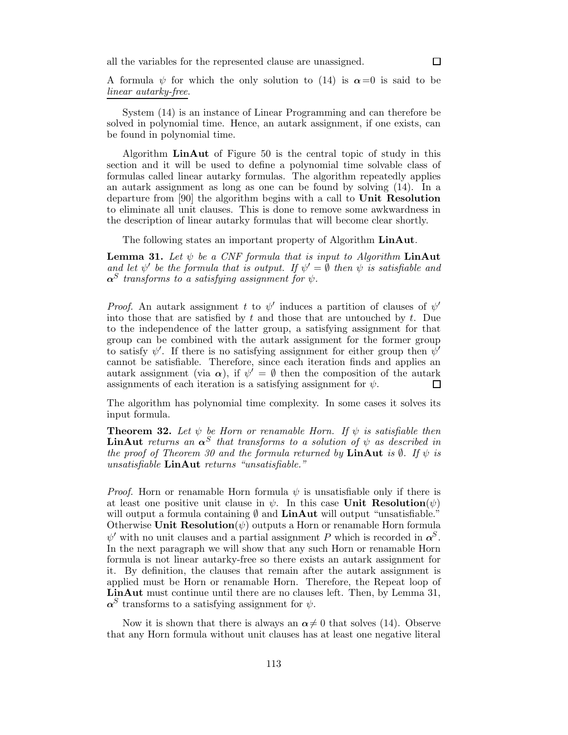all the variables for the represented clause are unassigned. □

A formula $\psi$ for which the only solution to (14) is $\boldsymbol{\alpha}=0$ is said to be <u>*linear autarky-free*</u>.

System (14) is an instance of Linear Programming and can therefore be solved in polynomial time. Hence, an autark assignment, if one exists, can be found in polynomial time.

Algorithm **LinAut** of Figure 50 is the central topic of study in this section and it will be used to define a polynomial time solvable class of formulas called linear autarky formulas. The algorithm repeatedly applies an autark assignment as long as one can be found by solving (14). In a departure from [90] the algorithm begins with a call to **Unit Resolution** to eliminate all unit clauses. This is done to remove some awkwardness in the description of linear autarky formulas that will become clear shortly.

The following states an important property of Algorithm **LinAut**.

**Lemma 31.** *Let $\psi$ be a CNF formula that is input to Algorithm* **LinAut** *and let $\psi'$ be the formula that is output. If $\psi' = \emptyset$ then $\psi$ is satisfiable and $\boldsymbol{\alpha}^S$ transforms to a satisfying assignment for $\psi$.*

*Proof.* An autark assignment $t$ to $\psi'$ induces a partition of clauses of $\psi'$ into those that are satisfied by $t$ and those that are untouched by $t$. Due to the independence of the latter group, a satisfying assignment for that group can be combined with the autark assignment for the former group to satisfy $\psi'$. If there is no satisfying assignment for either group then $\psi'$ cannot be satisfiable. Therefore, since each iteration finds and applies an autark assignment (via $\boldsymbol{\alpha}$), if $\psi' = \emptyset$ then the composition of the autark assignments of each iteration is a satisfying assignment for $\psi$. □

The algorithm has polynomial time complexity. In some cases it solves its input formula.

**Theorem 32.** *Let $\psi$ be Horn or renamable Horn. If $\psi$ is satisfiable then* **LinAut** *returns an $\boldsymbol{\alpha}^S$ that transforms to a solution of $\psi$ as described in the proof of Theorem 30 and the formula returned by* **LinAut** *is $\emptyset$. If $\psi$ is unsatisfiable* **LinAut** *returns "unsatisfiable."*

*Proof.* Horn or renamable Horn formula $\psi$ is unsatisfiable only if there is at least one positive unit clause in $\psi$. In this case **Unit Resolution**($\psi$) will output a formula containing $\emptyset$ and **LinAut** will output "unsatisfiable." Otherwise **Unit Resolution**($\psi$) outputs a Horn or renamable Horn formula $\psi'$ with no unit clauses and a partial assignment $P$ which is recorded in $\boldsymbol{\alpha}^S$. In the next paragraph we will show that any such Horn or renamable Horn formula is not linear autarky-free so there exists an autark assignment for it. By definition, the clauses that remain after the autark assignment is applied must be Horn or renamable Horn. Therefore, the Repeat loop of **LinAut** must continue until there are no clauses left. Then, by Lemma 31, $\boldsymbol{\alpha}^S$ transforms to a satisfying assignment for $\psi$.

Now it is shown that there is always an $\boldsymbol{\alpha} \neq 0$ that solves (14). Observe that any Horn formula without unit clauses has at least one negative literal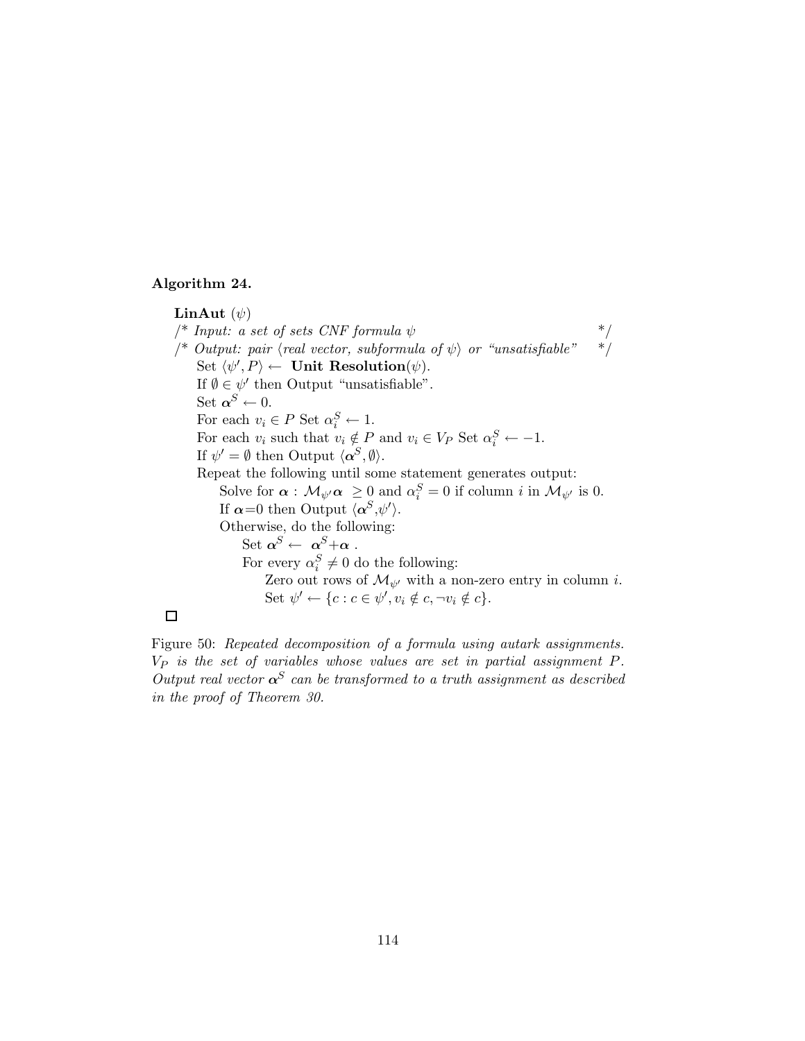**Algorithm 24.**

> **LinAut** ($\psi$)
> /* *Input: a set of sets CNF formula* $\psi$ */
> /* *Output: pair* $\langle$*real vector, subformula of* $\psi\rangle$ *or "unsatisfiable"* */
> &nbsp;&nbsp;&nbsp;&nbsp;Set $\langle \psi', P \rangle \leftarrow$ **Unit Resolution**($\psi$).
> &nbsp;&nbsp;&nbsp;&nbsp;If $\emptyset \in \psi'$ then Output "unsatisfiable".
> &nbsp;&nbsp;&nbsp;&nbsp;Set $\boldsymbol{\alpha}^S \leftarrow 0$.
> &nbsp;&nbsp;&nbsp;&nbsp;For each $v_i \in P$ Set $\alpha_i^S \leftarrow 1$.
> &nbsp;&nbsp;&nbsp;&nbsp;For each $v_i$ such that $v_i \notin P$ and $v_i \in V_P$ Set $\alpha_i^S \leftarrow -1$.
> &nbsp;&nbsp;&nbsp;&nbsp;If $\psi' = \emptyset$ then Output $\langle \boldsymbol{\alpha}^S, \emptyset \rangle$.
> &nbsp;&nbsp;&nbsp;&nbsp;Repeat the following until some statement generates output:
> &nbsp;&nbsp;&nbsp;&nbsp;&nbsp;&nbsp;&nbsp;&nbsp;Solve for $\boldsymbol{\alpha} : \mathcal{M}_{\psi'} \boldsymbol{\alpha} \geq 0$ and $\alpha_i^S = 0$ if column $i$ in $\mathcal{M}_{\psi'}$ is 0.
> &nbsp;&nbsp;&nbsp;&nbsp;&nbsp;&nbsp;&nbsp;&nbsp;If $\boldsymbol{\alpha}$=0 then Output $\langle \boldsymbol{\alpha}^S, \psi' \rangle$.
> &nbsp;&nbsp;&nbsp;&nbsp;&nbsp;&nbsp;&nbsp;&nbsp;Otherwise, do the following:
> &nbsp;&nbsp;&nbsp;&nbsp;&nbsp;&nbsp;&nbsp;&nbsp;&nbsp;&nbsp;&nbsp;&nbsp;Set $\boldsymbol{\alpha}^S \leftarrow \boldsymbol{\alpha}^S + \boldsymbol{\alpha}$ .
> &nbsp;&nbsp;&nbsp;&nbsp;&nbsp;&nbsp;&nbsp;&nbsp;&nbsp;&nbsp;&nbsp;&nbsp;For every $\alpha_i^S \neq 0$ do the following:
> &nbsp;&nbsp;&nbsp;&nbsp;&nbsp;&nbsp;&nbsp;&nbsp;&nbsp;&nbsp;&nbsp;&nbsp;&nbsp;&nbsp;&nbsp;&nbsp;Zero out rows of $\mathcal{M}_{\psi'}$ with a non-zero entry in column $i$.
> &nbsp;&nbsp;&nbsp;&nbsp;&nbsp;&nbsp;&nbsp;&nbsp;&nbsp;&nbsp;&nbsp;&nbsp;&nbsp;&nbsp;&nbsp;&nbsp;Set $\psi' \leftarrow \{c : c \in \psi', v_i \notin c, \neg v_i \notin c\}$.
>
> □

Figure 50: *Repeated decomposition of a formula using autark assignments.* $V_P$ *is the set of variables whose values are set in partial assignment* $P$*. Output real vector* $\boldsymbol{\alpha}^S$ *can be transformed to a truth assignment as described in the proof of Theorem 30.*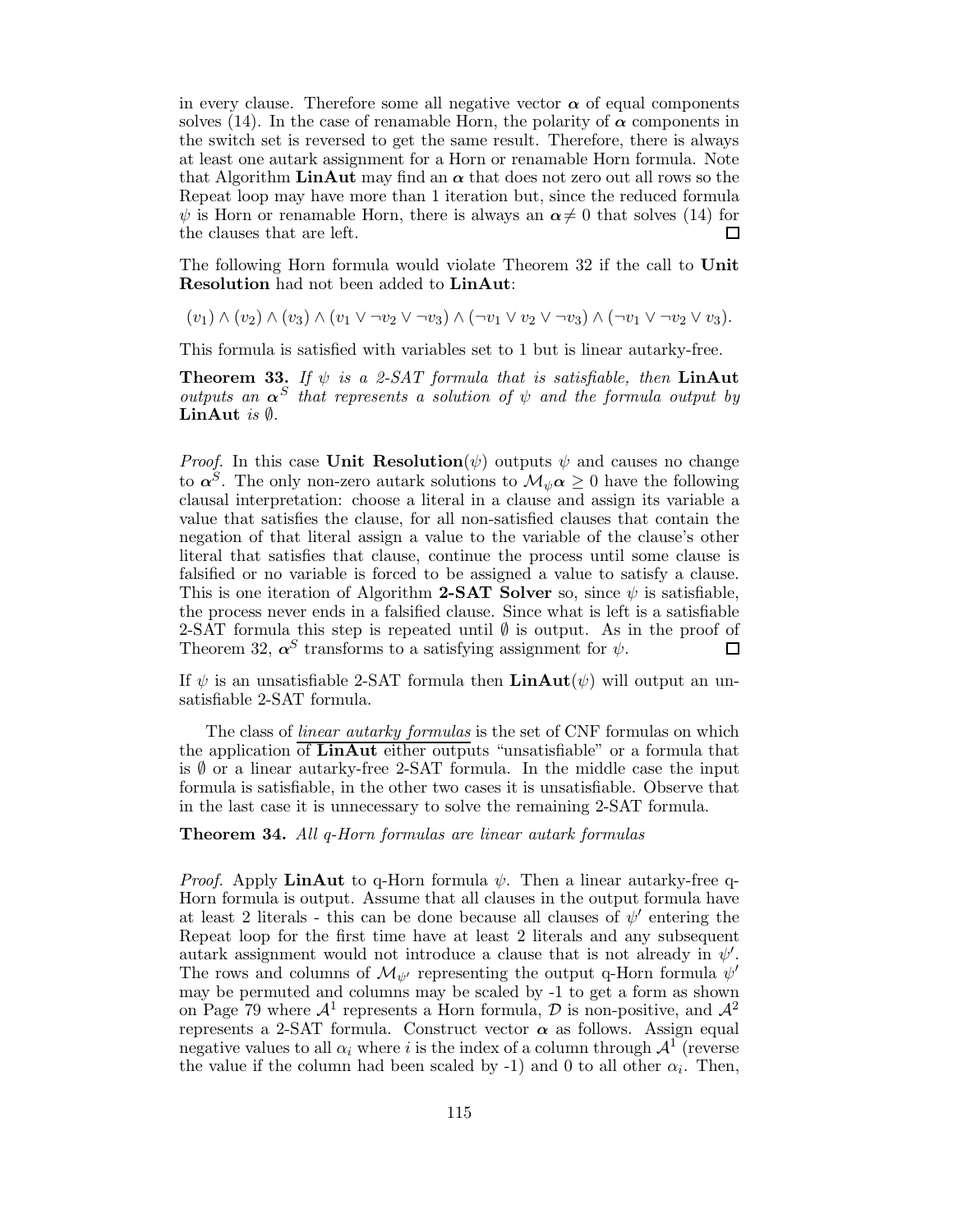in every clause. Therefore some all negative vector $\boldsymbol{\alpha}$ of equal components solves (14). In the case of renamable Horn, the polarity of $\boldsymbol{\alpha}$ components in the switch set is reversed to get the same result. Therefore, there is always at least one autark assignment for a Horn or renamable Horn formula. Note that Algorithm **LinAut** may find an $\boldsymbol{\alpha}$ that does not zero out all rows so the Repeat loop may have more than 1 iteration but, since the reduced formula $\psi$ is Horn or renamable Horn, there is always an $\boldsymbol{\alpha} \neq 0$ that solves (14) for the clauses that are left. □

The following Horn formula would violate Theorem 32 if the call to **Unit Resolution** had not been added to **LinAut**:

$$(v_1) \wedge (v_2) \wedge (v_3) \wedge (v_1 \vee \neg v_2 \vee \neg v_3) \wedge (\neg v_1 \vee v_2 \vee \neg v_3) \wedge (\neg v_1 \vee \neg v_2 \vee v_3).$$

This formula is satisfied with variables set to 1 but is linear autarky-free.

**Theorem 33.** *If $\psi$ is a 2-SAT formula that is satisfiable, then* **LinAut** *outputs an $\boldsymbol{\alpha}^S$ that represents a solution of $\psi$ and the formula output by* **LinAut** *is $\emptyset$.*

*Proof.* In this case **Unit Resolution**($\psi$) outputs $\psi$ and causes no change to $\boldsymbol{\alpha}^S$. The only non-zero autark solutions to $\mathcal{M}_\psi \boldsymbol{\alpha} \geq 0$ have the following clausal interpretation: choose a literal in a clause and assign its variable a value that satisfies the clause, for all non-satisfied clauses that contain the negation of that literal assign a value to the variable of the clause's other literal that satisfies that clause, continue the process until some clause is falsified or no variable is forced to be assigned a value to satisfy a clause. This is one iteration of Algorithm **2-SAT Solver** so, since $\psi$ is satisfiable, the process never ends in a falsified clause. Since what is left is a satisfiable 2-SAT formula this step is repeated until $\emptyset$ is output. As in the proof of Theorem 32, $\boldsymbol{\alpha}^S$ transforms to a satisfying assignment for $\psi$. □

If $\psi$ is an unsatisfiable 2-SAT formula then **LinAut**($\psi$) will output an unsatisfiable 2-SAT formula.

The class of <u>*linear autarky formulas*</u> is the set of CNF formulas on which the application of **LinAut** either outputs "unsatisfiable" or a formula that is $\emptyset$ or a linear autarky-free 2-SAT formula. In the middle case the input formula is satisfiable, in the other two cases it is unsatisfiable. Observe that in the last case it is unnecessary to solve the remaining 2-SAT formula.

**Theorem 34.** *All q-Horn formulas are linear autark formulas*

*Proof.* Apply **LinAut** to q-Horn formula $\psi$. Then a linear autarky-free q-Horn formula is output. Assume that all clauses in the output formula have at least 2 literals - this can be done because all clauses of $\psi'$ entering the Repeat loop for the first time have at least 2 literals and any subsequent autark assignment would not introduce a clause that is not already in $\psi'$. The rows and columns of $\mathcal{M}_{\psi'}$ representing the output q-Horn formula $\psi'$ may be permuted and columns may be scaled by -1 to get a form as shown on Page 79 where $\mathcal{A}^1$ represents a Horn formula, $\mathcal{D}$ is non-positive, and $\mathcal{A}^2$ represents a 2-SAT formula. Construct vector $\boldsymbol{\alpha}$ as follows. Assign equal negative values to all $\alpha_i$ where $i$ is the index of a column through $\mathcal{A}^1$ (reverse the value if the column had been scaled by -1) and 0 to all other $\alpha_i$. Then,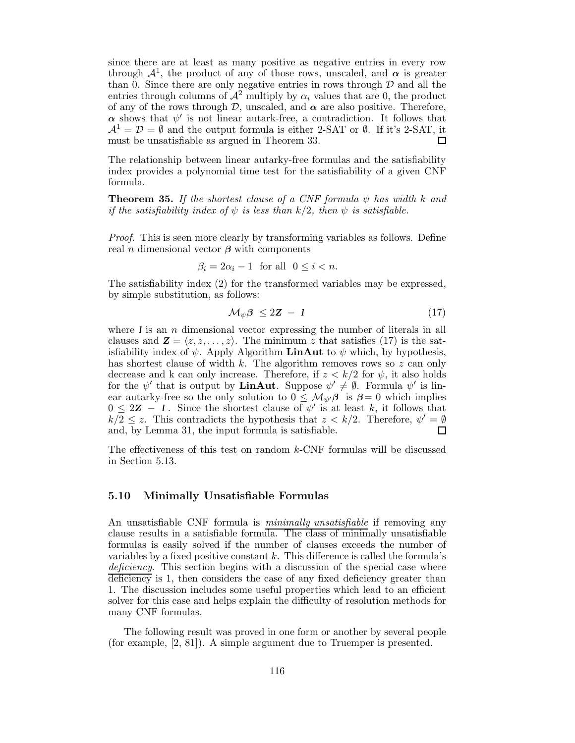since there are at least as many positive as negative entries in every row through $\mathcal{A}^1$, the product of any of those rows, unscaled, and $\boldsymbol{\alpha}$ is greater than 0. Since there are only negative entries in rows through $\mathcal{D}$ and all the entries through columns of $\mathcal{A}^2$ multiply by $\alpha_i$ values that are 0, the product of any of the rows through $\mathcal{D}$, unscaled, and $\boldsymbol{\alpha}$ are also positive. Therefore, $\boldsymbol{\alpha}$ shows that $\psi'$ is not linear autark-free, a contradiction. It follows that $\mathcal{A}^1 = \mathcal{D} = \emptyset$ and the output formula is either 2-SAT or $\emptyset$. If it's 2-SAT, it must be unsatisfiable as argued in Theorem 33. $\square$

The relationship between linear autarky-free formulas and the satisfiability index provides a polynomial time test for the satisfiability of a given CNF formula.

**Theorem 35.** *If the shortest clause of a CNF formula $\psi$ has width $k$ and if the satisfiability index of $\psi$ is less than $k/2$, then $\psi$ is satisfiable.*

*Proof.* This is seen more clearly by transforming variables as follows. Define real $n$ dimensional vector $\boldsymbol{\beta}$ with components

$$\beta_i = 2\alpha_i - 1 \ \text{ for all } \ 0 \leq i < n.$$

The satisfiability index (2) for the transformed variables may be expressed, by simple substitution, as follows:

$$\mathcal{M}_\psi \boldsymbol{\beta} \ \leq 2\boldsymbol{Z} \ - \ \boldsymbol{l} \tag{17}$$

where $\boldsymbol{l}$ is an $n$ dimensional vector expressing the number of literals in all clauses and $\boldsymbol{Z} = \langle z, z, \ldots, z \rangle$. The minimum $z$ that satisfies (17) is the satisfiability index of $\psi$. Apply Algorithm **LinAut** to $\psi$ which, by hypothesis, has shortest clause of width $k$. The algorithm removes rows so $z$ can only decrease and k can only increase. Therefore, if $z < k/2$ for $\psi$, it also holds for the $\psi'$ that is output by **LinAut**. Suppose $\psi' \neq \emptyset$. Formula $\psi'$ is linear autarky-free so the only solution to $0 \leq \mathcal{M}_{\psi'} \boldsymbol{\beta}$ is $\boldsymbol{\beta} = 0$ which implies $0 \leq 2\boldsymbol{Z} \ - \ \boldsymbol{l}$. Since the shortest clause of $\psi'$ is at least $k$, it follows that $k/2 \leq z$. This contradicts the hypothesis that $z < k/2$. Therefore, $\psi' = \emptyset$ and, by Lemma 31, the input formula is satisfiable. $\square$

The effectiveness of this test on random $k$-CNF formulas will be discussed in Section 5.13.

### 5.10 Minimally Unsatisfiable Formulas

An unsatisfiable CNF formula is *minimally unsatisfiable* if removing any clause results in a satisfiable formula. The class of minimally unsatisfiable formulas is easily solved if the number of clauses exceeds the number of variables by a fixed positive constant $k$. This difference is called the formula's *deficiency*. This section begins with a discussion of the special case where deficiency is 1, then considers the case of any fixed deficiency greater than 1. The discussion includes some useful properties which lead to an efficient solver for this case and helps explain the difficulty of resolution methods for many CNF formulas.

The following result was proved in one form or another by several people (for example, [2, 81]). A simple argument due to Truemper is presented.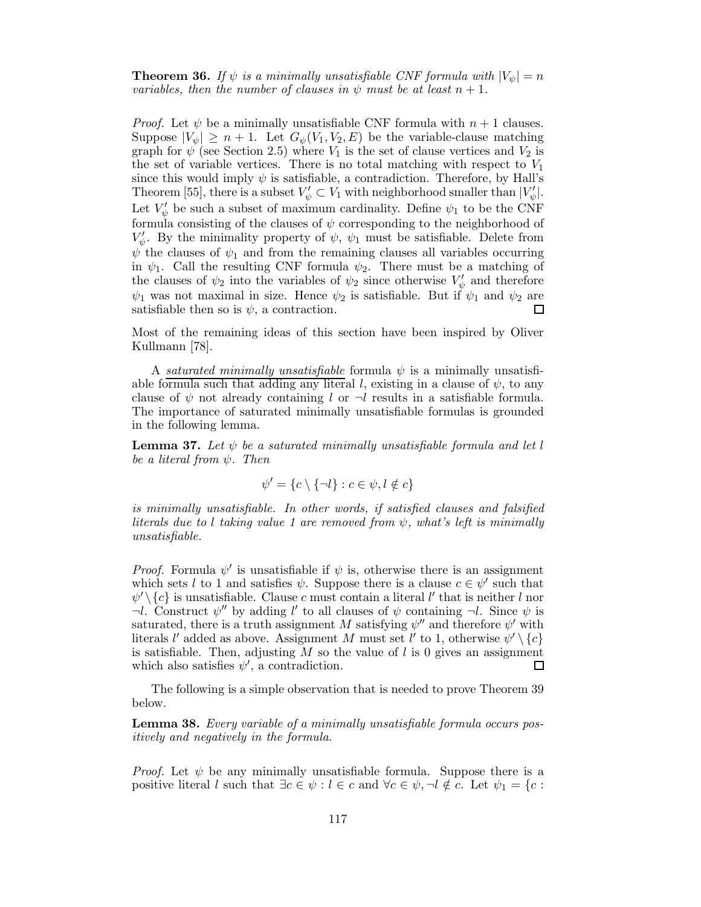**Theorem 36.** *If $\psi$ is a minimally unsatisfiable CNF formula with $|V_\psi| = n$ variables, then the number of clauses in $\psi$ must be at least $n + 1$.*

*Proof.* Let $\psi$ be a minimally unsatisfiable CNF formula with $n+1$ clauses. Suppose $|V_\psi| \geq n+1$. Let $G_\psi(V_1, V_2, E)$ be the variable-clause matching graph for $\psi$ (see Section 2.5) where $V_1$ is the set of clause vertices and $V_2$ is the set of variable vertices. There is no total matching with respect to $V_1$ since this would imply $\psi$ is satisfiable, a contradiction. Therefore, by Hall's Theorem [55], there is a subset $V'_\psi \subset V_1$ with neighborhood smaller than $|V'_\psi|$. Let $V'_\psi$ be such a subset of maximum cardinality. Define $\psi_1$ to be the CNF formula consisting of the clauses of $\psi$ corresponding to the neighborhood of $V'_\psi$. By the minimality property of $\psi$, $\psi_1$ must be satisfiable. Delete from $\psi$ the clauses of $\psi_1$ and from the remaining clauses all variables occurring in $\psi_1$. Call the resulting CNF formula $\psi_2$. There must be a matching of the clauses of $\psi_2$ into the variables of $\psi_2$ since otherwise $V'_\psi$ and therefore $\psi_1$ was not maximal in size. Hence $\psi_2$ is satisfiable. But if $\psi_1$ and $\psi_2$ are satisfiable then so is $\psi$, a contraction. $\square$

Most of the remaining ideas of this section have been inspired by Oliver Kullmann [78].

A *saturated minimally unsatisfiable* formula $\psi$ is a minimally unsatisfiable formula such that adding any literal $l$, existing in a clause of $\psi$, to any clause of $\psi$ not already containing $l$ or $\neg l$ results in a satisfiable formula. The importance of saturated minimally unsatisfiable formulas is grounded in the following lemma.

**Lemma 37.** *Let $\psi$ be a saturated minimally unsatisfiable formula and let $l$ be a literal from $\psi$. Then*

$$\psi' = \{c \setminus \{\neg l\} : c \in \psi, l \notin c\}$$

*is minimally unsatisfiable. In other words, if satisfied clauses and falsified literals due to $l$ taking value 1 are removed from $\psi$, what's left is minimally unsatisfiable.*

*Proof.* Formula $\psi'$ is unsatisfiable if $\psi$ is, otherwise there is an assignment which sets $l$ to 1 and satisfies $\psi$. Suppose there is a clause $c \in \psi'$ such that $\psi' \setminus \{c\}$ is unsatisfiable. Clause $c$ must contain a literal $l'$ that is neither $l$ nor $\neg l$. Construct $\psi''$ by adding $l'$ to all clauses of $\psi$ containing $\neg l$. Since $\psi$ is saturated, there is a truth assignment $M$ satisfying $\psi''$ and therefore $\psi'$ with literals $l'$ added as above. Assignment $M$ must set $l'$ to 1, otherwise $\psi' \setminus \{c\}$ is satisfiable. Then, adjusting $M$ so the value of $l$ is 0 gives an assignment which also satisfies $\psi'$, a contradiction. $\square$

The following is a simple observation that is needed to prove Theorem 39 below.

**Lemma 38.** *Every variable of a minimally unsatisfiable formula occurs positively and negatively in the formula.*

*Proof.* Let $\psi$ be any minimally unsatisfiable formula. Suppose there is a positive literal $l$ such that $\exists c \in \psi : l \in c$ and $\forall c \in \psi, \neg l \notin c$. Let $\psi_1 = \{c :$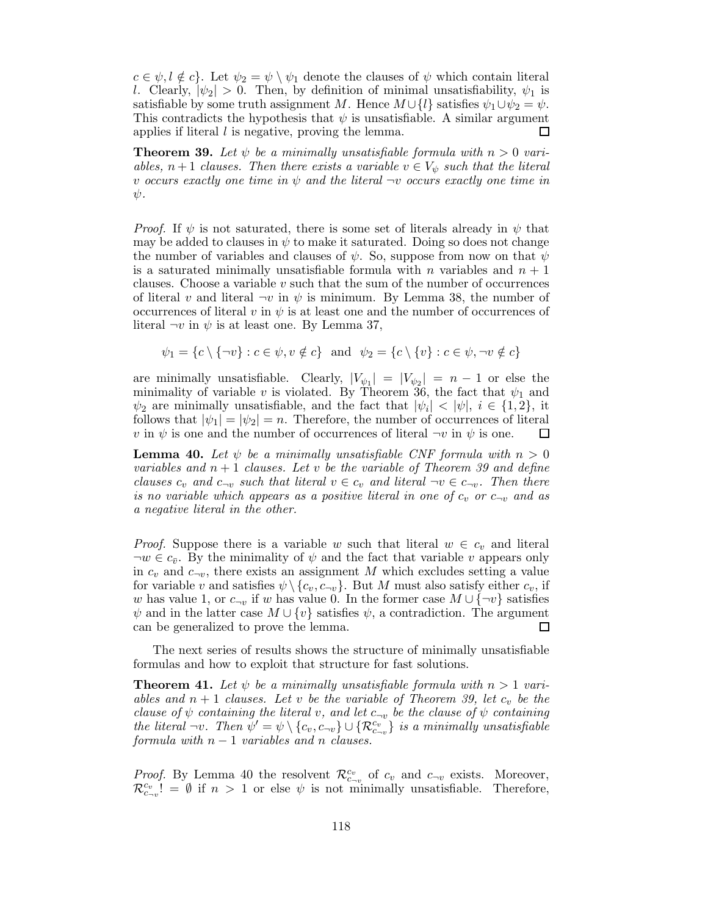$c \in \psi, l \notin c\}$. Let $\psi_2 = \psi \setminus \psi_1$ denote the clauses of $\psi$ which contain literal $l$. Clearly, $|\psi_2| > 0$. Then, by definition of minimal unsatisfiability, $\psi_1$ is satisfiable by some truth assignment $M$. Hence $M \cup \{l\}$ satisfies $\psi_1 \cup \psi_2 = \psi$. This contradicts the hypothesis that $\psi$ is unsatisfiable. A similar argument applies if literal $l$ is negative, proving the lemma. □

**Theorem 39.** *Let $\psi$ be a minimally unsatisfiable formula with $n > 0$ variables, $n+1$ clauses. Then there exists a variable $v \in V_\psi$ such that the literal $v$ occurs exactly one time in $\psi$ and the literal $\neg v$ occurs exactly one time in $\psi$.*

*Proof.* If $\psi$ is not saturated, there is some set of literals already in $\psi$ that may be added to clauses in $\psi$ to make it saturated. Doing so does not change the number of variables and clauses of $\psi$. So, suppose from now on that $\psi$ is a saturated minimally unsatisfiable formula with $n$ variables and $n+1$ clauses. Choose a variable $v$ such that the sum of the number of occurrences of literal $v$ and literal $\neg v$ in $\psi$ is minimum. By Lemma 38, the number of occurrences of literal $v$ in $\psi$ is at least one and the number of occurrences of literal $\neg v$ in $\psi$ is at least one. By Lemma 37,

$$\psi_1 = \{c \setminus \{\neg v\} : c \in \psi, v \notin c\} \quad \text{and} \quad \psi_2 = \{c \setminus \{v\} : c \in \psi, \neg v \notin c\}$$

are minimally unsatisfiable. Clearly, $|V_{\psi_1}| = |V_{\psi_2}| = n - 1$ or else the minimality of variable $v$ is violated. By Theorem 36, the fact that $\psi_1$ and $\psi_2$ are minimally unsatisfiable, and the fact that $|\psi_i| < |\psi|$, $i \in \{1, 2\}$, it follows that $|\psi_1| = |\psi_2| = n$. Therefore, the number of occurrences of literal $v$ in $\psi$ is one and the number of occurrences of literal $\neg v$ in $\psi$ is one. □

**Lemma 40.** *Let $\psi$ be a minimally unsatisfiable CNF formula with $n > 0$ variables and $n+1$ clauses. Let $v$ be the variable of Theorem 39 and define clauses $c_v$ and $c_{\neg v}$ such that literal $v \in c_v$ and literal $\neg v \in c_{\neg v}$. Then there is no variable which appears as a positive literal in one of $c_v$ or $c_{\neg v}$ and as a negative literal in the other.*

*Proof.* Suppose there is a variable $w$ such that literal $w \in c_v$ and literal $\neg w \in c_{\bar{v}}$. By the minimality of $\psi$ and the fact that variable $v$ appears only in $c_v$ and $c_{\neg v}$, there exists an assignment $M$ which excludes setting a value for variable $v$ and satisfies $\psi \setminus \{c_v, c_{\neg v}\}$. But $M$ must also satisfy either $c_v$, if $w$ has value 1, or $c_{\neg v}$ if $w$ has value 0. In the former case $M \cup \{\neg v\}$ satisfies $\psi$ and in the latter case $M \cup \{v\}$ satisfies $\psi$, a contradiction. The argument can be generalized to prove the lemma. □

The next series of results shows the structure of minimally unsatisfiable formulas and how to exploit that structure for fast solutions.

**Theorem 41.** *Let $\psi$ be a minimally unsatisfiable formula with $n > 1$ variables and $n+1$ clauses. Let $v$ be the variable of Theorem 39, let $c_v$ be the clause of $\psi$ containing the literal $v$, and let $c_{\neg v}$ be the clause of $\psi$ containing the literal $\neg v$. Then $\psi' = \psi \setminus \{c_v, c_{\neg v}\} \cup \{\mathcal{R}^{c_v}_{c_{\neg v}}\}$ is a minimally unsatisfiable formula with $n-1$ variables and $n$ clauses.*

*Proof.* By Lemma 40 the resolvent $\mathcal{R}^{c_v}_{c_{\neg v}}$ of $c_v$ and $c_{\neg v}$ exists. Moreover, $\mathcal{R}^{c_v}_{c_{\neg v}}! = \emptyset$ if $n > 1$ or else $\psi$ is not minimally unsatisfiable. Therefore,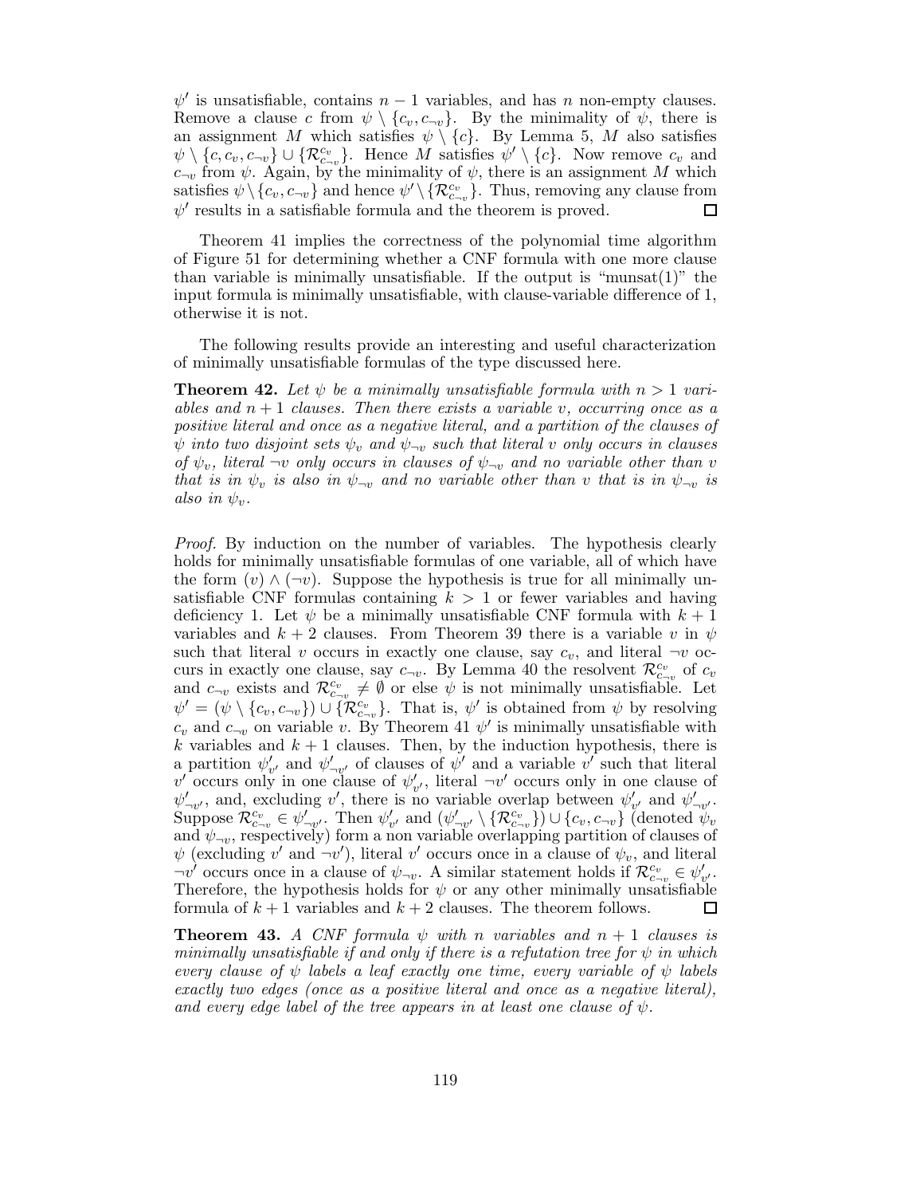$\psi'$ is unsatisfiable, contains $n-1$ variables, and has $n$ non-empty clauses. Remove a clause $c$ from $\psi \setminus \{c_v, c_{\neg v}\}$. By the minimality of $\psi$, there is an assignment $M$ which satisfies $\psi \setminus \{c\}$. By Lemma 5, $M$ also satisfies $\psi \setminus \{c, c_v, c_{\neg v}\} \cup \{\mathcal{R}^{c_v}_{c_{\neg v}}\}$. Hence $M$ satisfies $\psi' \setminus \{c\}$. Now remove $c_v$ and $c_{\neg v}$ from $\psi$. Again, by the minimality of $\psi$, there is an assignment $M$ which satisfies $\psi \setminus \{c_v, c_{\neg v}\}$ and hence $\psi' \setminus \{\mathcal{R}^{c_v}_{c_{\neg v}}\}$. Thus, removing any clause from $\psi'$ results in a satisfiable formula and the theorem is proved. ◻

Theorem 41 implies the correctness of the polynomial time algorithm of Figure 51 for determining whether a CNF formula with one more clause than variable is minimally unsatisfiable. If the output is "munsat(1)" the input formula is minimally unsatisfiable, with clause-variable difference of 1, otherwise it is not.

The following results provide an interesting and useful characterization of minimally unsatisfiable formulas of the type discussed here.

**Theorem 42.** *Let $\psi$ be a minimally unsatisfiable formula with $n > 1$ variables and $n+1$ clauses. Then there exists a variable $v$, occurring once as a positive literal and once as a negative literal, and a partition of the clauses of $\psi$ into two disjoint sets $\psi_v$ and $\psi_{\neg v}$ such that literal $v$ only occurs in clauses of $\psi_v$, literal $\neg v$ only occurs in clauses of $\psi_{\neg v}$ and no variable other than $v$ that is in $\psi_v$ is also in $\psi_{\neg v}$ and no variable other than $v$ that is in $\psi_{\neg v}$ is also in $\psi_v$.*

*Proof.* By induction on the number of variables. The hypothesis clearly holds for minimally unsatisfiable formulas of one variable, all of which have the form $(v) \wedge (\neg v)$. Suppose the hypothesis is true for all minimally unsatisfiable CNF formulas containing $k > 1$ or fewer variables and having deficiency 1. Let $\psi$ be a minimally unsatisfiable CNF formula with $k+1$ variables and $k+2$ clauses. From Theorem 39 there is a variable $v$ in $\psi$ such that literal $v$ occurs in exactly one clause, say $c_v$, and literal $\neg v$ occurs in exactly one clause, say $c_{\neg v}$. By Lemma 40 the resolvent $\mathcal{R}^{c_v}_{c_{\neg v}}$ of $c_v$ and $c_{\neg v}$ exists and $\mathcal{R}^{c_v}_{c_{\neg v}} \neq \emptyset$ or else $\psi$ is not minimally unsatisfiable. Let $\psi' = (\psi \setminus \{c_v, c_{\neg v}\}) \cup \{\mathcal{R}^{c_v}_{c_{\neg v}}\}$. That is, $\psi'$ is obtained from $\psi$ by resolving $c_v$ and $c_{\neg v}$ on variable $v$. By Theorem 41 $\psi'$ is minimally unsatisfiable with $k$ variables and $k+1$ clauses. Then, by the induction hypothesis, there is a partition $\psi'_{v'}$ and $\psi'_{\neg v'}$ of clauses of $\psi'$ and a variable $v'$ such that literal $v'$ occurs only in one clause of $\psi'_{v'}$, literal $\neg v'$ occurs only in one clause of $\psi'_{\neg v'}$, and, excluding $v'$, there is no variable overlap between $\psi'_{v'}$ and $\psi'_{\neg v'}$. Suppose $\mathcal{R}^{c_v}_{c_{\neg v}} \in \psi'_{\neg v'}$. Then $\psi'_{v'}$ and $(\psi'_{\neg v'} \setminus \{\mathcal{R}^{c_v}_{c_{\neg v}}\}) \cup \{c_v, c_{\neg v}\}$ (denoted $\psi_v$ and $\psi_{\neg v}$, respectively) form a non variable overlapping partition of clauses of $\psi$ (excluding $v'$ and $\neg v'$), literal $v'$ occurs once in a clause of $\psi_v$, and literal $\neg v'$ occurs once in a clause of $\psi_{\neg v}$. A similar statement holds if $\mathcal{R}^{c_v}_{c_{\neg v}} \in \psi'_{v'}$. Therefore, the hypothesis holds for $\psi$ or any other minimally unsatisfiable formula of $k+1$ variables and $k+2$ clauses. The theorem follows. ◻

**Theorem 43.** *A CNF formula $\psi$ with $n$ variables and $n+1$ clauses is minimally unsatisfiable if and only if there is a refutation tree for $\psi$ in which every clause of $\psi$ labels a leaf exactly one time, every variable of $\psi$ labels exactly two edges (once as a positive literal and once as a negative literal), and every edge label of the tree appears in at least one clause of $\psi$.*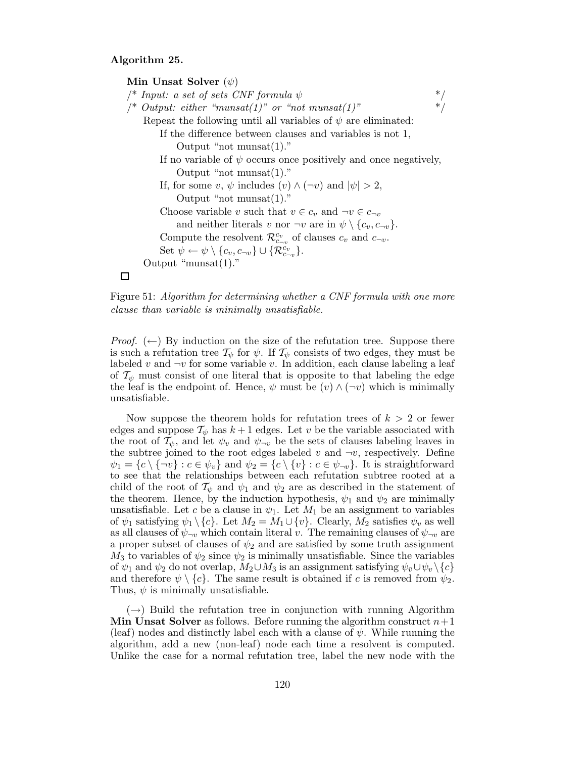**Algorithm 25.**

**Min Unsat Solver** ($\psi$)
/* *Input: a set of sets CNF formula* $\psi$ */
/* *Output: either "munsat(1)" or "not munsat(1)"* */
Repeat the following until all variables of $\psi$ are eliminated:
If the difference between clauses and variables is not 1,
Output "not munsat(1)."
If no variable of $\psi$ occurs once positively and once negatively,
Output "not munsat(1)."
If, for some $v$, $\psi$ includes $(v) \wedge (\neg v)$ and $|\psi| > 2$,
Output "not munsat(1)."
Choose variable $v$ such that $v \in c_v$ and $\neg v \in c_{\neg v}$
and neither literals $v$ nor $\neg v$ are in $\psi \setminus \{c_v, c_{\neg v}\}$.
Compute the resolvent $\mathcal{R}^{c_v}_{c_{\neg v}}$ of clauses $c_v$ and $c_{\neg v}$.
Set $\psi \leftarrow \psi \setminus \{c_v, c_{\neg v}\} \cup \{\mathcal{R}^{c_v}_{c_{\neg v}}\}$.
Output "munsat(1)."

□

Figure 51: *Algorithm for determining whether a CNF formula with one more clause than variable is minimally unsatisfiable.*

*Proof.* ($\leftarrow$) By induction on the size of the refutation tree. Suppose there is such a refutation tree $\mathcal{T}_\psi$ for $\psi$. If $\mathcal{T}_\psi$ consists of two edges, they must be labeled $v$ and $\neg v$ for some variable $v$. In addition, each clause labeling a leaf of $\mathcal{T}_\psi$ must consist of one literal that is opposite to that labeling the edge the leaf is the endpoint of. Hence, $\psi$ must be $(v) \wedge (\neg v)$ which is minimally unsatisfiable.

Now suppose the theorem holds for refutation trees of $k > 2$ or fewer edges and suppose $\mathcal{T}_\psi$ has $k+1$ edges. Let $v$ be the variable associated with the root of $\mathcal{T}_\psi$, and let $\psi_v$ and $\psi_{\neg v}$ be the sets of clauses labeling leaves in the subtree joined to the root edges labeled $v$ and $\neg v$, respectively. Define $\psi_1 = \{c \setminus \{\neg v\} : c \in \psi_v\}$ and $\psi_2 = \{c \setminus \{v\} : c \in \psi_{\neg v}\}$. It is straightforward to see that the relationships between each refutation subtree rooted at a child of the root of $\mathcal{T}_\psi$ and $\psi_1$ and $\psi_2$ are as described in the statement of the theorem. Hence, by the induction hypothesis, $\psi_1$ and $\psi_2$ are minimally unsatisfiable. Let $c$ be a clause in $\psi_1$. Let $M_1$ be an assignment to variables of $\psi_1$ satisfying $\psi_1 \setminus \{c\}$. Let $M_2 = M_1 \cup \{v\}$. Clearly, $M_2$ satisfies $\psi_v$ as well as all clauses of $\psi_{\neg v}$ which contain literal $v$. The remaining clauses of $\psi_{\neg v}$ are a proper subset of clauses of $\psi_2$ and are satisfied by some truth assignment $M_3$ to variables of $\psi_2$ since $\psi_2$ is minimally unsatisfiable. Since the variables of $\psi_1$ and $\psi_2$ do not overlap, $M_2 \cup M_3$ is an assignment satisfying $\psi_{\bar{v}} \cup \psi_v \setminus \{c\}$ and therefore $\psi \setminus \{c\}$. The same result is obtained if $c$ is removed from $\psi_2$. Thus, $\psi$ is minimally unsatisfiable.

($\rightarrow$) Build the refutation tree in conjunction with running Algorithm **Min Unsat Solver** as follows. Before running the algorithm construct $n+1$ (leaf) nodes and distinctly label each with a clause of $\psi$. While running the algorithm, add a new (non-leaf) node each time a resolvent is computed. Unlike the case for a normal refutation tree, label the new node with the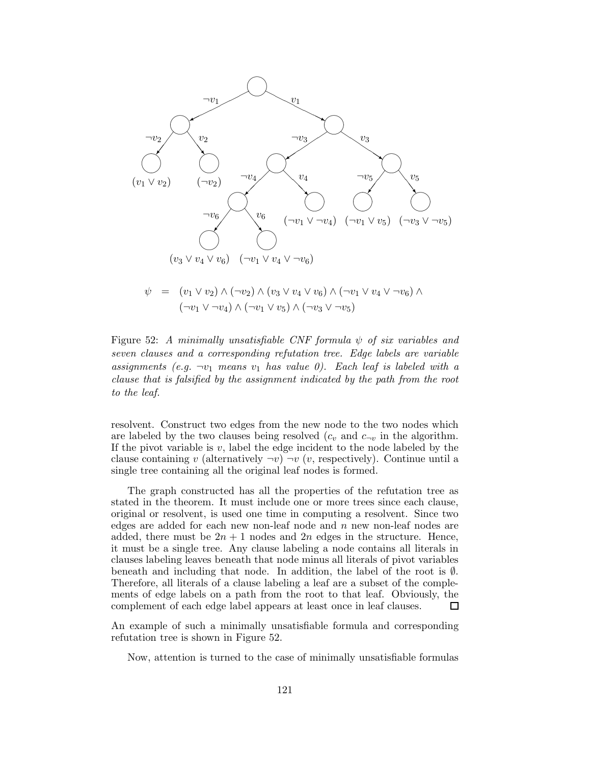$$\psi = (v_1 \vee v_2) \wedge (\neg v_2) \wedge (v_3 \vee v_4 \vee v_6) \wedge (\neg v_1 \vee v_4 \vee \neg v_6) \wedge (\neg v_1 \vee \neg v_4) \wedge (\neg v_1 \vee v_5) \wedge (\neg v_3 \vee \neg v_5)$$

Figure 52: *A minimally unsatisfiable CNF formula $\psi$ of six variables and seven clauses and a corresponding refutation tree. Edge labels are variable assignments (e.g. $\neg v_1$ means $v_1$ has value 0). Each leaf is labeled with a clause that is falsified by the assignment indicated by the path from the root to the leaf.*

resolvent. Construct two edges from the new node to the two nodes which are labeled by the two clauses being resolved ($c_v$ and $c_{\neg v}$ in the algorithm. If the pivot variable is $v$, label the edge incident to the node labeled by the clause containing $v$ (alternatively $\neg v$) $\neg v$ ($v$, respectively). Continue until a single tree containing all the original leaf nodes is formed.

The graph constructed has all the properties of the refutation tree as stated in the theorem. It must include one or more trees since each clause, original or resolvent, is used one time in computing a resolvent. Since two edges are added for each new non-leaf node and $n$ new non-leaf nodes are added, there must be $2n+1$ nodes and $2n$ edges in the structure. Hence, it must be a single tree. Any clause labeling a node contains all literals in clauses labeling leaves beneath that node minus all literals of pivot variables beneath and including that node. In addition, the label of the root is $\emptyset$. Therefore, all literals of a clause labeling a leaf are a subset of the complements of edge labels on a path from the root to that leaf. Obviously, the complement of each edge label appears at least once in leaf clauses. □

An example of such a minimally unsatisfiable formula and corresponding refutation tree is shown in Figure 52.

Now, attention is turned to the case of minimally unsatisfiable formulas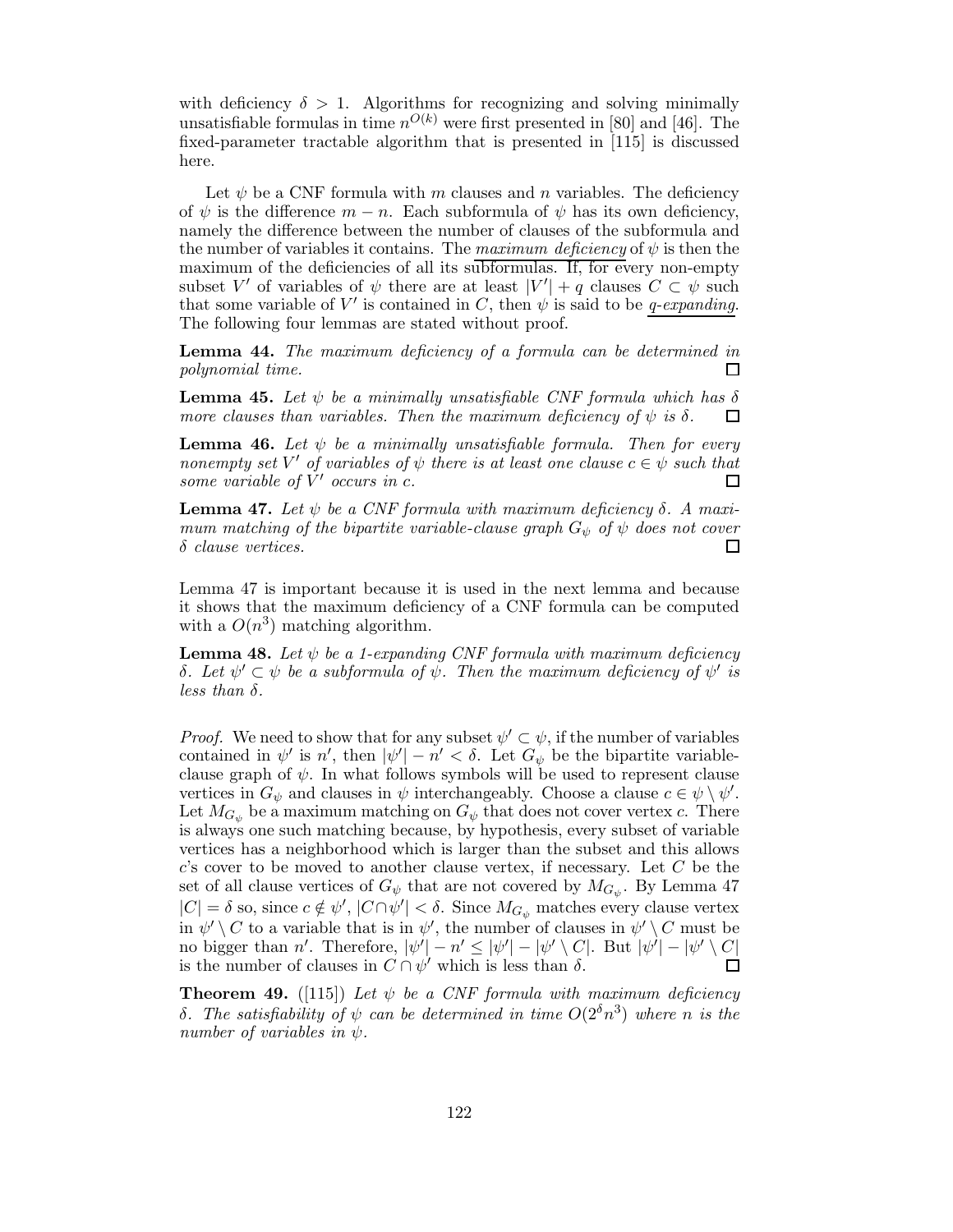with deficiency $\delta > 1$. Algorithms for recognizing and solving minimally unsatisfiable formulas in time $n^{O(k)}$ were first presented in [80] and [46]. The fixed-parameter tractable algorithm that is presented in [115] is discussed here.

Let $\psi$ be a CNF formula with $m$ clauses and $n$ variables. The deficiency of $\psi$ is the difference $m - n$. Each subformula of $\psi$ has its own deficiency, namely the difference between the number of clauses of the subformula and the number of variables it contains. The <u>*maximum deficiency*</u> of $\psi$ is then the maximum of the deficiencies of all its subformulas. If, for every non-empty subset $V'$ of variables of $\psi$ there are at least $|V'| + q$ clauses $C \subset \psi$ such that some variable of $V'$ is contained in $C$, then $\psi$ is said to be <u>*q-expanding*</u>. The following four lemmas are stated without proof.

**Lemma 44.** *The maximum deficiency of a formula can be determined in polynomial time.* □

**Lemma 45.** *Let $\psi$ be a minimally unsatisfiable CNF formula which has $\delta$ more clauses than variables. Then the maximum deficiency of $\psi$ is $\delta$.* □

**Lemma 46.** *Let $\psi$ be a minimally unsatisfiable formula. Then for every nonempty set $V'$ of variables of $\psi$ there is at least one clause $c \in \psi$ such that some variable of $V'$ occurs in $c$.* □

**Lemma 47.** *Let $\psi$ be a CNF formula with maximum deficiency $\delta$. A maximum matching of the bipartite variable-clause graph $G_\psi$ of $\psi$ does not cover $\delta$ clause vertices.* □

Lemma 47 is important because it is used in the next lemma and because it shows that the maximum deficiency of a CNF formula can be computed with a $O(n^3)$ matching algorithm.

**Lemma 48.** *Let $\psi$ be a 1-expanding CNF formula with maximum deficiency $\delta$. Let $\psi' \subset \psi$ be a subformula of $\psi$. Then the maximum deficiency of $\psi'$ is less than $\delta$.*

*Proof.* We need to show that for any subset $\psi' \subset \psi$, if the number of variables contained in $\psi'$ is $n'$, then $|\psi'| - n' < \delta$. Let $G_\psi$ be the bipartite variable-clause graph of $\psi$. In what follows symbols will be used to represent clause vertices in $G_\psi$ and clauses in $\psi$ interchangeably. Choose a clause $c \in \psi \setminus \psi'$. Let $M_{G_\psi}$ be a maximum matching on $G_\psi$ that does not cover vertex $c$. There is always one such matching because, by hypothesis, every subset of variable vertices has a neighborhood which is larger than the subset and this allows $c$'s cover to be moved to another clause vertex, if necessary. Let $C$ be the set of all clause vertices of $G_\psi$ that are not covered by $M_{G_\psi}$. By Lemma 47 $|C| = \delta$ so, since $c \notin \psi'$, $|C \cap \psi'| < \delta$. Since $M_{G_\psi}$ matches every clause vertex in $\psi' \setminus C$ to a variable that is in $\psi'$, the number of clauses in $\psi' \setminus C$ must be no bigger than $n'$. Therefore, $|\psi'| - n' \leq |\psi'| - |\psi' \setminus C|$. But $|\psi'| - |\psi' \setminus C|$ is the number of clauses in $C \cap \psi'$ which is less than $\delta$. □

**Theorem 49.** ([115]) *Let $\psi$ be a CNF formula with maximum deficiency $\delta$. The satisfiability of $\psi$ can be determined in time $O(2^\delta n^3)$ where $n$ is the number of variables in $\psi$.*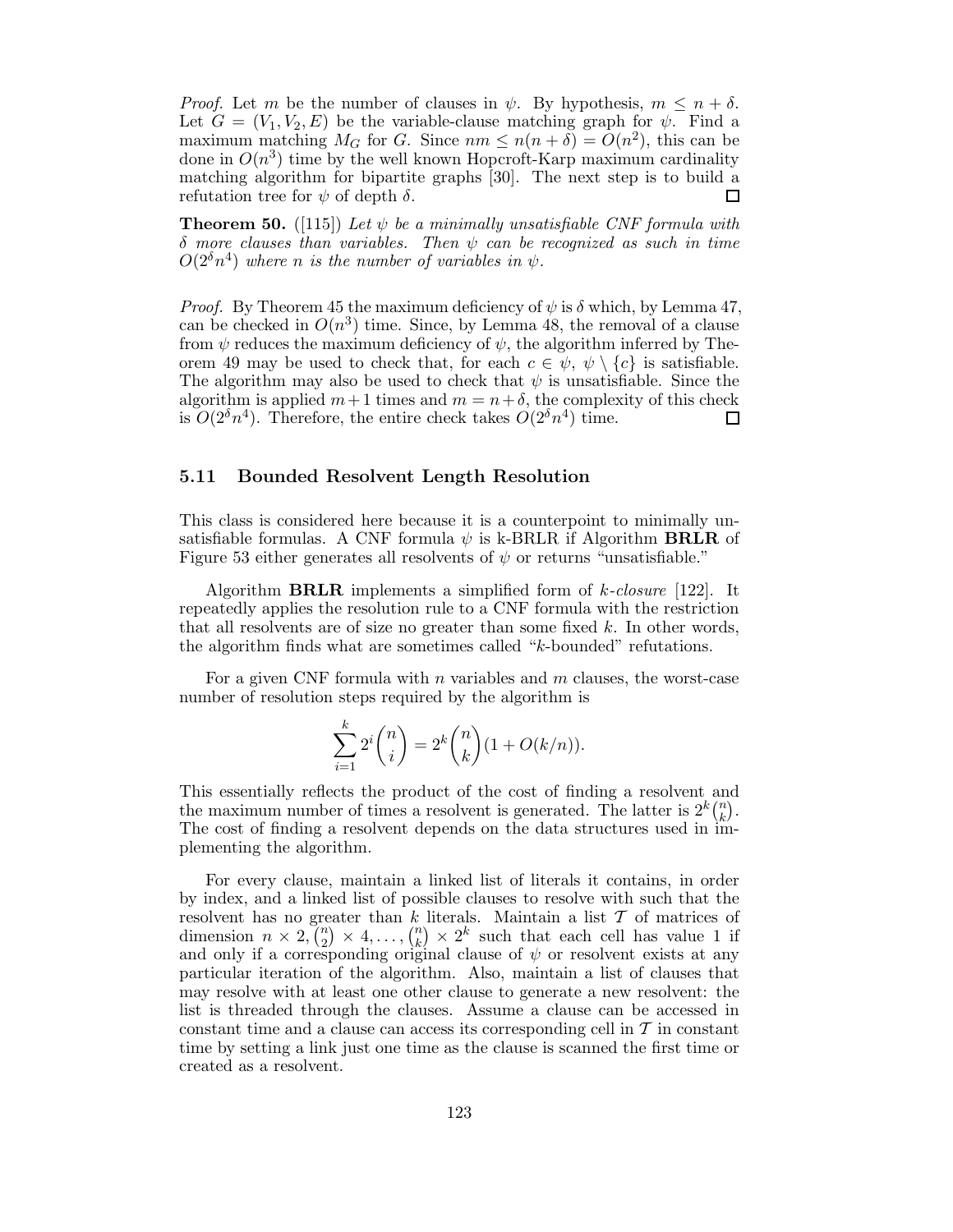*Proof.* Let $m$ be the number of clauses in $\psi$. By hypothesis, $m \leq n + \delta$. Let $G = (V_1, V_2, E)$ be the variable-clause matching graph for $\psi$. Find a maximum matching $M_G$ for $G$. Since $nm \leq n(n + \delta) = O(n^2)$, this can be done in $O(n^3)$ time by the well known Hopcroft-Karp maximum cardinality matching algorithm for bipartite graphs [30]. The next step is to build a refutation tree for $\psi$ of depth $\delta$. □

**Theorem 50.** ([115]) *Let $\psi$ be a minimally unsatisfiable CNF formula with $\delta$ more clauses than variables. Then $\psi$ can be recognized as such in time $O(2^\delta n^4)$ where $n$ is the number of variables in $\psi$.*

*Proof.* By Theorem 45 the maximum deficiency of $\psi$ is $\delta$ which, by Lemma 47, can be checked in $O(n^3)$ time. Since, by Lemma 48, the removal of a clause from $\psi$ reduces the maximum deficiency of $\psi$, the algorithm inferred by Theorem 49 may be used to check that, for each $c \in \psi$, $\psi \setminus \{c\}$ is satisfiable. The algorithm may also be used to check that $\psi$ is unsatisfiable. Since the algorithm is applied $m+1$ times and $m = n+\delta$, the complexity of this check is $O(2^\delta n^4)$. Therefore, the entire check takes $O(2^\delta n^4)$ time. □

### 5.11 Bounded Resolvent Length Resolution

This class is considered here because it is a counterpoint to minimally unsatisfiable formulas. A CNF formula $\psi$ is k-BRLR if Algorithm **BRLR** of Figure 53 either generates all resolvents of $\psi$ or returns "unsatisfiable."

Algorithm **BRLR** implements a simplified form of *k-closure* [122]. It repeatedly applies the resolution rule to a CNF formula with the restriction that all resolvents are of size no greater than some fixed $k$. In other words, the algorithm finds what are sometimes called "$k$-bounded" refutations.

For a given CNF formula with $n$ variables and $m$ clauses, the worst-case number of resolution steps required by the algorithm is

$$\sum_{i=1}^{k} 2^i \binom{n}{i} = 2^k \binom{n}{k} (1 + O(k/n)).$$

This essentially reflects the product of the cost of finding a resolvent and the maximum number of times a resolvent is generated. The latter is $2^k \binom{n}{k}$. The cost of finding a resolvent depends on the data structures used in implementing the algorithm.

For every clause, maintain a linked list of literals it contains, in order by index, and a linked list of possible clauses to resolve with such that the resolvent has no greater than $k$ literals. Maintain a list $\mathcal{T}$ of matrices of dimension $n \times 2, \binom{n}{2} \times 4, \ldots, \binom{n}{k} \times 2^k$ such that each cell has value 1 if and only if a corresponding original clause of $\psi$ or resolvent exists at any particular iteration of the algorithm. Also, maintain a list of clauses that may resolve with at least one other clause to generate a new resolvent: the list is threaded through the clauses. Assume a clause can be accessed in constant time and a clause can access its corresponding cell in $\mathcal{T}$ in constant time by setting a link just one time as the clause is scanned the first time or created as a resolvent.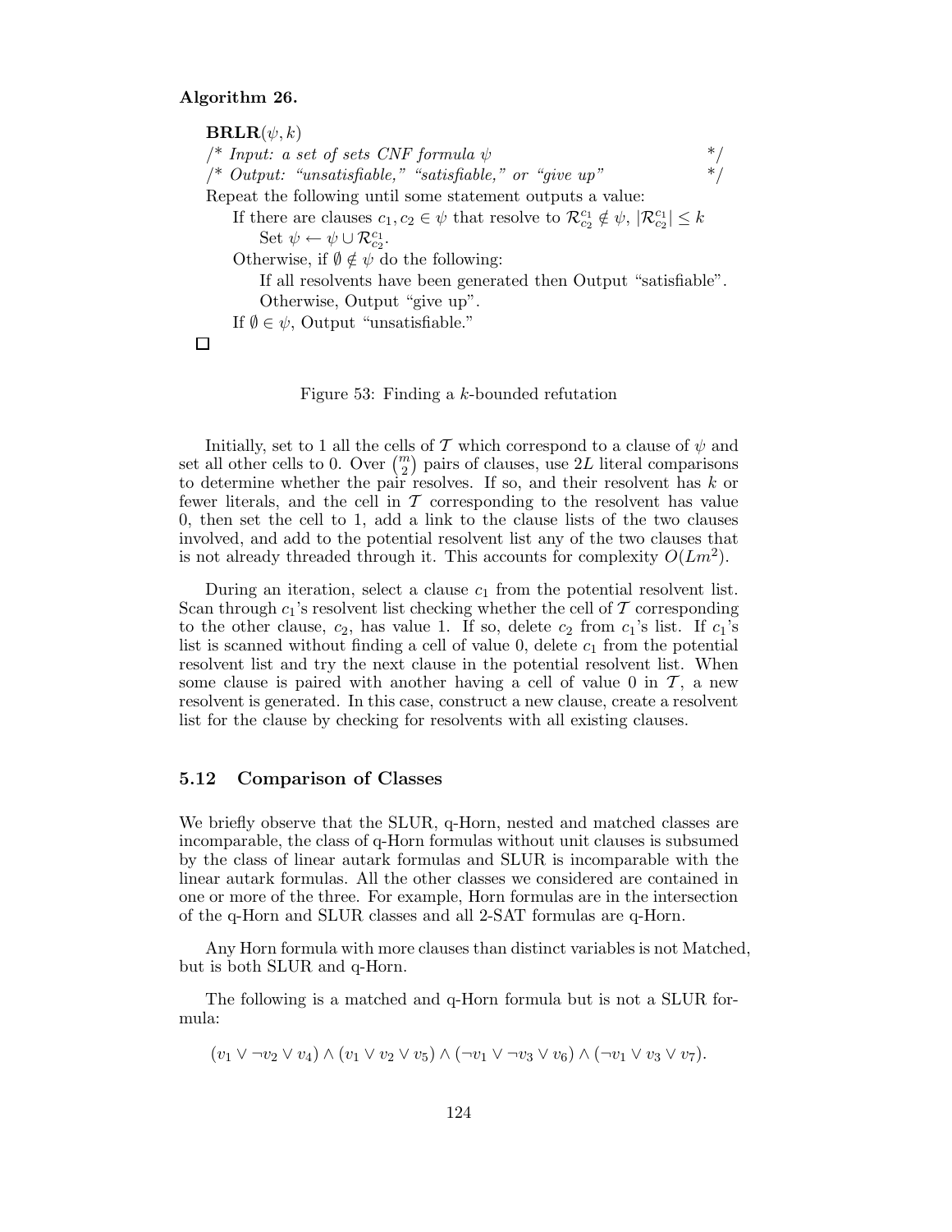**Algorithm 26.**

> **BRLR**$(\psi, k)$
> /* *Input: a set of sets CNF formula* $\psi$ */
> /* *Output: "unsatisfiable," "satisfiable," or "give up"* */
> Repeat the following until some statement outputs a value:
> &nbsp;&nbsp;&nbsp;&nbsp;If there are clauses $c_1, c_2 \in \psi$ that resolve to $\mathcal{R}_{c_2}^{c_1} \notin \psi$, $|\mathcal{R}_{c_2}^{c_1}| \leq k$
> &nbsp;&nbsp;&nbsp;&nbsp;&nbsp;&nbsp;&nbsp;&nbsp;Set $\psi \leftarrow \psi \cup \mathcal{R}_{c_2}^{c_1}$.
> &nbsp;&nbsp;&nbsp;&nbsp;Otherwise, if $\emptyset \notin \psi$ do the following:
> &nbsp;&nbsp;&nbsp;&nbsp;&nbsp;&nbsp;&nbsp;&nbsp;If all resolvents have been generated then Output "satisfiable".
> &nbsp;&nbsp;&nbsp;&nbsp;&nbsp;&nbsp;&nbsp;&nbsp;Otherwise, Output "give up".
> &nbsp;&nbsp;&nbsp;&nbsp;If $\emptyset \in \psi$, Output "unsatisfiable."
>
> □

Figure 53: Finding a $k$-bounded refutation

Initially, set to 1 all the cells of $\mathcal{T}$ which correspond to a clause of $\psi$ and set all other cells to 0. Over $\binom{m}{2}$ pairs of clauses, use $2L$ literal comparisons to determine whether the pair resolves. If so, and their resolvent has $k$ or fewer literals, and the cell in $\mathcal{T}$ corresponding to the resolvent has value 0, then set the cell to 1, add a link to the clause lists of the two clauses involved, and add to the potential resolvent list any of the two clauses that is not already threaded through it. This accounts for complexity $O(Lm^2)$.

During an iteration, select a clause $c_1$ from the potential resolvent list. Scan through $c_1$'s resolvent list checking whether the cell of $\mathcal{T}$ corresponding to the other clause, $c_2$, has value 1. If so, delete $c_2$ from $c_1$'s list. If $c_1$'s list is scanned without finding a cell of value 0, delete $c_1$ from the potential resolvent list and try the next clause in the potential resolvent list. When some clause is paired with another having a cell of value 0 in $\mathcal{T}$, a new resolvent is generated. In this case, construct a new clause, create a resolvent list for the clause by checking for resolvents with all existing clauses.

## 5.12 Comparison of Classes

We briefly observe that the SLUR, q-Horn, nested and matched classes are incomparable, the class of q-Horn formulas without unit clauses is subsumed by the class of linear autark formulas and SLUR is incomparable with the linear autark formulas. All the other classes we considered are contained in one or more of the three. For example, Horn formulas are in the intersection of the q-Horn and SLUR classes and all 2-SAT formulas are q-Horn.

Any Horn formula with more clauses than distinct variables is not Matched, but is both SLUR and q-Horn.

The following is a matched and q-Horn formula but is not a SLUR formula:

$$(v_1 \vee \neg v_2 \vee v_4) \wedge (v_1 \vee v_2 \vee v_5) \wedge (\neg v_1 \vee \neg v_3 \vee v_6) \wedge (\neg v_1 \vee v_3 \vee v_7).$$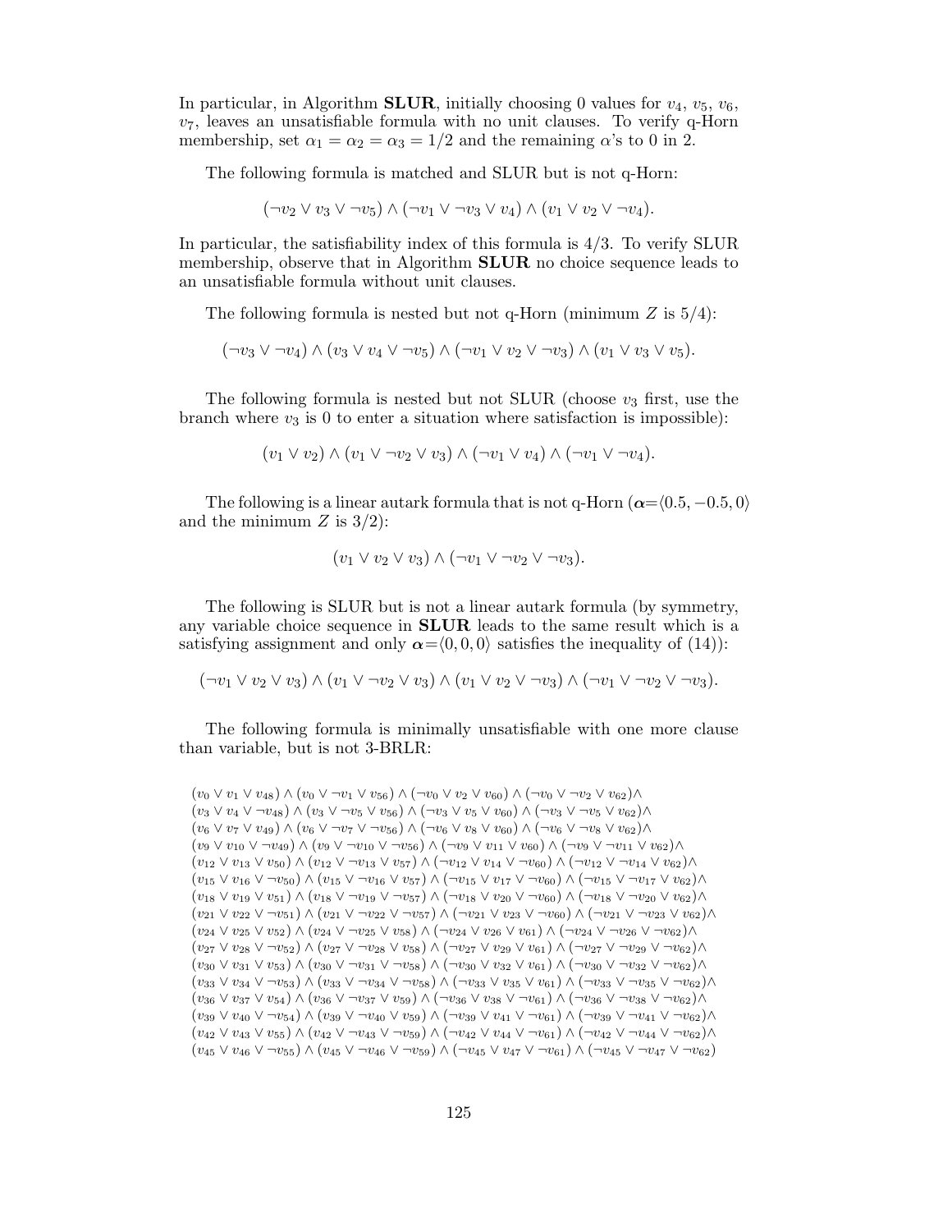In particular, in Algorithm **SLUR**, initially choosing 0 values for $v_4$, $v_5$, $v_6$, $v_7$, leaves an unsatisfiable formula with no unit clauses. To verify q-Horn membership, set $\alpha_1 = \alpha_2 = \alpha_3 = 1/2$ and the remaining $\alpha$'s to 0 in 2.

The following formula is matched and SLUR but is not q-Horn:

$$(\neg v_2 \vee v_3 \vee \neg v_5) \wedge (\neg v_1 \vee \neg v_3 \vee v_4) \wedge (v_1 \vee v_2 \vee \neg v_4).$$

In particular, the satisfiability index of this formula is 4/3. To verify SLUR membership, observe that in Algorithm **SLUR** no choice sequence leads to an unsatisfiable formula without unit clauses.

The following formula is nested but not q-Horn (minimum $Z$ is 5/4):

$$(\neg v_3 \vee \neg v_4) \wedge (v_3 \vee v_4 \vee \neg v_5) \wedge (\neg v_1 \vee v_2 \vee \neg v_3) \wedge (v_1 \vee v_3 \vee v_5).$$

The following formula is nested but not SLUR (choose $v_3$ first, use the branch where $v_3$ is 0 to enter a situation where satisfaction is impossible):

$$(v_1 \vee v_2) \wedge (v_1 \vee \neg v_2 \vee v_3) \wedge (\neg v_1 \vee v_4) \wedge (\neg v_1 \vee \neg v_4).$$

The following is a linear autark formula that is not q-Horn ($\boldsymbol{\alpha}=\langle 0.5, -0.5, 0\rangle$ and the minimum $Z$ is 3/2):

$$(v_1 \vee v_2 \vee v_3) \wedge (\neg v_1 \vee \neg v_2 \vee \neg v_3).$$

The following is SLUR but is not a linear autark formula (by symmetry, any variable choice sequence in **SLUR** leads to the same result which is a satisfying assignment and only $\boldsymbol{\alpha}=\langle 0, 0, 0\rangle$ satisfies the inequality of (14)):

$$(\neg v_1 \vee v_2 \vee v_3) \wedge (v_1 \vee \neg v_2 \vee v_3) \wedge (v_1 \vee v_2 \vee \neg v_3) \wedge (\neg v_1 \vee \neg v_2 \vee \neg v_3).$$

The following formula is minimally unsatisfiable with one more clause than variable, but is not 3-BRLR:

$$
\begin{array}{l}
(v_0 \vee v_1 \vee v_{48}) \wedge (v_0 \vee \neg v_1 \vee v_{56}) \wedge (\neg v_0 \vee v_2 \vee v_{60}) \wedge (\neg v_0 \vee \neg v_2 \vee v_{62}) \wedge \\
(v_3 \vee v_4 \vee \neg v_{48}) \wedge (v_3 \vee \neg v_5 \vee v_{56}) \wedge (\neg v_3 \vee v_5 \vee v_{60}) \wedge (\neg v_3 \vee \neg v_5 \vee v_{62}) \wedge \\
(v_6 \vee v_7 \vee v_{49}) \wedge (v_6 \vee \neg v_7 \vee \neg v_{56}) \wedge (\neg v_6 \vee v_8 \vee v_{60}) \wedge (\neg v_6 \vee \neg v_8 \vee v_{62}) \wedge \\
(v_9 \vee v_{10} \vee \neg v_{49}) \wedge (v_9 \vee \neg v_{10} \vee \neg v_{56}) \wedge (\neg v_9 \vee v_{11} \vee v_{60}) \wedge (\neg v_9 \vee \neg v_{11} \vee v_{62}) \wedge \\
(v_{12} \vee v_{13} \vee v_{50}) \wedge (v_{12} \vee \neg v_{13} \vee v_{57}) \wedge (\neg v_{12} \vee v_{14} \vee \neg v_{60}) \wedge (\neg v_{12} \vee \neg v_{14} \vee v_{62}) \wedge \\
(v_{15} \vee v_{16} \vee \neg v_{50}) \wedge (v_{15} \vee \neg v_{16} \vee v_{57}) \wedge (\neg v_{15} \vee v_{17} \vee \neg v_{60}) \wedge (\neg v_{15} \vee \neg v_{17} \vee v_{62}) \wedge \\
(v_{18} \vee v_{19} \vee v_{51}) \wedge (v_{18} \vee \neg v_{19} \vee \neg v_{57}) \wedge (\neg v_{18} \vee v_{20} \vee \neg v_{60}) \wedge (\neg v_{18} \vee \neg v_{20} \vee v_{62}) \wedge \\
(v_{21} \vee v_{22} \vee \neg v_{51}) \wedge (v_{21} \vee \neg v_{22} \vee \neg v_{57}) \wedge (\neg v_{21} \vee v_{23} \vee \neg v_{60}) \wedge (\neg v_{21} \vee \neg v_{23} \vee v_{62}) \wedge \\
(v_{24} \vee v_{25} \vee v_{52}) \wedge (v_{24} \vee \neg v_{25} \vee v_{58}) \wedge (\neg v_{24} \vee v_{26} \vee v_{61}) \wedge (\neg v_{24} \vee \neg v_{26} \vee \neg v_{62}) \wedge \\
(v_{27} \vee v_{28} \vee \neg v_{52}) \wedge (v_{27} \vee \neg v_{28} \vee v_{58}) \wedge (\neg v_{27} \vee v_{29} \vee v_{61}) \wedge (\neg v_{27} \vee \neg v_{29} \vee \neg v_{62}) \wedge \\
(v_{30} \vee v_{31} \vee v_{53}) \wedge (v_{30} \vee \neg v_{31} \vee \neg v_{58}) \wedge (\neg v_{30} \vee v_{32} \vee v_{61}) \wedge (\neg v_{30} \vee \neg v_{32} \vee \neg v_{62}) \wedge \\
(v_{33} \vee v_{34} \vee \neg v_{53}) \wedge (v_{33} \vee \neg v_{34} \vee \neg v_{58}) \wedge (\neg v_{33} \vee v_{35} \vee v_{61}) \wedge (\neg v_{33} \vee \neg v_{35} \vee \neg v_{62}) \wedge \\
(v_{36} \vee v_{37} \vee v_{54}) \wedge (v_{36} \vee \neg v_{37} \vee v_{59}) \wedge (\neg v_{36} \vee v_{38} \vee \neg v_{61}) \wedge (\neg v_{36} \vee \neg v_{38} \vee \neg v_{62}) \wedge \\
(v_{39} \vee v_{40} \vee \neg v_{54}) \wedge (v_{39} \vee \neg v_{40} \vee v_{59}) \wedge (\neg v_{39} \vee v_{41} \vee \neg v_{61}) \wedge (\neg v_{39} \vee \neg v_{41} \vee \neg v_{62}) \wedge \\
(v_{42} \vee v_{43} \vee v_{55}) \wedge (v_{42} \vee \neg v_{43} \vee \neg v_{59}) \wedge (\neg v_{42} \vee v_{44} \vee \neg v_{61}) \wedge (\neg v_{42} \vee \neg v_{44} \vee \neg v_{62}) \wedge \\
(v_{45} \vee v_{46} \vee \neg v_{55}) \wedge (v_{45} \vee \neg v_{46} \vee \neg v_{59}) \wedge (\neg v_{45} \vee v_{47} \vee \neg v_{61}) \wedge (\neg v_{45} \vee \neg v_{47} \vee \neg v_{62})
\end{array}
$$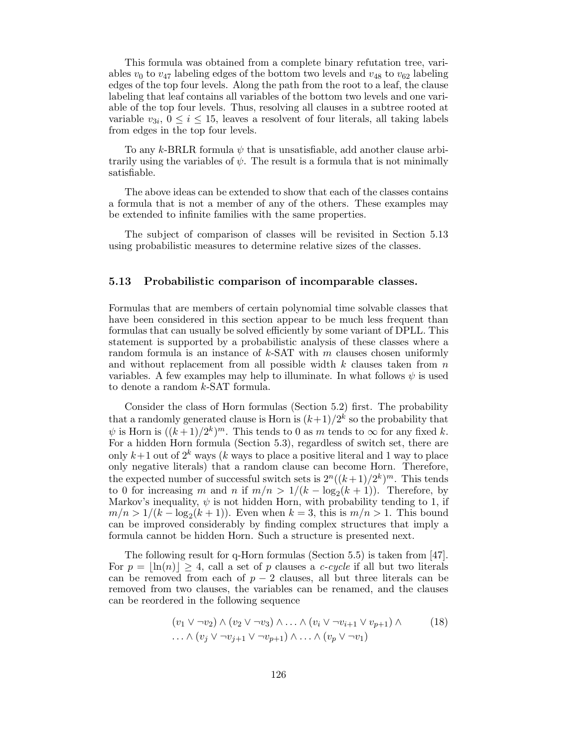This formula was obtained from a complete binary refutation tree, variables $v_0$ to $v_{47}$ labeling edges of the bottom two levels and $v_{48}$ to $v_{62}$ labeling edges of the top four levels. Along the path from the root to a leaf, the clause labeling that leaf contains all variables of the bottom two levels and one variable of the top four levels. Thus, resolving all clauses in a subtree rooted at variable $v_{3i}$, $0 \leq i \leq 15$, leaves a resolvent of four literals, all taking labels from edges in the top four levels.

To any $k$-BRLR formula $\psi$ that is unsatisfiable, add another clause arbitrarily using the variables of $\psi$. The result is a formula that is not minimally satisfiable.

The above ideas can be extended to show that each of the classes contains a formula that is not a member of any of the others. These examples may be extended to infinite families with the same properties.

The subject of comparison of classes will be revisited in Section 5.13 using probabilistic measures to determine relative sizes of the classes.

### 5.13 Probabilistic comparison of incomparable classes.

Formulas that are members of certain polynomial time solvable classes that have been considered in this section appear to be much less frequent than formulas that can usually be solved efficiently by some variant of DPLL. This statement is supported by a probabilistic analysis of these classes where a random formula is an instance of $k$-SAT with $m$ clauses chosen uniformly and without replacement from all possible width $k$ clauses taken from $n$ variables. A few examples may help to illuminate. In what follows $\psi$ is used to denote a random $k$-SAT formula.

Consider the class of Horn formulas (Section 5.2) first. The probability that a randomly generated clause is Horn is $(k+1)/2^k$ so the probability that $\psi$ is Horn is $((k+1)/2^k)^m$. This tends to 0 as $m$ tends to $\infty$ for any fixed $k$. For a hidden Horn formula (Section 5.3), regardless of switch set, there are only $k+1$ out of $2^k$ ways ($k$ ways to place a positive literal and 1 way to place only negative literals) that a random clause can become Horn. Therefore, the expected number of successful switch sets is $2^n((k+1)/2^k)^m$. This tends to 0 for increasing $m$ and $n$ if $m/n > 1/(k - \log_2(k+1))$. Therefore, by Markov's inequality, $\psi$ is not hidden Horn, with probability tending to 1, if $m/n > 1/(k - \log_2(k+1))$. Even when $k = 3$, this is $m/n > 1$. This bound can be improved considerably by finding complex structures that imply a formula cannot be hidden Horn. Such a structure is presented next.

The following result for q-Horn formulas (Section 5.5) is taken from [47]. For $p = \lfloor \ln(n) \rfloor \geq 4$, call a set of $p$ clauses a *c-cycle* if all but two literals can be removed from each of $p - 2$ clauses, all but three literals can be removed from two clauses, the variables can be renamed, and the clauses can be reordered in the following sequence

$$(v_1 \vee \neg v_2) \wedge (v_2 \vee \neg v_3) \wedge \ldots \wedge (v_i \vee \neg v_{i+1} \vee v_{p+1}) \wedge \\ \ldots \wedge (v_j \vee \neg v_{j+1} \vee \neg v_{p+1}) \wedge \ldots \wedge (v_p \vee \neg v_1) \tag{18}$$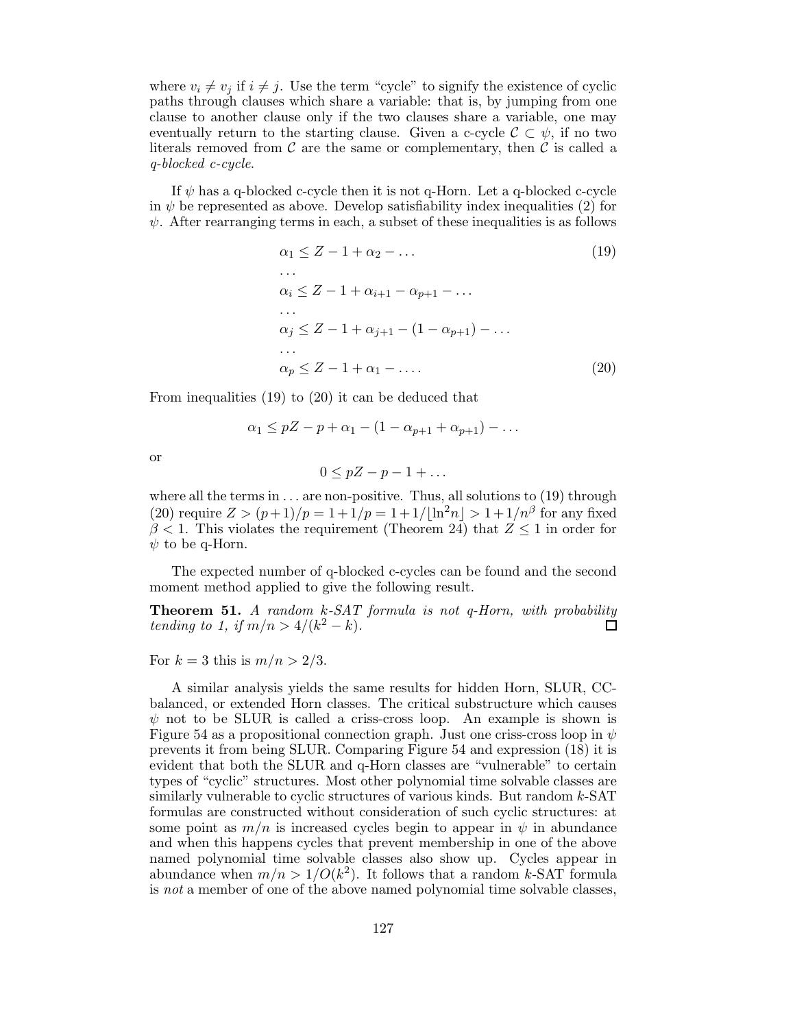where $v_i \neq v_j$ if $i \neq j$. Use the term "cycle" to signify the existence of cyclic paths through clauses which share a variable: that is, by jumping from one clause to another clause only if the two clauses share a variable, one may eventually return to the starting clause. Given a c-cycle $\mathcal{C} \subset \psi$, if no two literals removed from $\mathcal{C}$ are the same or complementary, then $\mathcal{C}$ is called a *q-blocked c-cycle*.

If $\psi$ has a q-blocked c-cycle then it is not q-Horn. Let a q-blocked c-cycle in $\psi$ be represented as above. Develop satisfiability index inequalities (2) for $\psi$. After rearranging terms in each, a subset of these inequalities is as follows

$$
\begin{aligned}
&\alpha_1 \leq Z - 1 + \alpha_2 - \ldots && (19)\\
&\ldots \\
&\alpha_i \leq Z - 1 + \alpha_{i+1} - \alpha_{p+1} - \ldots \\
&\ldots \\
&\alpha_j \leq Z - 1 + \alpha_{j+1} - (1 - \alpha_{p+1}) - \ldots \\
&\ldots \\
&\alpha_p \leq Z - 1 + \alpha_1 - \ldots . && (20)
\end{aligned}
$$

From inequalities (19) to (20) it can be deduced that

$$\alpha_1 \leq pZ - p + \alpha_1 - (1 - \alpha_{p+1} + \alpha_{p+1}) - \ldots$$

or

$$0 \leq pZ - p - 1 + \ldots$$

where all the terms in $\ldots$ are non-positive. Thus, all solutions to (19) through (20) require $Z > (p+1)/p = 1 + 1/p = 1 + 1/\lfloor \ln^2 n \rfloor > 1 + 1/n^\beta$ for any fixed $\beta < 1$. This violates the requirement (Theorem 24) that $Z \leq 1$ in order for $\psi$ to be q-Horn.

The expected number of q-blocked c-cycles can be found and the second moment method applied to give the following result.

**Theorem 51.** *A random k-SAT formula is not q-Horn, with probability tending to 1, if $m/n > 4/(k^2 - k)$.* □

For $k = 3$ this is $m/n > 2/3$.

A similar analysis yields the same results for hidden Horn, SLUR, CC-balanced, or extended Horn classes. The critical substructure which causes $\psi$ not to be SLUR is called a criss-cross loop. An example is shown is Figure 54 as a propositional connection graph. Just one criss-cross loop in $\psi$ prevents it from being SLUR. Comparing Figure 54 and expression (18) it is evident that both the SLUR and q-Horn classes are "vulnerable" to certain types of "cyclic" structures. Most other polynomial time solvable classes are similarly vulnerable to cyclic structures of various kinds. But random $k$-SAT formulas are constructed without consideration of such cyclic structures: at some point as $m/n$ is increased cycles begin to appear in $\psi$ in abundance and when this happens cycles that prevent membership in one of the above named polynomial time solvable classes also show up. Cycles appear in abundance when $m/n > 1/O(k^2)$. It follows that a random $k$-SAT formula is *not* a member of one of the above named polynomial time solvable classes,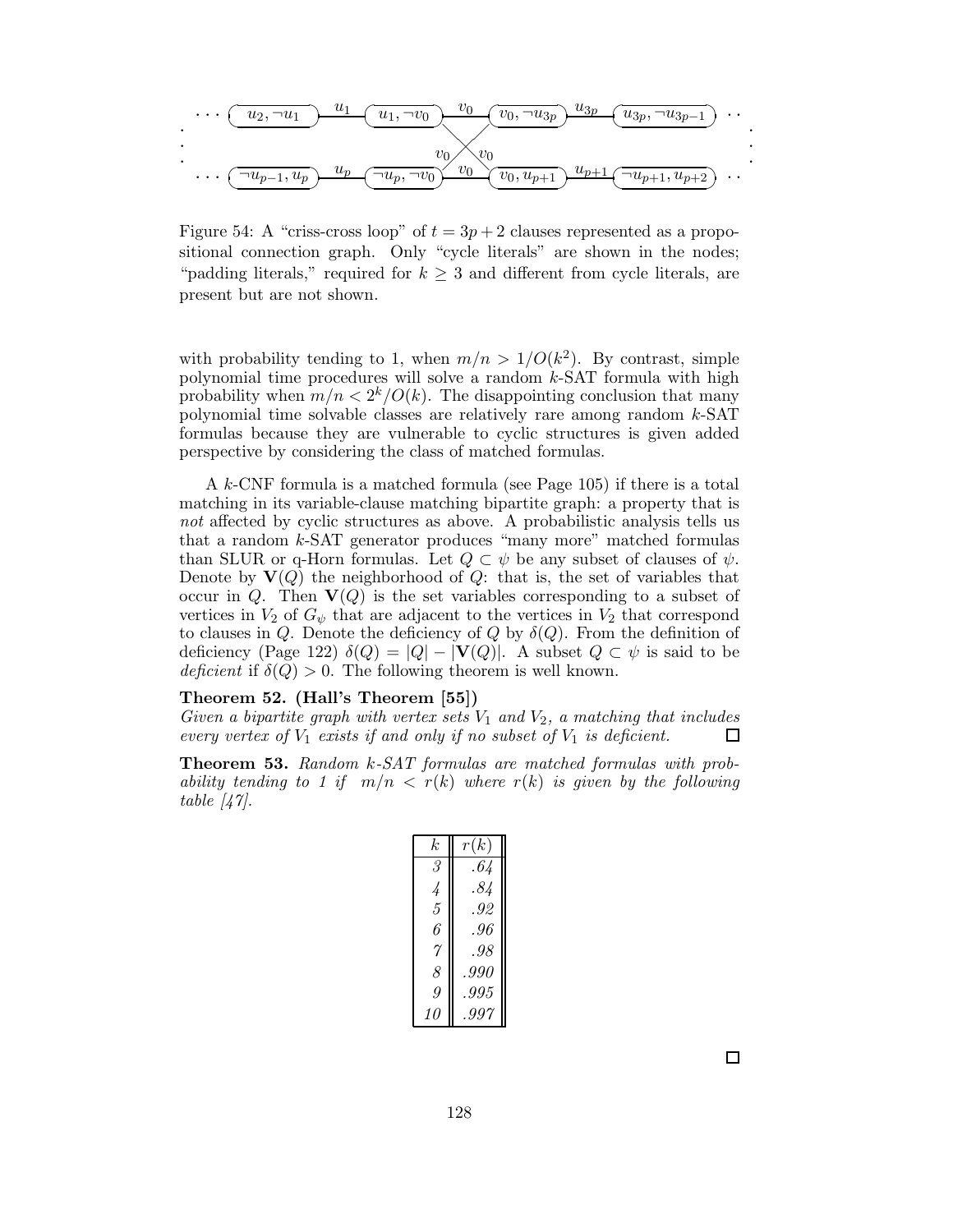Figure 54: A "criss-cross loop" of $t = 3p+2$ clauses represented as a propositional connection graph. Only "cycle literals" are shown in the nodes; "padding literals," required for $k \geq 3$ and different from cycle literals, are present but are not shown.

with probability tending to 1, when $m/n > 1/O(k^2)$. By contrast, simple polynomial time procedures will solve a random $k$-SAT formula with high probability when $m/n < 2^k/O(k)$. The disappointing conclusion that many polynomial time solvable classes are relatively rare among random $k$-SAT formulas because they are vulnerable to cyclic structures is given added perspective by considering the class of matched formulas.

A $k$-CNF formula is a matched formula (see Page 105) if there is a total matching in its variable-clause matching bipartite graph: a property that is *not* affected by cyclic structures as above. A probabilistic analysis tells us that a random $k$-SAT generator produces "many more" matched formulas than SLUR or q-Horn formulas. Let $Q \subset \psi$ be any subset of clauses of $\psi$. Denote by $\mathbf{V}(Q)$ the neighborhood of $Q$: that is, the set of variables that occur in $Q$. Then $\mathbf{V}(Q)$ is the set variables corresponding to a subset of vertices in $V_2$ of $G_\psi$ that are adjacent to the vertices in $V_2$ that correspond to clauses in $Q$. Denote the deficiency of $Q$ by $\delta(Q)$. From the definition of deficiency (Page 122) $\delta(Q) = |Q| - |\mathbf{V}(Q)|$. A subset $Q \subset \psi$ is said to be *deficient* if $\delta(Q) > 0$. The following theorem is well known.

**Theorem 52. (Hall's Theorem [55])**
*Given a bipartite graph with vertex sets $V_1$ and $V_2$, a matching that includes every vertex of $V_1$ exists if and only if no subset of $V_1$ is deficient.* □

**Theorem 53.** *Random $k$-SAT formulas are matched formulas with probability tending to 1 if $m/n < r(k)$ where $r(k)$ is given by the following table [47].*

| $k$ | $r(k)$ |
|---|---|
| 3 | .64 |
| 4 | .84 |
| 5 | .92 |
| 6 | .96 |
| 7 | .98 |
| 8 | .990 |
| 9 | .995 |
| 10 | .997 |

□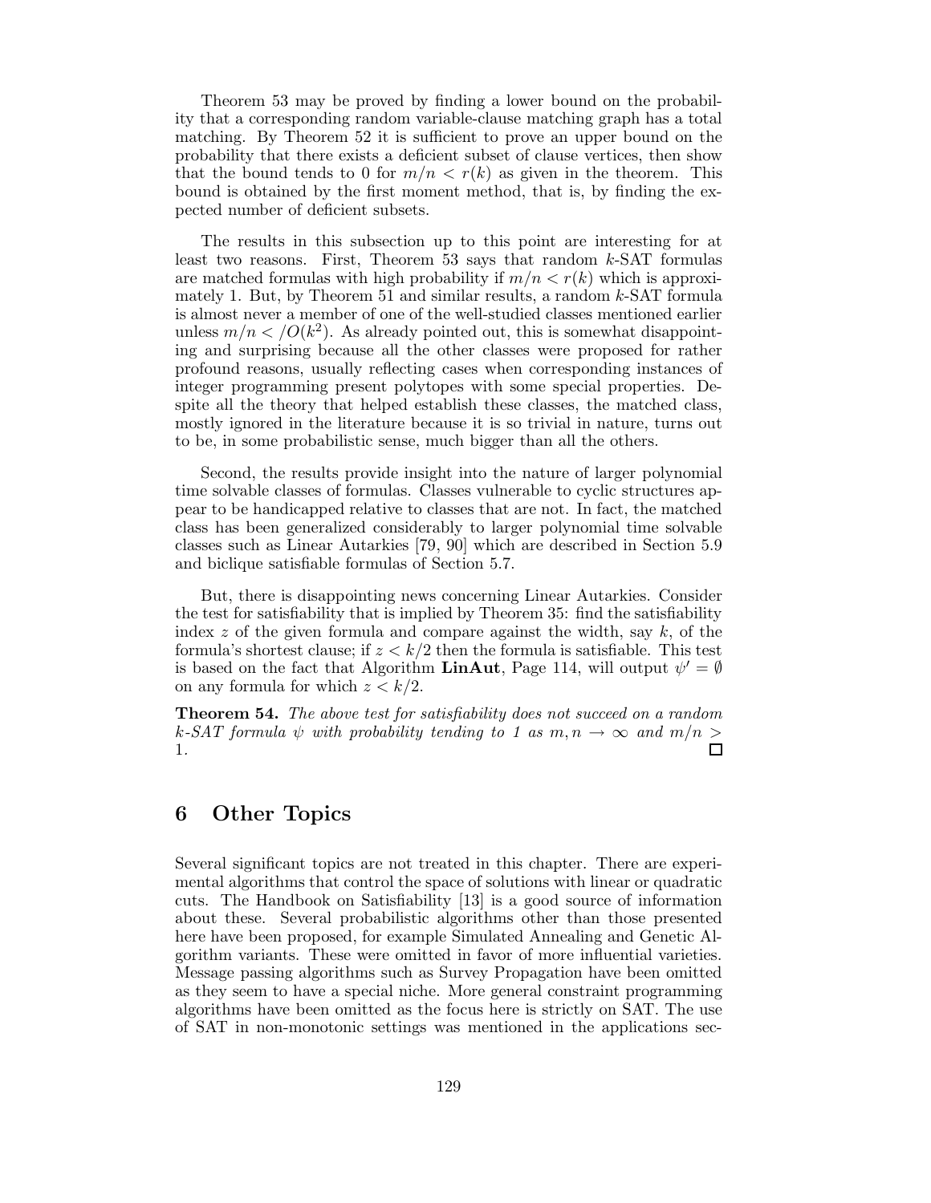Theorem 53 may be proved by finding a lower bound on the probability that a corresponding random variable-clause matching graph has a total matching. By Theorem 52 it is sufficient to prove an upper bound on the probability that there exists a deficient subset of clause vertices, then show that the bound tends to 0 for $m/n < r(k)$ as given in the theorem. This bound is obtained by the first moment method, that is, by finding the expected number of deficient subsets.

The results in this subsection up to this point are interesting for at least two reasons. First, Theorem 53 says that random $k$-SAT formulas are matched formulas with high probability if $m/n < r(k)$ which is approximately 1. But, by Theorem 51 and similar results, a random $k$-SAT formula is almost never a member of one of the well-studied classes mentioned earlier unless $m/n < /O(k^2)$. As already pointed out, this is somewhat disappointing and surprising because all the other classes were proposed for rather profound reasons, usually reflecting cases when corresponding instances of integer programming present polytopes with some special properties. Despite all the theory that helped establish these classes, the matched class, mostly ignored in the literature because it is so trivial in nature, turns out to be, in some probabilistic sense, much bigger than all the others.

Second, the results provide insight into the nature of larger polynomial time solvable classes of formulas. Classes vulnerable to cyclic structures appear to be handicapped relative to classes that are not. In fact, the matched class has been generalized considerably to larger polynomial time solvable classes such as Linear Autarkies [79, 90] which are described in Section 5.9 and biclique satisfiable formulas of Section 5.7.

But, there is disappointing news concerning Linear Autarkies. Consider the test for satisfiability that is implied by Theorem 35: find the satisfiability index $z$ of the given formula and compare against the width, say $k$, of the formula's shortest clause; if $z < k/2$ then the formula is satisfiable. This test is based on the fact that Algorithm **LinAut**, Page 114, will output $\psi' = \emptyset$ on any formula for which $z < k/2$.

**Theorem 54.** *The above test for satisfiability does not succeed on a random $k$-SAT formula $\psi$ with probability tending to 1 as $m, n \to \infty$ and $m/n > 1$.* □

# 6 Other Topics

Several significant topics are not treated in this chapter. There are experimental algorithms that control the space of solutions with linear or quadratic cuts. The Handbook on Satisfiability [13] is a good source of information about these. Several probabilistic algorithms other than those presented here have been proposed, for example Simulated Annealing and Genetic Algorithm variants. These were omitted in favor of more influential varieties. Message passing algorithms such as Survey Propagation have been omitted as they seem to have a special niche. More general constraint programming algorithms have been omitted as the focus here is strictly on SAT. The use of SAT in non-monotonic settings was mentioned in the applications sec-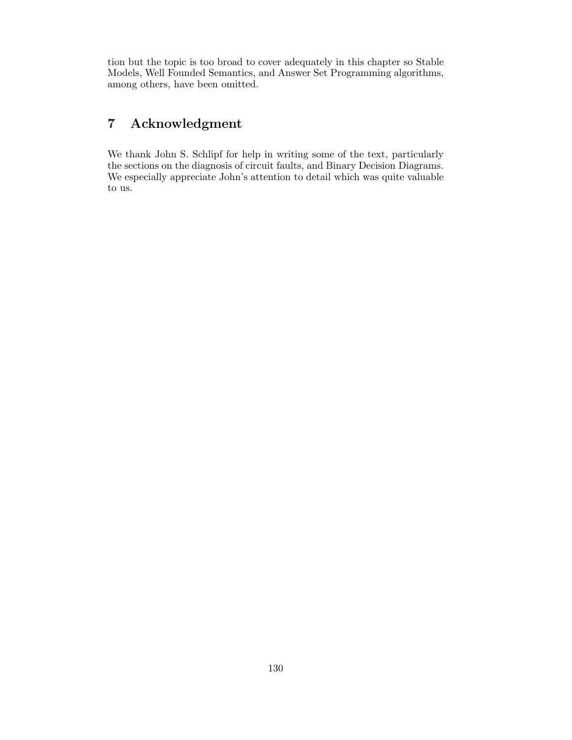tion but the topic is too broad to cover adequately in this chapter so Stable Models, Well Founded Semantics, and Answer Set Programming algorithms, among others, have been omitted.

# 7 Acknowledgment

We thank John S. Schlipf for help in writing some of the text, particularly the sections on the diagnosis of circuit faults, and Binary Decision Diagrams. We especially appreciate John's attention to detail which was quite valuable to us.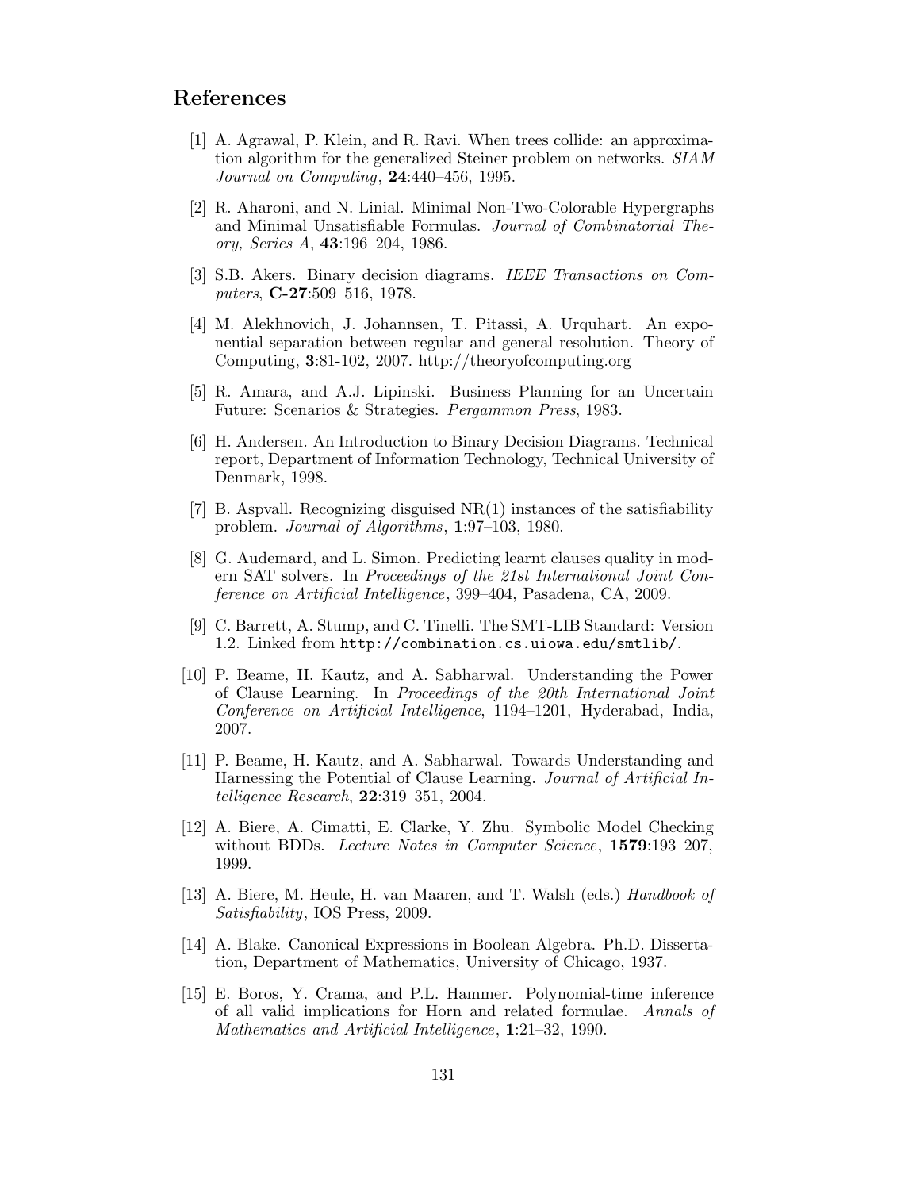## References

[1] A. Agrawal, P. Klein, and R. Ravi. When trees collide: an approximation algorithm for the generalized Steiner problem on networks. *SIAM Journal on Computing*, **24**:440–456, 1995.

[2] R. Aharoni, and N. Linial. Minimal Non-Two-Colorable Hypergraphs and Minimal Unsatisfiable Formulas. *Journal of Combinatorial Theory, Series A*, **43**:196–204, 1986.

[3] S.B. Akers. Binary decision diagrams. *IEEE Transactions on Computers*, **C-27**:509–516, 1978.

[4] M. Alekhnovich, J. Johannsen, T. Pitassi, A. Urquhart. An exponential separation between regular and general resolution. Theory of Computing, **3**:81-102, 2007. http://theoryofcomputing.org

[5] R. Amara, and A.J. Lipinski. Business Planning for an Uncertain Future: Scenarios & Strategies. *Pergammon Press*, 1983.

[6] H. Andersen. An Introduction to Binary Decision Diagrams. Technical report, Department of Information Technology, Technical University of Denmark, 1998.

[7] B. Aspvall. Recognizing disguised NR(1) instances of the satisfiability problem. *Journal of Algorithms*, **1**:97–103, 1980.

[8] G. Audemard, and L. Simon. Predicting learnt clauses quality in modern SAT solvers. In *Proceedings of the 21st International Joint Conference on Artificial Intelligence*, 399–404, Pasadena, CA, 2009.

[9] C. Barrett, A. Stump, and C. Tinelli. The SMT-LIB Standard: Version 1.2. Linked from `http://combination.cs.uiowa.edu/smtlib/`.

[10] P. Beame, H. Kautz, and A. Sabharwal. Understanding the Power of Clause Learning. In *Proceedings of the 20th International Joint Conference on Artificial Intelligence*, 1194–1201, Hyderabad, India, 2007.

[11] P. Beame, H. Kautz, and A. Sabharwal. Towards Understanding and Harnessing the Potential of Clause Learning. *Journal of Artificial Intelligence Research*, **22**:319–351, 2004.

[12] A. Biere, A. Cimatti, E. Clarke, Y. Zhu. Symbolic Model Checking without BDDs. *Lecture Notes in Computer Science*, **1579**:193–207, 1999.

[13] A. Biere, M. Heule, H. van Maaren, and T. Walsh (eds.) *Handbook of Satisfiability*, IOS Press, 2009.

[14] A. Blake. Canonical Expressions in Boolean Algebra. Ph.D. Dissertation, Department of Mathematics, University of Chicago, 1937.

[15] E. Boros, Y. Crama, and P.L. Hammer. Polynomial-time inference of all valid implications for Horn and related formulae. *Annals of Mathematics and Artificial Intelligence*, **1**:21–32, 1990.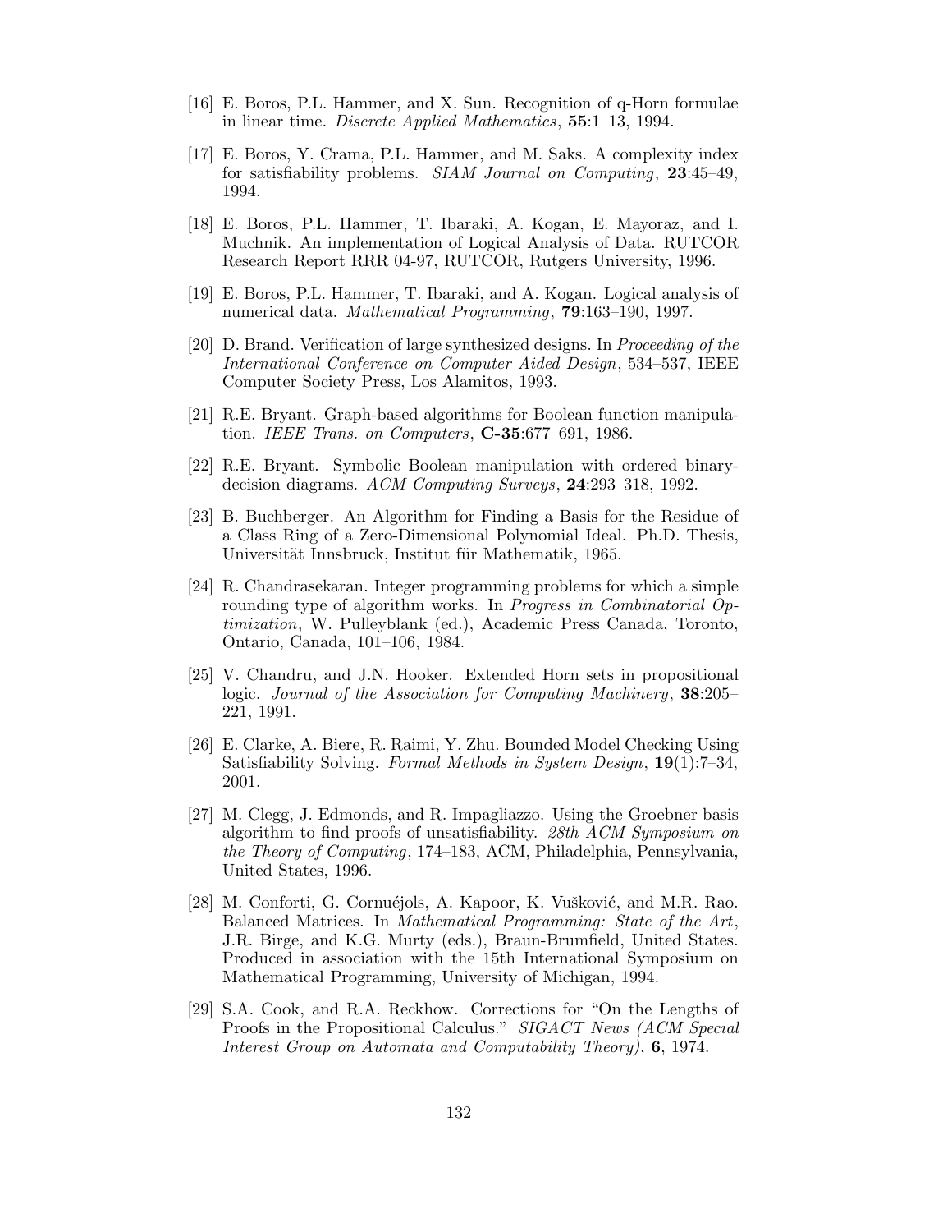[16] E. Boros, P.L. Hammer, and X. Sun. Recognition of q-Horn formulae in linear time. *Discrete Applied Mathematics*, **55**:1–13, 1994.

[17] E. Boros, Y. Crama, P.L. Hammer, and M. Saks. A complexity index for satisfiability problems. *SIAM Journal on Computing*, **23**:45–49, 1994.

[18] E. Boros, P.L. Hammer, T. Ibaraki, A. Kogan, E. Mayoraz, and I. Muchnik. An implementation of Logical Analysis of Data. RUTCOR Research Report RRR 04-97, RUTCOR, Rutgers University, 1996.

[19] E. Boros, P.L. Hammer, T. Ibaraki, and A. Kogan. Logical analysis of numerical data. *Mathematical Programming*, **79**:163–190, 1997.

[20] D. Brand. Verification of large synthesized designs. In *Proceeding of the International Conference on Computer Aided Design*, 534–537, IEEE Computer Society Press, Los Alamitos, 1993.

[21] R.E. Bryant. Graph-based algorithms for Boolean function manipulation. *IEEE Trans. on Computers*, **C-35**:677–691, 1986.

[22] R.E. Bryant. Symbolic Boolean manipulation with ordered binary-decision diagrams. *ACM Computing Surveys*, **24**:293–318, 1992.

[23] B. Buchberger. An Algorithm for Finding a Basis for the Residue of a Class Ring of a Zero-Dimensional Polynomial Ideal. Ph.D. Thesis, Universität Innsbruck, Institut für Mathematik, 1965.

[24] R. Chandrasekaran. Integer programming problems for which a simple rounding type of algorithm works. In *Progress in Combinatorial Optimization*, W. Pulleyblank (ed.), Academic Press Canada, Toronto, Ontario, Canada, 101–106, 1984.

[25] V. Chandru, and J.N. Hooker. Extended Horn sets in propositional logic. *Journal of the Association for Computing Machinery*, **38**:205–221, 1991.

[26] E. Clarke, A. Biere, R. Raimi, Y. Zhu. Bounded Model Checking Using Satisfiability Solving. *Formal Methods in System Design*, **19**(1):7–34, 2001.

[27] M. Clegg, J. Edmonds, and R. Impagliazzo. Using the Groebner basis algorithm to find proofs of unsatisfiability. *28th ACM Symposium on the Theory of Computing*, 174–183, ACM, Philadelphia, Pennsylvania, United States, 1996.

[28] M. Conforti, G. Cornuéjols, A. Kapoor, K. Vušković, and M.R. Rao. Balanced Matrices. In *Mathematical Programming: State of the Art*, J.R. Birge, and K.G. Murty (eds.), Braun-Brumfield, United States. Produced in association with the 15th International Symposium on Mathematical Programming, University of Michigan, 1994.

[29] S.A. Cook, and R.A. Reckhow. Corrections for "On the Lengths of Proofs in the Propositional Calculus." *SIGACT News (ACM Special Interest Group on Automata and Computability Theory)*, **6**, 1974.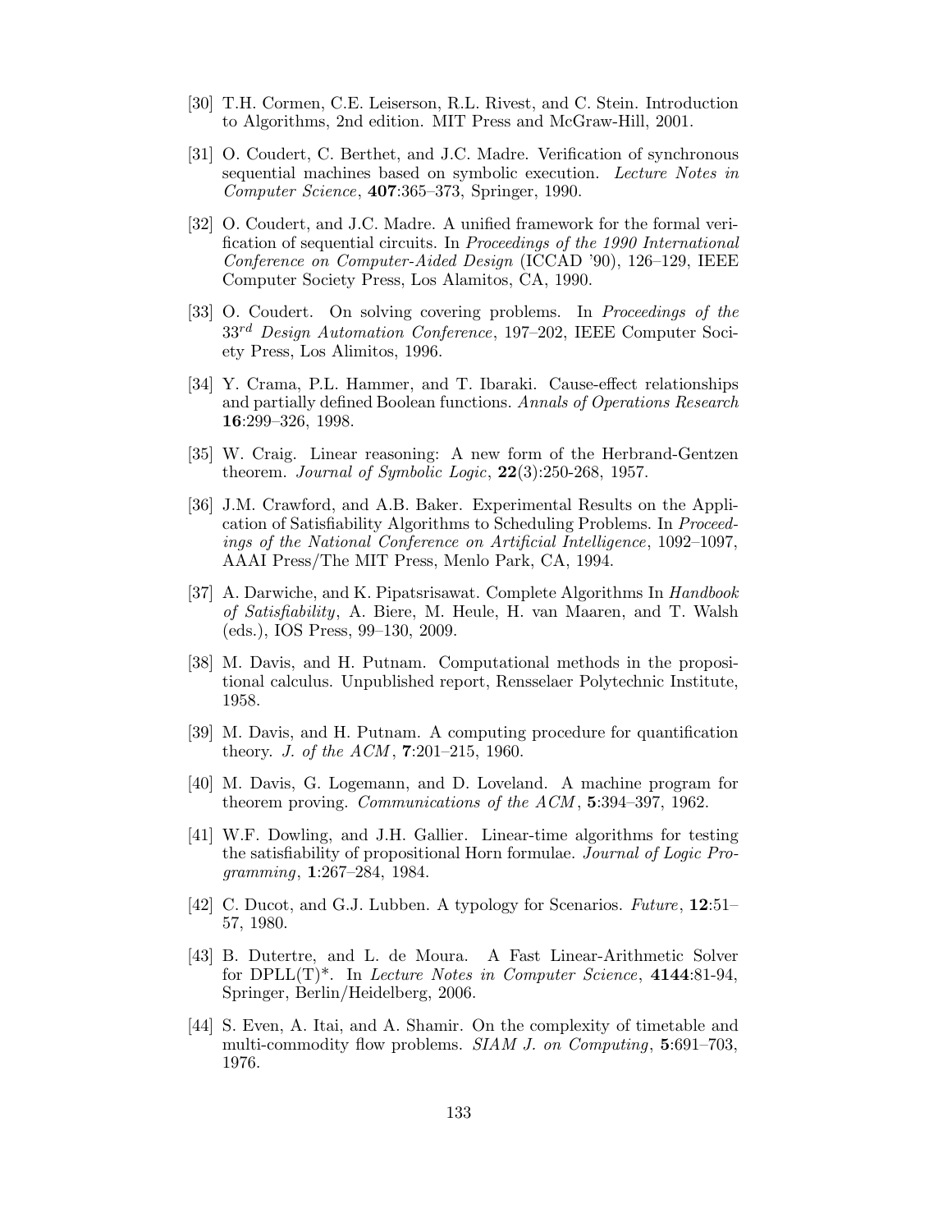[30] T.H. Cormen, C.E. Leiserson, R.L. Rivest, and C. Stein. Introduction to Algorithms, 2nd edition. MIT Press and McGraw-Hill, 2001.

[31] O. Coudert, C. Berthet, and J.C. Madre. Verification of synchronous sequential machines based on symbolic execution. *Lecture Notes in Computer Science*, **407**:365–373, Springer, 1990.

[32] O. Coudert, and J.C. Madre. A unified framework for the formal verification of sequential circuits. In *Proceedings of the 1990 International Conference on Computer-Aided Design* (ICCAD '90), 126–129, IEEE Computer Society Press, Los Alamitos, CA, 1990.

[33] O. Coudert. On solving covering problems. In *Proceedings of the 33rd Design Automation Conference*, 197–202, IEEE Computer Society Press, Los Alimitos, 1996.

[34] Y. Crama, P.L. Hammer, and T. Ibaraki. Cause-effect relationships and partially defined Boolean functions. *Annals of Operations Research* **16**:299–326, 1998.

[35] W. Craig. Linear reasoning: A new form of the Herbrand-Gentzen theorem. *Journal of Symbolic Logic*, **22**(3):250-268, 1957.

[36] J.M. Crawford, and A.B. Baker. Experimental Results on the Application of Satisfiability Algorithms to Scheduling Problems. In *Proceedings of the National Conference on Artificial Intelligence*, 1092–1097, AAAI Press/The MIT Press, Menlo Park, CA, 1994.

[37] A. Darwiche, and K. Pipatsrisawat. Complete Algorithms In *Handbook of Satisfiability*, A. Biere, M. Heule, H. van Maaren, and T. Walsh (eds.), IOS Press, 99–130, 2009.

[38] M. Davis, and H. Putnam. Computational methods in the propositional calculus. Unpublished report, Rensselaer Polytechnic Institute, 1958.

[39] M. Davis, and H. Putnam. A computing procedure for quantification theory. *J. of the ACM*, **7**:201–215, 1960.

[40] M. Davis, G. Logemann, and D. Loveland. A machine program for theorem proving. *Communications of the ACM*, **5**:394–397, 1962.

[41] W.F. Dowling, and J.H. Gallier. Linear-time algorithms for testing the satisfiability of propositional Horn formulae. *Journal of Logic Programming*, **1**:267–284, 1984.

[42] C. Ducot, and G.J. Lubben. A typology for Scenarios. *Future*, **12**:51–57, 1980.

[43] B. Dutertre, and L. de Moura. A Fast Linear-Arithmetic Solver for DPLL(T)*. In *Lecture Notes in Computer Science*, **4144**:81-94, Springer, Berlin/Heidelberg, 2006.

[44] S. Even, A. Itai, and A. Shamir. On the complexity of timetable and multi-commodity flow problems. *SIAM J. on Computing*, **5**:691–703, 1976.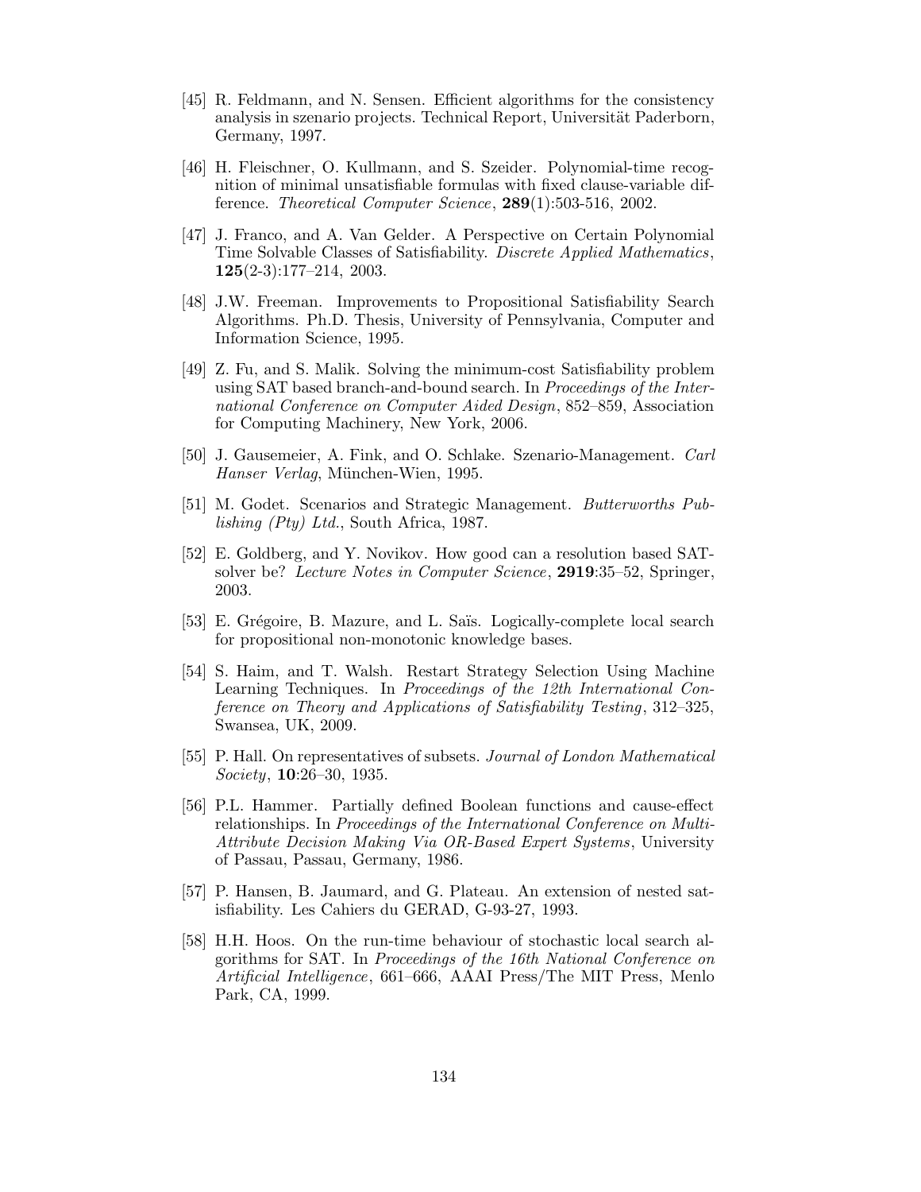[45] R. Feldmann, and N. Sensen. Efficient algorithms for the consistency analysis in szenario projects. Technical Report, Universität Paderborn, Germany, 1997.

[46] H. Fleischner, O. Kullmann, and S. Szeider. Polynomial-time recognition of minimal unsatisfiable formulas with fixed clause-variable difference. *Theoretical Computer Science*, **289**(1):503-516, 2002.

[47] J. Franco, and A. Van Gelder. A Perspective on Certain Polynomial Time Solvable Classes of Satisfiability. *Discrete Applied Mathematics*, **125**(2-3):177–214, 2003.

[48] J.W. Freeman. Improvements to Propositional Satisfiability Search Algorithms. Ph.D. Thesis, University of Pennsylvania, Computer and Information Science, 1995.

[49] Z. Fu, and S. Malik. Solving the minimum-cost Satisfiability problem using SAT based branch-and-bound search. In *Proceedings of the International Conference on Computer Aided Design*, 852–859, Association for Computing Machinery, New York, 2006.

[50] J. Gausemeier, A. Fink, and O. Schlake. Szenario-Management. *Carl Hanser Verlag*, München-Wien, 1995.

[51] M. Godet. Scenarios and Strategic Management. *Butterworths Publishing (Pty) Ltd.*, South Africa, 1987.

[52] E. Goldberg, and Y. Novikov. How good can a resolution based SAT-solver be? *Lecture Notes in Computer Science*, **2919**:35–52, Springer, 2003.

[53] E. Grégoire, B. Mazure, and L. Saïs. Logically-complete local search for propositional non-monotonic knowledge bases.

[54] S. Haim, and T. Walsh. Restart Strategy Selection Using Machine Learning Techniques. In *Proceedings of the 12th International Conference on Theory and Applications of Satisfiability Testing*, 312–325, Swansea, UK, 2009.

[55] P. Hall. On representatives of subsets. *Journal of London Mathematical Society*, **10**:26–30, 1935.

[56] P.L. Hammer. Partially defined Boolean functions and cause-effect relationships. In *Proceedings of the International Conference on Multi-Attribute Decision Making Via OR-Based Expert Systems*, University of Passau, Passau, Germany, 1986.

[57] P. Hansen, B. Jaumard, and G. Plateau. An extension of nested satisfiability. Les Cahiers du GERAD, G-93-27, 1993.

[58] H.H. Hoos. On the run-time behaviour of stochastic local search algorithms for SAT. In *Proceedings of the 16th National Conference on Artificial Intelligence*, 661–666, AAAI Press/The MIT Press, Menlo Park, CA, 1999.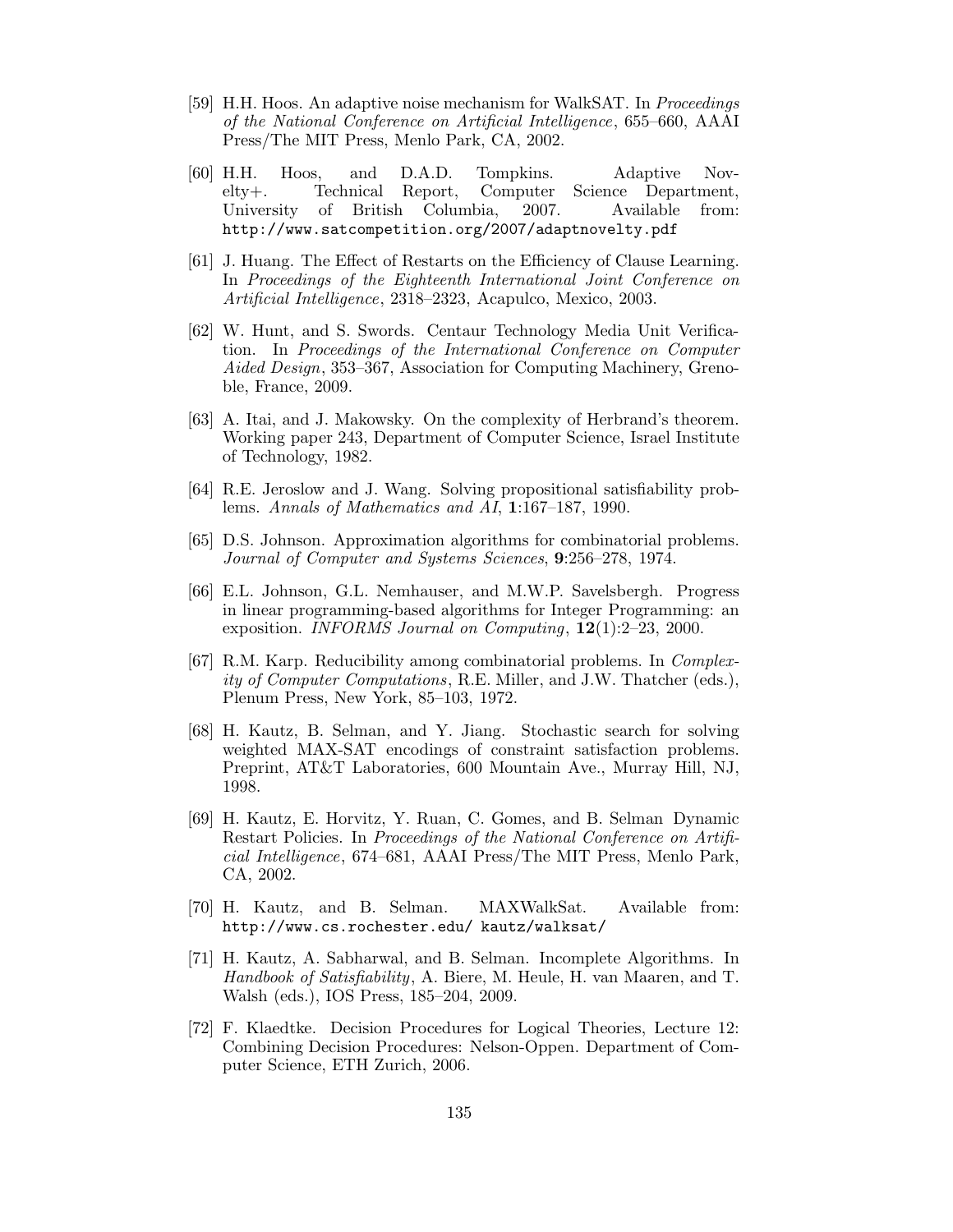[59] H.H. Hoos. An adaptive noise mechanism for WalkSAT. In *Proceedings of the National Conference on Artificial Intelligence*, 655–660, AAAI Press/The MIT Press, Menlo Park, CA, 2002.

[60] H.H. Hoos, and D.A.D. Tompkins. Adaptive Novelty+. Technical Report, Computer Science Department, University of British Columbia, 2007. Available from: `http://www.satcompetition.org/2007/adaptnovelty.pdf`

[61] J. Huang. The Effect of Restarts on the Efficiency of Clause Learning. In *Proceedings of the Eighteenth International Joint Conference on Artificial Intelligence*, 2318–2323, Acapulco, Mexico, 2003.

[62] W. Hunt, and S. Swords. Centaur Technology Media Unit Verification. In *Proceedings of the International Conference on Computer Aided Design*, 353–367, Association for Computing Machinery, Grenoble, France, 2009.

[63] A. Itai, and J. Makowsky. On the complexity of Herbrand's theorem. Working paper 243, Department of Computer Science, Israel Institute of Technology, 1982.

[64] R.E. Jeroslow and J. Wang. Solving propositional satisfiability problems. *Annals of Mathematics and AI*, **1**:167–187, 1990.

[65] D.S. Johnson. Approximation algorithms for combinatorial problems. *Journal of Computer and Systems Sciences*, **9**:256–278, 1974.

[66] E.L. Johnson, G.L. Nemhauser, and M.W.P. Savelsbergh. Progress in linear programming-based algorithms for Integer Programming: an exposition. *INFORMS Journal on Computing*, **12**(1):2–23, 2000.

[67] R.M. Karp. Reducibility among combinatorial problems. In *Complexity of Computer Computations*, R.E. Miller, and J.W. Thatcher (eds.), Plenum Press, New York, 85–103, 1972.

[68] H. Kautz, B. Selman, and Y. Jiang. Stochastic search for solving weighted MAX-SAT encodings of constraint satisfaction problems. Preprint, AT&T Laboratories, 600 Mountain Ave., Murray Hill, NJ, 1998.

[69] H. Kautz, E. Horvitz, Y. Ruan, C. Gomes, and B. Selman Dynamic Restart Policies. In *Proceedings of the National Conference on Artificial Intelligence*, 674–681, AAAI Press/The MIT Press, Menlo Park, CA, 2002.

[70] H. Kautz, and B. Selman. MAXWalkSat. Available from: `http://www.cs.rochester.edu/ kautz/walksat/`

[71] H. Kautz, A. Sabharwal, and B. Selman. Incomplete Algorithms. In *Handbook of Satisfiability*, A. Biere, M. Heule, H. van Maaren, and T. Walsh (eds.), IOS Press, 185–204, 2009.

[72] F. Klaedtke. Decision Procedures for Logical Theories, Lecture 12: Combining Decision Procedures: Nelson-Oppen. Department of Computer Science, ETH Zurich, 2006.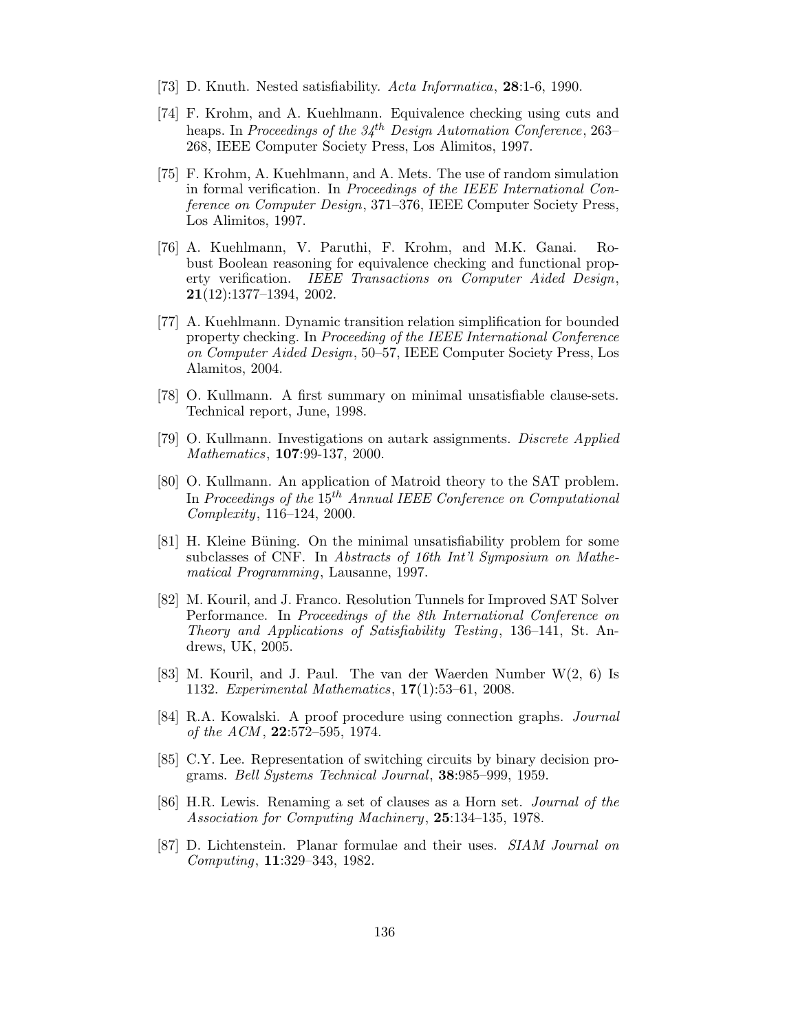[73] D. Knuth. Nested satisfiability. *Acta Informatica*, **28**:1-6, 1990.

[74] F. Krohm, and A. Kuehlmann. Equivalence checking using cuts and heaps. In *Proceedings of the $34^{th}$ Design Automation Conference*, 263–268, IEEE Computer Society Press, Los Alimitos, 1997.

[75] F. Krohm, A. Kuehlmann, and A. Mets. The use of random simulation in formal verification. In *Proceedings of the IEEE International Conference on Computer Design*, 371–376, IEEE Computer Society Press, Los Alimitos, 1997.

[76] A. Kuehlmann, V. Paruthi, F. Krohm, and M.K. Ganai. Robust Boolean reasoning for equivalence checking and functional property verification. *IEEE Transactions on Computer Aided Design*, **21**(12):1377–1394, 2002.

[77] A. Kuehlmann. Dynamic transition relation simplification for bounded property checking. In *Proceeding of the IEEE International Conference on Computer Aided Design*, 50–57, IEEE Computer Society Press, Los Alamitos, 2004.

[78] O. Kullmann. A first summary on minimal unsatisfiable clause-sets. Technical report, June, 1998.

[79] O. Kullmann. Investigations on autark assignments. *Discrete Applied Mathematics*, **107**:99-137, 2000.

[80] O. Kullmann. An application of Matroid theory to the SAT problem. In *Proceedings of the $15^{th}$ Annual IEEE Conference on Computational Complexity*, 116–124, 2000.

[81] H. Kleine Büning. On the minimal unsatisfiability problem for some subclasses of CNF. In *Abstracts of 16th Int'l Symposium on Mathematical Programming*, Lausanne, 1997.

[82] M. Kouril, and J. Franco. Resolution Tunnels for Improved SAT Solver Performance. In *Proceedings of the 8th International Conference on Theory and Applications of Satisfiability Testing*, 136–141, St. Andrews, UK, 2005.

[83] M. Kouril, and J. Paul. The van der Waerden Number W(2, 6) Is 1132. *Experimental Mathematics*, **17**(1):53–61, 2008.

[84] R.A. Kowalski. A proof procedure using connection graphs. *Journal of the ACM*, **22**:572–595, 1974.

[85] C.Y. Lee. Representation of switching circuits by binary decision programs. *Bell Systems Technical Journal*, **38**:985–999, 1959.

[86] H.R. Lewis. Renaming a set of clauses as a Horn set. *Journal of the Association for Computing Machinery*, **25**:134–135, 1978.

[87] D. Lichtenstein. Planar formulae and their uses. *SIAM Journal on Computing*, **11**:329–343, 1982.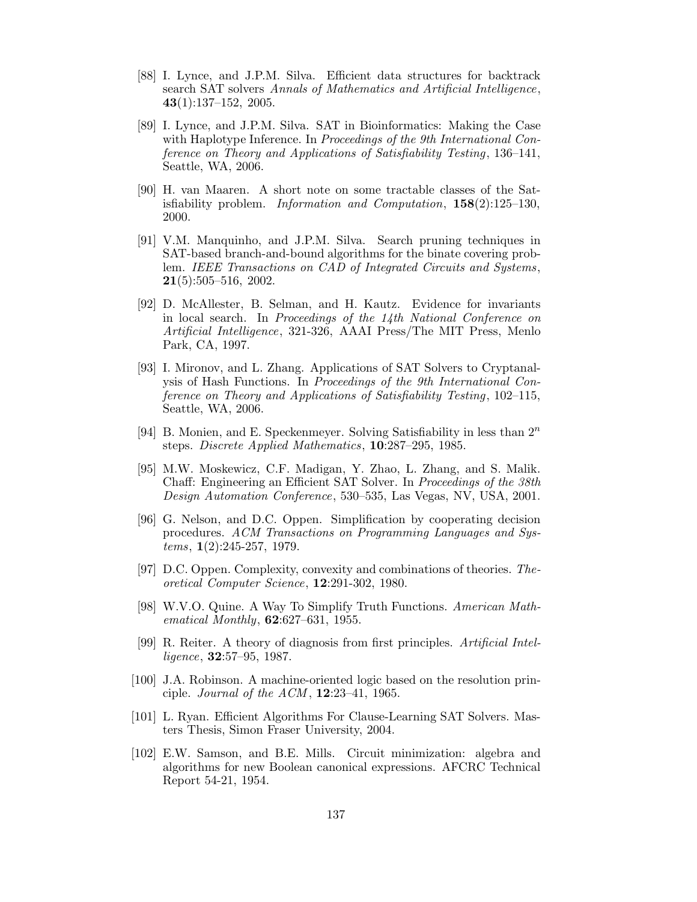[88] I. Lynce, and J.P.M. Silva. Efficient data structures for backtrack search SAT solvers *Annals of Mathematics and Artificial Intelligence*, **43**(1):137–152, 2005.

[89] I. Lynce, and J.P.M. Silva. SAT in Bioinformatics: Making the Case with Haplotype Inference. In *Proceedings of the 9th International Conference on Theory and Applications of Satisfiability Testing*, 136–141, Seattle, WA, 2006.

[90] H. van Maaren. A short note on some tractable classes of the Satisfiability problem. *Information and Computation*, **158**(2):125–130, 2000.

[91] V.M. Manquinho, and J.P.M. Silva. Search pruning techniques in SAT-based branch-and-bound algorithms for the binate covering problem. *IEEE Transactions on CAD of Integrated Circuits and Systems*, **21**(5):505–516, 2002.

[92] D. McAllester, B. Selman, and H. Kautz. Evidence for invariants in local search. In *Proceedings of the 14th National Conference on Artificial Intelligence*, 321-326, AAAI Press/The MIT Press, Menlo Park, CA, 1997.

[93] I. Mironov, and L. Zhang. Applications of SAT Solvers to Cryptanalysis of Hash Functions. In *Proceedings of the 9th International Conference on Theory and Applications of Satisfiability Testing*, 102–115, Seattle, WA, 2006.

[94] B. Monien, and E. Speckenmeyer. Solving Satisfiability in less than $2^n$ steps. *Discrete Applied Mathematics*, **10**:287–295, 1985.

[95] M.W. Moskewicz, C.F. Madigan, Y. Zhao, L. Zhang, and S. Malik. Chaff: Engineering an Efficient SAT Solver. In *Proceedings of the 38th Design Automation Conference*, 530–535, Las Vegas, NV, USA, 2001.

[96] G. Nelson, and D.C. Oppen. Simplification by cooperating decision procedures. *ACM Transactions on Programming Languages and Systems*, **1**(2):245-257, 1979.

[97] D.C. Oppen. Complexity, convexity and combinations of theories. *Theoretical Computer Science*, **12**:291-302, 1980.

[98] W.V.O. Quine. A Way To Simplify Truth Functions. *American Mathematical Monthly*, **62**:627–631, 1955.

[99] R. Reiter. A theory of diagnosis from first principles. *Artificial Intelligence*, **32**:57–95, 1987.

[100] J.A. Robinson. A machine-oriented logic based on the resolution principle. *Journal of the ACM*, **12**:23–41, 1965.

[101] L. Ryan. Efficient Algorithms For Clause-Learning SAT Solvers. Masters Thesis, Simon Fraser University, 2004.

[102] E.W. Samson, and B.E. Mills. Circuit minimization: algebra and algorithms for new Boolean canonical expressions. AFCRC Technical Report 54-21, 1954.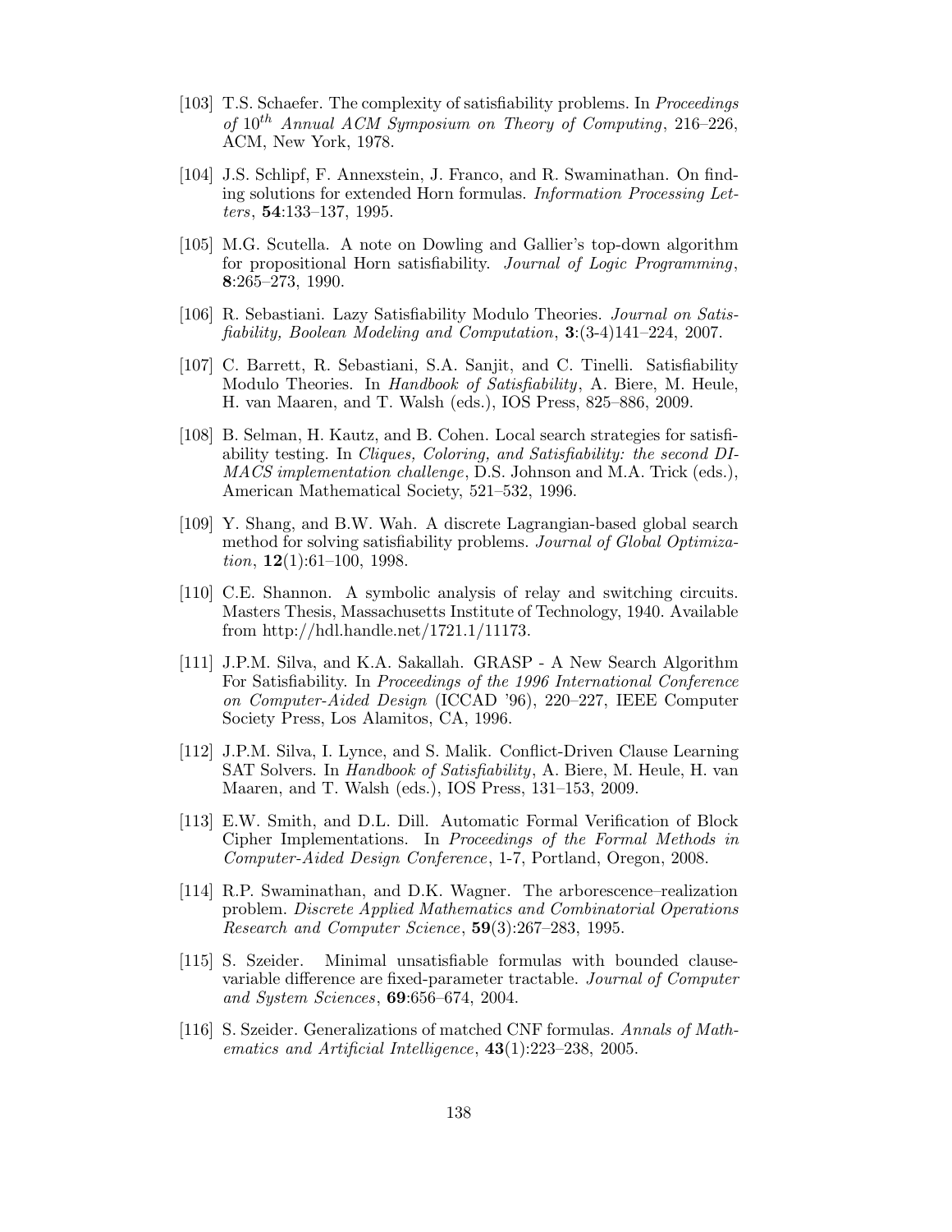[103] T.S. Schaefer. The complexity of satisfiability problems. In *Proceedings of $10^{th}$ Annual ACM Symposium on Theory of Computing*, 216–226, ACM, New York, 1978.

[104] J.S. Schlipf, F. Annexstein, J. Franco, and R. Swaminathan. On finding solutions for extended Horn formulas. *Information Processing Letters*, **54**:133–137, 1995.

[105] M.G. Scutella. A note on Dowling and Gallier's top-down algorithm for propositional Horn satisfiability. *Journal of Logic Programming*, **8**:265–273, 1990.

[106] R. Sebastiani. Lazy Satisfiability Modulo Theories. *Journal on Satisfiability, Boolean Modeling and Computation*, **3**:(3-4)141–224, 2007.

[107] C. Barrett, R. Sebastiani, S.A. Sanjit, and C. Tinelli. Satisfiability Modulo Theories. In *Handbook of Satisfiability*, A. Biere, M. Heule, H. van Maaren, and T. Walsh (eds.), IOS Press, 825–886, 2009.

[108] B. Selman, H. Kautz, and B. Cohen. Local search strategies for satisfiability testing. In *Cliques, Coloring, and Satisfiability: the second DIMACS implementation challenge*, D.S. Johnson and M.A. Trick (eds.), American Mathematical Society, 521–532, 1996.

[109] Y. Shang, and B.W. Wah. A discrete Lagrangian-based global search method for solving satisfiability problems. *Journal of Global Optimization*, **12**(1):61–100, 1998.

[110] C.E. Shannon. A symbolic analysis of relay and switching circuits. Masters Thesis, Massachusetts Institute of Technology, 1940. Available from http://hdl.handle.net/1721.1/11173.

[111] J.P.M. Silva, and K.A. Sakallah. GRASP - A New Search Algorithm For Satisfiability. In *Proceedings of the 1996 International Conference on Computer-Aided Design* (ICCAD '96), 220–227, IEEE Computer Society Press, Los Alamitos, CA, 1996.

[112] J.P.M. Silva, I. Lynce, and S. Malik. Conflict-Driven Clause Learning SAT Solvers. In *Handbook of Satisfiability*, A. Biere, M. Heule, H. van Maaren, and T. Walsh (eds.), IOS Press, 131–153, 2009.

[113] E.W. Smith, and D.L. Dill. Automatic Formal Verification of Block Cipher Implementations. In *Proceedings of the Formal Methods in Computer-Aided Design Conference*, 1-7, Portland, Oregon, 2008.

[114] R.P. Swaminathan, and D.K. Wagner. The arborescence–realization problem. *Discrete Applied Mathematics and Combinatorial Operations Research and Computer Science*, **59**(3):267–283, 1995.

[115] S. Szeider. Minimal unsatisfiable formulas with bounded clause-variable difference are fixed-parameter tractable. *Journal of Computer and System Sciences*, **69**:656–674, 2004.

[116] S. Szeider. Generalizations of matched CNF formulas. *Annals of Mathematics and Artificial Intelligence*, **43**(1):223–238, 2005.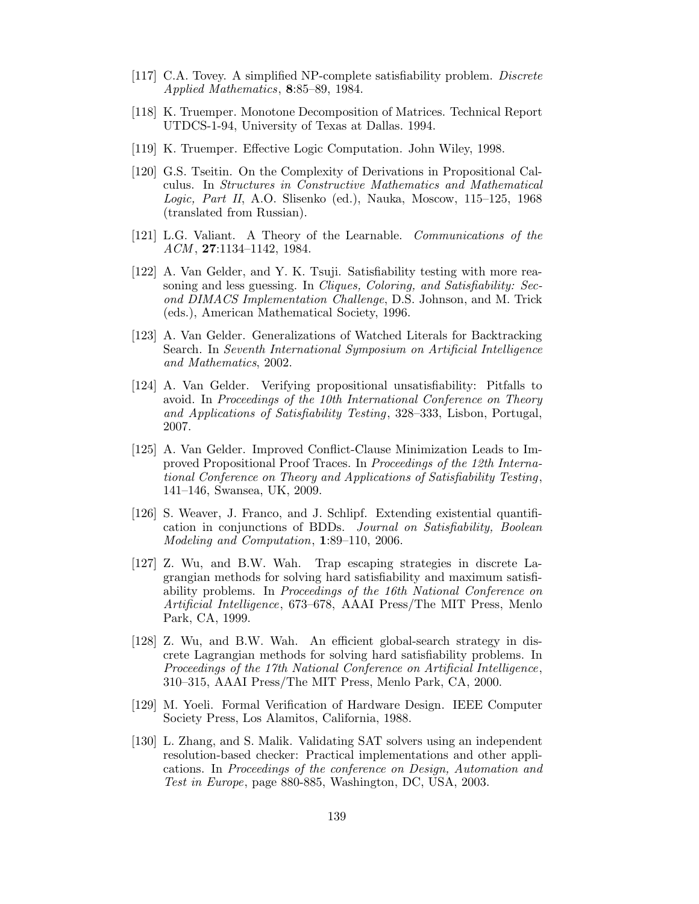[117] C.A. Tovey. A simplified NP-complete satisfiability problem. *Discrete Applied Mathematics*, **8**:85–89, 1984.

[118] K. Truemper. Monotone Decomposition of Matrices. Technical Report UTDCS-1-94, University of Texas at Dallas. 1994.

[119] K. Truemper. Effective Logic Computation. John Wiley, 1998.

[120] G.S. Tseitin. On the Complexity of Derivations in Propositional Calculus. In *Structures in Constructive Mathematics and Mathematical Logic, Part II*, A.O. Slisenko (ed.), Nauka, Moscow, 115–125, 1968 (translated from Russian).

[121] L.G. Valiant. A Theory of the Learnable. *Communications of the ACM*, **27**:1134–1142, 1984.

[122] A. Van Gelder, and Y. K. Tsuji. Satisfiability testing with more reasoning and less guessing. In *Cliques, Coloring, and Satisfiability: Second DIMACS Implementation Challenge*, D.S. Johnson, and M. Trick (eds.), American Mathematical Society, 1996.

[123] A. Van Gelder. Generalizations of Watched Literals for Backtracking Search. In *Seventh International Symposium on Artificial Intelligence and Mathematics*, 2002.

[124] A. Van Gelder. Verifying propositional unsatisfiability: Pitfalls to avoid. In *Proceedings of the 10th International Conference on Theory and Applications of Satisfiability Testing*, 328–333, Lisbon, Portugal, 2007.

[125] A. Van Gelder. Improved Conflict-Clause Minimization Leads to Improved Propositional Proof Traces. In *Proceedings of the 12th International Conference on Theory and Applications of Satisfiability Testing*, 141–146, Swansea, UK, 2009.

[126] S. Weaver, J. Franco, and J. Schlipf. Extending existential quantification in conjunctions of BDDs. *Journal on Satisfiability, Boolean Modeling and Computation*, **1**:89–110, 2006.

[127] Z. Wu, and B.W. Wah. Trap escaping strategies in discrete Lagrangian methods for solving hard satisfiability and maximum satisfiability problems. In *Proceedings of the 16th National Conference on Artificial Intelligence*, 673–678, AAAI Press/The MIT Press, Menlo Park, CA, 1999.

[128] Z. Wu, and B.W. Wah. An efficient global-search strategy in discrete Lagrangian methods for solving hard satisfiability problems. In *Proceedings of the 17th National Conference on Artificial Intelligence*, 310–315, AAAI Press/The MIT Press, Menlo Park, CA, 2000.

[129] M. Yoeli. Formal Verification of Hardware Design. IEEE Computer Society Press, Los Alamitos, California, 1988.

[130] L. Zhang, and S. Malik. Validating SAT solvers using an independent resolution-based checker: Practical implementations and other applications. In *Proceedings of the conference on Design, Automation and Test in Europe*, page 880-885, Washington, DC, USA, 2003.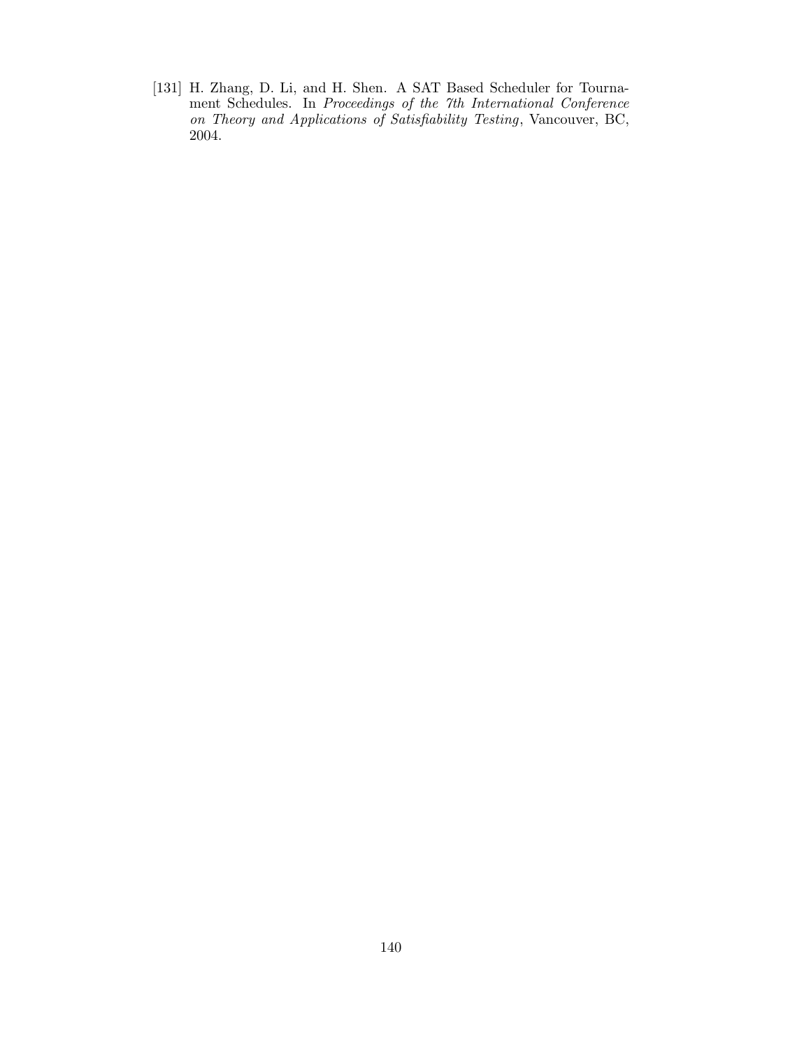[131] H. Zhang, D. Li, and H. Shen. A SAT Based Scheduler for Tournament Schedules. In *Proceedings of the 7th International Conference on Theory and Applications of Satisfiability Testing*, Vancouver, BC, 2004.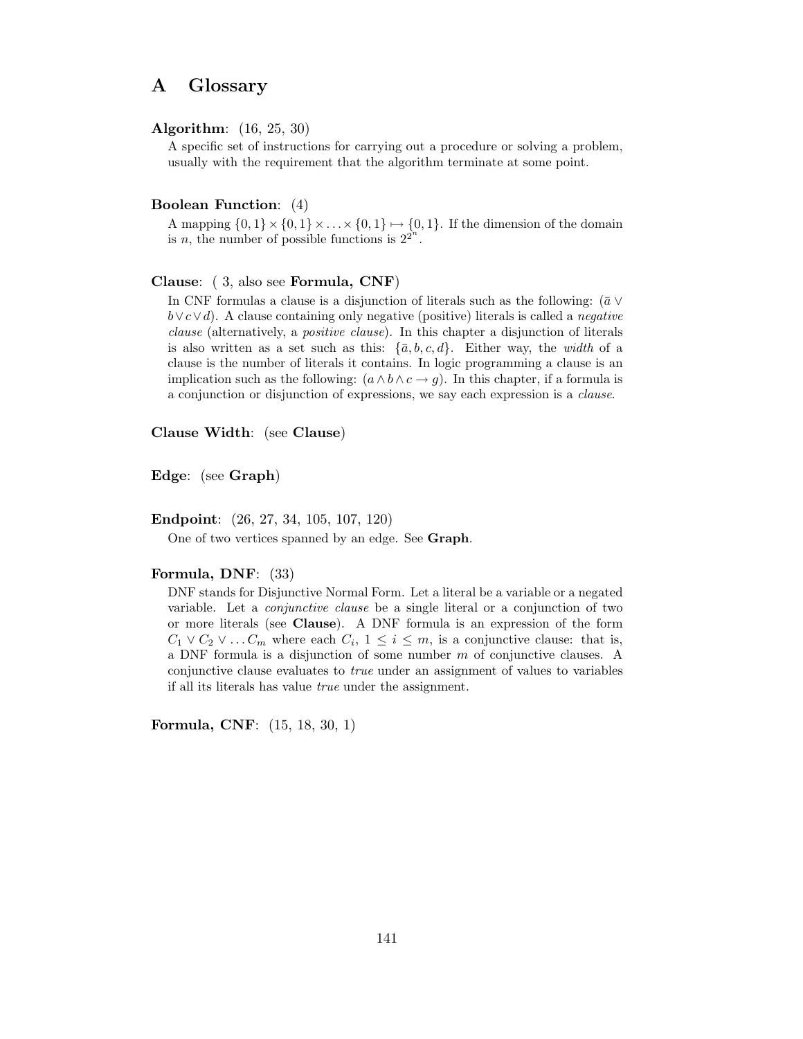# A Glossary

**Algorithm**: (16, 25, 30)

A specific set of instructions for carrying out a procedure or solving a problem, usually with the requirement that the algorithm terminate at some point.

**Boolean Function**: (4)

A mapping $\{0,1\} \times \{0,1\} \times \ldots \times \{0,1\} \mapsto \{0,1\}$. If the dimension of the domain is $n$, the number of possible functions is $2^{2^n}$.

**Clause**: ( 3, also see **Formula, CNF**)

In CNF formulas a clause is a disjunction of literals such as the following: $(\bar{a} \vee b \vee c \vee d)$. A clause containing only negative (positive) literals is called a *negative clause* (alternatively, a *positive clause*). In this chapter a disjunction of literals is also written as a set such as this: $\{\bar{a}, b, c, d\}$. Either way, the *width* of a clause is the number of literals it contains. In logic programming a clause is an implication such as the following: $(a \wedge b \wedge c \rightarrow g)$. In this chapter, if a formula is a conjunction or disjunction of expressions, we say each expression is a *clause*.

**Clause Width**: (see **Clause**)

**Edge**: (see **Graph**)

**Endpoint**: (26, 27, 34, 105, 107, 120)

One of two vertices spanned by an edge. See **Graph**.

**Formula, DNF**: (33)

DNF stands for Disjunctive Normal Form. Let a literal be a variable or a negated variable. Let a *conjunctive clause* be a single literal or a conjunction of two or more literals (see **Clause**). A DNF formula is an expression of the form $C_1 \vee C_2 \vee \ldots C_m$ where each $C_i$, $1 \leq i \leq m$, is a conjunctive clause: that is, a DNF formula is a disjunction of some number $m$ of conjunctive clauses. A conjunctive clause evaluates to *true* under an assignment of values to variables if all its literals has value *true* under the assignment.

**Formula, CNF**: (15, 18, 30, 1)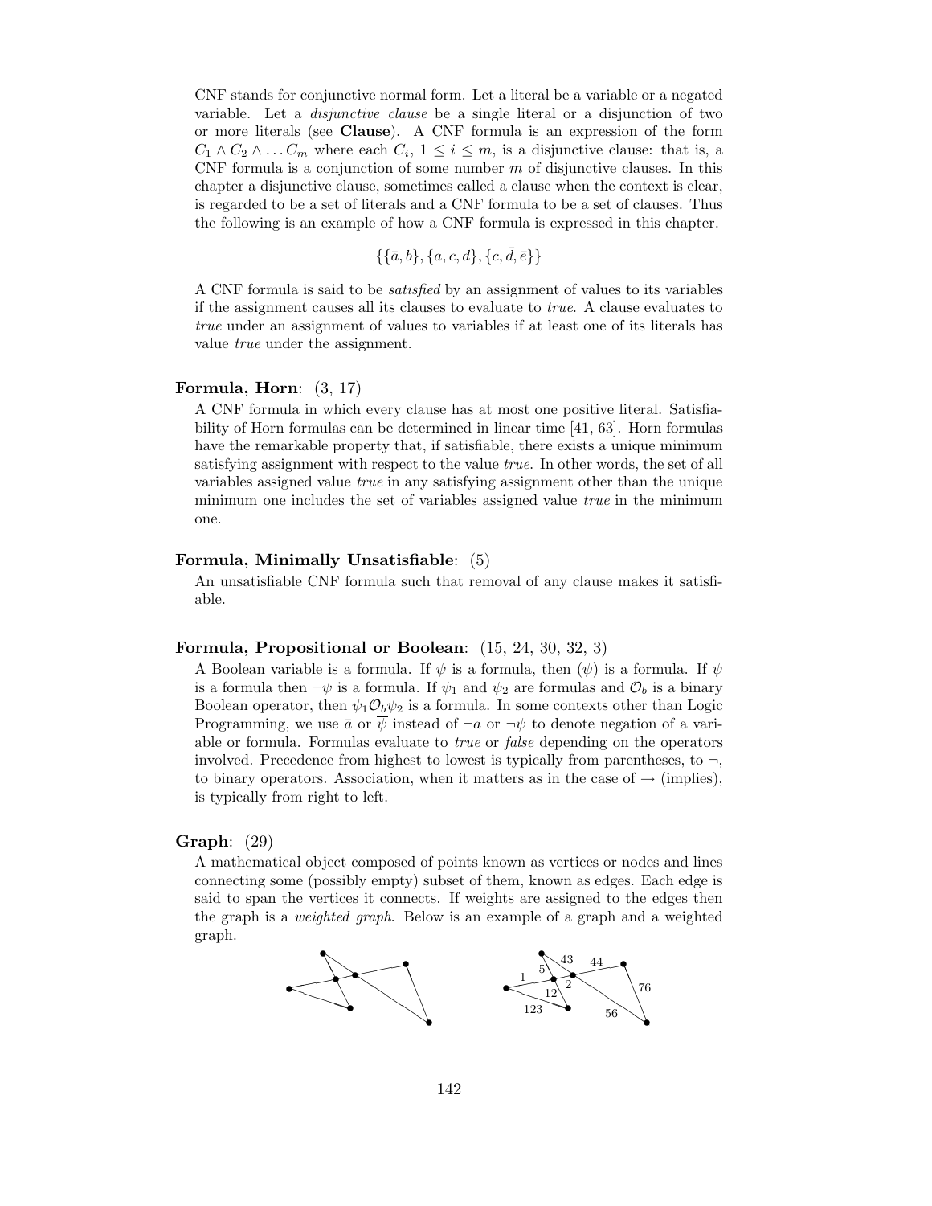CNF stands for conjunctive normal form. Let a literal be a variable or a negated variable. Let a *disjunctive clause* be a single literal or a disjunction of two or more literals (see **Clause**). A CNF formula is an expression of the form $C_1 \wedge C_2 \wedge \ldots C_m$ where each $C_i$, $1 \leq i \leq m$, is a disjunctive clause: that is, a CNF formula is a conjunction of some number $m$ of disjunctive clauses. In this chapter a disjunctive clause, sometimes called a clause when the context is clear, is regarded to be a set of literals and a CNF formula to be a set of clauses. Thus the following is an example of how a CNF formula is expressed in this chapter.

$$\{\{\bar{a}, b\}, \{a, c, d\}, \{c, \bar{d}, \bar{e}\}\}$$

A CNF formula is said to be *satisfied* by an assignment of values to its variables if the assignment causes all its clauses to evaluate to *true*. A clause evaluates to *true* under an assignment of values to variables if at least one of its literals has value *true* under the assignment.

**Formula, Horn**: (3, 17)

A CNF formula in which every clause has at most one positive literal. Satisfiability of Horn formulas can be determined in linear time [41, 63]. Horn formulas have the remarkable property that, if satisfiable, there exists a unique minimum satisfying assignment with respect to the value *true*. In other words, the set of all variables assigned value *true* in any satisfying assignment other than the unique minimum one includes the set of variables assigned value *true* in the minimum one.

**Formula, Minimally Unsatisfiable**: (5)

An unsatisfiable CNF formula such that removal of any clause makes it satisfiable.

**Formula, Propositional or Boolean**: (15, 24, 30, 32, 3)

A Boolean variable is a formula. If $\psi$ is a formula, then $(\psi)$ is a formula. If $\psi$ is a formula then $\neg\psi$ is a formula. If $\psi_1$ and $\psi_2$ are formulas and $\mathcal{O}_b$ is a binary Boolean operator, then $\psi_1 \mathcal{O}_b \psi_2$ is a formula. In some contexts other than Logic Programming, we use $\bar{a}$ or $\overline{\psi}$ instead of $\neg a$ or $\neg\psi$ to denote negation of a variable or formula. Formulas evaluate to *true* or *false* depending on the operators involved. Precedence from highest to lowest is typically from parentheses, to $\neg$, to binary operators. Association, when it matters as in the case of $\rightarrow$ (implies), is typically from right to left.

**Graph**: (29)

A mathematical object composed of points known as vertices or nodes and lines connecting some (possibly empty) subset of them, known as edges. Each edge is said to span the vertices it connects. If weights are assigned to the edges then the graph is a *weighted graph*. Below is an example of a graph and a weighted graph.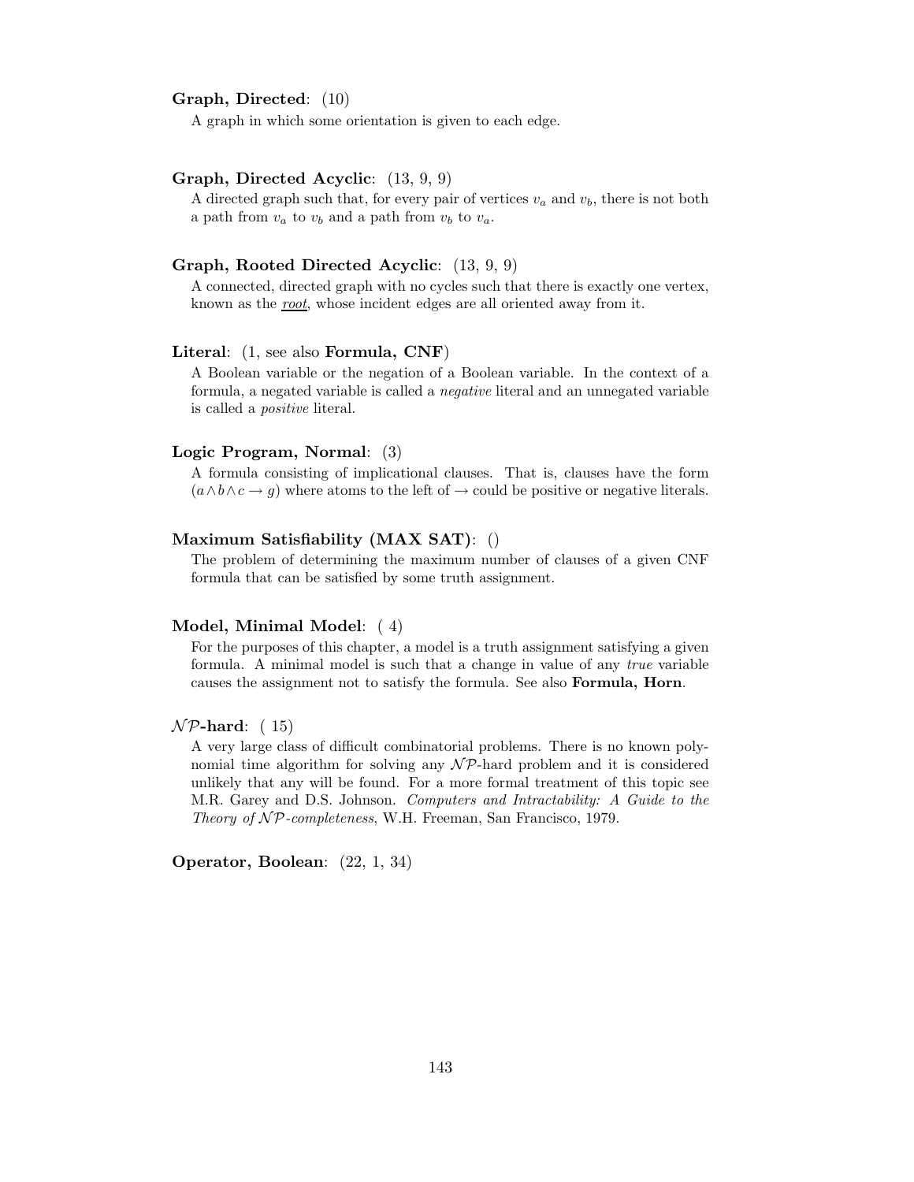**Graph, Directed**: (10)

A graph in which some orientation is given to each edge.

**Graph, Directed Acyclic**: (13, 9, 9)

A directed graph such that, for every pair of vertices $v_a$ and $v_b$, there is not both a path from $v_a$ to $v_b$ and a path from $v_b$ to $v_a$.

**Graph, Rooted Directed Acyclic**: (13, 9, 9)

A connected, directed graph with no cycles such that there is exactly one vertex, known as the ***root***, whose incident edges are all oriented away from it.

**Literal**: (1, see also **Formula, CNF**)

A Boolean variable or the negation of a Boolean variable. In the context of a formula, a negated variable is called a *negative* literal and an unnegated variable is called a *positive* literal.

**Logic Program, Normal**: (3)

A formula consisting of implicational clauses. That is, clauses have the form $(a \wedge b \wedge c \rightarrow g)$ where atoms to the left of $\rightarrow$ could be positive or negative literals.

**Maximum Satisfiability (MAX SAT)**: ()

The problem of determining the maximum number of clauses of a given CNF formula that can be satisfied by some truth assignment.

**Model, Minimal Model**: ( 4)

For the purposes of this chapter, a model is a truth assignment satisfying a given formula. A minimal model is such that a change in value of any *true* variable causes the assignment not to satisfy the formula. See also **Formula, Horn**.

**$\mathcal{NP}$-hard**: ( 15)

A very large class of difficult combinatorial problems. There is no known polynomial time algorithm for solving any $\mathcal{NP}$-hard problem and it is considered unlikely that any will be found. For a more formal treatment of this topic see M.R. Garey and D.S. Johnson. *Computers and Intractability: A Guide to the Theory of $\mathcal{NP}$-completeness*, W.H. Freeman, San Francisco, 1979.

**Operator, Boolean**: (22, 1, 34)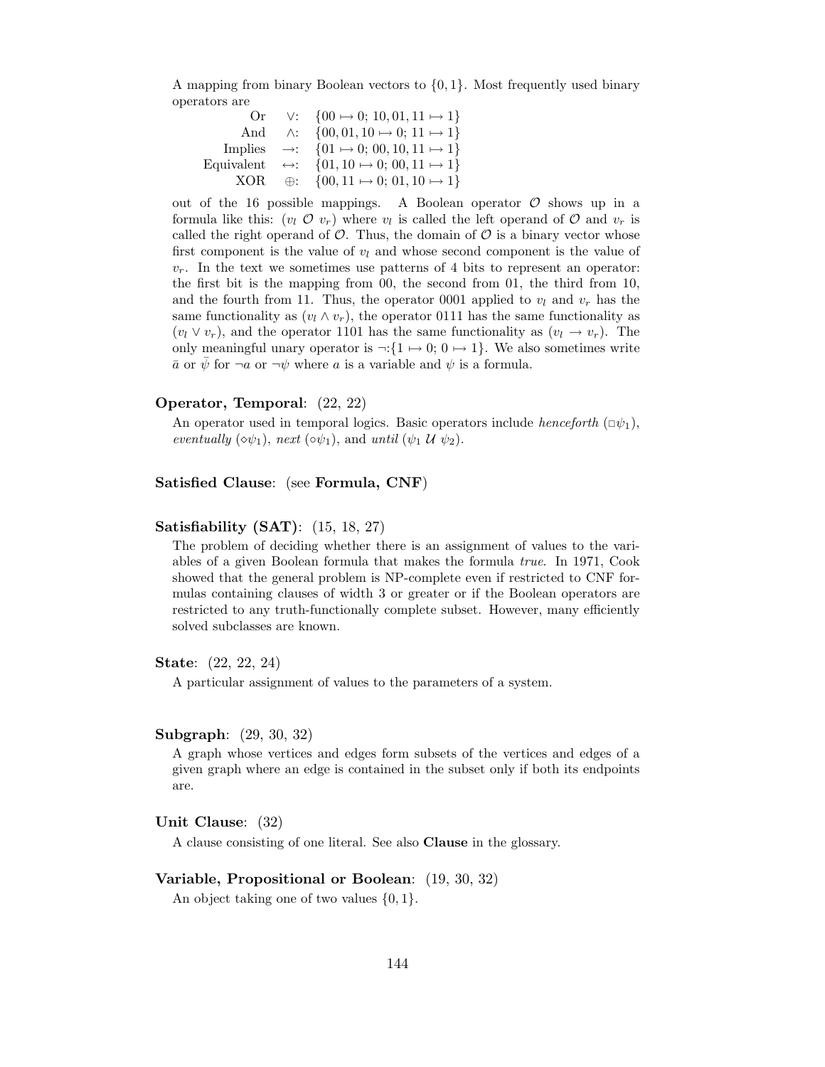A mapping from binary Boolean vectors to $\{0, 1\}$. Most frequently used binary operators are

| | | |
|---|---|---|
| Or | $\vee$: | $\{00 \mapsto 0;\ 10, 01, 11 \mapsto 1\}$ |
| And | $\wedge$: | $\{00, 01, 10 \mapsto 0;\ 11 \mapsto 1\}$ |
| Implies | $\rightarrow$: | $\{01 \mapsto 0;\ 00, 10, 11 \mapsto 1\}$ |
| Equivalent | $\leftrightarrow$: | $\{01, 10 \mapsto 0;\ 00, 11 \mapsto 1\}$ |
| XOR | $\oplus$: | $\{00, 11 \mapsto 0;\ 01, 10 \mapsto 1\}$ |

out of the 16 possible mappings. A Boolean operator $\mathcal{O}$ shows up in a formula like this: $(v_l\ \mathcal{O}\ v_r)$ where $v_l$ is called the left operand of $\mathcal{O}$ and $v_r$ is called the right operand of $\mathcal{O}$. Thus, the domain of $\mathcal{O}$ is a binary vector whose first component is the value of $v_l$ and whose second component is the value of $v_r$. In the text we sometimes use patterns of 4 bits to represent an operator: the first bit is the mapping from 00, the second from 01, the third from 10, and the fourth from 11. Thus, the operator 0001 applied to $v_l$ and $v_r$ has the same functionality as $(v_l \wedge v_r)$, the operator 0111 has the same functionality as $(v_l \vee v_r)$, and the operator 1101 has the same functionality as $(v_l \rightarrow v_r)$. The only meaningful unary operator is $\neg$:$\{1 \mapsto 0;\ 0 \mapsto 1\}$. We also sometimes write $\bar{a}$ or $\bar{\psi}$ for $\neg a$ or $\neg\psi$ where $a$ is a variable and $\psi$ is a formula.

**Operator, Temporal**: (22, 22)

An operator used in temporal logics. Basic operators include *henceforth* ($\Box\psi_1$), *eventually* ($\Diamond\psi_1$), *next* ($\circ\psi_1$), and *until* ($\psi_1\ \mathcal{U}\ \psi_2$).

**Satisfied Clause**: (see **Formula, CNF**)

**Satisfiability (SAT)**: (15, 18, 27)

The problem of deciding whether there is an assignment of values to the variables of a given Boolean formula that makes the formula *true*. In 1971, Cook showed that the general problem is NP-complete even if restricted to CNF formulas containing clauses of width 3 or greater or if the Boolean operators are restricted to any truth-functionally complete subset. However, many efficiently solved subclasses are known.

**State**: (22, 22, 24)

A particular assignment of values to the parameters of a system.

**Subgraph**: (29, 30, 32)

A graph whose vertices and edges form subsets of the vertices and edges of a given graph where an edge is contained in the subset only if both its endpoints are.

**Unit Clause**: (32)

A clause consisting of one literal. See also **Clause** in the glossary.

**Variable, Propositional or Boolean**: (19, 30, 32)

An object taking one of two values $\{0, 1\}$.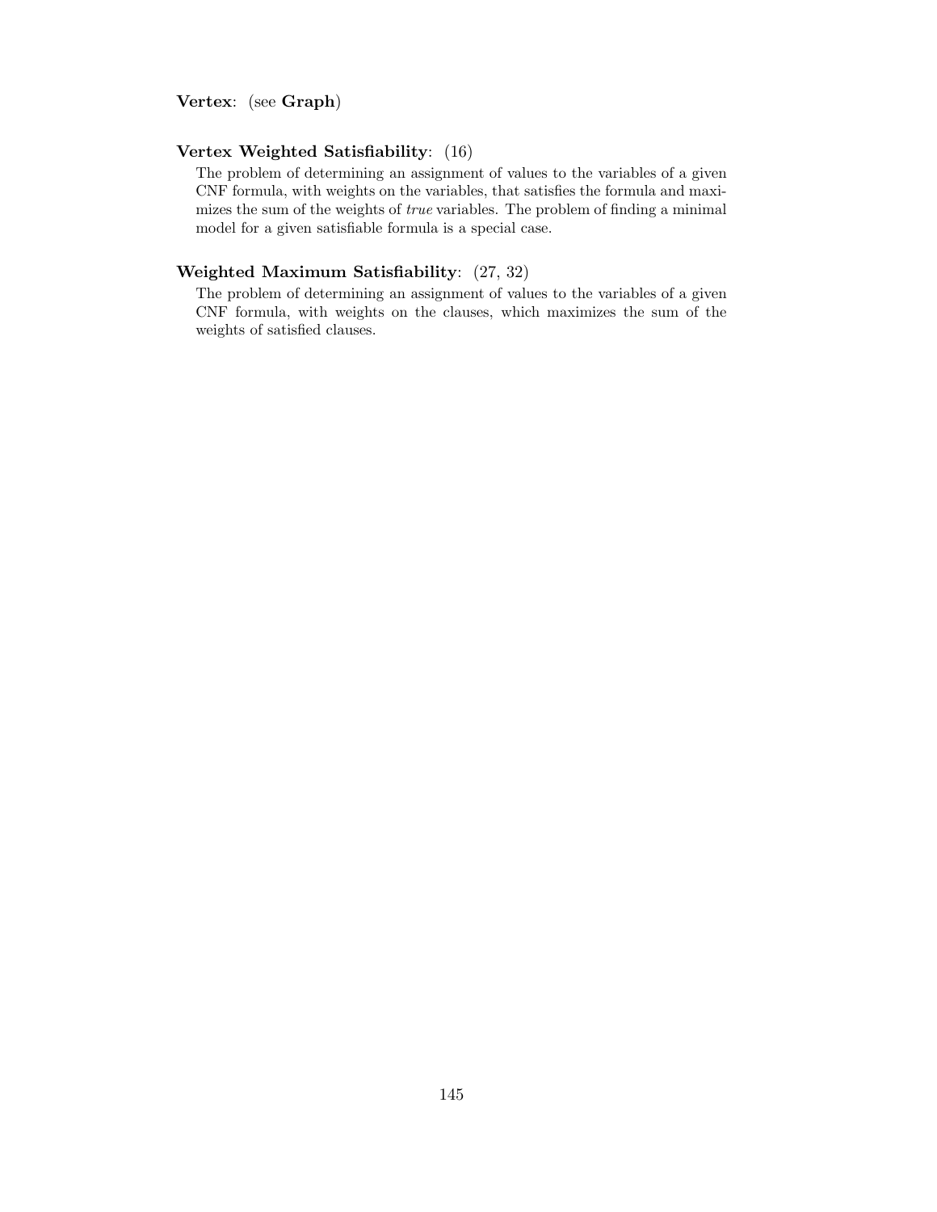**Vertex**: (see **Graph**)

**Vertex Weighted Satisfiability**: (16)

The problem of determining an assignment of values to the variables of a given CNF formula, with weights on the variables, that satisfies the formula and maximizes the sum of the weights of *true* variables. The problem of finding a minimal model for a given satisfiable formula is a special case.

**Weighted Maximum Satisfiability**: (27, 32)

The problem of determining an assignment of values to the variables of a given CNF formula, with weights on the clauses, which maximizes the sum of the weights of satisfied clauses.